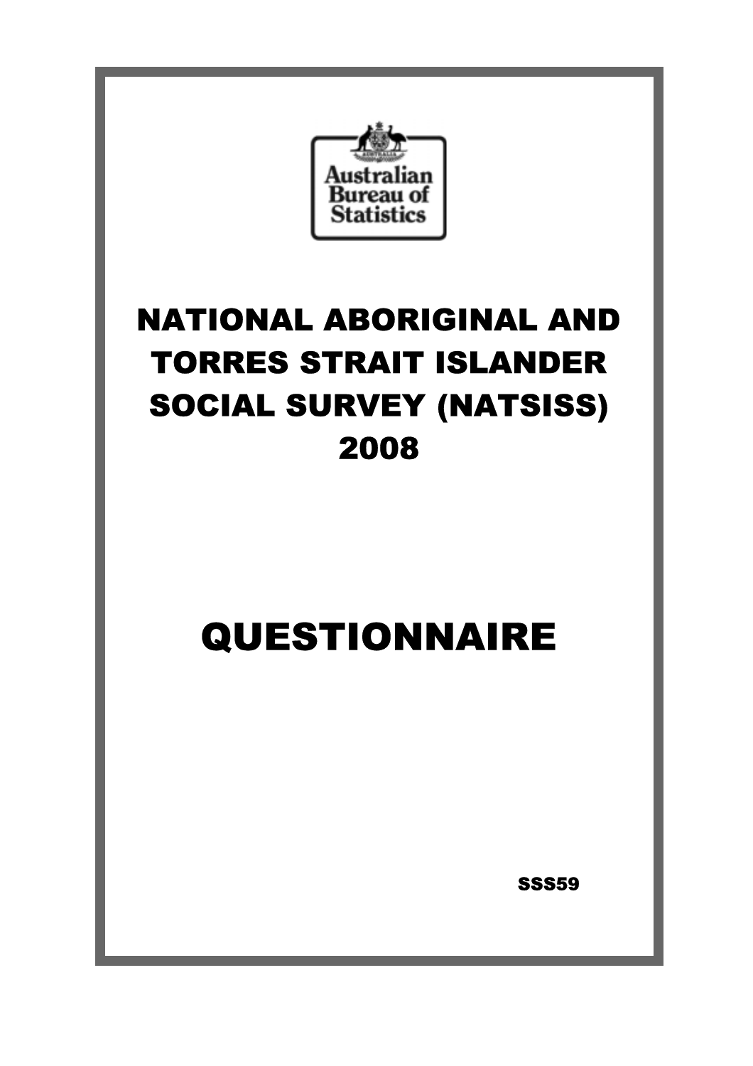Australian Bureau of Statistics

# NATIONAL ABORIGINAL AND TORRES STRAIT ISLANDER SOCIAL SURVEY (NATSISS) 2008

# QUESTIONNAIRE

SSS59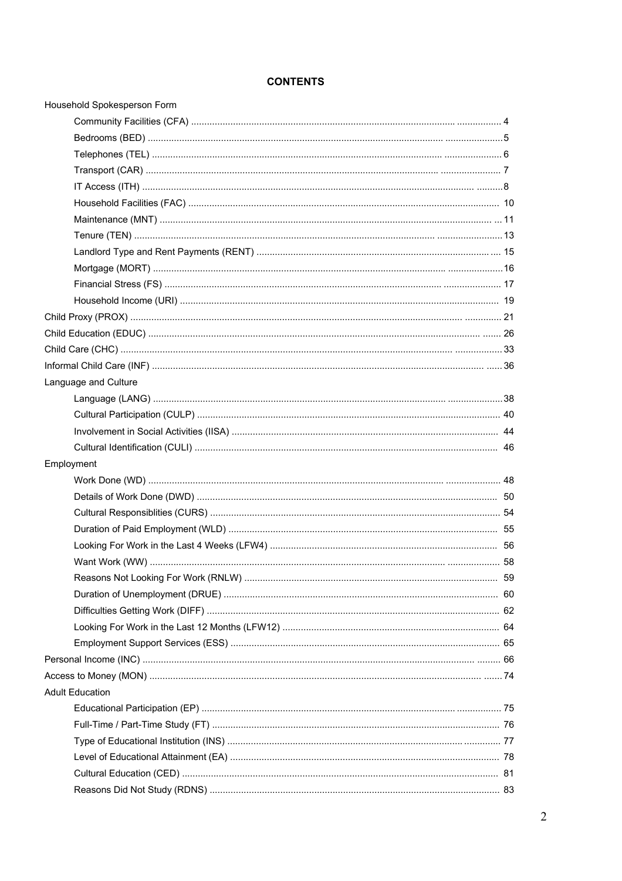# CONTENTS

Household Spokesperson Form

- Community Facilities (CFA) ..................... 4
- Bedrooms (BED) ..................... 5
- Telephones (TEL) ..................... 6
- Transport (CAR) ..................... 7
- IT Access (ITH) ..................... 8
- Household Facilities (FAC) ..................... 10
- Maintenance (MNT) ..................... 11
- Tenure (TEN) ..................... 13
- Landlord Type and Rent Payments (RENT) ..................... 15
- Mortgage (MORT) ..................... 16
- Financial Stress (FS) ..................... 17
- Household Income (URI) ..................... 19

Child Proxy (PROX) ..................... 21

Child Education (EDUC) ..................... 26

Child Care (CHC) ..................... 33

Informal Child Care (INF) ..................... 36

Language and Culture

- Language (LANG) ..................... 38
- Cultural Participation (CULP) ..................... 40
- Involvement in Social Activities (IISA) ..................... 44
- Cultural Identification (CULI) ..................... 46

Employment

- Work Done (WD) ..................... 48
- Details of Work Done (DWD) ..................... 50
- Cultural Responsiblities (CURS) ..................... 54
- Duration of Paid Employment (WLD) ..................... 55
- Looking For Work in the Last 4 Weeks (LFW4) ..................... 56
- Want Work (WW) ..................... 58
- Reasons Not Looking For Work (RNLW) ..................... 59
- Duration of Unemployment (DRUE) ..................... 60
- Difficulties Getting Work (DIFF) ..................... 62
- Looking For Work in the Last 12 Months (LFW12) ..................... 64
- Employment Support Services (ESS) ..................... 65

Personal Income (INC) ..................... 66

Access to Money (MON) ..................... 74

Adult Education

- Educational Participation (EP) ..................... 75
- Full-Time / Part-Time Study (FT) ..................... 76
- Type of Educational Institution (INS) ..................... 77
- Level of Educational Attainment (EA) ..................... 78
- Cultural Education (CED) ..................... 81
- Reasons Did Not Study (RDNS) ..................... 83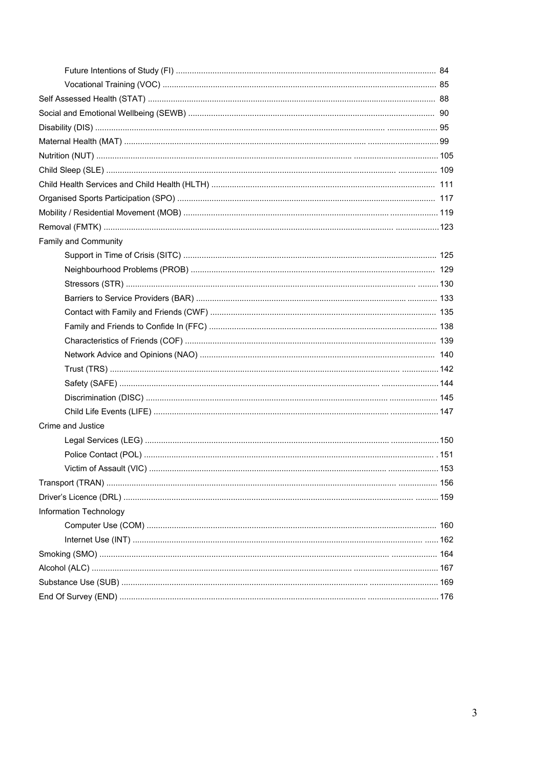- Future Intentions of Study (FI) ........ 84
- Vocational Training (VOC) ........ 85

Self Assessed Health (STAT) ........ 88

Social and Emotional Wellbeing (SEWB) ........ 90

Disability (DIS) ........ 95

Maternal Health (MAT) ........ 99

Nutrition (NUT) ........ 105

Child Sleep (SLE) ........ 109

Child Health Services and Child Health (HLTH) ........ 111

Organised Sports Participation (SPO) ........ 117

Mobility / Residential Movement (MOB) ........ 119

Removal (FMTK) ........ 123

Family and Community

- Support in Time of Crisis (SITC) ........ 125
- Neighbourhood Problems (PROB) ........ 129
- Stressors (STR) ........ 130
- Barriers to Service Providers (BAR) ........ 133
- Contact with Family and Friends (CWF) ........ 135
- Family and Friends to Confide In (FFC) ........ 138
- Characteristics of Friends (COF) ........ 139
- Network Advice and Opinions (NAO) ........ 140
- Trust (TRS) ........ 142
- Safety (SAFE) ........ 144
- Discrimination (DISC) ........ 145
- Child Life Events (LIFE) ........ 147

Crime and Justice

- Legal Services (LEG) ........ 150
- Police Contact (POL) ........ 151
- Victim of Assault (VIC) ........ 153

Transport (TRAN) ........ 156

Driver's Licence (DRL) ........ 159

Information Technology

- Computer Use (COM) ........ 160
- Internet Use (INT) ........ 162

Smoking (SMO) ........ 164

Alcohol (ALC) ........ 167

Substance Use (SUB) ........ 169

End Of Survey (END) ........ 176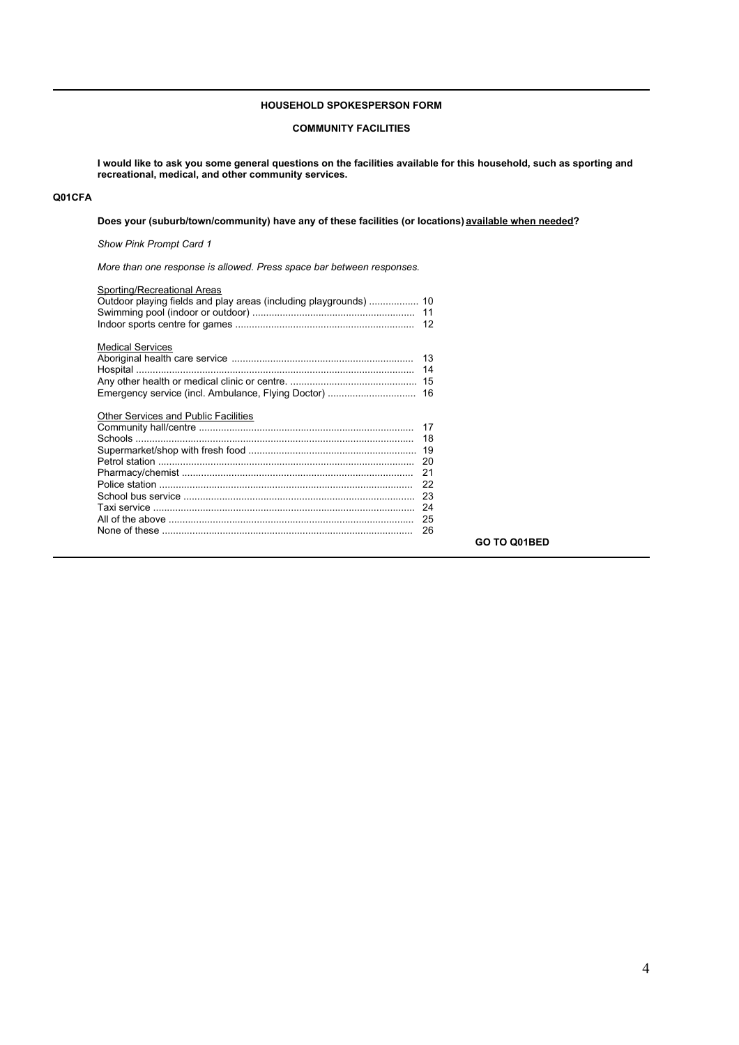**HOUSEHOLD SPOKESPERSON FORM**

**COMMUNITY FACILITIES**

**I would like to ask you some general questions on the facilities available for this household, such as sporting and recreational, medical, and other community services.**

**Q01CFA**

**Does your (suburb/town/community) have any of these facilities (or locations) available when needed?**

*Show Pink Prompt Card 1*

*More than one response is allowed. Press space bar between responses.*

Sporting/Recreational Areas

| | |
|---|---|
| Outdoor playing fields and play areas (including playgrounds) | 10 |
| Swimming pool (indoor or outdoor) | 11 |
| Indoor sports centre for games | 12 |

Medical Services

| | |
|---|---|
| Aboriginal health care service | 13 |
| Hospital | 14 |
| Any other health or medical clinic or centre. | 15 |
| Emergency service (incl. Ambulance, Flying Doctor) | 16 |

Other Services and Public Facilities

| | |
|---|---|
| Community hall/centre | 17 |
| Schools | 18 |
| Supermarket/shop with fresh food | 19 |
| Petrol station | 20 |
| Pharmacy/chemist | 21 |
| Police station | 22 |
| School bus service | 23 |
| Taxi service | 24 |
| All of the above | 25 |
| None of these | 26 |

**GO TO Q01BED**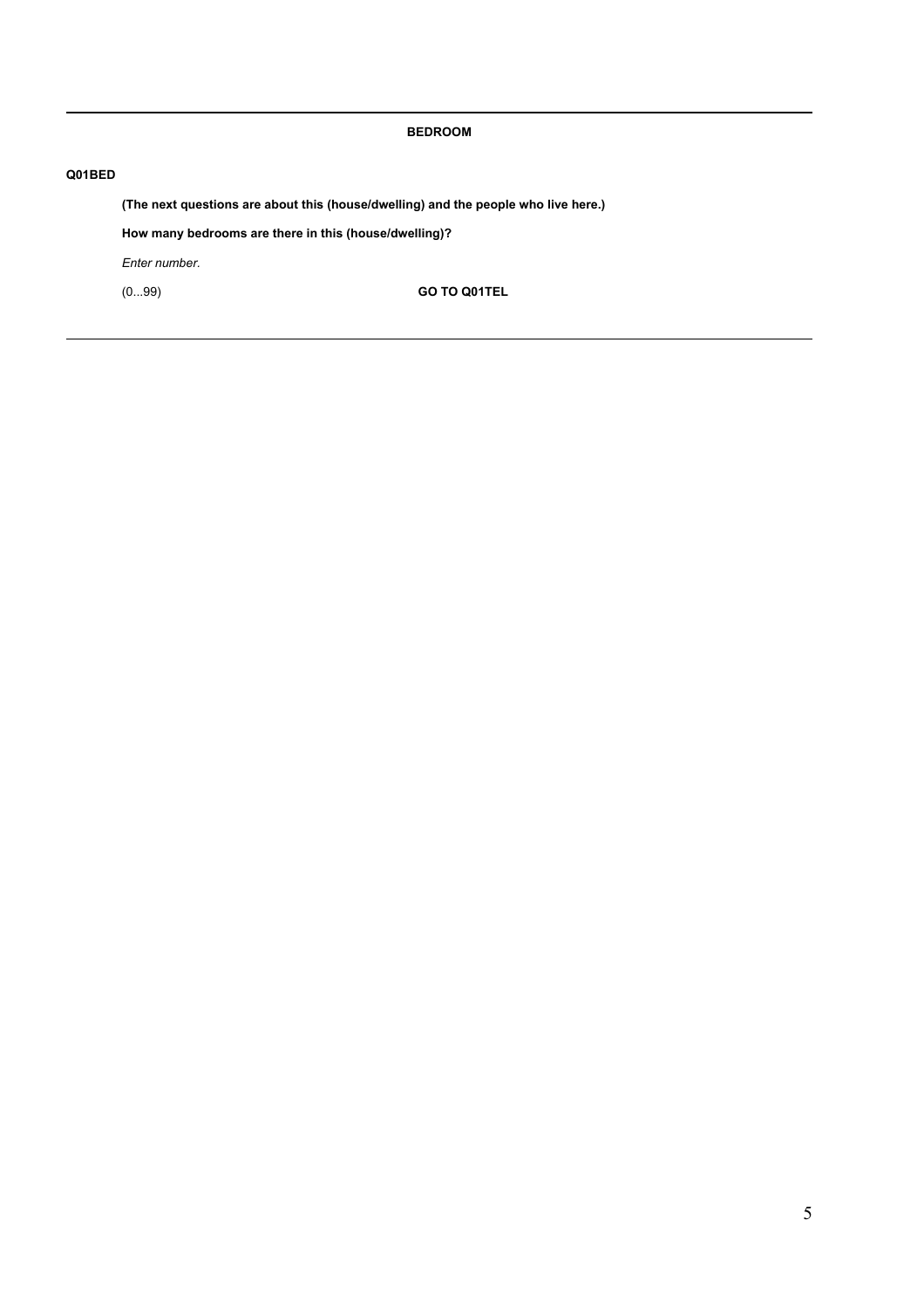**BEDROOM**

**Q01BED**

**(The next questions are about this (house/dwelling) and the people who live here.)**

**How many bedrooms are there in this (house/dwelling)?**

*Enter number.*

(0...99) **GO TO Q01TEL**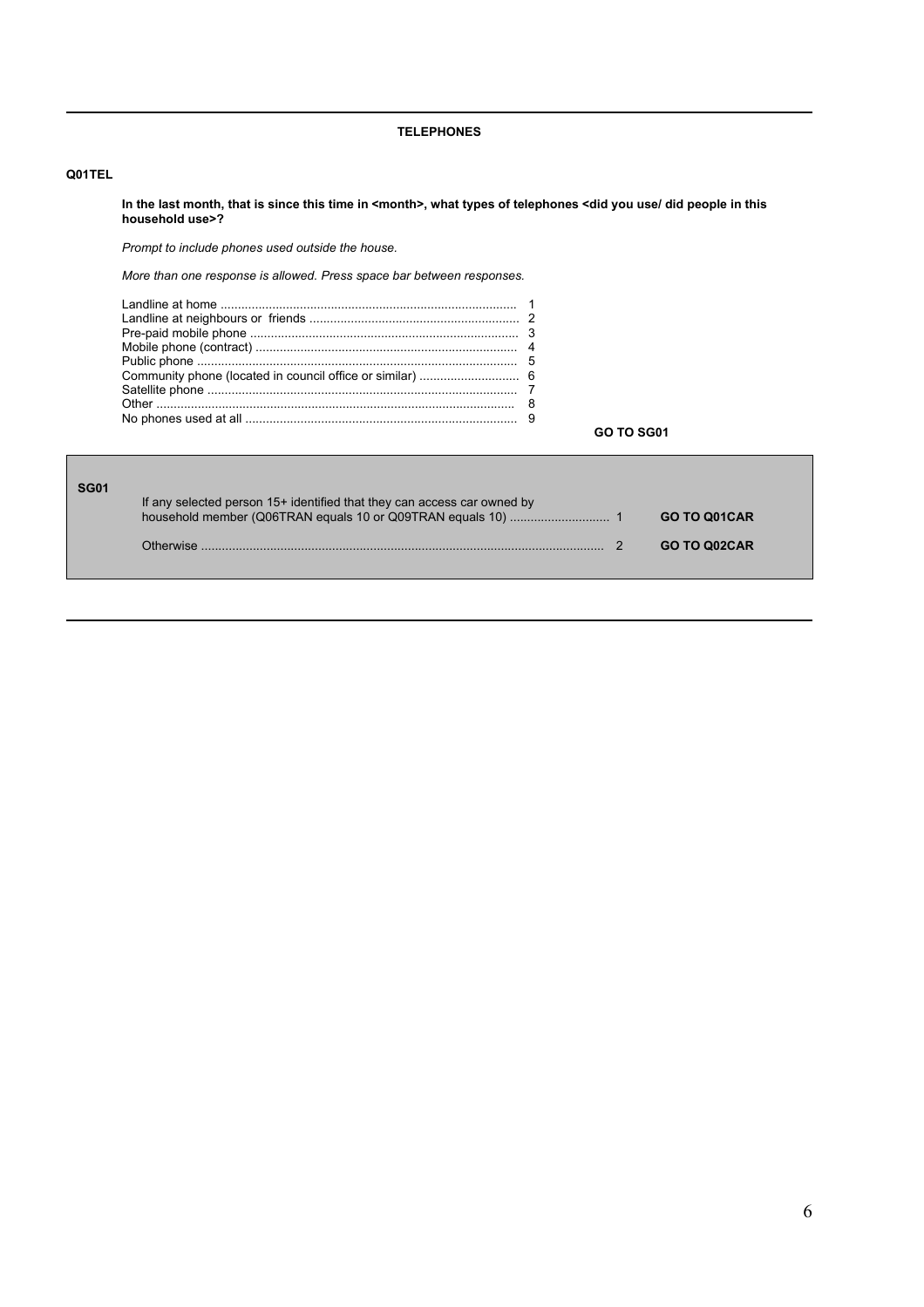## TELEPHONES

**Q01TEL**

**In the last month, that is since this time in <month>, what types of telephones <did you use/ did people in this household use>?**

*Prompt to include phones used outside the house.*

*More than one response is allowed. Press space bar between responses.*

| Response | Code |
|---|---|
| Landline at home | 1 |
| Landline at neighbours or friends | 2 |
| Pre-paid mobile phone | 3 |
| Mobile phone (contract) | 4 |
| Public phone | 5 |
| Community phone (located in council office or similar) | 6 |
| Satellite phone | 7 |
| Other | 8 |
| No phones used at all | 9 |

**GO TO SG01**

**SG01**

| Condition | Code | Routing |
|---|---|---|
| If any selected person 15+ identified that they can access car owned by household member (Q06TRAN equals 10 or Q09TRAN equals 10) | 1 | **GO TO Q01CAR** |
| Otherwise | 2 | **GO TO Q02CAR** |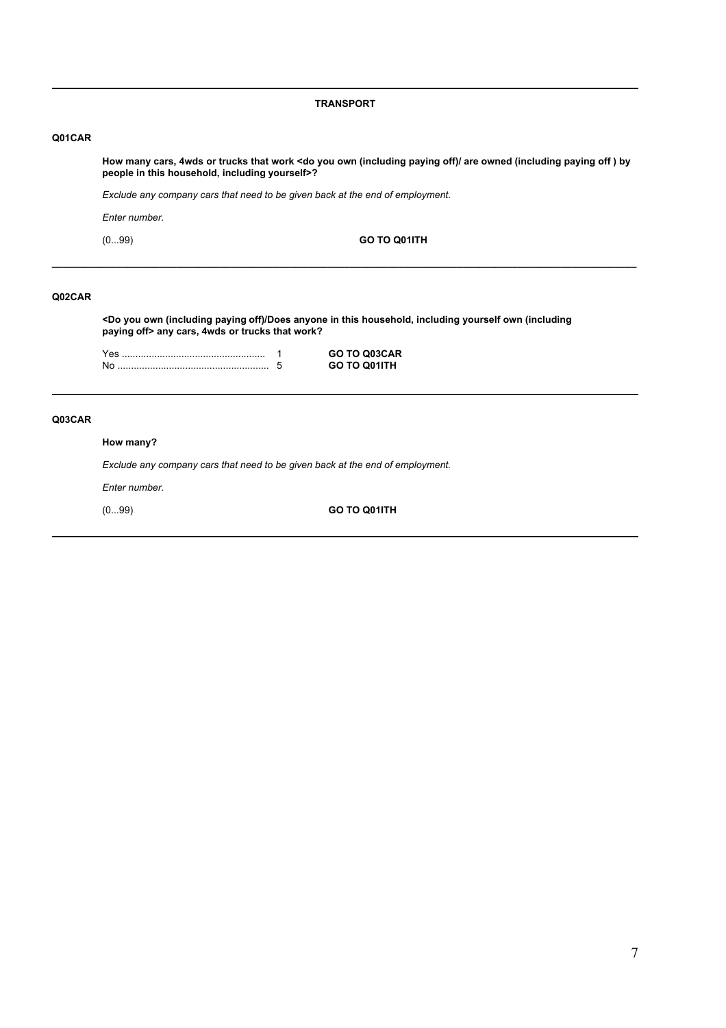## TRANSPORT

**Q01CAR**

**How many cars, 4wds or trucks that work <do you own (including paying off)/ are owned (including paying off ) by people in this household, including yourself>?**

*Exclude any company cars that need to be given back at the end of employment.*

*Enter number.*

(0...99) **GO TO Q01ITH**

---

**Q02CAR**

**<Do you own (including paying off)/Does anyone in this household, including yourself own (including paying off> any cars, 4wds or trucks that work?**

| | | |
|---|---|---|
| Yes .................................................... | 1 | **GO TO Q03CAR** |
| No ....................................................... | 5 | **GO TO Q01ITH** |

---

**Q03CAR**

**How many?**

*Exclude any company cars that need to be given back at the end of employment.*

*Enter number.*

(0...99) **GO TO Q01ITH**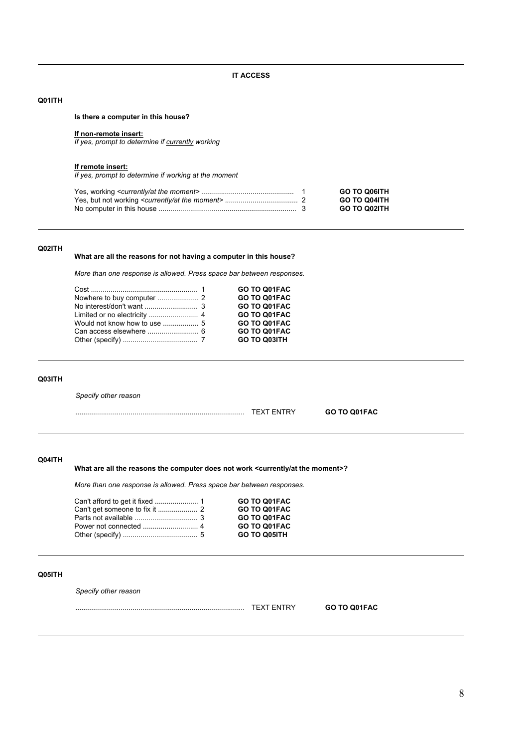## IT ACCESS

**Q01ITH**

**Is there a computer in this house?**

**<u>If non-remote insert:</u>**
*If yes, prompt to determine if <u>currently</u> working*

**<u>If remote insert:</u>**
*If yes, prompt to determine if working at the moment*

| | | |
|---|---|---|
| Yes, working <*currently/at the moment*> | 1 | **GO TO Q06ITH** |
| Yes, but not working <*currently/at the moment*> | 2 | **GO TO Q04ITH** |
| No computer in this house | 3 | **GO TO Q02ITH** |

---

**Q02ITH**

**What are all the reasons for not having a computer in this house?**

*More than one response is allowed. Press space bar between responses.*

| | | |
|---|---|---|
| Cost | 1 | **GO TO Q01FAC** |
| Nowhere to buy computer | 2 | **GO TO Q01FAC** |
| No interest/don't want | 3 | **GO TO Q01FAC** |
| Limited or no electricity | 4 | **GO TO Q01FAC** |
| Would not know how to use | 5 | **GO TO Q01FAC** |
| Can access elsewhere | 6 | **GO TO Q01FAC** |
| Other (specify) | 7 | **GO TO Q03ITH** |

---

**Q03ITH**

*Specify other reason*

.................................................................................... TEXT ENTRY **GO TO Q01FAC**

---

**Q04ITH**

**What are all the reasons the computer does not work <currently/at the moment>?**

*More than one response is allowed. Press space bar between responses.*

| | | |
|---|---|---|
| Can't afford to get it fixed | 1 | **GO TO Q01FAC** |
| Can't get someone to fix it | 2 | **GO TO Q01FAC** |
| Parts not available | 3 | **GO TO Q01FAC** |
| Power not connected | 4 | **GO TO Q01FAC** |
| Other (specify) | 5 | **GO TO Q05ITH** |

---

**Q05ITH**

*Specify other reason*

.................................................................................... TEXT ENTRY **GO TO Q01FAC**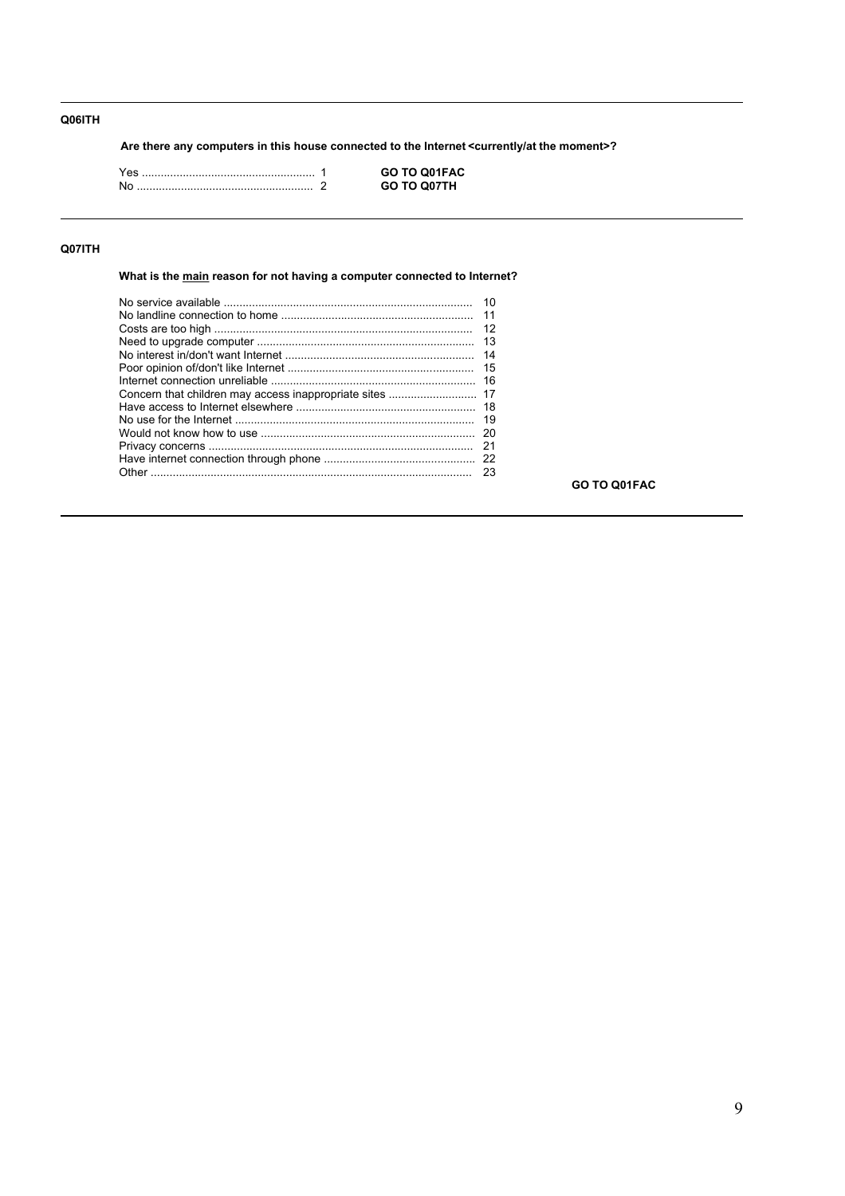**Q06ITH**

**Are there any computers in this house connected to the Internet <currently/at the moment>?**

| | | |
|---|---|---|
| Yes | 1 | **GO TO Q01FAC** |
| No | 2 | **GO TO Q07TH** |

---

**Q07ITH**

**What is the main reason for not having a computer connected to Internet?**

| | |
|---|---|
| No service available | 10 |
| No landline connection to home | 11 |
| Costs are too high | 12 |
| Need to upgrade computer | 13 |
| No interest in/don't want Internet | 14 |
| Poor opinion of/don't like Internet | 15 |
| Internet connection unreliable | 16 |
| Concern that children may access inappropriate sites | 17 |
| Have access to Internet elsewhere | 18 |
| No use for the Internet | 19 |
| Would not know how to use | 20 |
| Privacy concerns | 21 |
| Have internet connection through phone | 22 |
| Other | 23 |

**GO TO Q01FAC**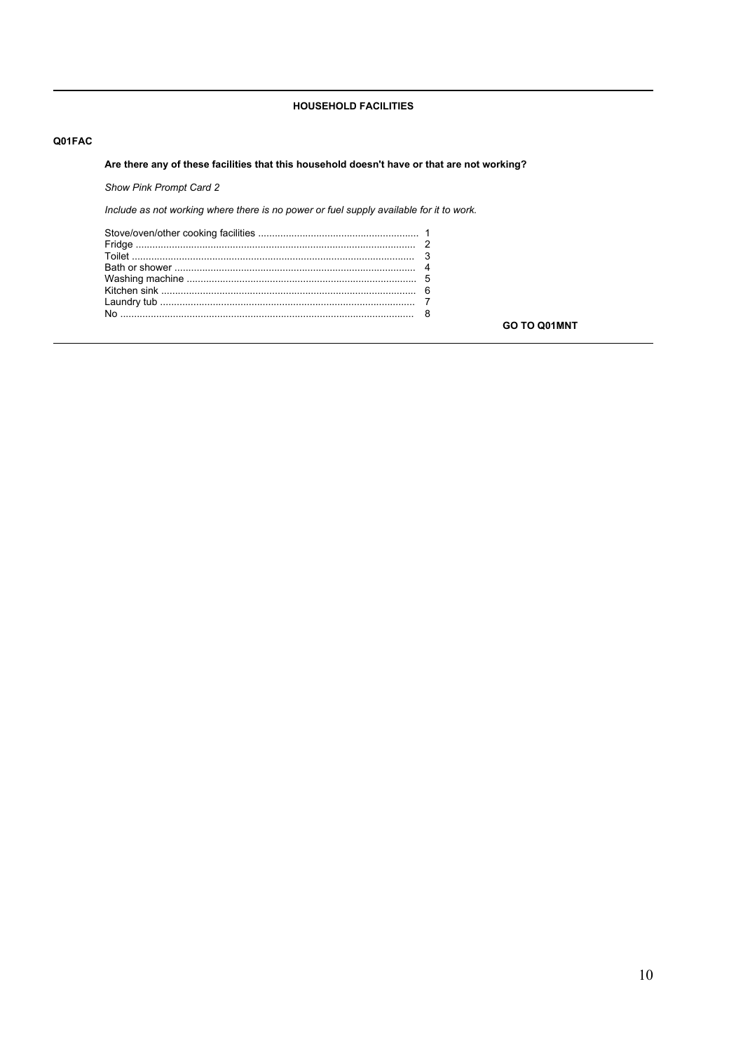## HOUSEHOLD FACILITIES

**Q01FAC**

**Are there any of these facilities that this household doesn't have or that are not working?**

*Show Pink Prompt Card 2*

*Include as not working where there is no power or fuel supply available for it to work.*

Stove/oven/other cooking facilities ........................................................ 1
Fridge .................................................................................................. 2
Toilet .................................................................................................... 3
Bath or shower ..................................................................................... 4
Washing machine ................................................................................. 5
Kitchen sink .......................................................................................... 6
Laundry tub .......................................................................................... 7
No ........................................................................................................ 8

**GO TO Q01MNT**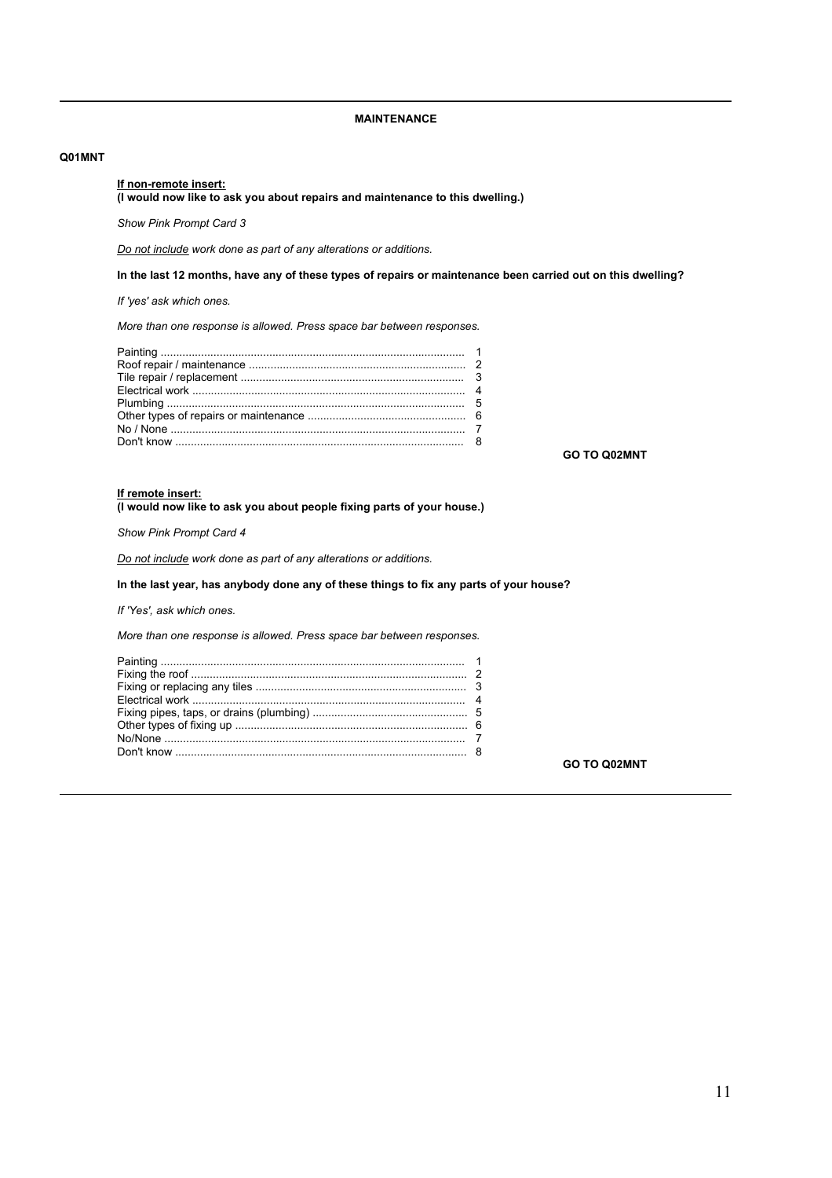## MAINTENANCE

**Q01MNT**

**If non-remote insert:**
**(I would now like to ask you about repairs and maintenance to this dwelling.)**

*Show Pink Prompt Card 3*

*Do not include work done as part of any alterations or additions.*

**In the last 12 months, have any of these types of repairs or maintenance been carried out on this dwelling?**

*If 'yes' ask which ones.*

*More than one response is allowed. Press space bar between responses.*

| | |
|---|---|
| Painting | 1 |
| Roof repair / maintenance | 2 |
| Tile repair / replacement | 3 |
| Electrical work | 4 |
| Plumbing | 5 |
| Other types of repairs or maintenance | 6 |
| No / None | 7 |
| Don't know | 8 |

**GO TO Q02MNT**

**If remote insert:**
**(I would now like to ask you about people fixing parts of your house.)**

*Show Pink Prompt Card 4*

*Do not include work done as part of any alterations or additions.*

**In the last year, has anybody done any of these things to fix any parts of your house?**

*If 'Yes', ask which ones.*

*More than one response is allowed. Press space bar between responses.*

| | |
|---|---|
| Painting | 1 |
| Fixing the roof | 2 |
| Fixing or replacing any tiles | 3 |
| Electrical work | 4 |
| Fixing pipes, taps, or drains (plumbing) | 5 |
| Other types of fixing up | 6 |
| No/None | 7 |
| Don't know | 8 |

**GO TO Q02MNT**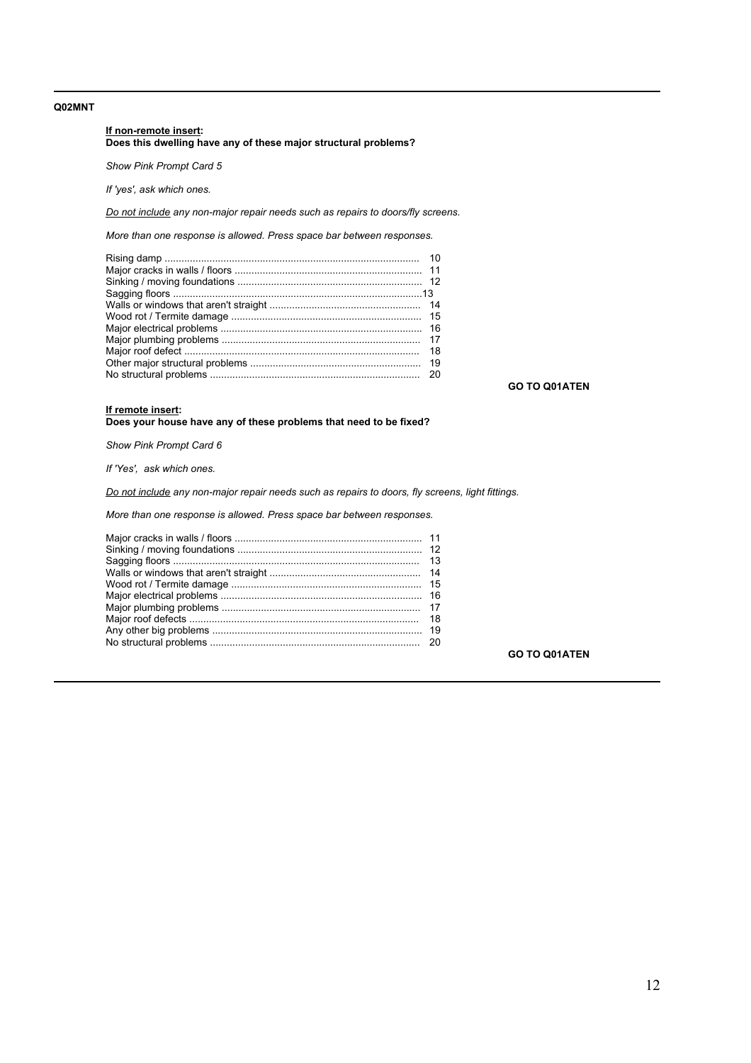**Q02MNT**

**<u>If non-remote insert</u>:**
**Does this dwelling have any of these major structural problems?**

*Show Pink Prompt Card 5*

*If 'yes', ask which ones.*

*<u>Do not include</u> any non-major repair needs such as repairs to doors/fly screens.*

*More than one response is allowed. Press space bar between responses.*

| | |
|---|---|
| Rising damp | 10 |
| Major cracks in walls / floors | 11 |
| Sinking / moving foundations | 12 |
| Sagging floors | 13 |
| Walls or windows that aren't straight | 14 |
| Wood rot / Termite damage | 15 |
| Major electrical problems | 16 |
| Major plumbing problems | 17 |
| Major roof defect | 18 |
| Other major structural problems | 19 |
| No structural problems | 20 |

**GO TO Q01ATEN**

**<u>If remote insert</u>:**
**Does your house have any of these problems that need to be fixed?**

*Show Pink Prompt Card 6*

*If 'Yes', ask which ones.*

*<u>Do not include</u> any non-major repair needs such as repairs to doors, fly screens, light fittings.*

*More than one response is allowed. Press space bar between responses.*

| | |
|---|---|
| Major cracks in walls / floors | 11 |
| Sinking / moving foundations | 12 |
| Sagging floors | 13 |
| Walls or windows that aren't straight | 14 |
| Wood rot / Termite damage | 15 |
| Major electrical problems | 16 |
| Major plumbing problems | 17 |
| Major roof defects | 18 |
| Any other big problems | 19 |
| No structural problems | 20 |

**GO TO Q01ATEN**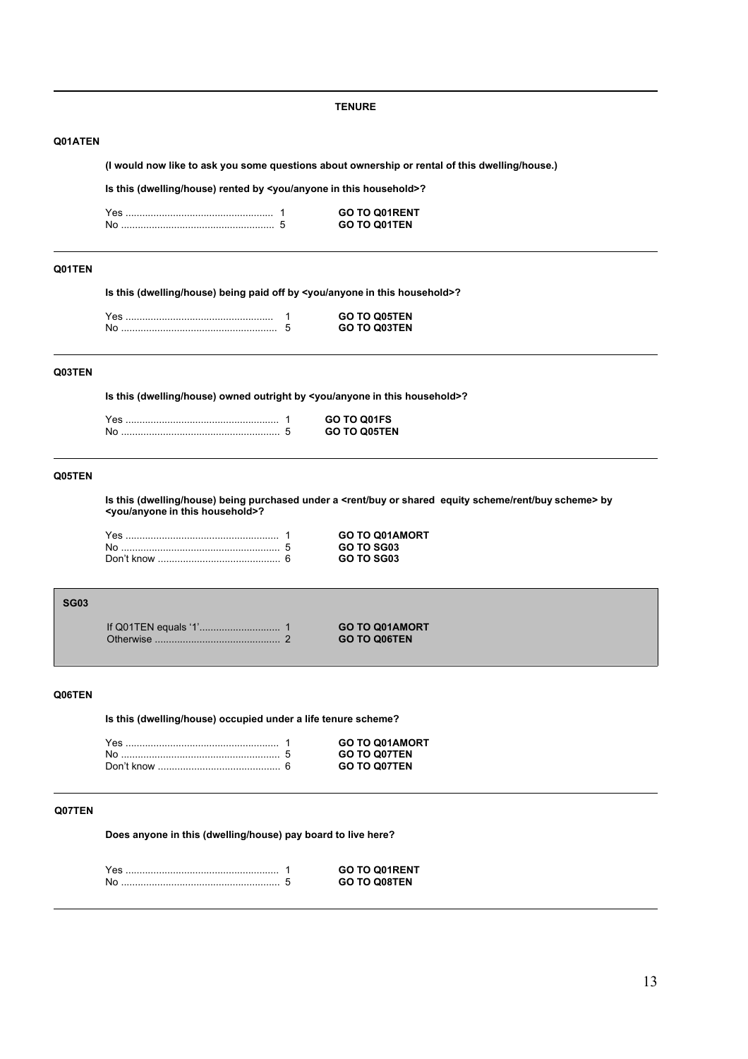## TENURE

### Q01ATEN

**(I would now like to ask you some questions about ownership or rental of this dwelling/house.)**

**Is this (dwelling/house) rented by <you/anyone in this household>?**

| | | |
|---|---|---|
| Yes ...................................................... | 1 | **GO TO Q01RENT** |
| No ........................................................ | 5 | **GO TO Q01TEN** |

### Q01TEN

**Is this (dwelling/house) being paid off by <you/anyone in this household>?**

| | | |
|---|---|---|
| Yes ...................................................... | 1 | **GO TO Q05TEN** |
| No ........................................................ | 5 | **GO TO Q03TEN** |

### Q03TEN

**Is this (dwelling/house) owned outright by <you/anyone in this household>?**

| | | |
|---|---|---|
| Yes ...................................................... | 1 | **GO TO Q01FS** |
| No ........................................................ | 5 | **GO TO Q05TEN** |

### Q05TEN

**Is this (dwelling/house) being purchased under a <rent/buy or shared equity scheme/rent/buy scheme> by <you/anyone in this household>?**

| | | |
|---|---|---|
| Yes ...................................................... | 1 | **GO TO Q01AMORT** |
| No ........................................................ | 5 | **GO TO SG03** |
| Don't know ........................................... | 6 | **GO TO SG03** |

### SG03

| | | |
|---|---|---|
| If Q01TEN equals '1'............................ | 1 | **GO TO Q01AMORT** |
| Otherwise ............................................ | 2 | **GO TO Q06TEN** |

### Q06TEN

**Is this (dwelling/house) occupied under a life tenure scheme?**

| | | |
|---|---|---|
| Yes ...................................................... | 1 | **GO TO Q01AMORT** |
| No ........................................................ | 5 | **GO TO Q07TEN** |
| Don't know ........................................... | 6 | **GO TO Q07TEN** |

### Q07TEN

**Does anyone in this (dwelling/house) pay board to live here?**

| | | |
|---|---|---|
| Yes ...................................................... | 1 | **GO TO Q01RENT** |
| No ........................................................ | 5 | **GO TO Q08TEN** |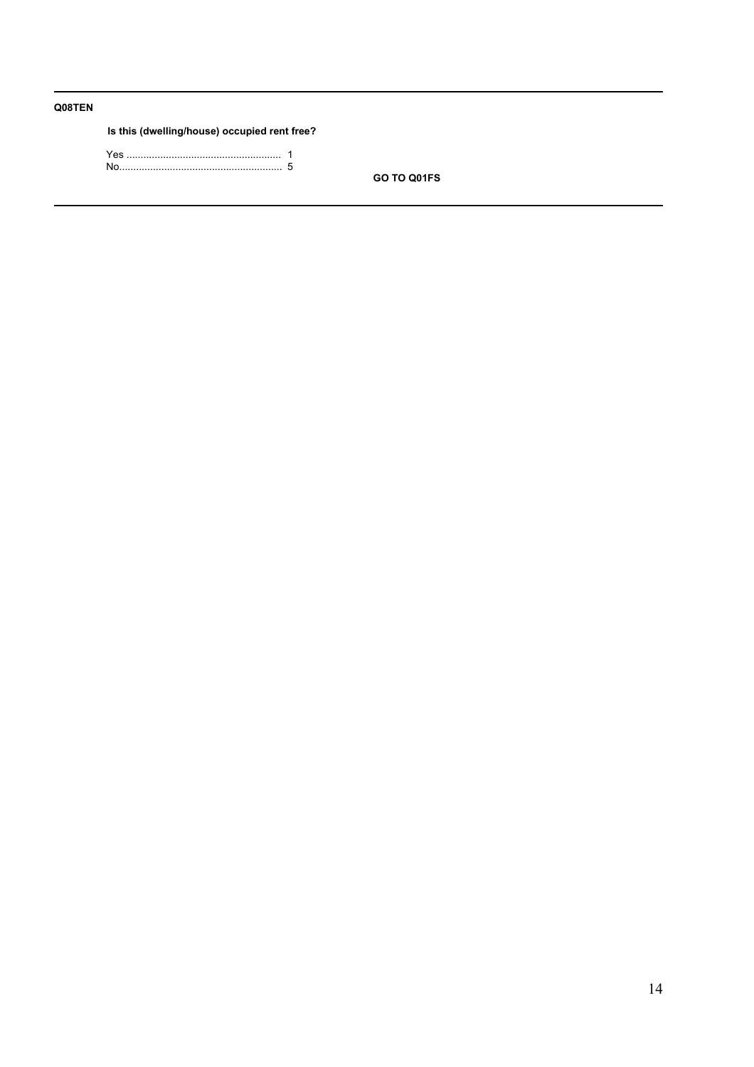---

**Q08TEN**

**Is this (dwelling/house) occupied rent free?**

Yes ....................................................... 1
No.......................................................... 5

**GO TO Q01FS**

---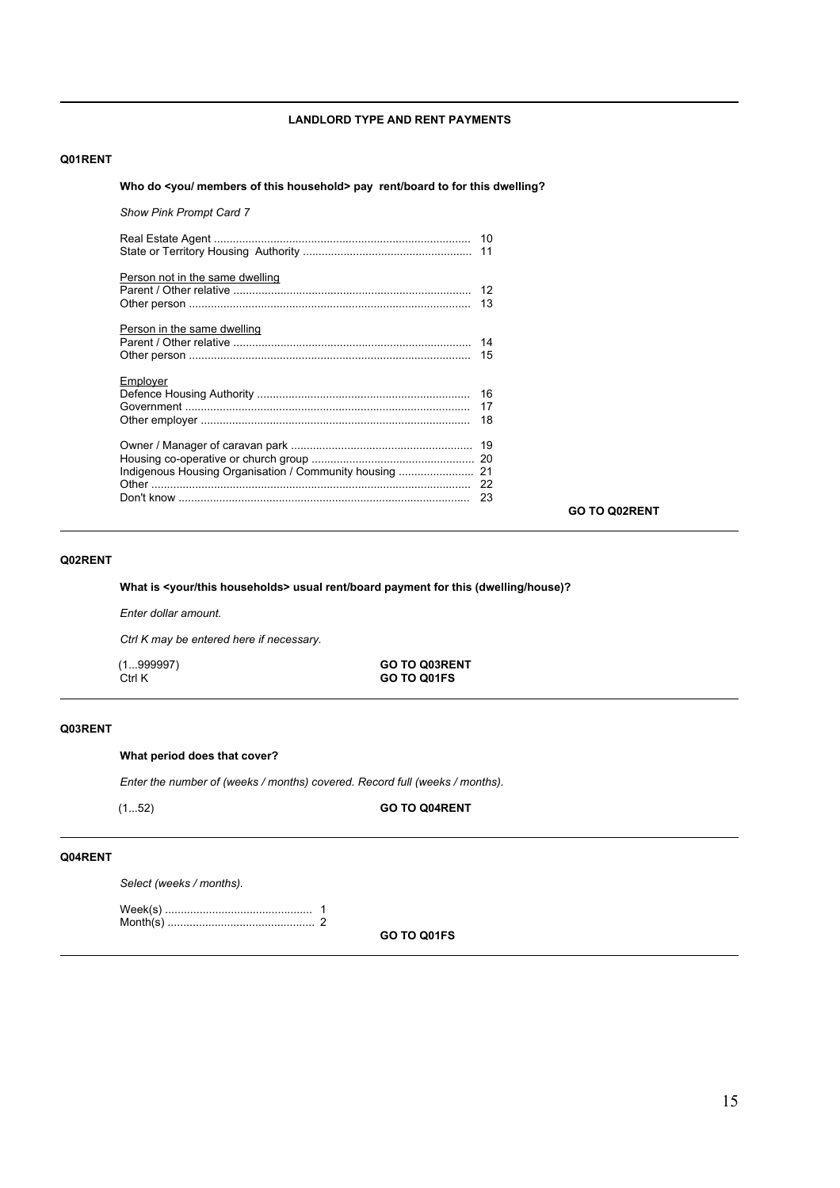## LANDLORD TYPE AND RENT PAYMENTS

**Q01RENT**

**Who do <you/ members of this household> pay rent/board to for this dwelling?**

*Show Pink Prompt Card 7*

Real Estate Agent ................................................................................ 10
State or Territory Housing Authority ..................................................... 11

Person not in the same dwelling
Parent / Other relative .......................................................................... 12
Other person ........................................................................................ 13

Person in the same dwelling
Parent / Other relative .......................................................................... 14
Other person ........................................................................................ 15

Employer
Defence Housing Authority ................................................................... 16
Government .......................................................................................... 17
Other employer ..................................................................................... 18

Owner / Manager of caravan park ......................................................... 19
Housing co-operative or church group .................................................. 20
Indigenous Housing Organisation / Community housing ....................... 21
Other ..................................................................................................... 22
Don't know ............................................................................................ 23

**GO TO Q02RENT**

---

**Q02RENT**

**What is <your/this households> usual rent/board payment for this (dwelling/house)?**

*Enter dollar amount.*

*Ctrl K may be entered here if necessary.*

(1...999997) **GO TO Q03RENT**
Ctrl K **GO TO Q01FS**

---

**Q03RENT**

**What period does that cover?**

*Enter the number of (weeks / months) covered. Record full (weeks / months).*

(1...52) **GO TO Q04RENT**

---

**Q04RENT**

*Select (weeks / months).*

Week(s) .............................................. 1
Month(s) .............................................. 2

**GO TO Q01FS**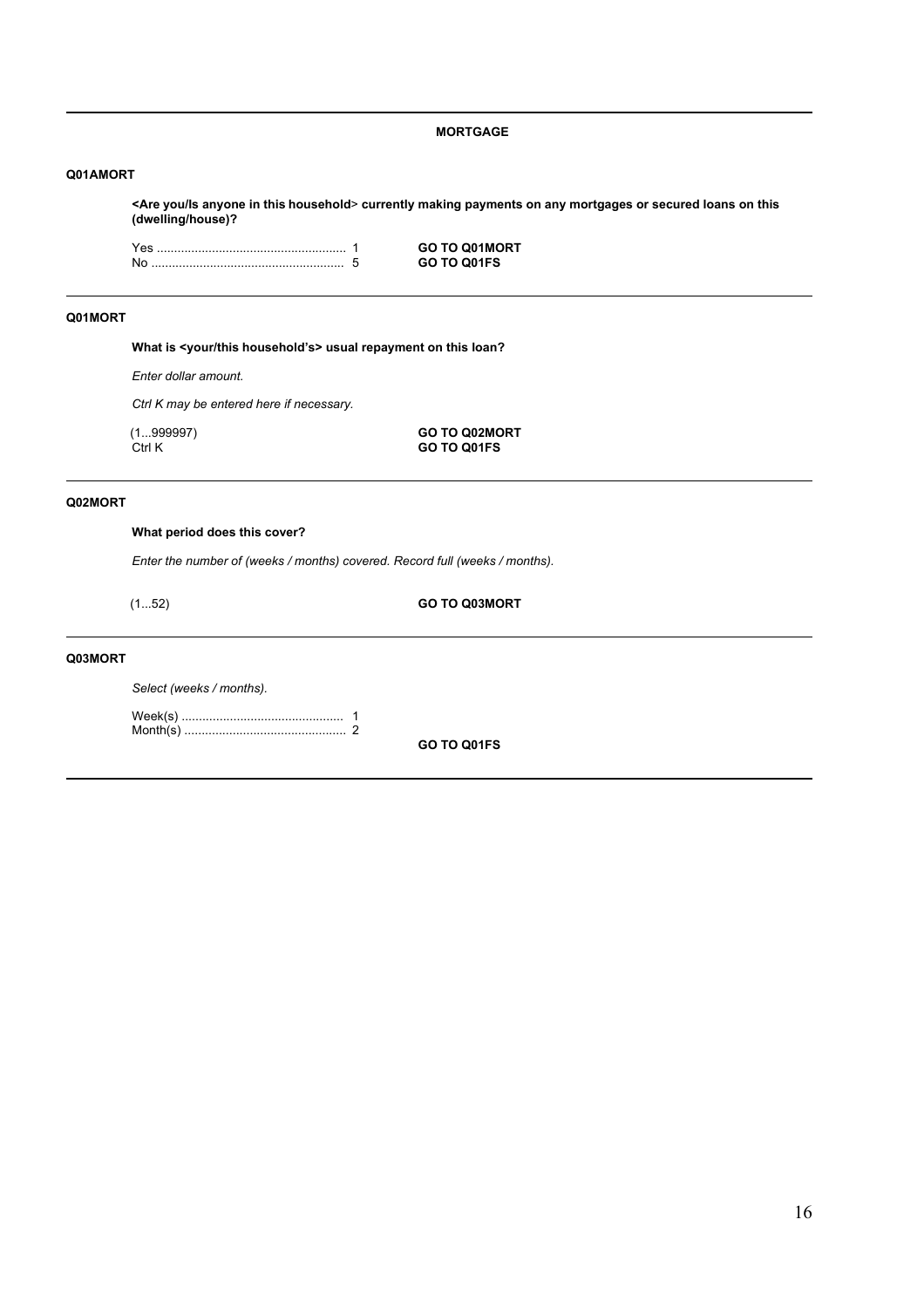## MORTGAGE

### Q01AMORT

**<Are you/Is anyone in this household> currently making payments on any mortgages or secured loans on this (dwelling/house)?**

Yes ........................................................ 1 **GO TO Q01MORT**
No ......................................................... 5 **GO TO Q01FS**

### Q01MORT

**What is <your/this household's> usual repayment on this loan?**

*Enter dollar amount.*

*Ctrl K may be entered here if necessary.*

(1...999997) **GO TO Q02MORT**
Ctrl K **GO TO Q01FS**

### Q02MORT

**What period does this cover?**

*Enter the number of (weeks / months) covered. Record full (weeks / months).*

(1...52) **GO TO Q03MORT**

### Q03MORT

*Select (weeks / months).*

Week(s) ............................................... 1
Month(s) ............................................... 2

**GO TO Q01FS**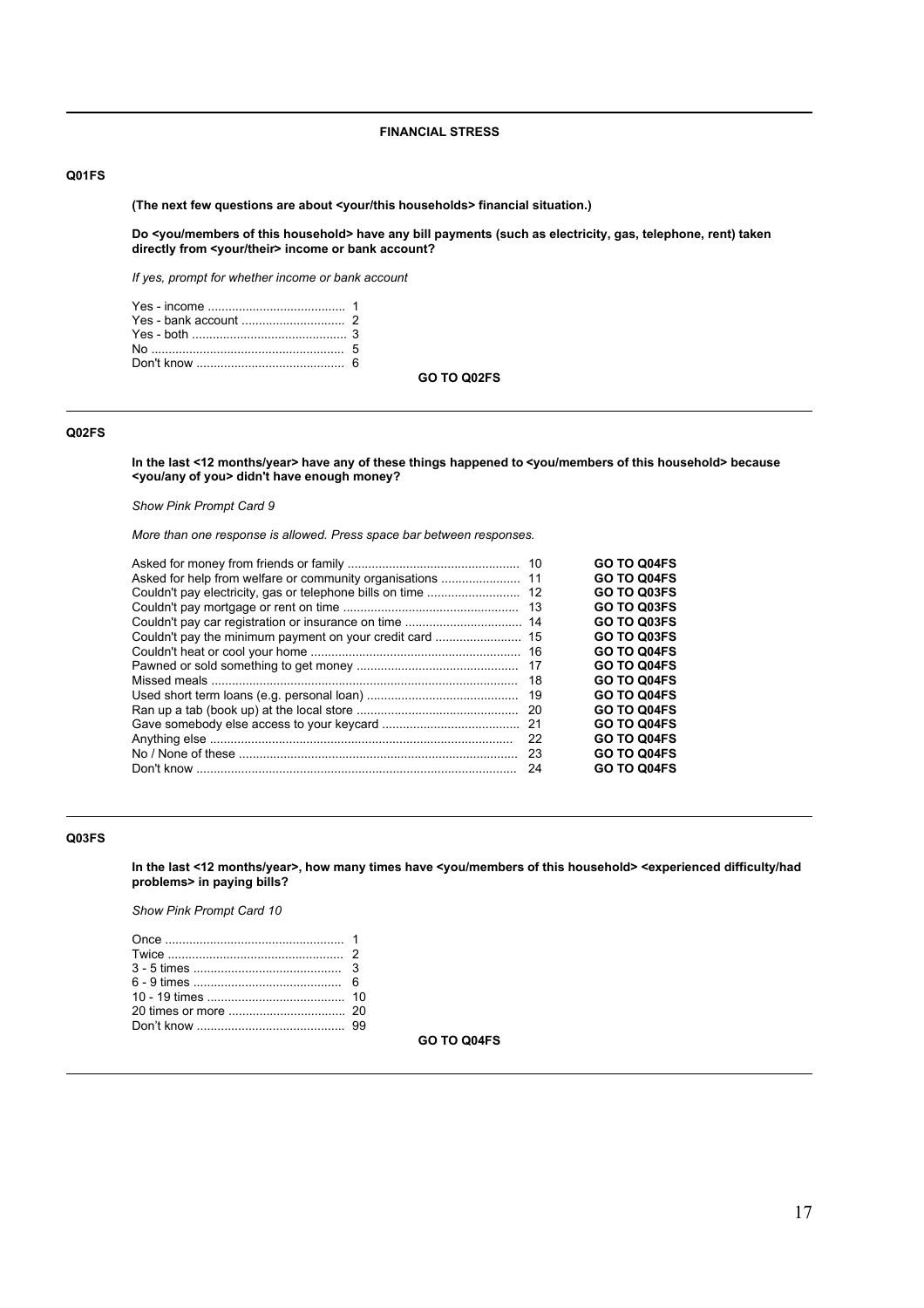## FINANCIAL STRESS

**Q01FS**

**(The next few questions are about <your/this households> financial situation.)**

**Do <you/members of this household> have any bill payments (such as electricity, gas, telephone, rent) taken directly from <your/their> income or bank account?**

*If yes, prompt for whether income or bank account*

| Response | Code |
|---|---|
| Yes - income | 1 |
| Yes - bank account | 2 |
| Yes - both | 3 |
| No | 5 |
| Don't know | 6 |

**GO TO Q02FS**

---

**Q02FS**

**In the last <12 months/year> have any of these things happened to <you/members of this household> because <you/any of you> didn't have enough money?**

*Show Pink Prompt Card 9*

*More than one response is allowed. Press space bar between responses.*

| Response | Code | |
|---|---|---|
| Asked for money from friends or family | 10 | **GO TO Q04FS** |
| Asked for help from welfare or community organisations | 11 | **GO TO Q04FS** |
| Couldn't pay electricity, gas or telephone bills on time | 12 | **GO TO Q03FS** |
| Couldn't pay mortgage or rent on time | 13 | **GO TO Q03FS** |
| Couldn't pay car registration or insurance on time | 14 | **GO TO Q03FS** |
| Couldn't pay the minimum payment on your credit card | 15 | **GO TO Q03FS** |
| Couldn't heat or cool your home | 16 | **GO TO Q04FS** |
| Pawned or sold something to get money | 17 | **GO TO Q04FS** |
| Missed meals | 18 | **GO TO Q04FS** |
| Used short term loans (e.g. personal loan) | 19 | **GO TO Q04FS** |
| Ran up a tab (book up) at the local store | 20 | **GO TO Q04FS** |
| Gave somebody else access to your keycard | 21 | **GO TO Q04FS** |
| Anything else | 22 | **GO TO Q04FS** |
| No / None of these | 23 | **GO TO Q04FS** |
| Don't know | 24 | **GO TO Q04FS** |

---

**Q03FS**

**In the last <12 months/year>, how many times have <you/members of this household> <experienced difficulty/had problems> in paying bills?**

*Show Pink Prompt Card 10*

| Response | Code |
|---|---|
| Once | 1 |
| Twice | 2 |
| 3 - 5 times | 3 |
| 6 - 9 times | 6 |
| 10 - 19 times | 10 |
| 20 times or more | 20 |
| Don't know | 99 |

**GO TO Q04FS**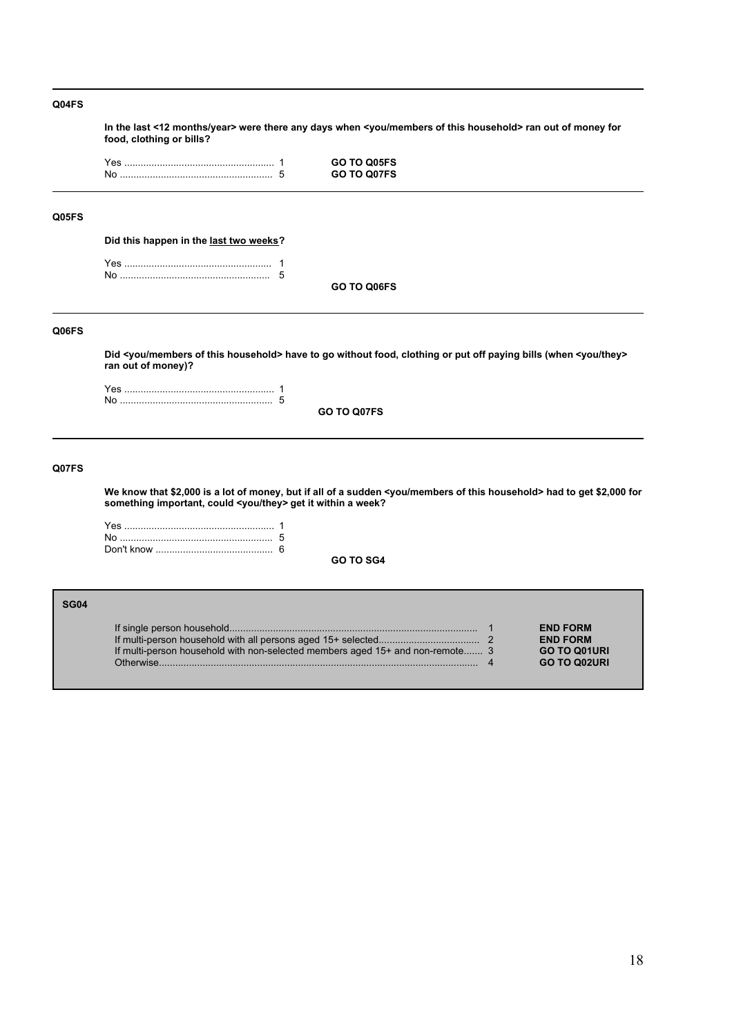**Q04FS**

**In the last <12 months/year> were there any days when <you/members of this household> ran out of money for food, clothing or bills?**

| | | |
|---|---|---|
| Yes | 1 | **GO TO Q05FS** |
| No | 5 | **GO TO Q07FS** |

---

**Q05FS**

**Did this happen in the <u>last two weeks</u>?**

| | |
|---|---|
| Yes | 1 |
| No | 5 |

**GO TO Q06FS**

---

**Q06FS**

**Did <you/members of this household> have to go without food, clothing or put off paying bills (when <you/they> ran out of money)?**

| | |
|---|---|
| Yes | 1 |
| No | 5 |

**GO TO Q07FS**

---

**Q07FS**

**We know that $2,000 is a lot of money, but if all of a sudden <you/members of this household> had to get $2,000 for something important, could <you/they> get it within a week?**

| | |
|---|---|
| Yes | 1 |
| No | 5 |
| Don't know | 6 |

**GO TO SG4**

---

**SG04**

| | | |
|---|---|---|
| If single person household | 1 | **END FORM** |
| If multi-person household with all persons aged 15+ selected | 2 | **END FORM** |
| If multi-person household with non-selected members aged 15+ and non-remote | 3 | **GO TO Q01URI** |
| Otherwise | 4 | **GO TO Q02URI** |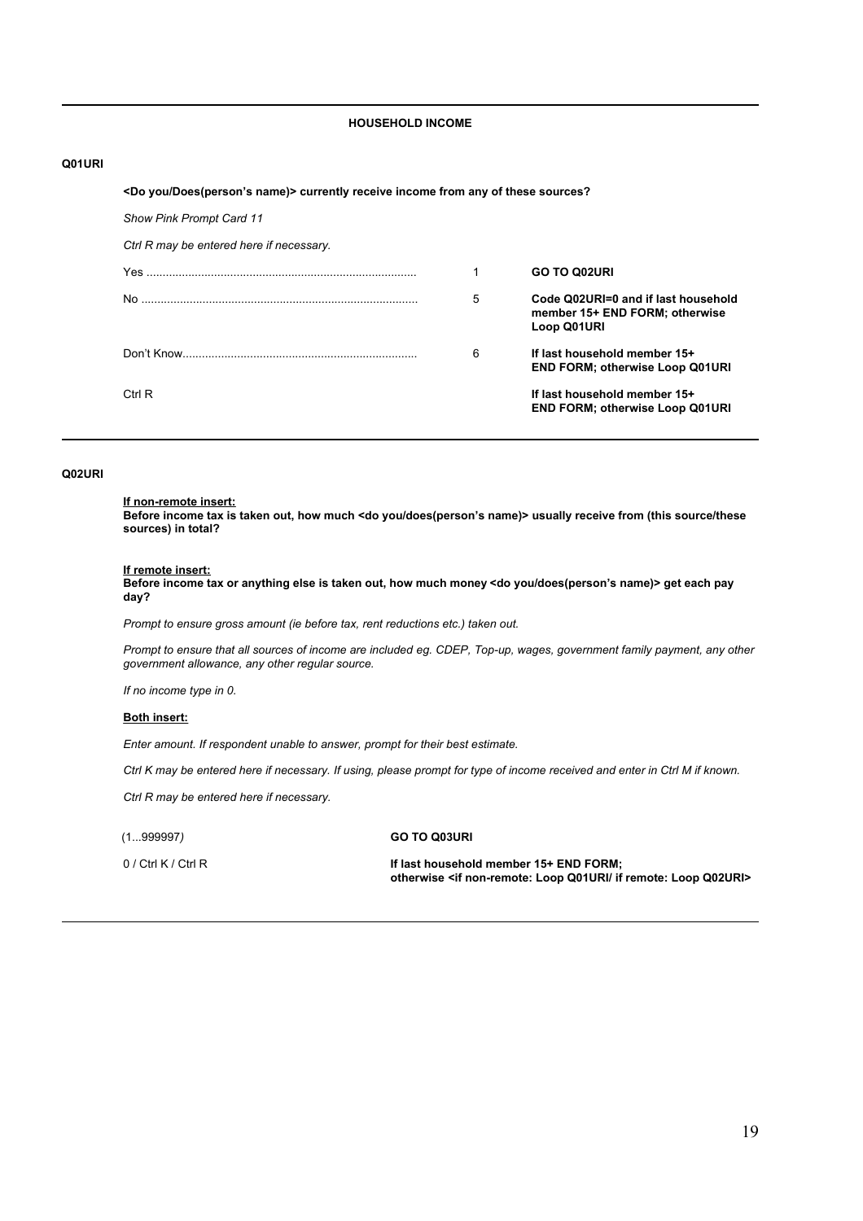## HOUSEHOLD INCOME

**Q01URI**

**<Do you/Does(person's name)> currently receive income from any of these sources?**

*Show Pink Prompt Card 11*

*Ctrl R may be entered here if necessary.*

| | | |
|---|---|---|
| Yes | 1 | **GO TO Q02URI** |
| No | 5 | **Code Q02URI=0 and if last household member 15+ END FORM; otherwise Loop Q01URI** |
| Don't Know | 6 | **If last household member 15+ END FORM; otherwise Loop Q01URI** |
| Ctrl R | | **If last household member 15+ END FORM; otherwise Loop Q01URI** |

**Q02URI**

**<u>If non-remote insert:</u>**
**Before income tax is taken out, how much <do you/does(person's name)> usually receive from (this source/these sources) in total?**

**<u>If remote insert:</u>**
**Before income tax or anything else is taken out, how much money <do you/does(person's name)> get each pay day?**

*Prompt to ensure gross amount (ie before tax, rent reductions etc.) taken out.*

*Prompt to ensure that all sources of income are included eg. CDEP, Top-up, wages, government family payment, any other government allowance, any other regular source.*

*If no income type in 0.*

**<u>Both insert:</u>**

*Enter amount. If respondent unable to answer, prompt for their best estimate.*

*Ctrl K may be entered here if necessary. If using, please prompt for type of income received and enter in Ctrl M if known.*

*Ctrl R may be entered here if necessary.*

| | |
|---|---|
| (1...999997) | **GO TO Q03URI** |
| 0 / Ctrl K / Ctrl R | **If last household member 15+ END FORM; otherwise <if non-remote: Loop Q01URI/ if remote: Loop Q02URI>** |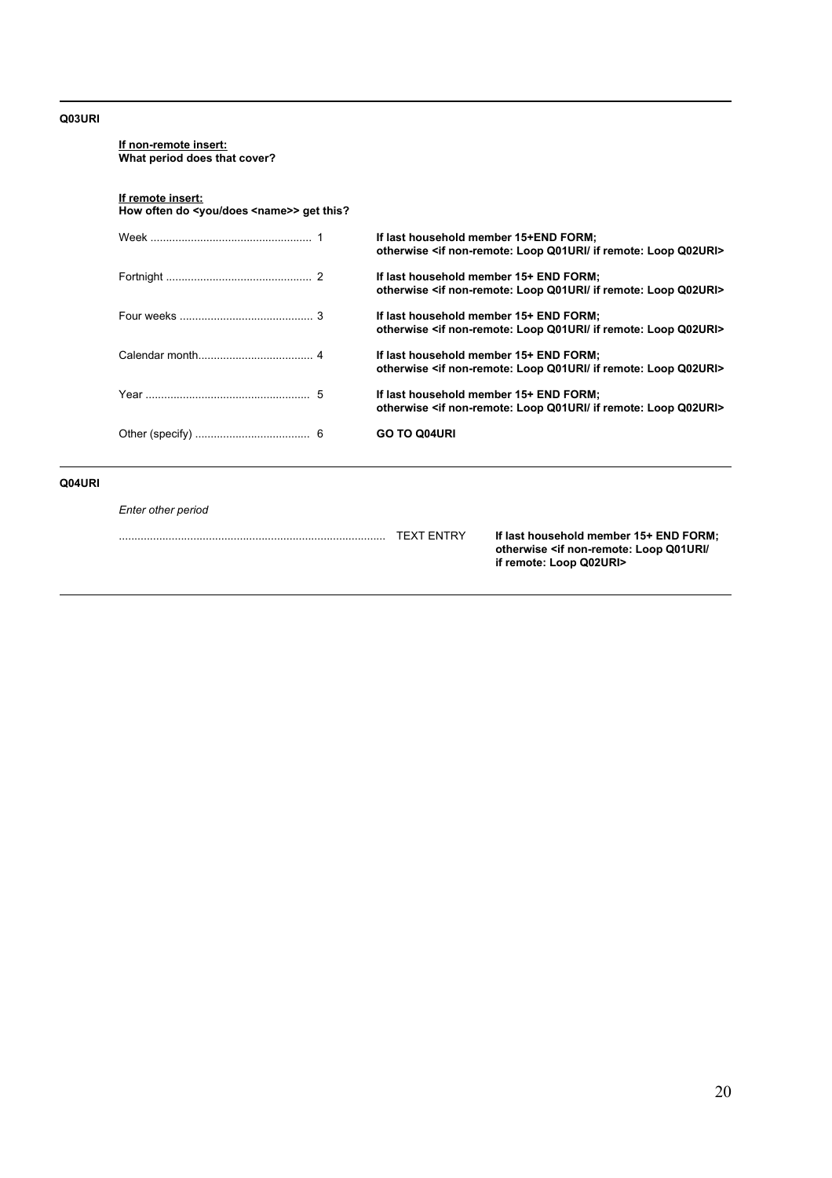**Q03URI**

**If non-remote insert:**
**What period does that cover?**

**If remote insert:**
**How often do <you/does <name>> get this?**

| | |
|---|---|
| Week ..................................................... 1 | **If last household member 15+END FORM; otherwise <if non-remote: Loop Q01URI/ if remote: Loop Q02URI>** |
| Fortnight ............................................... 2 | **If last household member 15+ END FORM; otherwise <if non-remote: Loop Q01URI/ if remote: Loop Q02URI>** |
| Four weeks ........................................... 3 | **If last household member 15+ END FORM; otherwise <if non-remote: Loop Q01URI/ if remote: Loop Q02URI>** |
| Calendar month..................................... 4 | **If last household member 15+ END FORM; otherwise <if non-remote: Loop Q01URI/ if remote: Loop Q02URI>** |
| Year ...................................................... 5 | **If last household member 15+ END FORM; otherwise <if non-remote: Loop Q01URI/ if remote: Loop Q02URI>** |
| Other (specify) ..................................... 6 | **GO TO Q04URI** |

---

**Q04URI**

*Enter other period*

..................................................................................... TEXT ENTRY **If last household member 15+ END FORM; otherwise <if non-remote: Loop Q01URI/ if remote: Loop Q02URI>**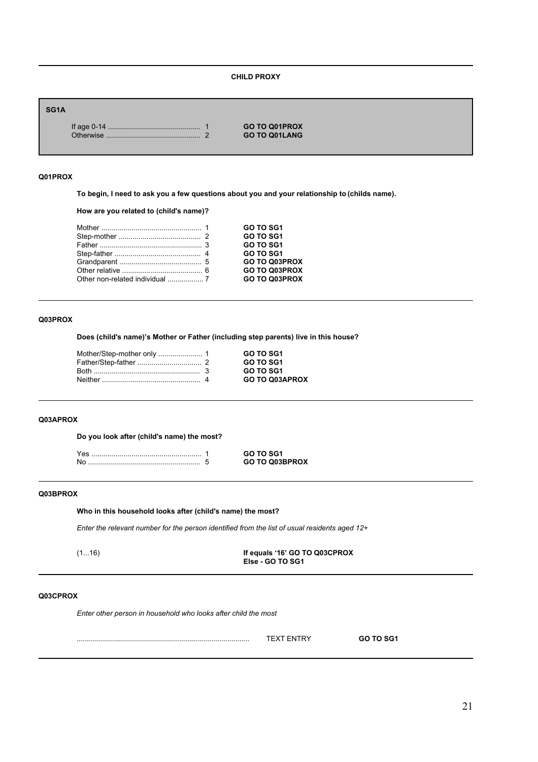**CHILD PROXY**

**SG1A**

| | | |
|---|---|---|
| If age 0-14 | 1 | **GO TO Q01PROX** |
| Otherwise | 2 | **GO TO Q01LANG** |

**Q01PROX**

**To begin, I need to ask you a few questions about you and your relationship to (childs name).**

**How are you related to (child's name)?**

| | | |
|---|---|---|
| Mother | 1 | **GO TO SG1** |
| Step-mother | 2 | **GO TO SG1** |
| Father | 3 | **GO TO SG1** |
| Step-father | 4 | **GO TO SG1** |
| Grandparent | 5 | **GO TO Q03PROX** |
| Other relative | 6 | **GO TO Q03PROX** |
| Other non-related individual | 7 | **GO TO Q03PROX** |

**Q03PROX**

**Does (child's name)'s Mother or Father (including step parents) live in this house?**

| | | |
|---|---|---|
| Mother/Step-mother only | 1 | **GO TO SG1** |
| Father/Step-father | 2 | **GO TO SG1** |
| Both | 3 | **GO TO SG1** |
| Neither | 4 | **GO TO Q03APROX** |

**Q03APROX**

**Do you look after (child's name) the most?**

| | | |
|---|---|---|
| Yes | 1 | **GO TO SG1** |
| No | 5 | **GO TO Q03BPROX** |

**Q03BPROX**

**Who in this household looks after (child's name) the most?**

*Enter the relevant number for the person identified from the list of usual residents aged 12+*

(1...16) **If equals '16' GO TO Q03CPROX**
**Else - GO TO SG1**

**Q03CPROX**

*Enter other person in household who looks after child the most*

........................................ TEXT ENTRY **GO TO SG1**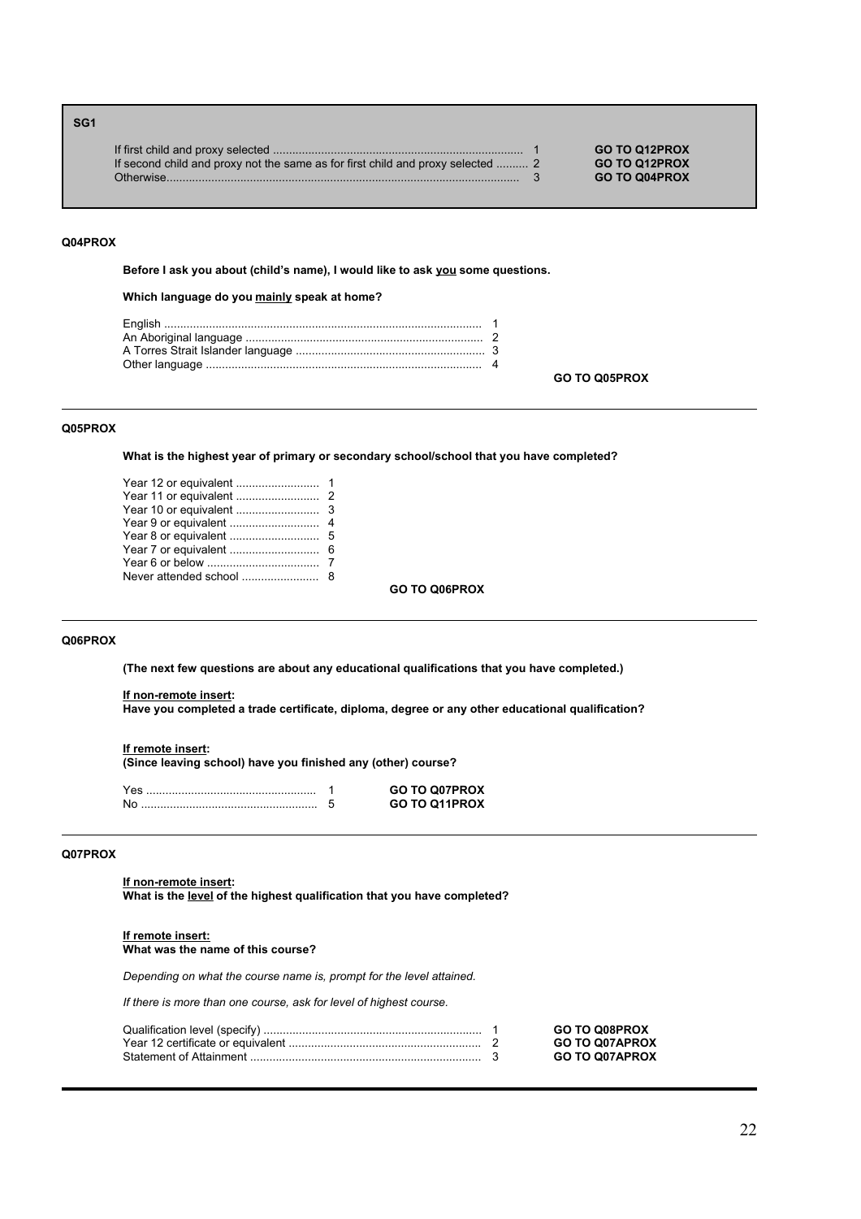**SG1**

| | | |
|---|---|---|
| If first child and proxy selected | 1 | **GO TO Q12PROX** |
| If second child and proxy not the same as for first child and proxy selected | 2 | **GO TO Q12PROX** |
| Otherwise | 3 | **GO TO Q04PROX** |

---

**Q04PROX**

**Before I ask you about (child's name), I would like to ask <u>you</u> some questions.**

**Which language do you <u>mainly</u> speak at home?**

| | |
|---|---|
| English | 1 |
| An Aboriginal language | 2 |
| A Torres Strait Islander language | 3 |
| Other language | 4 |

**GO TO Q05PROX**

---

**Q05PROX**

**What is the highest year of primary or secondary school/school that you have completed?**

| | |
|---|---|
| Year 12 or equivalent | 1 |
| Year 11 or equivalent | 2 |
| Year 10 or equivalent | 3 |
| Year 9 or equivalent | 4 |
| Year 8 or equivalent | 5 |
| Year 7 or equivalent | 6 |
| Year 6 or below | 7 |
| Never attended school | 8 |

**GO TO Q06PROX**

---

**Q06PROX**

**(The next few questions are about any educational qualifications that you have completed.)**

**<u>If non-remote insert</u>:**
**Have you completed a trade certificate, diploma, degree or any other educational qualification?**

**<u>If remote insert</u>:**
**(Since leaving school) have you finished any (other) course?**

| | | |
|---|---|---|
| Yes | 1 | **GO TO Q07PROX** |
| No | 5 | **GO TO Q11PROX** |

---

**Q07PROX**

**<u>If non-remote insert</u>:**
**What is the <u>level</u> of the highest qualification that you have completed?**

**<u>If remote insert:</u>**
**What was the name of this course?**

*Depending on what the course name is, prompt for the level attained.*

*If there is more than one course, ask for level of highest course.*

| | | |
|---|---|---|
| Qualification level (specify) | 1 | **GO TO Q08PROX** |
| Year 12 certificate or equivalent | 2 | **GO TO Q07APROX** |
| Statement of Attainment | 3 | **GO TO Q07APROX** |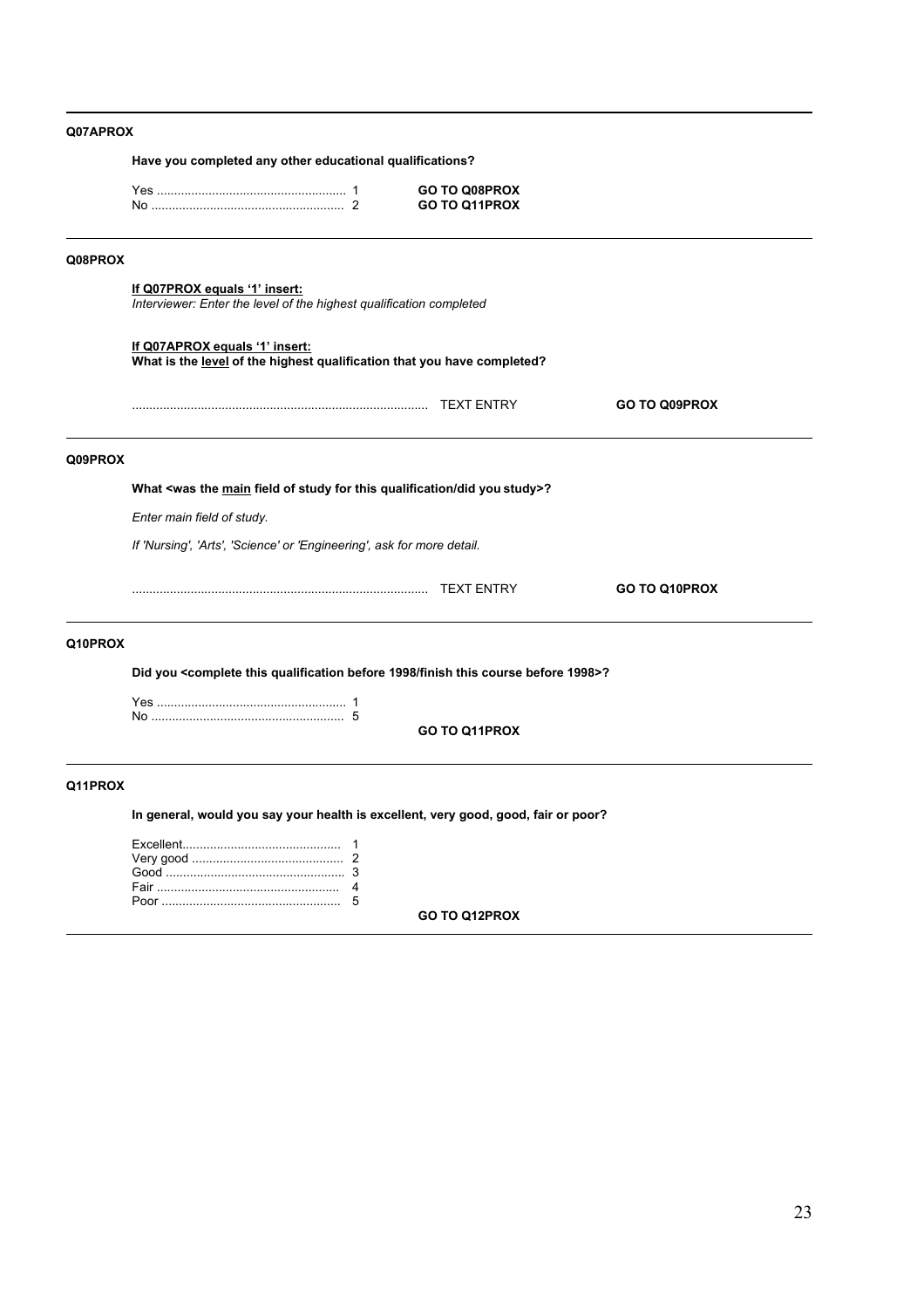**Q07APROX**

**Have you completed any other educational qualifications?**

Yes ...................................................... 1 **GO TO Q08PROX**
No ....................................................... 2 **GO TO Q11PROX**

---

**Q08PROX**

**If Q07PROX equals '1' insert:**
*Interviewer: Enter the level of the highest qualification completed*

**If Q07APROX equals '1' insert:**
**What is the level of the highest qualification that you have completed?**

..................................................................................... TEXT ENTRY **GO TO Q09PROX**

---

**Q09PROX**

**What <was the main field of study for this qualification/did you study>?**

*Enter main field of study.*

*If 'Nursing', 'Arts', 'Science' or 'Engineering', ask for more detail.*

..................................................................................... TEXT ENTRY **GO TO Q10PROX**

---

**Q10PROX**

**Did you <complete this qualification before 1998/finish this course before 1998>?**

Yes ...................................................... 1
No ....................................................... 5

**GO TO Q11PROX**

---

**Q11PROX**

**In general, would you say your health is excellent, very good, good, fair or poor?**

Excellent............................................. 1
Very good ............................................ 2
Good ................................................... 3
Fair ..................................................... 4
Poor ................................................... 5

**GO TO Q12PROX**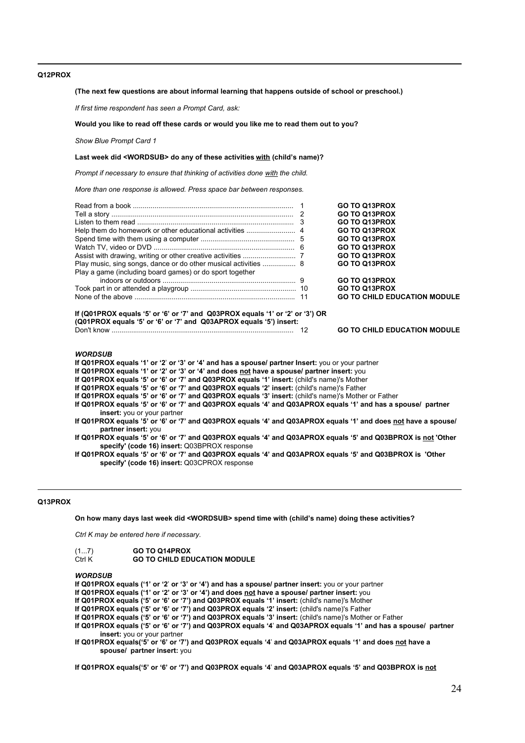**Q12PROX**

**(The next few questions are about informal learning that happens outside of school or preschool.)**

*If first time respondent has seen a Prompt Card, ask:*

**Would you like to read off these cards or would you like me to read them out to you?**

*Show Blue Prompt Card 1*

**Last week did <WORDSUB> do any of these activities with (child's name)?**

*Prompt if necessary to ensure that thinking of activities done with the child.*

*More than one response is allowed. Press space bar between responses.*

| | | |
|---|---|---|
| Read from a book | 1 | **GO TO Q13PROX** |
| Tell a story | 2 | **GO TO Q13PROX** |
| Listen to them read | 3 | **GO TO Q13PROX** |
| Help them do homework or other educational activities | 4 | **GO TO Q13PROX** |
| Spend time with them using a computer | 5 | **GO TO Q13PROX** |
| Watch TV, video or DVD | 6 | **GO TO Q13PROX** |
| Assist with drawing, writing or other creative activities | 7 | **GO TO Q13PROX** |
| Play music, sing songs, dance or do other musical activities | 8 | **GO TO Q13PROX** |
| Play a game (including board games) or do sport together indoors or outdoors | 9 | **GO TO Q13PROX** |
| Took part in or attended a playgroup | 10 | **GO TO Q13PROX** |
| None of the above | 11 | **GO TO CHILD EDUCATION MODULE** |

**If (Q01PROX equals '5' or '6' or '7' and Q03PROX equals '1' or '2' or '3') OR (Q01PROX equals '5' or '6' or '7' and Q03APROX equals '5') insert:**

| | | |
|---|---|---|
| Don't know | 12 | **GO TO CHILD EDUCATION MODULE** |

***WORDSUB***

**If Q01PROX equals '1' or '2' or '3' or '4' and has a spouse/ partner Insert:** you or your partner
**If Q01PROX equals '1' or '2' or '3' or '4' and does not have a spouse/ partner insert:** you
**If Q01PROX equals '5' or '6' or '7' and Q03PROX equals '1' insert:** (child's name)'s Mother
**If Q01PROX equals '5' or '6' or '7' and Q03PROX equals '2' insert:** (child's name)'s Father
**If Q01PROX equals '5' or '6' or '7' and Q03PROX equals '3' insert:** (child's name)'s Mother or Father
**If Q01PROX equals '5' or '6' or '7' and Q03PROX equals '4' and Q03APROX equals '1' and has a spouse/ partner insert:** you or your partner
**If Q01PROX equals '5' or '6' or '7' and Q03PROX equals '4' and Q03APROX equals '1' and does not have a spouse/ partner insert:** you
**If Q01PROX equals '5' or '6' or '7' and Q03PROX equals '4' and Q03APROX equals '5' and Q03BPROX is not 'Other specify' (code 16) insert:** Q03BPROX response
**If Q01PROX equals '5' or '6' or '7' and Q03PROX equals '4' and Q03APROX equals '5' and Q03BPROX is 'Other specify' (code 16) insert:** Q03CPROX response

---

**Q13PROX**

**On how many days last week did <WORDSUB> spend time with (child's name) doing these activities?**

*Ctrl K may be entered here if necessary.*

| | |
|---|---|
| (1...7) | **GO TO Q14PROX** |
| Ctrl K | **GO TO CHILD EDUCATION MODULE** |

***WORDSUB***

**If Q01PROX equals ('1' or '2' or '3' or '4') and has a spouse/ partner insert:** you or your partner
**If Q01PROX equals ('1' or '2' or '3' or '4') and does not have a spouse/ partner insert:** you
**If Q01PROX equals ('5' or '6' or '7') and Q03PROX equals '1' insert:** (child's name)'s Mother
**If Q01PROX equals ('5' or '6' or '7') and Q03PROX equals '2' insert:** (child's name)'s Father
**If Q01PROX equals ('5' or '6' or '7') and Q03PROX equals '3' insert:** (child's name)'s Mother or Father
**If Q01PROX equals ('5' or '6' or '7') and Q03PROX equals '4' and Q03APROX equals '1' and has a spouse/ partner insert:** you or your partner
**If Q01PROX equals('5' or '6' or '7') and Q03PROX equals '4' and Q03APROX equals '1' and does not have a spouse/ partner insert:** you

**If Q01PROX equals('5' or '6' or '7') and Q03PROX equals '4' and Q03APROX equals '5' and Q03BPROX is not**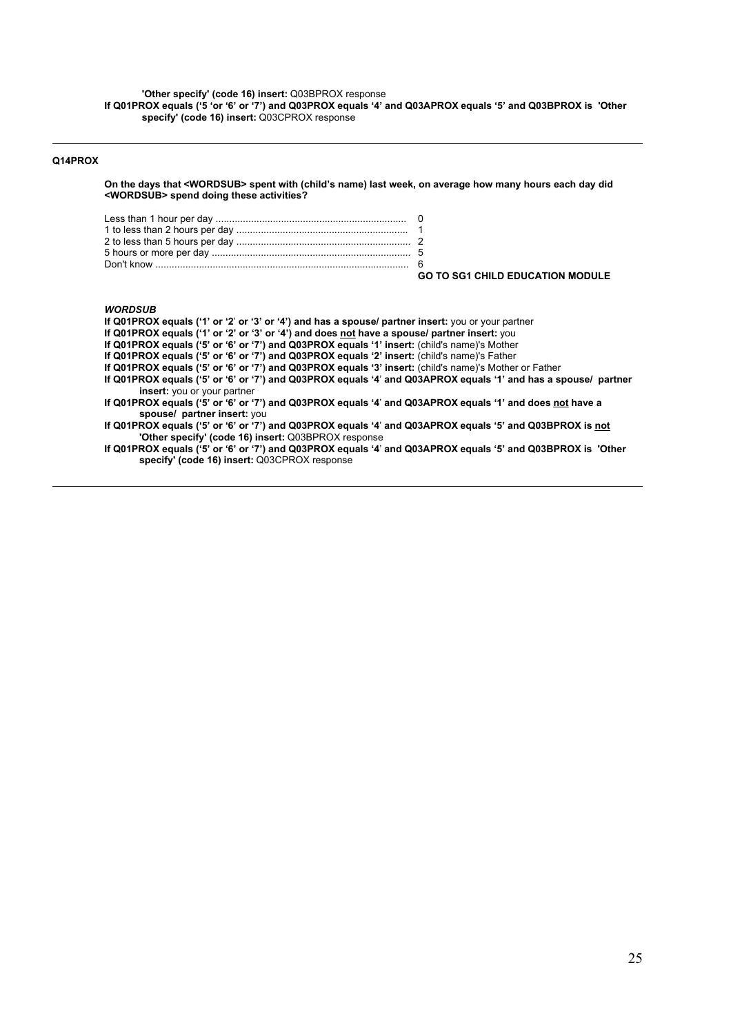**'Other specify' (code 16) insert:** Q03BPROX response
**If Q01PROX equals ('5 'or '6' or '7') and Q03PROX equals '4' and Q03APROX equals '5' and Q03BPROX is 'Other specify' (code 16) insert:** Q03CPROX response

---

**Q14PROX**

**On the days that <WORDSUB> spent with (child's name) last week, on average how many hours each day did <WORDSUB> spend doing these activities?**

Less than 1 hour per day ..................................................................... 0
1 to less than 2 hours per day ............................................................. 1
2 to less than 5 hours per day ............................................................. 2
5 hours or more per day ....................................................................... 5
Don't know ........................................................................................... 6
**GO TO SG1 CHILD EDUCATION MODULE**

***WORDSUB***

**If Q01PROX equals ('1' or '2' or '3' or '4') and has a spouse/ partner insert:** you or your partner
**If Q01PROX equals ('1' or '2' or '3' or '4') and does <u>not</u> have a spouse/ partner insert:** you
**If Q01PROX equals ('5' or '6' or '7') and Q03PROX equals '1' insert:** (child's name)'s Mother
**If Q01PROX equals ('5' or '6' or '7') and Q03PROX equals '2' insert:** (child's name)'s Father
**If Q01PROX equals ('5' or '6' or '7') and Q03PROX equals '3' insert:** (child's name)'s Mother or Father
**If Q01PROX equals ('5' or '6' or '7') and Q03PROX equals '4' and Q03APROX equals '1' and has a spouse/ partner insert:** you or your partner
**If Q01PROX equals ('5' or '6' or '7') and Q03PROX equals '4' and Q03APROX equals '1' and does <u>not</u> have a spouse/ partner insert:** you
**If Q01PROX equals ('5' or '6' or '7') and Q03PROX equals '4' and Q03APROX equals '5' and Q03BPROX is <u>not</u> 'Other specify' (code 16) insert:** Q03BPROX response
**If Q01PROX equals ('5' or '6' or '7') and Q03PROX equals '4' and Q03APROX equals '5' and Q03BPROX is 'Other specify' (code 16) insert:** Q03CPROX response

---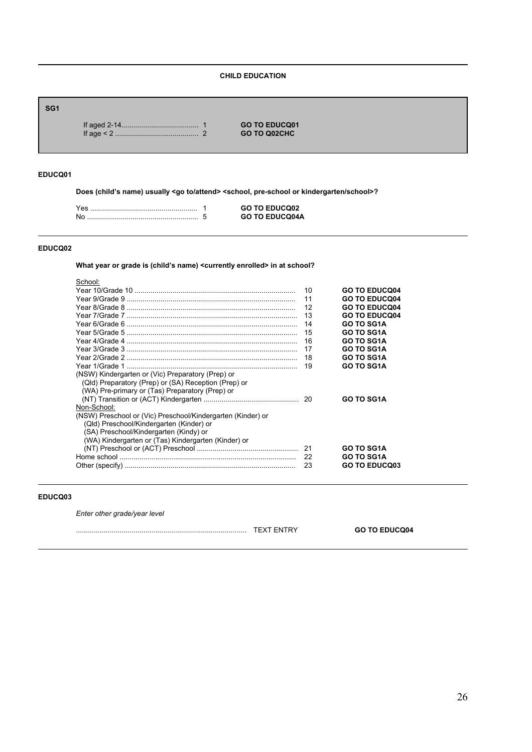## CHILD EDUCATION

**SG1**

| | | |
|---|---|---|
| If aged 2-14 | 1 | **GO TO EDUCQ01** |
| If age < 2 | 2 | **GO TO Q02CHC** |

**EDUCQ01**

**Does (child's name) usually <go to/attend> <school, pre-school or kindergarten/school>?**

| | | |
|---|---|---|
| Yes | 1 | **GO TO EDUCQ02** |
| No | 5 | **GO TO EDUCQ04A** |

**EDUCQ02**

**What year or grade is (child's name) <currently enrolled> in at school?**

| | | |
|---|---|---|
| School: | | |
| Year 10/Grade 10 | 10 | **GO TO EDUCQ04** |
| Year 9/Grade 9 | 11 | **GO TO EDUCQ04** |
| Year 8/Grade 8 | 12 | **GO TO EDUCQ04** |
| Year 7/Grade 7 | 13 | **GO TO EDUCQ04** |
| Year 6/Grade 6 | 14 | **GO TO SG1A** |
| Year 5/Grade 5 | 15 | **GO TO SG1A** |
| Year 4/Grade 4 | 16 | **GO TO SG1A** |
| Year 3/Grade 3 | 17 | **GO TO SG1A** |
| Year 2/Grade 2 | 18 | **GO TO SG1A** |
| Year 1/Grade 1 | 19 | **GO TO SG1A** |
| (NSW) Kindergarten or (Vic) Preparatory (Prep) or (Qld) Preparatory (Prep) or (SA) Reception (Prep) or (WA) Pre-primary or (Tas) Preparatory (Prep) or (NT) Transition or (ACT) Kindergarten | 20 | **GO TO SG1A** |
| Non-School: | | |
| (NSW) Preschool or (Vic) Preschool/Kindergarten (Kinder) or (Qld) Preschool/Kindergarten (Kinder) or (SA) Preschool/Kindergarten (Kindy) or (WA) Kindergarten or (Tas) Kindergarten (Kinder) or (NT) Preschool or (ACT) Preschool | 21 | **GO TO SG1A** |
| Home school | 22 | **GO TO SG1A** |
| Other (specify) | 23 | **GO TO EDUCQ03** |

**EDUCQ03**

*Enter other grade/year level*

| | |
|---|---|
| TEXT ENTRY | **GO TO EDUCQ04** |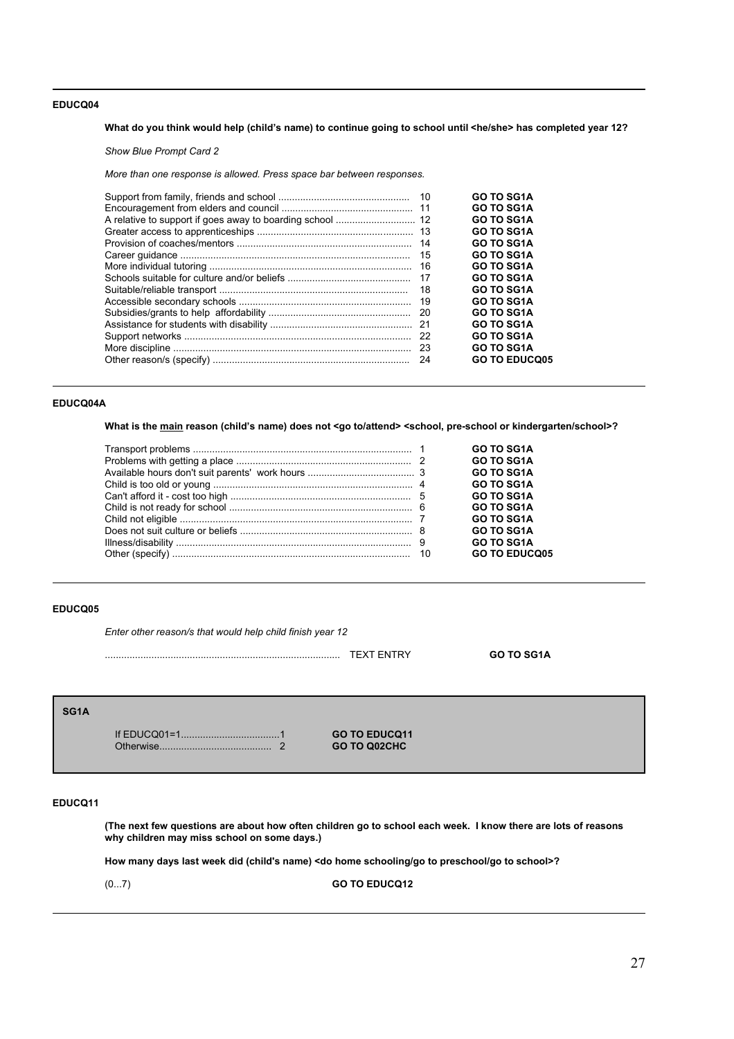**EDUCQ04**

**What do you think would help (child's name) to continue going to school until <he/she> has completed year 12?**

*Show Blue Prompt Card 2*

*More than one response is allowed. Press space bar between responses.*

| | | |
|---|---|---|
| Support from family, friends and school | 10 | **GO TO SG1A** |
| Encouragement from elders and council | 11 | **GO TO SG1A** |
| A relative to support if goes away to boarding school | 12 | **GO TO SG1A** |
| Greater access to apprenticeships | 13 | **GO TO SG1A** |
| Provision of coaches/mentors | 14 | **GO TO SG1A** |
| Career guidance | 15 | **GO TO SG1A** |
| More individual tutoring | 16 | **GO TO SG1A** |
| Schools suitable for culture and/or beliefs | 17 | **GO TO SG1A** |
| Suitable/reliable transport | 18 | **GO TO SG1A** |
| Accessible secondary schools | 19 | **GO TO SG1A** |
| Subsidies/grants to help affordability | 20 | **GO TO SG1A** |
| Assistance for students with disability | 21 | **GO TO SG1A** |
| Support networks | 22 | **GO TO SG1A** |
| More discipline | 23 | **GO TO SG1A** |
| Other reason/s (specify) | 24 | **GO TO EDUCQ05** |

**EDUCQ04A**

**What is the <u>main</u> reason (child's name) does not <go to/attend> <school, pre-school or kindergarten/school>?**

| | | |
|---|---|---|
| Transport problems | 1 | **GO TO SG1A** |
| Problems with getting a place | 2 | **GO TO SG1A** |
| Available hours don't suit parents' work hours | 3 | **GO TO SG1A** |
| Child is too old or young | 4 | **GO TO SG1A** |
| Can't afford it - cost too high | 5 | **GO TO SG1A** |
| Child is not ready for school | 6 | **GO TO SG1A** |
| Child not eligible | 7 | **GO TO SG1A** |
| Does not suit culture or beliefs | 8 | **GO TO SG1A** |
| Illness/disability | 9 | **GO TO SG1A** |
| Other (specify) | 10 | **GO TO EDUCQ05** |

**EDUCQ05**

*Enter other reason/s that would help child finish year 12*

| | |
|---|---|
| TEXT ENTRY | **GO TO SG1A** |

**SG1A**

| | | |
|---|---|---|
| If EDUCQ01=1 | 1 | **GO TO EDUCQ11** |
| Otherwise | 2 | **GO TO Q02CHC** |

**EDUCQ11**

**(The next few questions are about how often children go to school each week. I know there are lots of reasons why children may miss school on some days.)**

**How many days last week did (child's name) <do home schooling/go to preschool/go to school>?**

(0...7) **GO TO EDUCQ12**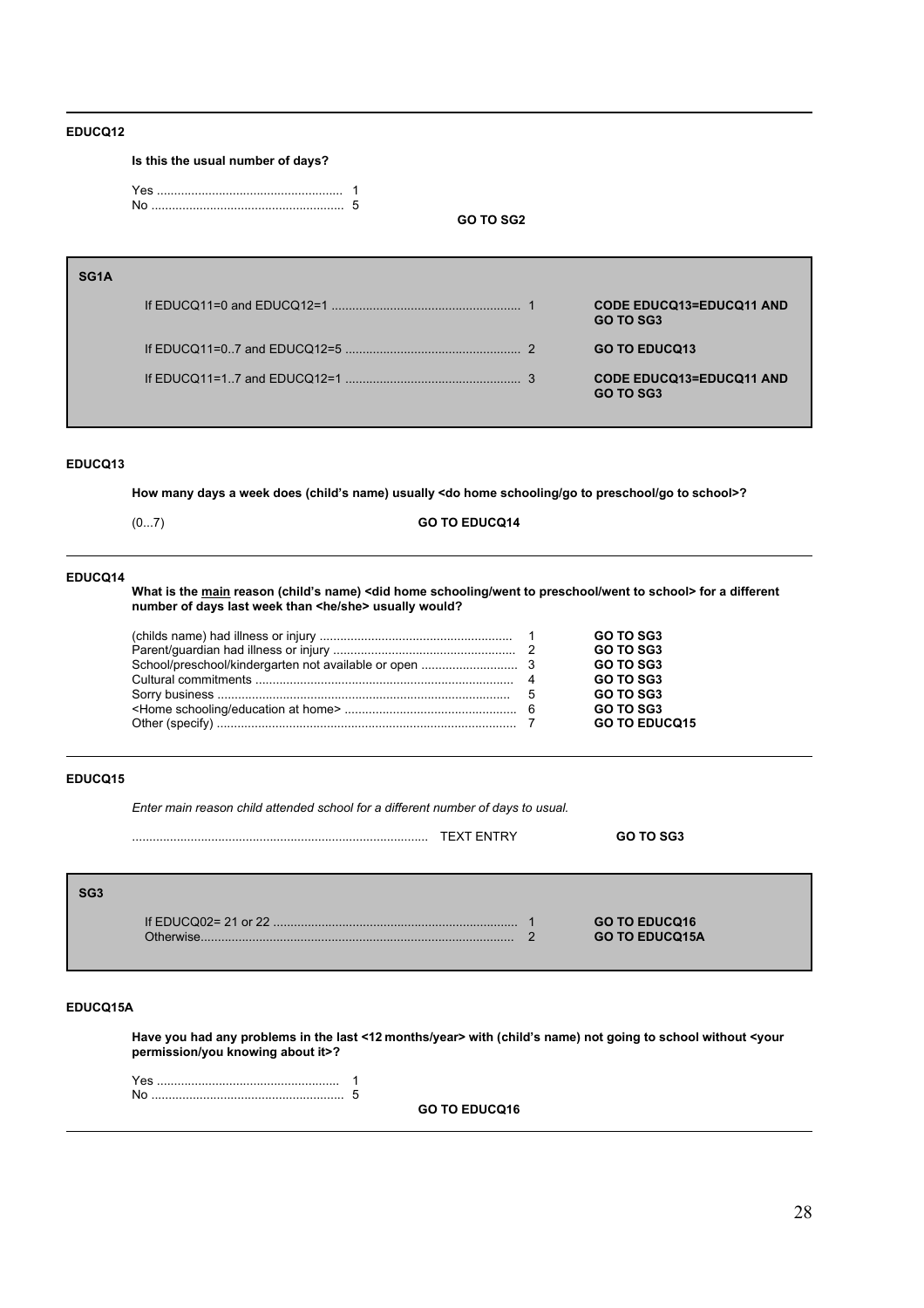**EDUCQ12**

**Is this the usual number of days?**

Yes ...................................................... 1
No ........................................................ 5

**GO TO SG2**

---

**SG1A**

| | | |
|---|---|---|
| If EDUCQ11=0 and EDUCQ12=1 ...................................................... | 1 | **CODE EDUCQ13=EDUCQ11 AND GO TO SG3** |
| If EDUCQ11=0..7 and EDUCQ12=5 .................................................. | 2 | **GO TO EDUCQ13** |
| If EDUCQ11=1..7 and EDUCQ12=1 .................................................. | 3 | **CODE EDUCQ13=EDUCQ11 AND GO TO SG3** |

---

**EDUCQ13**

**How many days a week does (child's name) usually <do home schooling/go to preschool/go to school>?**

(0...7) **GO TO EDUCQ14**

---

**EDUCQ14**

**What is the main reason (child's name) <did home schooling/went to preschool/went to school> for a different number of days last week than <he/she> usually would?**

| | | |
|---|---|---|
| (childs name) had illness or injury ........................................................ | 1 | **GO TO SG3** |
| Parent/guardian had illness or injury ..................................................... | 2 | **GO TO SG3** |
| School/preschool/kindergarten not available or open ............................ | 3 | **GO TO SG3** |
| Cultural commitments .......................................................................... | 4 | **GO TO SG3** |
| Sorry business .................................................................................... | 5 | **GO TO SG3** |
| <Home schooling/education at home> .................................................. | 6 | **GO TO SG3** |
| Other (specify) ...................................................................................... | 7 | **GO TO EDUCQ15** |

---

**EDUCQ15**

*Enter main reason child attended school for a different number of days to usual.*

..................................................................................... TEXT ENTRY **GO TO SG3**

---

**SG3**

| | | |
|---|---|---|
| If EDUCQ02= 21 or 22 ...................................................................... | 1 | **GO TO EDUCQ16** |
| Otherwise......................................................................................... | 2 | **GO TO EDUCQ15A** |

---

**EDUCQ15A**

**Have you had any problems in the last <12 months/year> with (child's name) not going to school without <your permission/you knowing about it>?**

Yes ...................................................... 1
No ........................................................ 5

**GO TO EDUCQ16**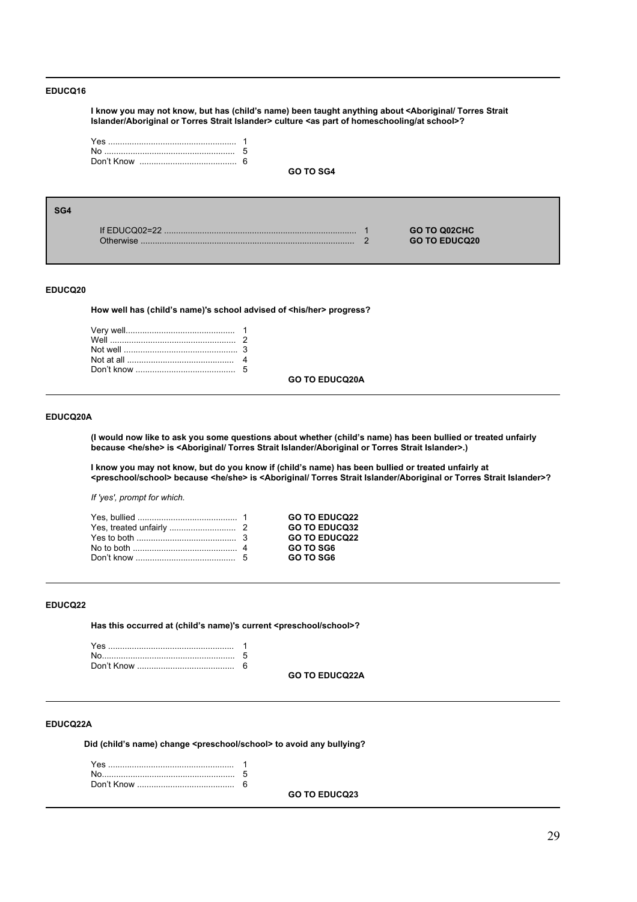### EDUCQ16

**I know you may not know, but has (child's name) been taught anything about <Aboriginal/ Torres Strait Islander/Aboriginal or Torres Strait Islander> culture <as part of homeschooling/at school>?**

| | | |
|---|---|---|
| Yes | 1 | |
| No | 5 | |
| Don't Know | 6 | |
| | | **GO TO SG4** |

### SG4

| | | |
|---|---|---|
| If EDUCQ02=22 | 1 | **GO TO Q02CHC** |
| Otherwise | 2 | **GO TO EDUCQ20** |

### EDUCQ20

**How well has (child's name)'s school advised of <his/her> progress?**

| | | |
|---|---|---|
| Very well | 1 | |
| Well | 2 | |
| Not well | 3 | |
| Not at all | 4 | |
| Don't know | 5 | |
| | | **GO TO EDUCQ20A** |

### EDUCQ20A

**(I would now like to ask you some questions about whether (child's name) has been bullied or treated unfairly because <he/she> is <Aboriginal/ Torres Strait Islander/Aboriginal or Torres Strait Islander>.)**

**I know you may not know, but do you know if (child's name) has been bullied or treated unfairly at <preschool/school> because <he/she> is <Aboriginal/ Torres Strait Islander/Aboriginal or Torres Strait Islander>?**

*If 'yes', prompt for which.*

| | | |
|---|---|---|
| Yes, bullied | 1 | **GO TO EDUCQ22** |
| Yes, treated unfairly | 2 | **GO TO EDUCQ32** |
| Yes to both | 3 | **GO TO EDUCQ22** |
| No to both | 4 | **GO TO SG6** |
| Don't know | 5 | **GO TO SG6** |

### EDUCQ22

**Has this occurred at (child's name)'s current <preschool/school>?**

| | | |
|---|---|---|
| Yes | 1 | |
| No | 5 | |
| Don't Know | 6 | |
| | | **GO TO EDUCQ22A** |

### EDUCQ22A

**Did (child's name) change <preschool/school> to avoid any bullying?**

| | | |
|---|---|---|
| Yes | 1 | |
| No | 5 | |
| Don't Know | 6 | |
| | | **GO TO EDUCQ23** |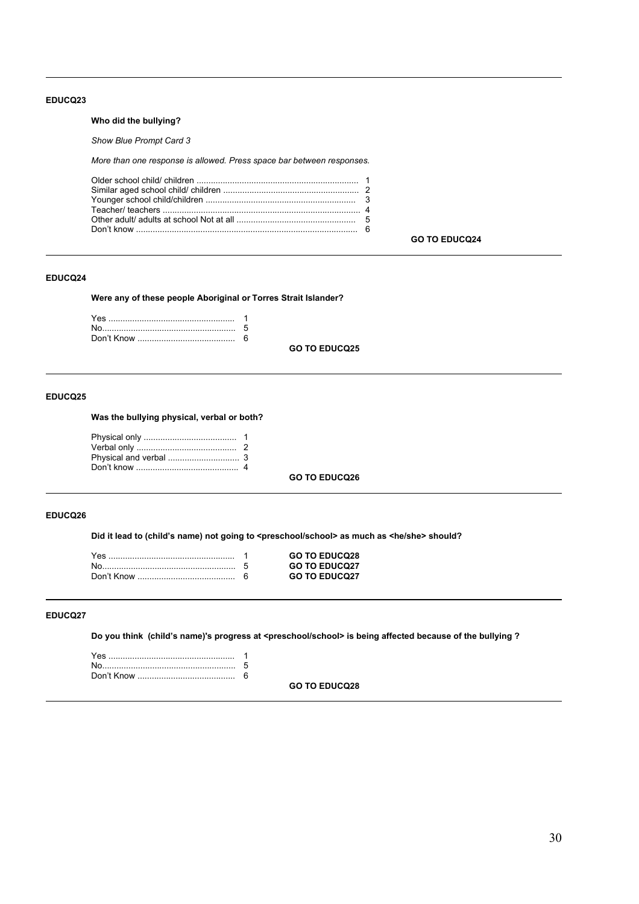---

**EDUCQ23**

**Who did the bullying?**

*Show Blue Prompt Card 3*

*More than one response is allowed. Press space bar between responses.*

| | |
|---|---|
| Older school child/ children | 1 |
| Similar aged school child/ children | 2 |
| Younger school child/children | 3 |
| Teacher/ teachers | 4 |
| Other adult/ adults at school Not at all | 5 |
| Don't know | 6 |

**GO TO EDUCQ24**

---

**EDUCQ24**

**Were any of these people Aboriginal or Torres Strait Islander?**

| | |
|---|---|
| Yes | 1 |
| No | 5 |
| Don't Know | 6 |

**GO TO EDUCQ25**

---

**EDUCQ25**

**Was the bullying physical, verbal or both?**

| | |
|---|---|
| Physical only | 1 |
| Verbal only | 2 |
| Physical and verbal | 3 |
| Don't know | 4 |

**GO TO EDUCQ26**

---

**EDUCQ26**

**Did it lead to (child's name) not going to <preschool/school> as much as <he/she> should?**

| | | |
|---|---|---|
| Yes | 1 | **GO TO EDUCQ28** |
| No | 5 | **GO TO EDUCQ27** |
| Don't Know | 6 | **GO TO EDUCQ27** |

---

**EDUCQ27**

**Do you think (child's name)'s progress at <preschool/school> is being affected because of the bullying ?**

| | |
|---|---|
| Yes | 1 |
| No | 5 |
| Don't Know | 6 |

**GO TO EDUCQ28**

---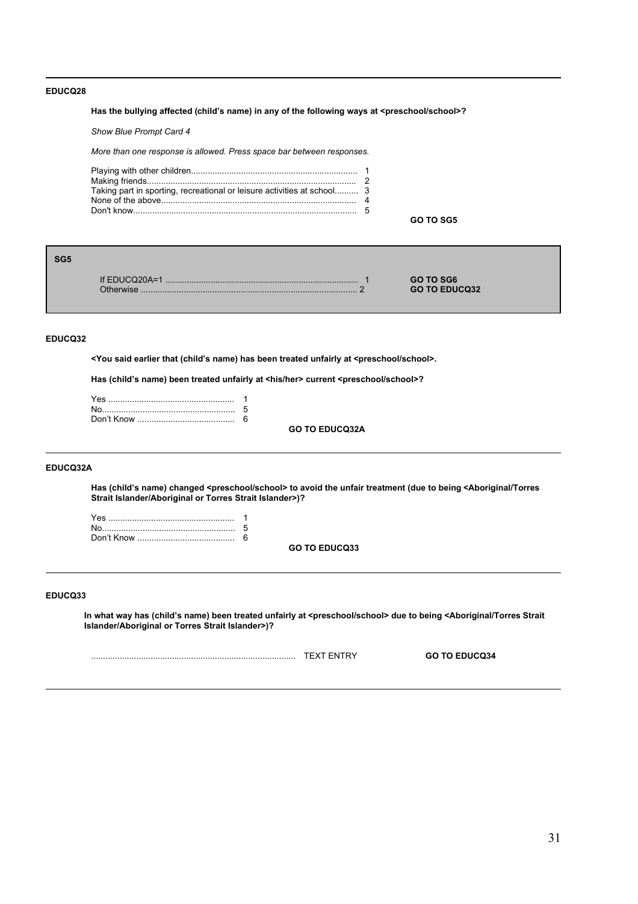**EDUCQ28**

**Has the bullying affected (child's name) in any of the following ways at <preschool/school>?**

*Show Blue Prompt Card 4*

*More than one response is allowed. Press space bar between responses.*

| | | |
|---|---|---|
| Playing with other children | 1 | |
| Making friends | 2 | |
| Taking part in sporting, recreational or leisure activities at school | 3 | |
| None of the above | 4 | |
| Don't know | 5 | |
| | | **GO TO SG5** |

**SG5**

| | | |
|---|---|---|
| If EDUCQ20A=1 | 1 | **GO TO SG6** |
| Otherwise | 2 | **GO TO EDUCQ32** |

**EDUCQ32**

**<You said earlier that (child's name) has been treated unfairly at <preschool/school>.**

**Has (child's name) been treated unfairly at <his/her> current <preschool/school>?**

| | | |
|---|---|---|
| Yes | 1 | |
| No | 5 | |
| Don't Know | 6 | |
| | | **GO TO EDUCQ32A** |

**EDUCQ32A**

**Has (child's name) changed <preschool/school> to avoid the unfair treatment (due to being <Aboriginal/Torres Strait Islander/Aboriginal or Torres Strait Islander>)?**

| | | |
|---|---|---|
| Yes | 1 | |
| No | 5 | |
| Don't Know | 6 | |
| | | **GO TO EDUCQ33** |

**EDUCQ33**

**In what way has (child's name) been treated unfairly at <preschool/school> due to being <Aboriginal/Torres Strait Islander/Aboriginal or Torres Strait Islander>)?**

| | |
|---|---|
| TEXT ENTRY | **GO TO EDUCQ34** |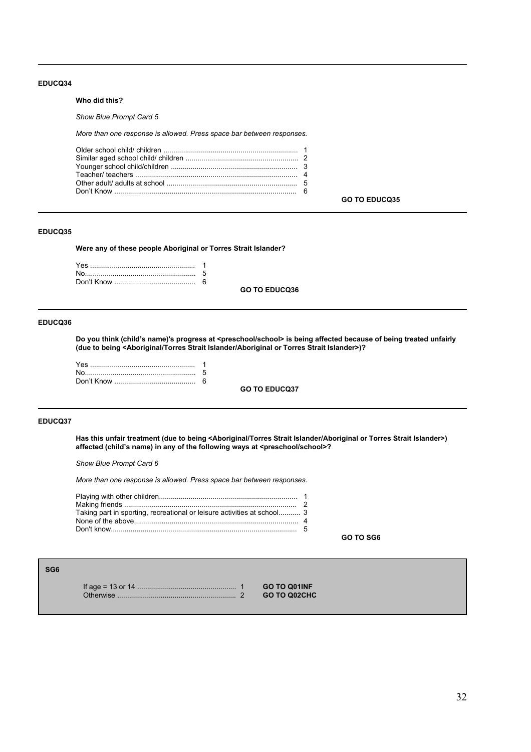**EDUCQ34**

**Who did this?**

*Show Blue Prompt Card 5*

*More than one response is allowed. Press space bar between responses.*

Older school child/ children .................................................................... 1
Similar aged school child/ children ......................................................... 2
Younger school child/children ................................................................ 3
Teacher/ teachers .................................................................................. 4
Other adult/ adults at school .................................................................. 5
Don't Know ............................................................................................ 6

**GO TO EDUCQ35**

---

**EDUCQ35**

**Were any of these people Aboriginal or Torres Strait Islander?**

Yes ..................................................... 1
No........................................................ 5
Don't Know .......................................... 6

**GO TO EDUCQ36**

---

**EDUCQ36**

**Do you think (child's name)'s progress at <preschool/school> is being affected because of being treated unfairly (due to being <Aboriginal/Torres Strait Islander/Aboriginal or Torres Strait Islander>)?**

Yes ..................................................... 1
No........................................................ 5
Don't Know .......................................... 6

**GO TO EDUCQ37**

---

**EDUCQ37**

**Has this unfair treatment (due to being <Aboriginal/Torres Strait Islander/Aboriginal or Torres Strait Islander>) affected (child's name) in any of the following ways at <preschool/school>?**

*Show Blue Prompt Card 6*

*More than one response is allowed. Press space bar between responses.*

Playing with other children...................................................................... 1
Making friends ....................................................................................... 2
Taking part in sporting, recreational or leisure activities at school........... 3
None of the above.................................................................................. 4
Don't know.............................................................................................. 5

**GO TO SG6**

---

**SG6**

If age = 13 or 14 ................................................. 1 **GO TO Q01INF**
Otherwise ........................................................... 2 **GO TO Q02CHC**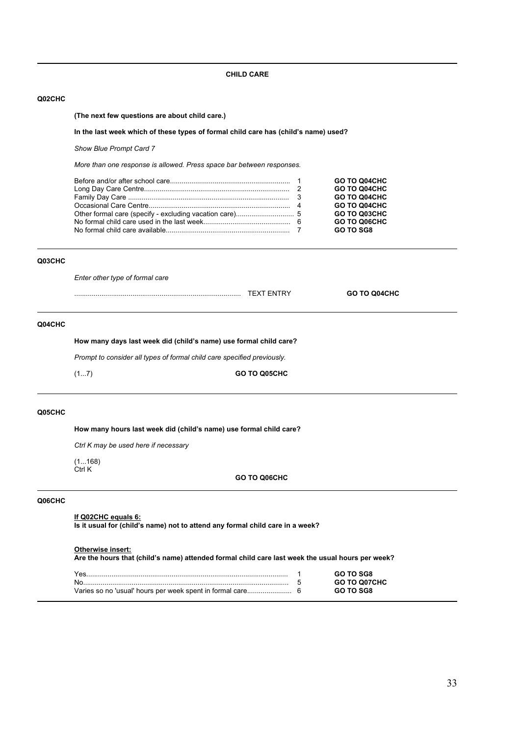## CHILD CARE

**Q02CHC**

**(The next few questions are about child care.)**

**In the last week which of these types of formal child care has (child's name) used?**

*Show Blue Prompt Card 7*

*More than one response is allowed. Press space bar between responses.*

| Response | Code | Routing |
|---|---|---|
| Before and/or after school care | 1 | **GO TO Q04CHC** |
| Long Day Care Centre | 2 | **GO TO Q04CHC** |
| Family Day Care | 3 | **GO TO Q04CHC** |
| Occasional Care Centre | 4 | **GO TO Q04CHC** |
| Other formal care (specify - excluding vacation care) | 5 | **GO TO Q03CHC** |
| No formal child care used in the last week | 6 | **GO TO Q06CHC** |
| No formal child care available | 7 | **GO TO SG8** |

**Q03CHC**

*Enter other type of formal care*

.................................................................................... TEXT ENTRY **GO TO Q04CHC**

**Q04CHC**

**How many days last week did (child's name) use formal child care?**

*Prompt to consider all types of formal child care specified previously.*

(1...7) **GO TO Q05CHC**

**Q05CHC**

**How many hours last week did (child's name) use formal child care?**

*Ctrl K may be used here if necessary*

(1...168)
Ctrl K

**GO TO Q06CHC**

**Q06CHC**

**If Q02CHC equals 6:**
**Is it usual for (child's name) not to attend any formal child care in a week?**

**Otherwise insert:**
**Are the hours that (child's name) attended formal child care last week the usual hours per week?**

| Response | Code | Routing |
|---|---|---|
| Yes | 1 | **GO TO SG8** |
| No | 5 | **GO TO Q07CHC** |
| Varies so no 'usual' hours per week spent in formal care | 6 | **GO TO SG8** |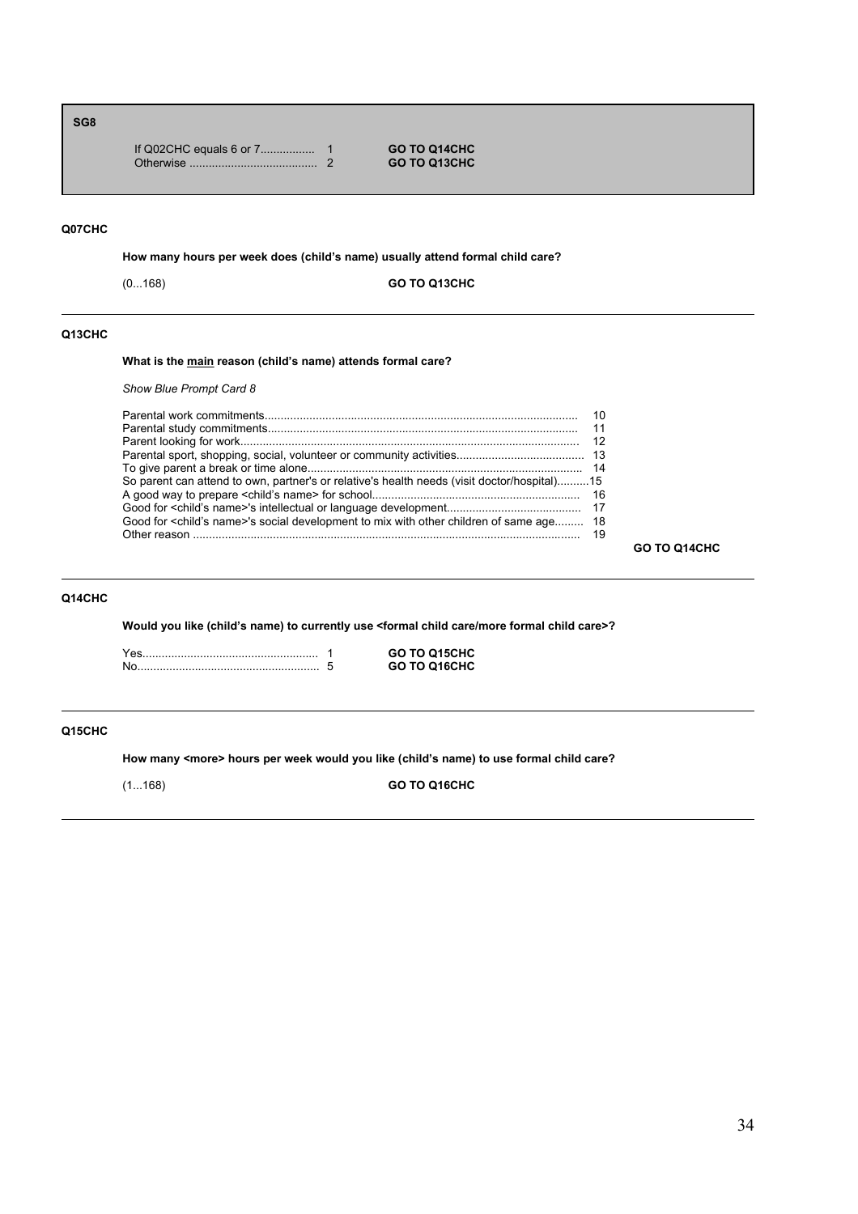**SG8**

| | | |
|---|---|---|
| If Q02CHC equals 6 or 7 | 1 | **GO TO Q14CHC** |
| Otherwise | 2 | **GO TO Q13CHC** |

---

**Q07CHC**

**How many hours per week does (child's name) usually attend formal child care?**

(0...168) **GO TO Q13CHC**

---

**Q13CHC**

**What is the main reason (child's name) attends formal care?**

*Show Blue Prompt Card 8*

| | |
|---|---|
| Parental work commitments | 10 |
| Parental study commitments | 11 |
| Parent looking for work | 12 |
| Parental sport, shopping, social, volunteer or community activities | 13 |
| To give parent a break or time alone | 14 |
| So parent can attend to own, partner's or relative's health needs (visit doctor/hospital) | 15 |
| A good way to prepare <child's name> for school | 16 |
| Good for <child's name>'s intellectual or language development | 17 |
| Good for <child's name>'s social development to mix with other children of same age | 18 |
| Other reason | 19 |

**GO TO Q14CHC**

---

**Q14CHC**

**Would you like (child's name) to currently use <formal child care/more formal child care>?**

| | | |
|---|---|---|
| Yes | 1 | **GO TO Q15CHC** |
| No | 5 | **GO TO Q16CHC** |

---

**Q15CHC**

**How many <more> hours per week would you like (child's name) to use formal child care?**

(1...168) **GO TO Q16CHC**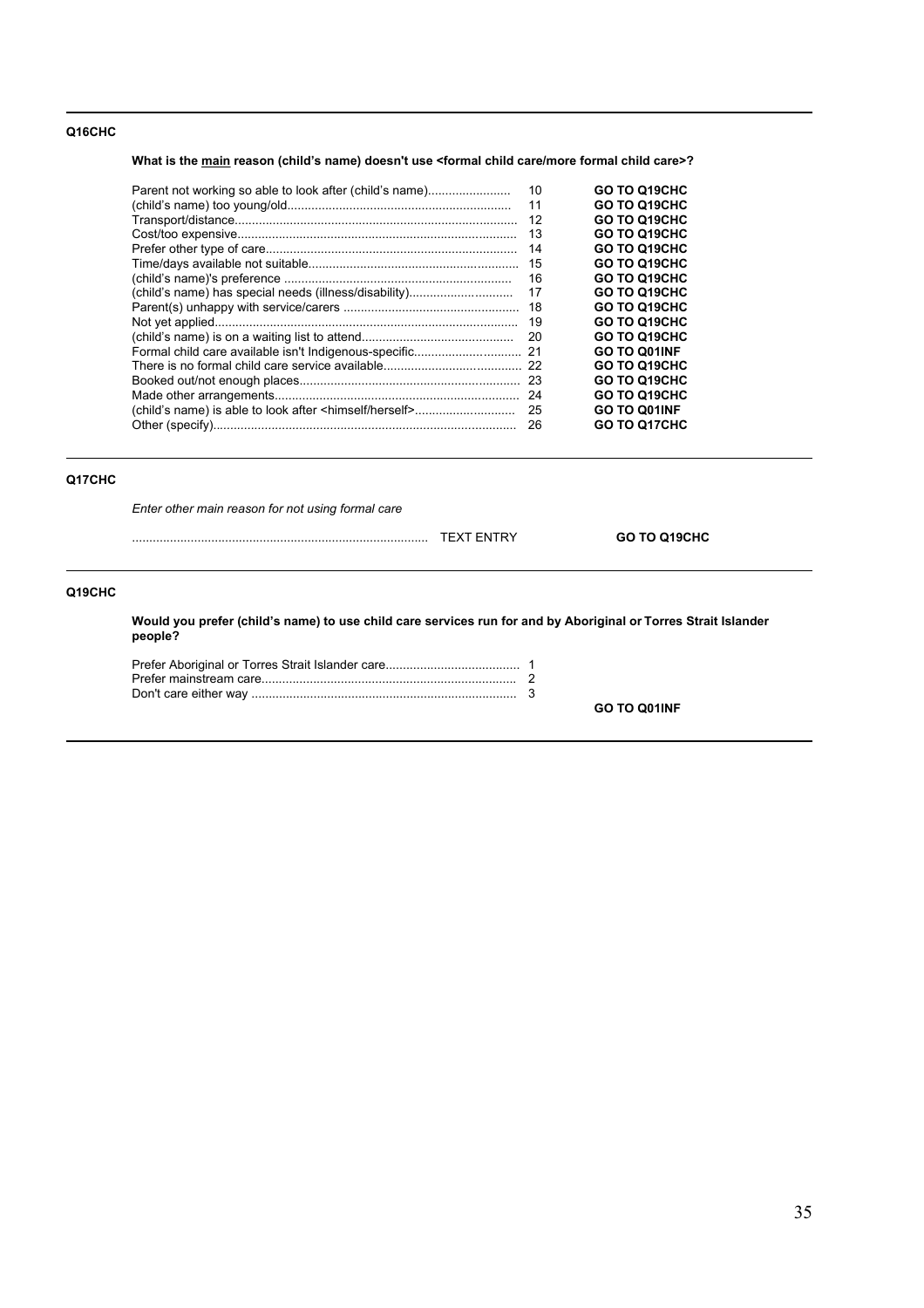**Q16CHC**

**What is the main reason (child's name) doesn't use <formal child care/more formal child care>?**

| Response | Code | Routing |
|---|---|---|
| Parent not working so able to look after (child's name) | 10 | **GO TO Q19CHC** |
| (child's name) too young/old | 11 | **GO TO Q19CHC** |
| Transport/distance | 12 | **GO TO Q19CHC** |
| Cost/too expensive | 13 | **GO TO Q19CHC** |
| Prefer other type of care | 14 | **GO TO Q19CHC** |
| Time/days available not suitable | 15 | **GO TO Q19CHC** |
| (child's name)'s preference | 16 | **GO TO Q19CHC** |
| (child's name) has special needs (illness/disability) | 17 | **GO TO Q19CHC** |
| Parent(s) unhappy with service/carers | 18 | **GO TO Q19CHC** |
| Not yet applied | 19 | **GO TO Q19CHC** |
| (child's name) is on a waiting list to attend | 20 | **GO TO Q19CHC** |
| Formal child care available isn't Indigenous-specific | 21 | **GO TO Q01INF** |
| There is no formal child care service available | 22 | **GO TO Q19CHC** |
| Booked out/not enough places | 23 | **GO TO Q19CHC** |
| Made other arrangements | 24 | **GO TO Q19CHC** |
| (child's name) is able to look after <himself/herself> | 25 | **GO TO Q01INF** |
| Other (specify) | 26 | **GO TO Q17CHC** |

---

**Q17CHC**

*Enter other main reason for not using formal care*

.................................................................................... TEXT ENTRY **GO TO Q19CHC**

---

**Q19CHC**

**Would you prefer (child's name) to use child care services run for and by Aboriginal or Torres Strait Islander people?**

| Response | Code |
|---|---|
| Prefer Aboriginal or Torres Strait Islander care | 1 |
| Prefer mainstream care | 2 |
| Don't care either way | 3 |

**GO TO Q01INF**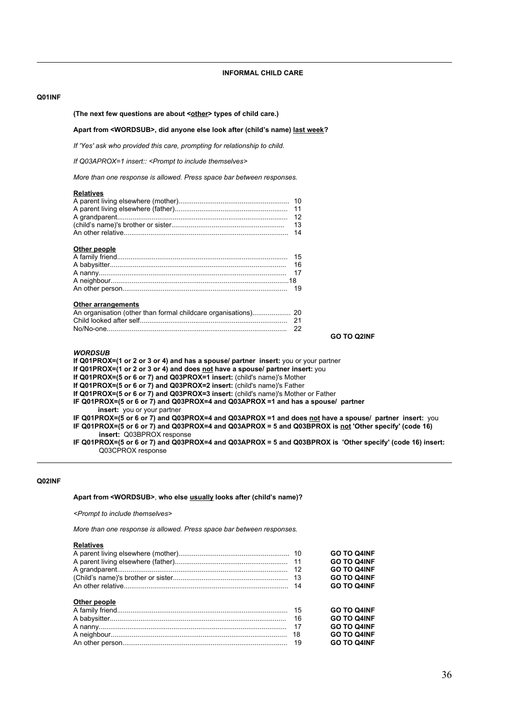## INFORMAL CHILD CARE

**Q01INF**

**(The next few questions are about <other> types of child care.)**

**Apart from <WORDSUB>, did anyone else look after (child's name) last week?**

*If 'Yes' ask who provided this care, prompting for relationship to child.*

*If Q03APROX=1 insert:: <Prompt to include themselves>*

*More than one response is allowed. Press space bar between responses.*

**Relatives**

| | |
|---|---|
| A parent living elsewhere (mother) | 10 |
| A parent living elsewhere (father) | 11 |
| A grandparent | 12 |
| (child's name)'s brother or sister | 13 |
| An other relative | 14 |

**Other people**

| | |
|---|---|
| A family friend | 15 |
| A babysitter | 16 |
| A nanny | 17 |
| A neighbour | 18 |
| An other person | 19 |

**Other arrangements**

| | |
|---|---|
| An organisation (other than formal childcare organisations) | 20 |
| Child looked after self | 21 |
| No/No-one | 22 |

**GO TO Q2INF**

***WORDSUB***

**If Q01PROX=(1 or 2 or 3 or 4) and has a spouse/ partner insert:** you or your partner
**If Q01PROX=(1 or 2 or 3 or 4) and does not have a spouse/ partner insert:** you
**If Q01PROX=(5 or 6 or 7) and Q03PROX=1 insert:** (child's name)'s Mother
**If Q01PROX=(5 or 6 or 7) and Q03PROX=2 insert:** (child's name)'s Father
**If Q01PROX=(5 or 6 or 7) and Q03PROX=3 insert:** (child's name)'s Mother or Father
**IF Q01PROX=(5 or 6 or 7) and Q03PROX=4 and Q03APROX =1 and has a spouse/ partner insert:** you or your partner
**IF Q01PROX=(5 or 6 or 7) and Q03PROX=4 and Q03APROX =1 and does not have a spouse/ partner insert:** you
**IF Q01PROX=(5 or 6 or 7) and Q03PROX=4 and Q03APROX = 5 and Q03BPROX is not 'Other specify' (code 16) insert:** Q03BPROX response
**IF Q01PROX=(5 or 6 or 7) and Q03PROX=4 and Q03APROX = 5 and Q03BPROX is 'Other specify' (code 16) insert:** Q03CPROX response

---

**Q02INF**

**Apart from <WORDSUB>, who else usually looks after (child's name)?**

*<Prompt to include themselves>*

*More than one response is allowed. Press space bar between responses.*

**Relatives**

| | | |
|---|---|---|
| A parent living elsewhere (mother) | 10 | **GO TO Q4INF** |
| A parent living elsewhere (father) | 11 | **GO TO Q4INF** |
| A grandparent | 12 | **GO TO Q4INF** |
| (Child's name)'s brother or sister | 13 | **GO TO Q4INF** |
| An other relative | 14 | **GO TO Q4INF** |

**Other people**

| | | |
|---|---|---|
| A family friend | 15 | **GO TO Q4INF** |
| A babysitter | 16 | **GO TO Q4INF** |
| A nanny | 17 | **GO TO Q4INF** |
| A neighbour | 18 | **GO TO Q4INF** |
| An other person | 19 | **GO TO Q4INF** |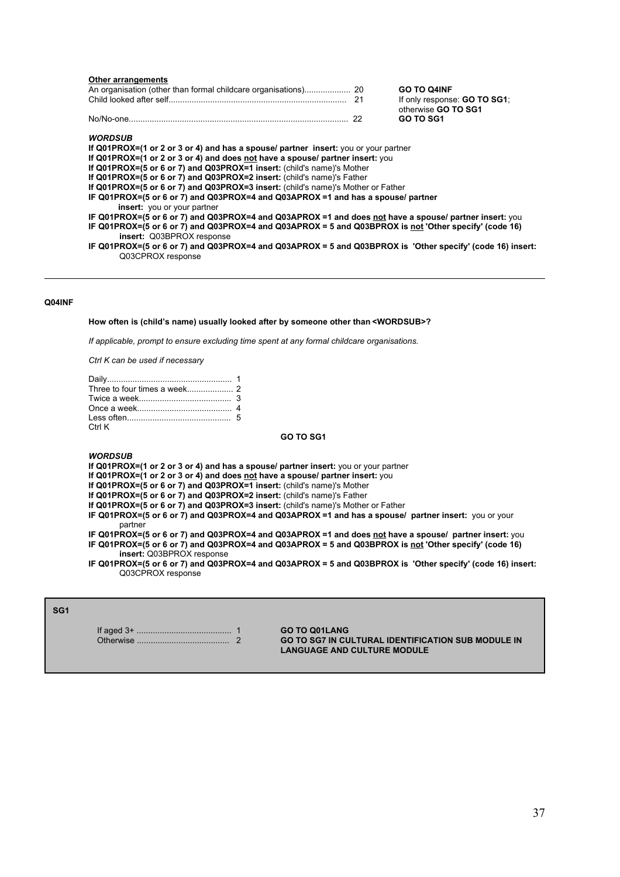**Other arrangements**

| | | |
|---|---|---|
| An organisation (other than formal childcare organisations) | 20 | **GO TO Q4INF** |
| Child looked after self | 21 | If only response: **GO TO SG1**; otherwise **GO TO SG1** |
| No/No-one | 22 | **GO TO SG1** |

***WORDSUB***

**If Q01PROX=(1 or 2 or 3 or 4) and has a spouse/ partner insert:** you or your partner
**If Q01PROX=(1 or 2 or 3 or 4) and does not have a spouse/ partner insert:** you
**If Q01PROX=(5 or 6 or 7) and Q03PROX=1 insert:** (child's name)'s Mother
**If Q01PROX=(5 or 6 or 7) and Q03PROX=2 insert:** (child's name)'s Father
**If Q01PROX=(5 or 6 or 7) and Q03PROX=3 insert:** (child's name)'s Mother or Father
**IF Q01PROX=(5 or 6 or 7) and Q03PROX=4 and Q03APROX =1 and has a spouse/ partner insert:** you or your partner
**IF Q01PROX=(5 or 6 or 7) and Q03PROX=4 and Q03APROX =1 and does not have a spouse/ partner insert:** you
**IF Q01PROX=(5 or 6 or 7) and Q03PROX=4 and Q03APROX = 5 and Q03BPROX is not 'Other specify' (code 16) insert:** Q03BPROX response
**IF Q01PROX=(5 or 6 or 7) and Q03PROX=4 and Q03APROX = 5 and Q03BPROX is 'Other specify' (code 16) insert:** Q03CPROX response

---

**Q04INF**

**How often is (child's name) usually looked after by someone other than <WORDSUB>?**

*If applicable, prompt to ensure excluding time spent at any formal childcare organisations.*

*Ctrl K can be used if necessary*

| | |
|---|---|
| Daily | 1 |
| Three to four times a week | 2 |
| Twice a week | 3 |
| Once a week | 4 |
| Less often | 5 |
| Ctrl K | |

**GO TO SG1**

***WORDSUB***

**If Q01PROX=(1 or 2 or 3 or 4) and has a spouse/ partner insert:** you or your partner
**If Q01PROX=(1 or 2 or 3 or 4) and does not have a spouse/ partner insert:** you
**If Q01PROX=(5 or 6 or 7) and Q03PROX=1 insert:** (child's name)'s Mother
**If Q01PROX=(5 or 6 or 7) and Q03PROX=2 insert:** (child's name)'s Father
**If Q01PROX=(5 or 6 or 7) and Q03PROX=3 insert:** (child's name)'s Mother or Father
**IF Q01PROX=(5 or 6 or 7) and Q03PROX=4 and Q03APROX =1 and has a spouse/ partner insert:** you or your partner
**IF Q01PROX=(5 or 6 or 7) and Q03PROX=4 and Q03APROX =1 and does not have a spouse/ partner insert:** you
**IF Q01PROX=(5 or 6 or 7) and Q03PROX=4 and Q03APROX = 5 and Q03BPROX is not 'Other specify' (code 16) insert:** Q03BPROX response
**IF Q01PROX=(5 or 6 or 7) and Q03PROX=4 and Q03APROX = 5 and Q03BPROX is 'Other specify' (code 16) insert:** Q03CPROX response

---

**SG1**

| | | |
|---|---|---|
| If aged 3+ | 1 | **GO TO Q01LANG** |
| Otherwise | 2 | **GO TO SG7 IN CULTURAL IDENTIFICATION SUB MODULE IN LANGUAGE AND CULTURE MODULE** |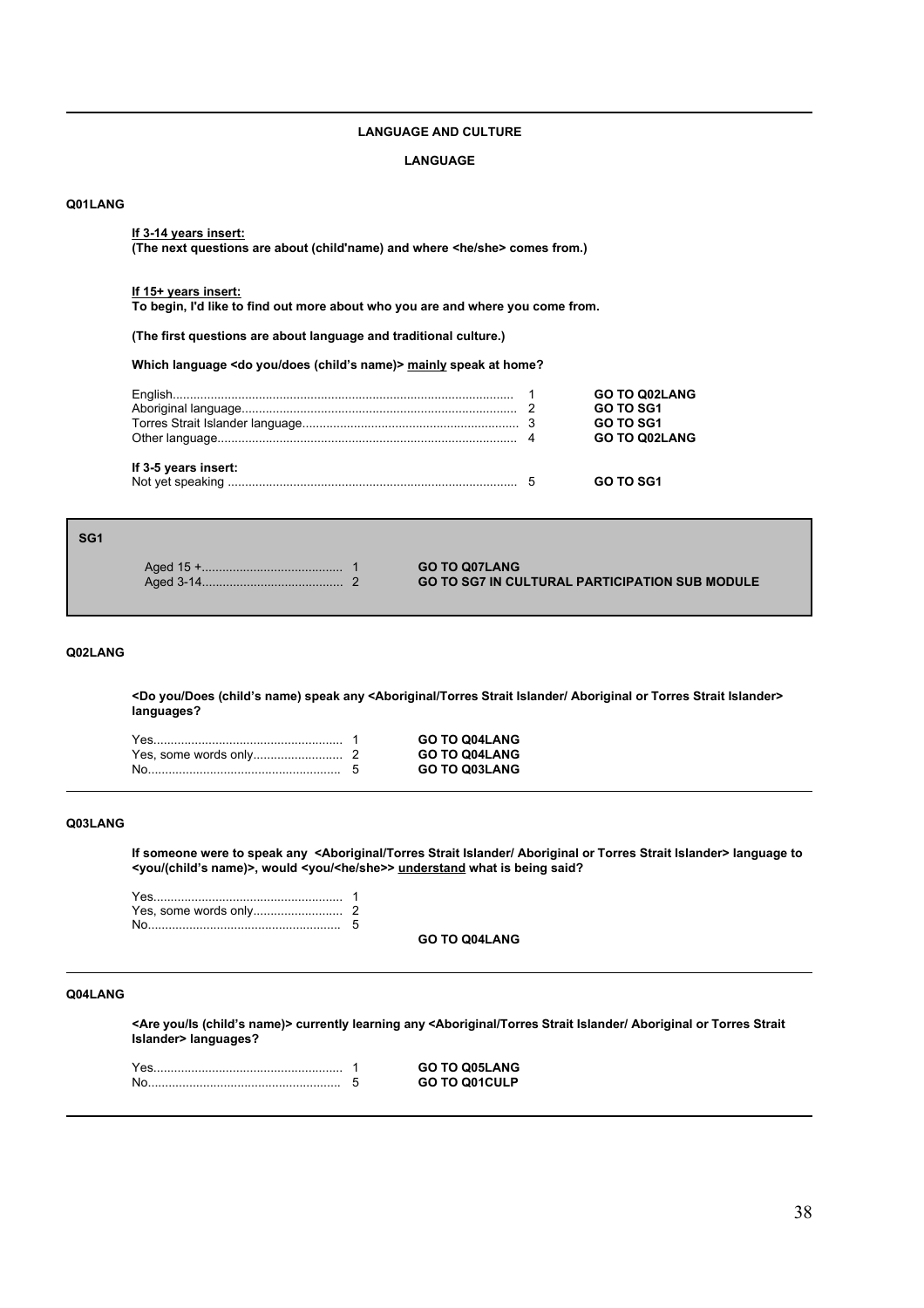## LANGUAGE AND CULTURE

### LANGUAGE

**Q01LANG**

**<u>If 3-14 years insert:</u>**
**(The next questions are about (child'name) and where <he/she> comes from.)**

**<u>If 15+ years insert:</u>**
**To begin, I'd like to find out more about who you are and where you come from.**

**(The first questions are about language and traditional culture.)**

**Which language <do you/does (child's name)> <u>mainly</u> speak at home?**

| | | |
|---|---|---|
| English | 1 | **GO TO Q02LANG** |
| Aboriginal language | 2 | **GO TO SG1** |
| Torres Strait Islander language | 3 | **GO TO SG1** |
| Other language | 4 | **GO TO Q02LANG** |
| **If 3-5 years insert:** | | |
| Not yet speaking | 5 | **GO TO SG1** |

**SG1**

| | | |
|---|---|---|
| Aged 15 + | 1 | **GO TO Q07LANG** |
| Aged 3-14 | 2 | **GO TO SG7 IN CULTURAL PARTICIPATION SUB MODULE** |

**Q02LANG**

**<Do you/Does (child's name) speak any <Aboriginal/Torres Strait Islander/ Aboriginal or Torres Strait Islander> languages?**

| | | |
|---|---|---|
| Yes | 1 | **GO TO Q04LANG** |
| Yes, some words only | 2 | **GO TO Q04LANG** |
| No | 5 | **GO TO Q03LANG** |

**Q03LANG**

**If someone were to speak any <Aboriginal/Torres Strait Islander/ Aboriginal or Torres Strait Islander> language to <you/(child's name)>, would <you/<he/she>> <u>understand</u> what is being said?**

| | |
|---|---|
| Yes | 1 |
| Yes, some words only | 2 |
| No | 5 |

**GO TO Q04LANG**

**Q04LANG**

**<Are you/Is (child's name)> currently learning any <Aboriginal/Torres Strait Islander/ Aboriginal or Torres Strait Islander> languages?**

| | | |
|---|---|---|
| Yes | 1 | **GO TO Q05LANG** |
| No | 5 | **GO TO Q01CULP** |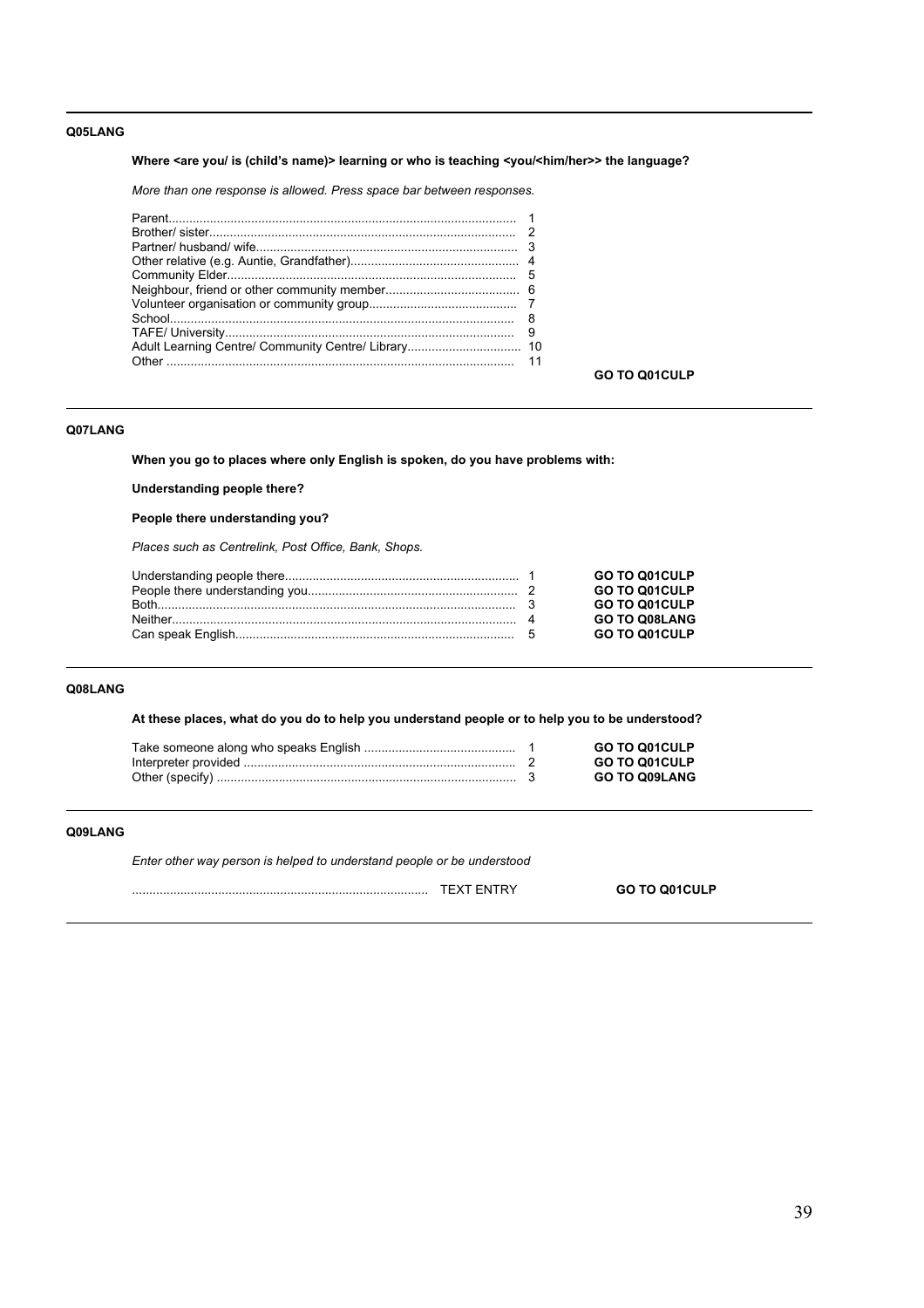**Q05LANG**

**Where <are you/ is (child's name)> learning or who is teaching <you/<him/her>> the language?**

*More than one response is allowed. Press space bar between responses.*

| Response | Code | |
|---|---|---|
| Parent | 1 | |
| Brother/ sister | 2 | |
| Partner/ husband/ wife | 3 | |
| Other relative (e.g. Auntie, Grandfather) | 4 | |
| Community Elder | 5 | |
| Neighbour, friend or other community member | 6 | |
| Volunteer organisation or community group | 7 | |
| School | 8 | |
| TAFE/ University | 9 | |
| Adult Learning Centre/ Community Centre/ Library | 10 | |
| Other | 11 | |
| | | **GO TO Q01CULP** |

**Q07LANG**

**When you go to places where only English is spoken, do you have problems with:**

**Understanding people there?**

**People there understanding you?**

*Places such as Centrelink, Post Office, Bank, Shops.*

| Response | Code | |
|---|---|---|
| Understanding people there | 1 | **GO TO Q01CULP** |
| People there understanding you | 2 | **GO TO Q01CULP** |
| Both | 3 | **GO TO Q01CULP** |
| Neither | 4 | **GO TO Q08LANG** |
| Can speak English | 5 | **GO TO Q01CULP** |

**Q08LANG**

**At these places, what do you do to help you understand people or to help you to be understood?**

| Response | Code | |
|---|---|---|
| Take someone along who speaks English | 1 | **GO TO Q01CULP** |
| Interpreter provided | 2 | **GO TO Q01CULP** |
| Other (specify) | 3 | **GO TO Q09LANG** |

**Q09LANG**

*Enter other way person is helped to understand people or be understood*

.................................................................................... TEXT ENTRY **GO TO Q01CULP**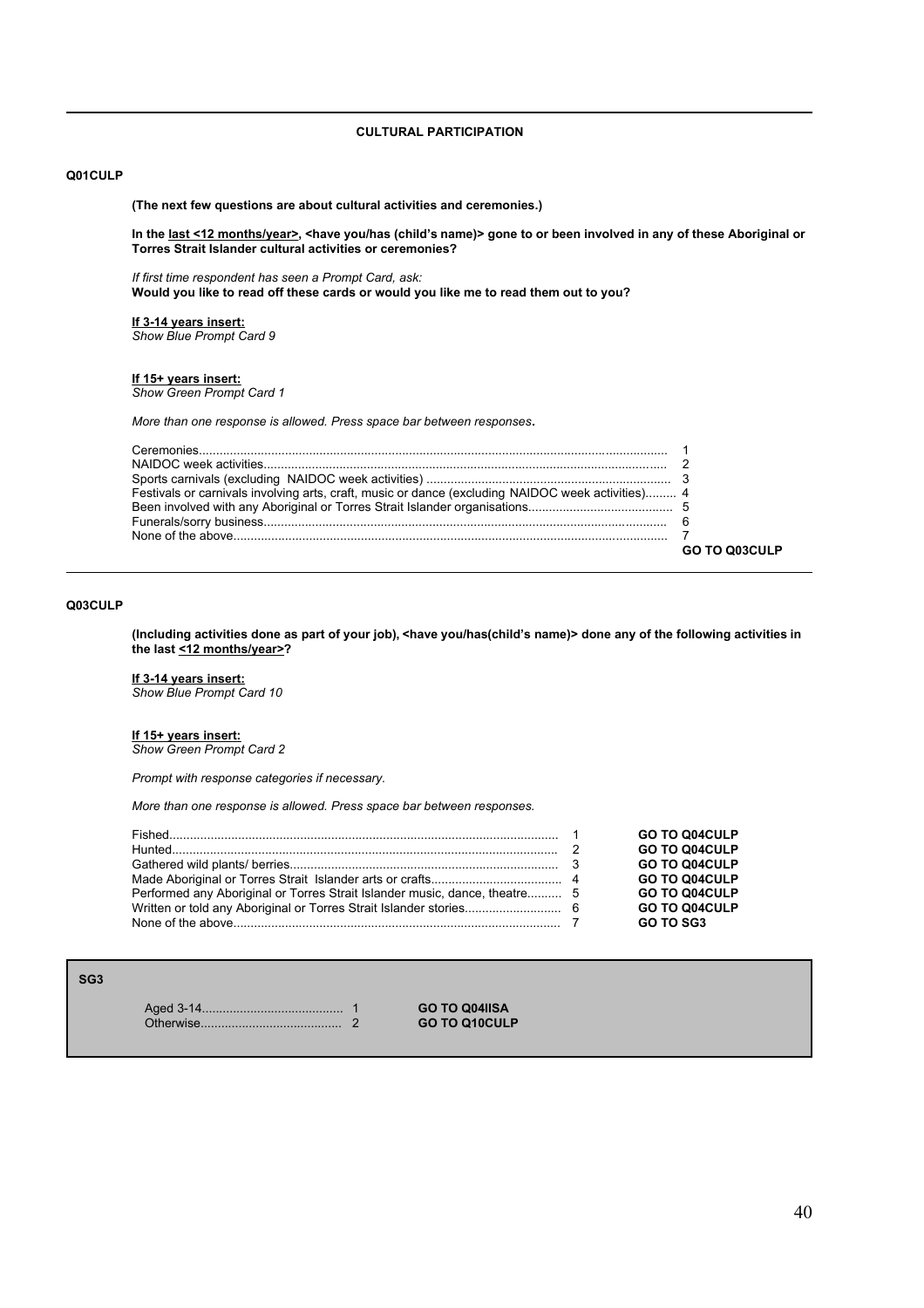## CULTURAL PARTICIPATION

**Q01CULP**

**(The next few questions are about cultural activities and ceremonies.)**

**In the <u>last <12 months/year></u>, <have you/has (child's name)> gone to or been involved in any of these Aboriginal or Torres Strait Islander cultural activities or ceremonies?**

*If first time respondent has seen a Prompt Card, ask:*
**Would you like to read off these cards or would you like me to read them out to you?**

**<u>If 3-14 years insert:</u>**
*Show Blue Prompt Card 9*

**<u>If 15+ years insert:</u>**
*Show Green Prompt Card 1*

*More than one response is allowed. Press space bar between responses.*

| Response | Code | |
|---|---|---|
| Ceremonies | 1 | |
| NAIDOC week activities | 2 | |
| Sports carnivals (excluding NAIDOC week activities) | 3 | |
| Festivals or carnivals involving arts, craft, music or dance (excluding NAIDOC week activities) | 4 | |
| Been involved with any Aboriginal or Torres Strait Islander organisations | 5 | |
| Funerals/sorry business | 6 | |
| None of the above | 7 | |
| | | **GO TO Q03CULP** |

**Q03CULP**

**(Including activities done as part of your job), <have you/has(child's name)> done any of the following activities in the last <u><12 months/year></u>?**

**<u>If 3-14 years insert:</u>**
*Show Blue Prompt Card 10*

**<u>If 15+ years insert:</u>**
*Show Green Prompt Card 2*

*Prompt with response categories if necessary.*

*More than one response is allowed. Press space bar between responses.*

| Response | Code | |
|---|---|---|
| Fished | 1 | **GO TO Q04CULP** |
| Hunted | 2 | **GO TO Q04CULP** |
| Gathered wild plants/ berries | 3 | **GO TO Q04CULP** |
| Made Aboriginal or Torres Strait Islander arts or crafts | 4 | **GO TO Q04CULP** |
| Performed any Aboriginal or Torres Strait Islander music, dance, theatre | 5 | **GO TO Q04CULP** |
| Written or told any Aboriginal or Torres Strait Islander stories | 6 | **GO TO Q04CULP** |
| None of the above | 7 | **GO TO SG3** |

**SG3**

| | | |
|---|---|---|
| Aged 3-14 | 1 | **GO TO Q04IISA** |
| Otherwise | 2 | **GO TO Q10CULP** |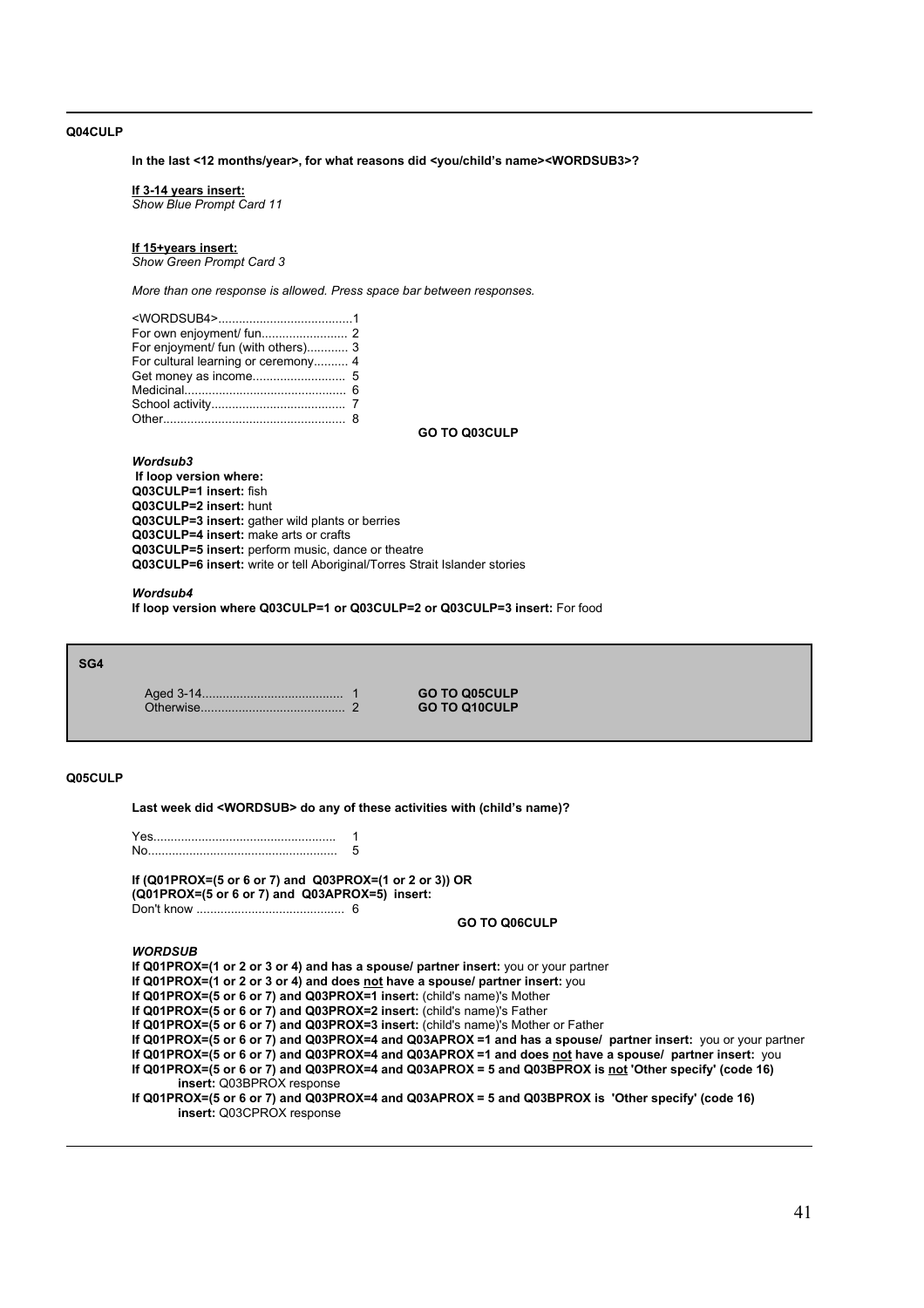**Q04CULP**

**In the last <12 months/year>, for what reasons did <you/child's name><WORDSUB3>?**

**If 3-14 years insert:**
*Show Blue Prompt Card 11*

**If 15+years insert:**
*Show Green Prompt Card 3*

*More than one response is allowed. Press space bar between responses.*

<WORDSUB4>....................................... 1
For own enjoyment/ fun......................... 2
For enjoyment/ fun (with others)............ 3
For cultural learning or ceremony.......... 4
Get money as income........................... 5
Medicinal............................................... 6
School activity....................................... 7
Other..................................................... 8

**GO TO Q03CULP**

***Wordsub3***
**If loop version where:**
**Q03CULP=1 insert:** fish
**Q03CULP=2 insert:** hunt
**Q03CULP=3 insert:** gather wild plants or berries
**Q03CULP=4 insert:** make arts or crafts
**Q03CULP=5 insert:** perform music, dance or theatre
**Q03CULP=6 insert:** write or tell Aboriginal/Torres Strait Islander stories

***Wordsub4***
**If loop version where Q03CULP=1 or Q03CULP=2 or Q03CULP=3 insert:** For food

---

**SG4**

Aged 3-14......................................... 1 **GO TO Q05CULP**
Otherwise.......................................... 2 **GO TO Q10CULP**

---

**Q05CULP**

**Last week did <WORDSUB> do any of these activities with (child's name)?**

Yes..................................................... 1
No....................................................... 5

**If (Q01PROX=(5 or 6 or 7) and Q03PROX=(1 or 2 or 3)) OR**
**(Q01PROX=(5 or 6 or 7) and Q03APROX=5) insert:**
Don't know ........................................... 6

**GO TO Q06CULP**

***WORDSUB***
**If Q01PROX=(1 or 2 or 3 or 4) and has a spouse/ partner insert:** you or your partner
**If Q01PROX=(1 or 2 or 3 or 4) and does not have a spouse/ partner insert:** you
**If Q01PROX=(5 or 6 or 7) and Q03PROX=1 insert:** (child's name)'s Mother
**If Q01PROX=(5 or 6 or 7) and Q03PROX=2 insert:** (child's name)'s Father
**If Q01PROX=(5 or 6 or 7) and Q03PROX=3 insert:** (child's name)'s Mother or Father
**If Q01PROX=(5 or 6 or 7) and Q03PROX=4 and Q03APROX =1 and has a spouse/ partner insert:** you or your partner
**If Q01PROX=(5 or 6 or 7) and Q03PROX=4 and Q03APROX =1 and does not have a spouse/ partner insert:** you
**If Q01PROX=(5 or 6 or 7) and Q03PROX=4 and Q03APROX = 5 and Q03BPROX is not 'Other specify' (code 16) insert:** Q03BPROX response
**If Q01PROX=(5 or 6 or 7) and Q03PROX=4 and Q03APROX = 5 and Q03BPROX is 'Other specify' (code 16) insert:** Q03CPROX response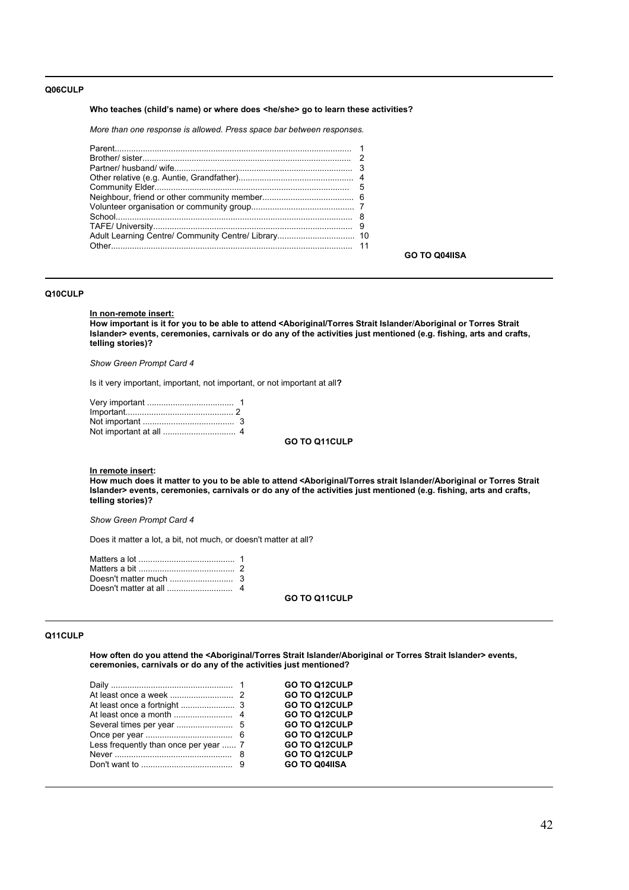### Q06CULP

**Who teaches (child's name) or where does <he/she> go to learn these activities?**

*More than one response is allowed. Press space bar between responses.*

| Response | Code | |
|---|---|---|
| Parent | 1 | |
| Brother/ sister | 2 | |
| Partner/ husband/ wife | 3 | |
| Other relative (e.g. Auntie, Grandfather) | 4 | |
| Community Elder | 5 | |
| Neighbour, friend or other community member | 6 | |
| Volunteer organisation or community group | 7 | |
| School | 8 | |
| TAFE/ University | 9 | |
| Adult Learning Centre/ Community Centre/ Library | 10 | |
| Other | 11 | |
| | | **GO TO Q04IISA** |

### Q10CULP

**In non-remote insert:**

**How important is it for you to be able to attend <Aboriginal/Torres Strait Islander/Aboriginal or Torres Strait Islander> events, ceremonies, carnivals or do any of the activities just mentioned (e.g. fishing, arts and crafts, telling stories)?**

*Show Green Prompt Card 4*

Is it very important, important, not important, or not important at all**?**

| Response | Code | |
|---|---|---|
| Very important | 1 | |
| Important | 2 | |
| Not important | 3 | |
| Not important at all | 4 | |
| | | **GO TO Q11CULP** |

**In remote insert:**

**How much does it matter to you to be able to attend <Aboriginal/Torres strait Islander/Aboriginal or Torres Strait Islander> events, ceremonies, carnivals or do any of the activities just mentioned (e.g. fishing, arts and crafts, telling stories)?**

*Show Green Prompt Card 4*

Does it matter a lot, a bit, not much, or doesn't matter at all?

| Response | Code | |
|---|---|---|
| Matters a lot | 1 | |
| Matters a bit | 2 | |
| Doesn't matter much | 3 | |
| Doesn't matter at all | 4 | |
| | | **GO TO Q11CULP** |

### Q11CULP

**How often do you attend the <Aboriginal/Torres Strait Islander/Aboriginal or Torres Strait Islander> events, ceremonies, carnivals or do any of the activities just mentioned?**

| Response | Code | |
|---|---|---|
| Daily | 1 | **GO TO Q12CULP** |
| At least once a week | 2 | **GO TO Q12CULP** |
| At least once a fortnight | 3 | **GO TO Q12CULP** |
| At least once a month | 4 | **GO TO Q12CULP** |
| Several times per year | 5 | **GO TO Q12CULP** |
| Once per year | 6 | **GO TO Q12CULP** |
| Less frequently than once per year | 7 | **GO TO Q12CULP** |
| Never | 8 | **GO TO Q12CULP** |
| Don't want to | 9 | **GO TO Q04IISA** |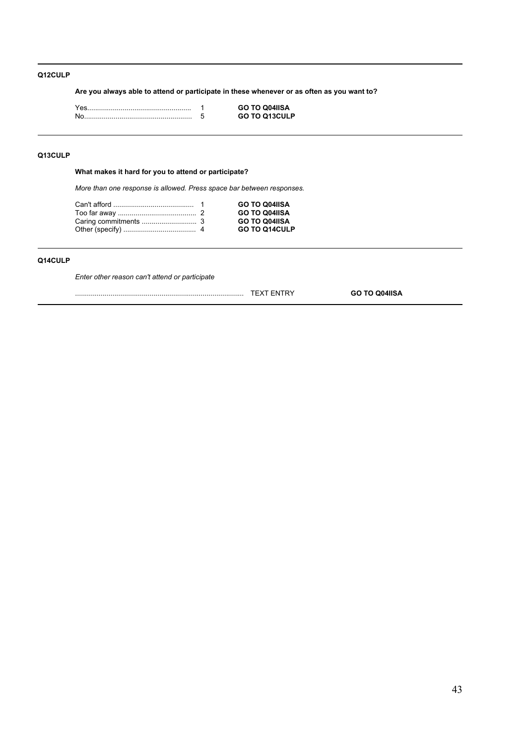**Q12CULP**

**Are you always able to attend or participate in these whenever or as often as you want to?**

| | | |
|---|---|---|
| Yes | 1 | **GO TO Q04IISA** |
| No | 5 | **GO TO Q13CULP** |

---

**Q13CULP**

**What makes it hard for you to attend or participate?**

*More than one response is allowed. Press space bar between responses.*

| | | |
|---|---|---|
| Can't afford | 1 | **GO TO Q04IISA** |
| Too far away | 2 | **GO TO Q04IISA** |
| Caring commitments | 3 | **GO TO Q04IISA** |
| Other (specify) | 4 | **GO TO Q14CULP** |

---

**Q14CULP**

*Enter other reason can't attend or participate*

| | |
|---|---|
| TEXT ENTRY | **GO TO Q04IISA** |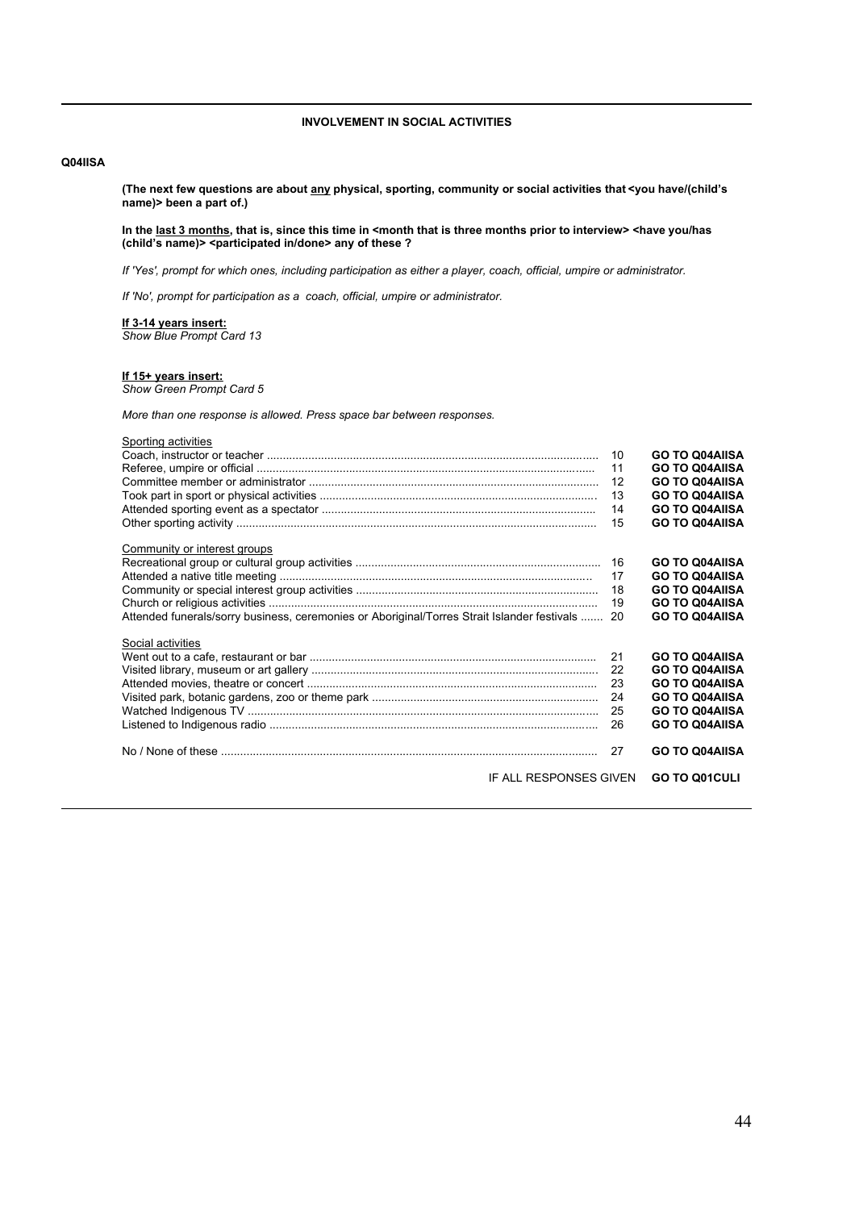## INVOLVEMENT IN SOCIAL ACTIVITIES

**Q04IISA**

**(The next few questions are about <u>any</u> physical, sporting, community or social activities that <you have/(child's name)> been a part of.)**

**In the <u>last 3 months</u>, that is, since this time in <month that is three months prior to interview> <have you/has (child's name)> <participated in/done> any of these ?**

*If 'Yes', prompt for which ones, including participation as either a player, coach, official, umpire or administrator.*

*If 'No', prompt for participation as a coach, official, umpire or administrator.*

**<u>If 3-14 years insert:</u>**
*Show Blue Prompt Card 13*

**<u>If 15+ years insert:</u>**
*Show Green Prompt Card 5*

*More than one response is allowed. Press space bar between responses.*

| Response | Code | Routing |
|---|---|---|
| <u>Sporting activities</u> | | |
| Coach, instructor or teacher | 10 | **GO TO Q04AIISA** |
| Referee, umpire or official | 11 | **GO TO Q04AIISA** |
| Committee member or administrator | 12 | **GO TO Q04AIISA** |
| Took part in sport or physical activities | 13 | **GO TO Q04AIISA** |
| Attended sporting event as a spectator | 14 | **GO TO Q04AIISA** |
| Other sporting activity | 15 | **GO TO Q04AIISA** |
| <u>Community or interest groups</u> | | |
| Recreational group or cultural group activities | 16 | **GO TO Q04AIISA** |
| Attended a native title meeting | 17 | **GO TO Q04AIISA** |
| Community or special interest group activities | 18 | **GO TO Q04AIISA** |
| Church or religious activities | 19 | **GO TO Q04AIISA** |
| Attended funerals/sorry business, ceremonies or Aboriginal/Torres Strait Islander festivals | 20 | **GO TO Q04AIISA** |
| <u>Social activities</u> | | |
| Went out to a cafe, restaurant or bar | 21 | **GO TO Q04AIISA** |
| Visited library, museum or art gallery | 22 | **GO TO Q04AIISA** |
| Attended movies, theatre or concert | 23 | **GO TO Q04AIISA** |
| Visited park, botanic gardens, zoo or theme park | 24 | **GO TO Q04AIISA** |
| Watched Indigenous TV | 25 | **GO TO Q04AIISA** |
| Listened to Indigenous radio | 26 | **GO TO Q04AIISA** |
| No / None of these | 27 | **GO TO Q04AIISA** |
| IF ALL RESPONSES GIVEN | | **GO TO Q01CULI** |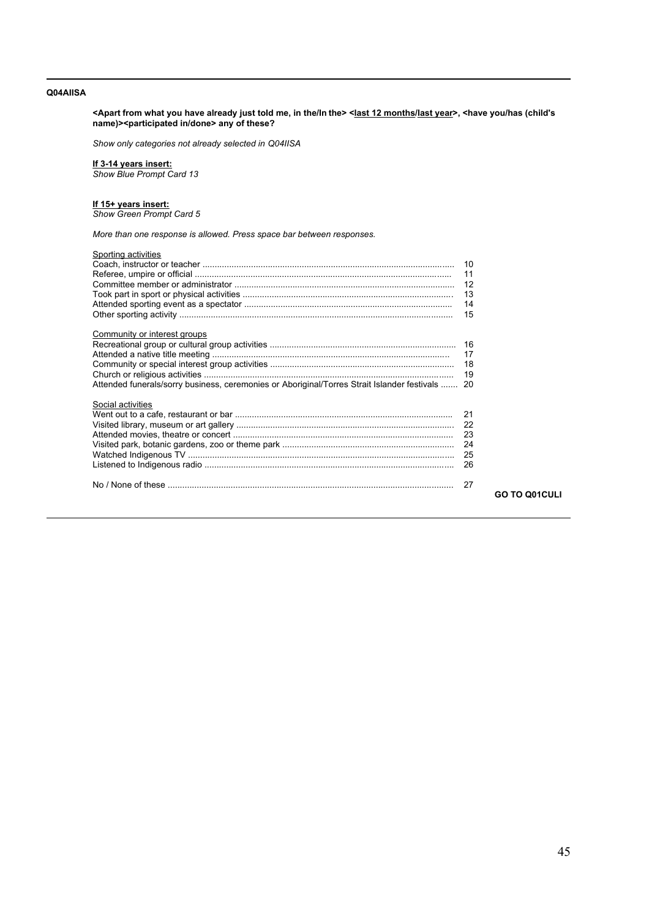**Q04AIISA**

**<Apart from what you have already just told me, in the/In the> <last 12 months/last year>, <have you/has (child's name)><participated in/done> any of these?**

*Show only categories not already selected in Q04IISA*

**If 3-14 years insert:**
*Show Blue Prompt Card 13*

**If 15+ years insert:**
*Show Green Prompt Card 5*

*More than one response is allowed. Press space bar between responses.*

Sporting activities

| | | |
|---|---|---|
| Coach, instructor or teacher | 10 | |
| Referee, umpire or official | 11 | |
| Committee member or administrator | 12 | |
| Took part in sport or physical activities | 13 | |
| Attended sporting event as a spectator | 14 | |
| Other sporting activity | 15 | |

Community or interest groups

| | | |
|---|---|---|
| Recreational group or cultural group activities | 16 | |
| Attended a native title meeting | 17 | |
| Community or special interest group activities | 18 | |
| Church or religious activities | 19 | |
| Attended funerals/sorry business, ceremonies or Aboriginal/Torres Strait Islander festivals | 20 | |

Social activities

| | | |
|---|---|---|
| Went out to a cafe, restaurant or bar | 21 | |
| Visited library, museum or art gallery | 22 | |
| Attended movies, theatre or concert | 23 | |
| Visited park, botanic gardens, zoo or theme park | 24 | |
| Watched Indigenous TV | 25 | |
| Listened to Indigenous radio | 26 | |
| No / None of these | 27 | **GO TO Q01CULI** |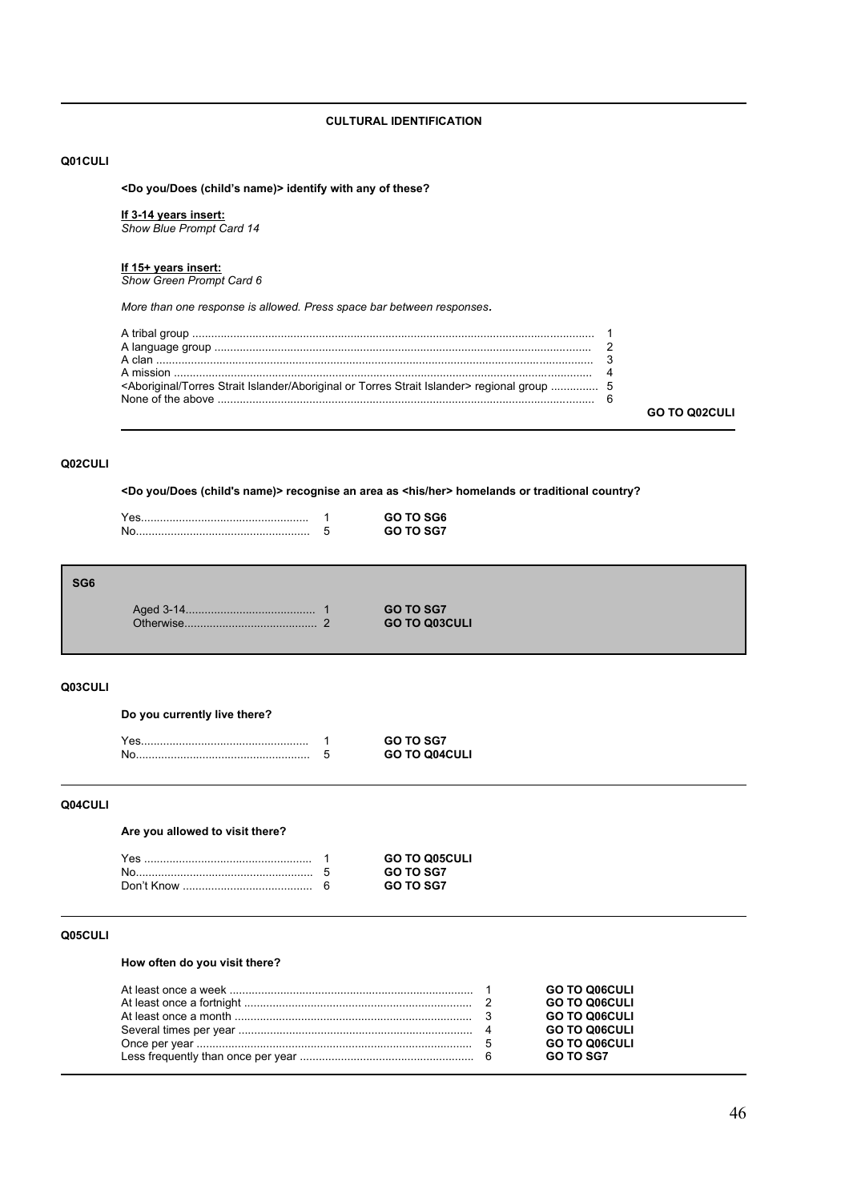## CULTURAL IDENTIFICATION

**Q01CULI**

**<Do you/Does (child's name)> identify with any of these?**

**If 3-14 years insert:**
*Show Blue Prompt Card 14*

**If 15+ years insert:**
*Show Green Prompt Card 6*

*More than one response is allowed. Press space bar between responses.*

| Response | Code | |
|---|---|---|
| A tribal group | 1 | |
| A language group | 2 | |
| A clan | 3 | |
| A mission | 4 | |
| <Aboriginal/Torres Strait Islander/Aboriginal or Torres Strait Islander> regional group | 5 | |
| None of the above | 6 | |
| | | **GO TO Q02CULI** |

**Q02CULI**

**<Do you/Does (child's name)> recognise an area as <his/her> homelands or traditional country?**

| Response | Code | |
|---|---|---|
| Yes | 1 | **GO TO SG6** |
| No | 5 | **GO TO SG7** |

**SG6**

| | Code | |
|---|---|---|
| Aged 3-14 | 1 | **GO TO SG7** |
| Otherwise | 2 | **GO TO Q03CULI** |

**Q03CULI**

**Do you currently live there?**

| Response | Code | |
|---|---|---|
| Yes | 1 | **GO TO SG7** |
| No | 5 | **GO TO Q04CULI** |

**Q04CULI**

**Are you allowed to visit there?**

| Response | Code | |
|---|---|---|
| Yes | 1 | **GO TO Q05CULI** |
| No | 5 | **GO TO SG7** |
| Don't Know | 6 | **GO TO SG7** |

**Q05CULI**

**How often do you visit there?**

| Response | Code | |
|---|---|---|
| At least once a week | 1 | **GO TO Q06CULI** |
| At least once a fortnight | 2 | **GO TO Q06CULI** |
| At least once a month | 3 | **GO TO Q06CULI** |
| Several times per year | 4 | **GO TO Q06CULI** |
| Once per year | 5 | **GO TO Q06CULI** |
| Less frequently than once per year | 6 | **GO TO SG7** |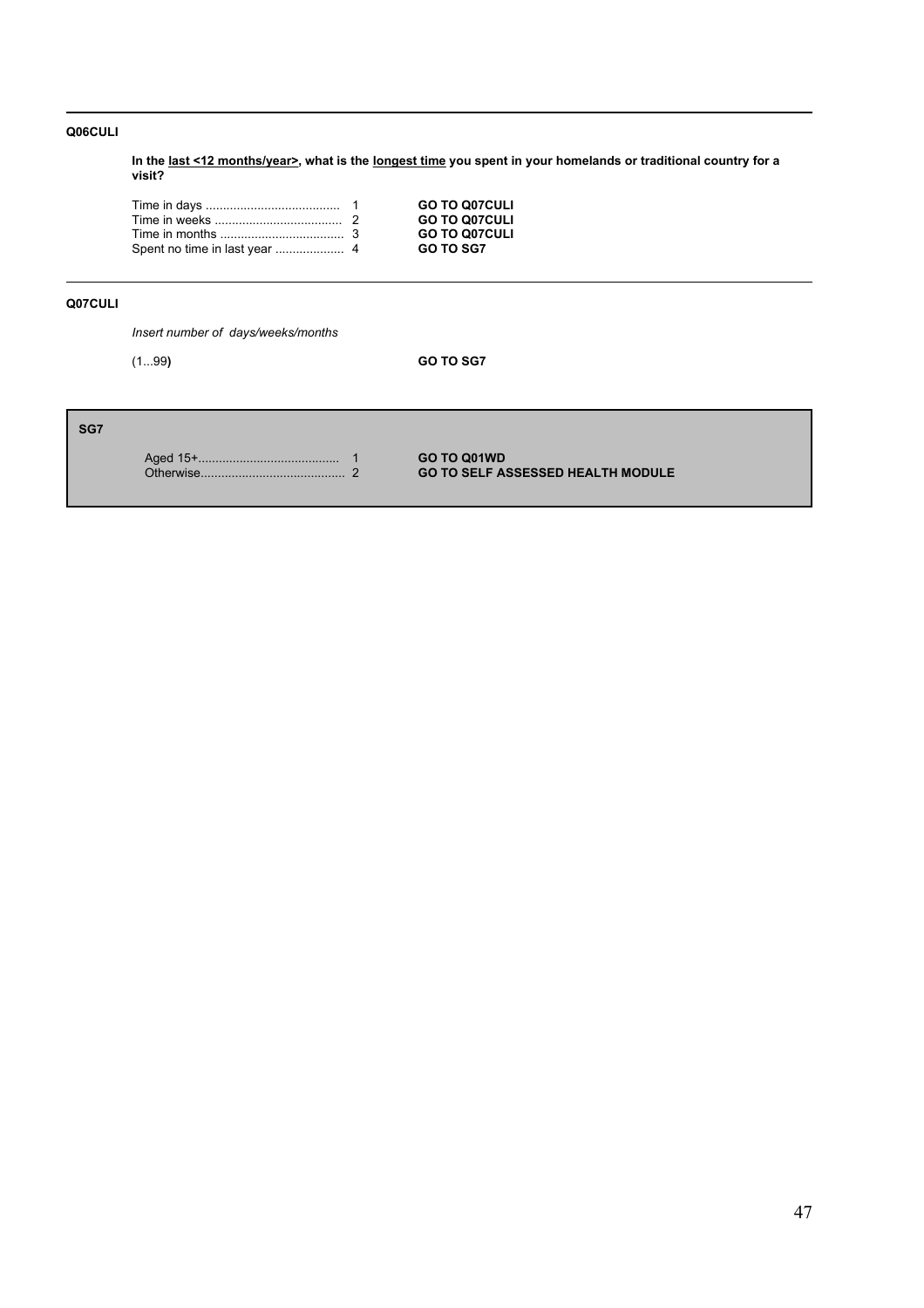**Q06CULI**

**In the <u>last <12 months/year></u>, what is the <u>longest time</u> you spent in your homelands or traditional country for a visit?**

| | | |
|---|---|---|
| Time in days ...................................... | 1 | **GO TO Q07CULI** |
| Time in weeks .................................... | 2 | **GO TO Q07CULI** |
| Time in months ................................... | 3 | **GO TO Q07CULI** |
| Spent no time in last year .................... | 4 | **GO TO SG7** |

---

**Q07CULI**

*Insert number of days/weeks/months*

(1...99**)** **GO TO SG7**

---

**SG7**

| | | |
|---|---|---|
| Aged 15+........................................ | 1 | **GO TO Q01WD** |
| Otherwise......................................... | 2 | **GO TO SELF ASSESSED HEALTH MODULE** |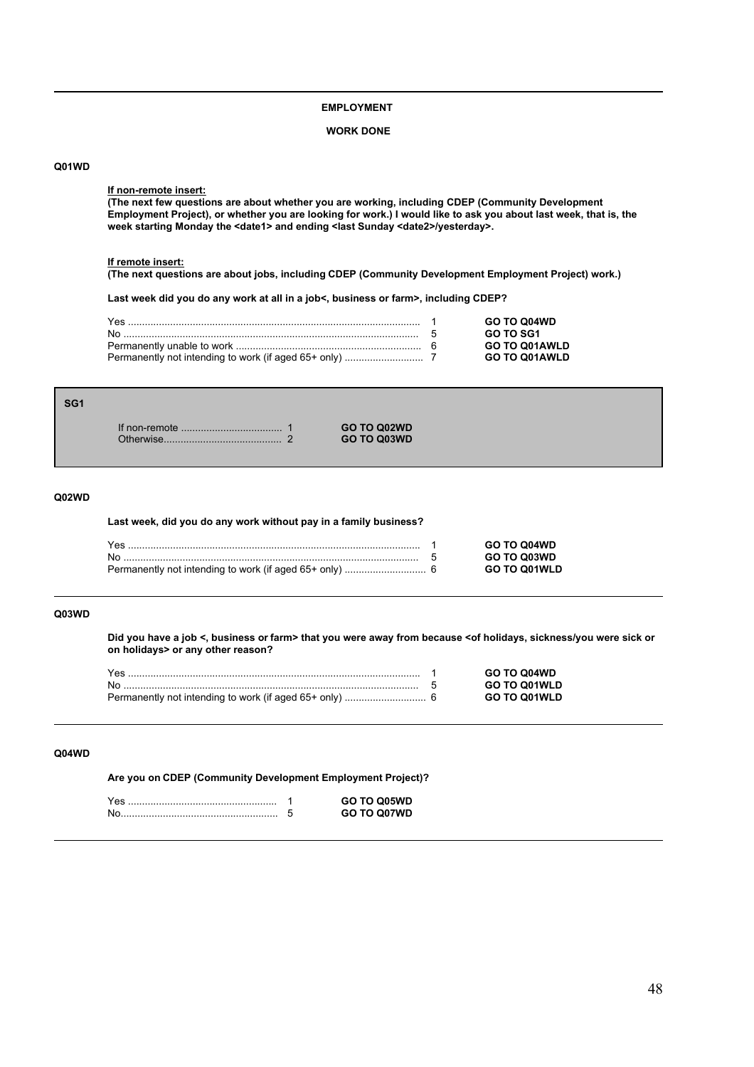## EMPLOYMENT

### WORK DONE

**Q01WD**

**If non-remote insert:**
**(The next few questions are about whether you are working, including CDEP (Community Development Employment Project), or whether you are looking for work.) I would like to ask you about last week, that is, the week starting Monday the <date1> and ending <last Sunday <date2>/yesterday>.**

**If remote insert:**
**(The next questions are about jobs, including CDEP (Community Development Employment Project) work.)**

**Last week did you do any work at all in a job<, business or farm>, including CDEP?**

| Response | Code | Routing |
|---|---|---|
| Yes | 1 | **GO TO Q04WD** |
| No | 5 | **GO TO SG1** |
| Permanently unable to work | 6 | **GO TO Q01AWLD** |
| Permanently not intending to work (if aged 65+ only) | 7 | **GO TO Q01AWLD** |

**SG1**

| Condition | Code | Routing |
|---|---|---|
| If non-remote | 1 | **GO TO Q02WD** |
| Otherwise | 2 | **GO TO Q03WD** |

**Q02WD**

**Last week, did you do any work without pay in a family business?**

| Response | Code | Routing |
|---|---|---|
| Yes | 1 | **GO TO Q04WD** |
| No | 5 | **GO TO Q03WD** |
| Permanently not intending to work (if aged 65+ only) | 6 | **GO TO Q01WLD** |

**Q03WD**

**Did you have a job <, business or farm> that you were away from because <of holidays, sickness/you were sick or on holidays> or any other reason?**

| Response | Code | Routing |
|---|---|---|
| Yes | 1 | **GO TO Q04WD** |
| No | 5 | **GO TO Q01WLD** |
| Permanently not intending to work (if aged 65+ only) | 6 | **GO TO Q01WLD** |

**Q04WD**

**Are you on CDEP (Community Development Employment Project)?**

| Response | Code | Routing |
|---|---|---|
| Yes | 1 | **GO TO Q05WD** |
| No | 5 | **GO TO Q07WD** |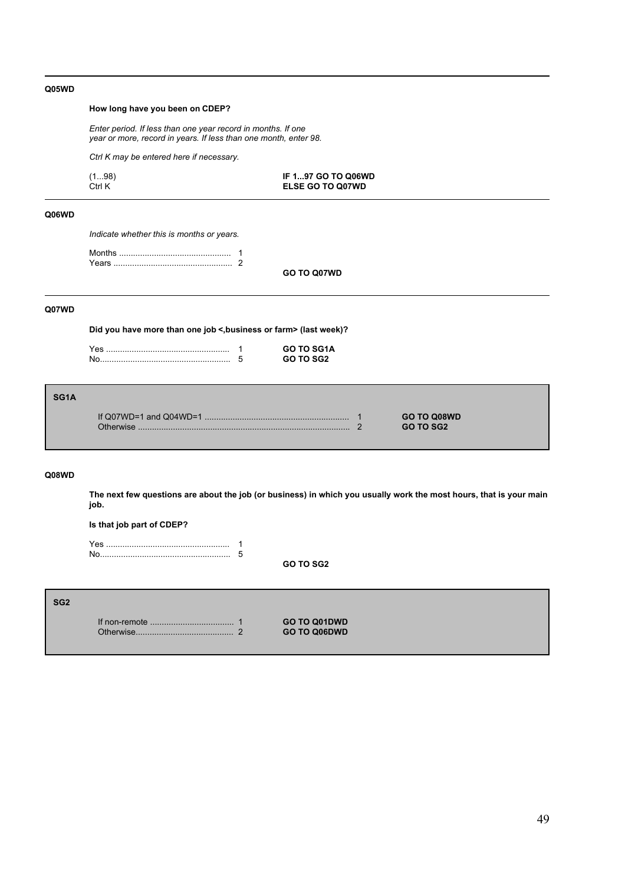---

**Q05WD**

**How long have you been on CDEP?**

*Enter period. If less than one year record in months. If one year or more, record in years. If less than one month, enter 98.*

*Ctrl K may be entered here if necessary.*

| | |
|---|---|
| (1...98) | **IF 1...97 GO TO Q06WD** |
| Ctrl K | **ELSE GO TO Q07WD** |

---

**Q06WD**

*Indicate whether this is months or years.*

Months ............................................... 1
Years .................................................. 2

**GO TO Q07WD**

---

**Q07WD**

**Did you have more than one job <,business or farm> (last week)?**

| | |
|---|---|
| Yes .................................................... 1 | **GO TO SG1A** |
| No....................................................... 5 | **GO TO SG2** |

---

**SG1A**

| | |
|---|---|
| If Q07WD=1 and Q04WD=1 ............................................................ 1 | **GO TO Q08WD** |
| Otherwise ........................................................................................ 2 | **GO TO SG2** |

---

**Q08WD**

**The next few questions are about the job (or business) in which you usually work the most hours, that is your main job.**

**Is that job part of CDEP?**

Yes .................................................... 1
No....................................................... 5

**GO TO SG2**

---

**SG2**

| | |
|---|---|
| If non-remote ................................... 1 | **GO TO Q01DWD** |
| Otherwise......................................... 2 | **GO TO Q06DWD** |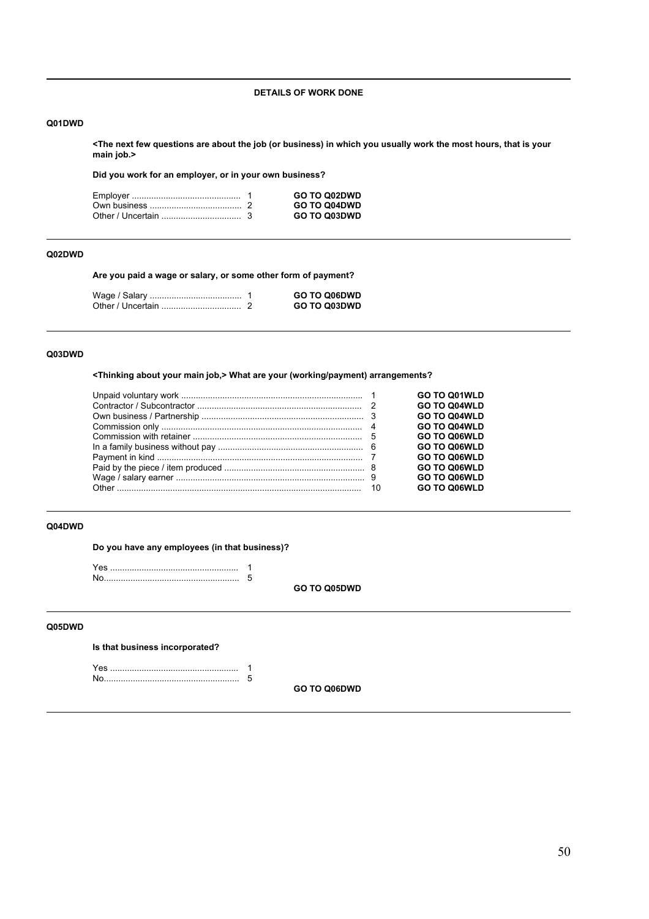## DETAILS OF WORK DONE

**Q01DWD**

**<The next few questions are about the job (or business) in which you usually work the most hours, that is your main job.>**

**Did you work for an employer, or in your own business?**

| | | |
|---|---|---|
| Employer | 1 | **GO TO Q02DWD** |
| Own business | 2 | **GO TO Q04DWD** |
| Other / Uncertain | 3 | **GO TO Q03DWD** |

---

**Q02DWD**

**Are you paid a wage or salary, or some other form of payment?**

| | | |
|---|---|---|
| Wage / Salary | 1 | **GO TO Q06DWD** |
| Other / Uncertain | 2 | **GO TO Q03DWD** |

---

**Q03DWD**

**<Thinking about your main job,> What are your (working/payment) arrangements?**

| | | |
|---|---|---|
| Unpaid voluntary work | 1 | **GO TO Q01WLD** |
| Contractor / Subcontractor | 2 | **GO TO Q04WLD** |
| Own business / Partnership | 3 | **GO TO Q04WLD** |
| Commission only | 4 | **GO TO Q04WLD** |
| Commission with retainer | 5 | **GO TO Q06WLD** |
| In a family business without pay | 6 | **GO TO Q06WLD** |
| Payment in kind | 7 | **GO TO Q06WLD** |
| Paid by the piece / item produced | 8 | **GO TO Q06WLD** |
| Wage / salary earner | 9 | **GO TO Q06WLD** |
| Other | 10 | **GO TO Q06WLD** |

---

**Q04DWD**

**Do you have any employees (in that business)?**

| | |
|---|---|
| Yes | 1 |
| No | 5 |

**GO TO Q05DWD**

---

**Q05DWD**

**Is that business incorporated?**

| | |
|---|---|
| Yes | 1 |
| No | 5 |

**GO TO Q06DWD**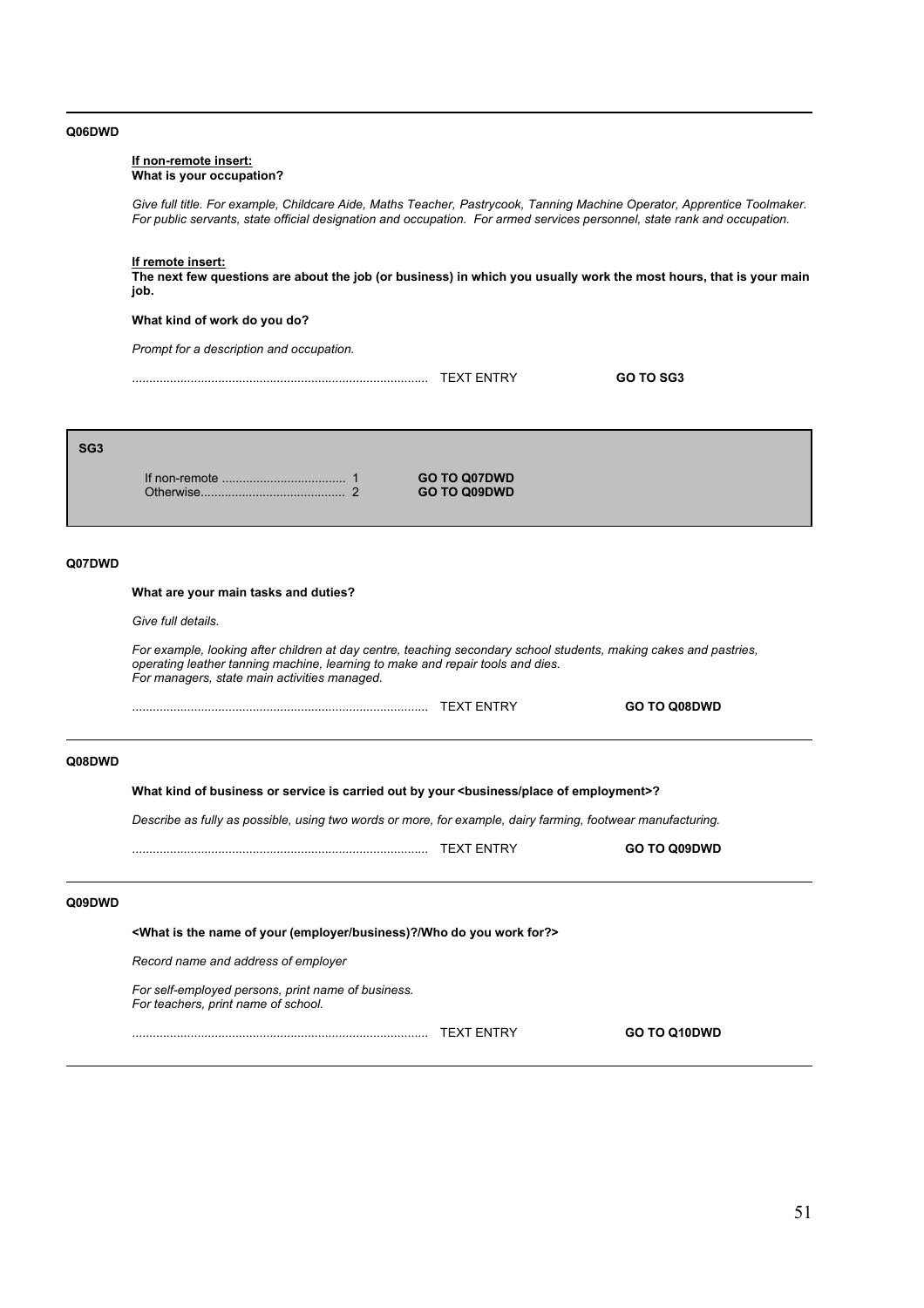**Q06DWD**

**<u>If non-remote insert:</u>**
**What is your occupation?**

*Give full title. For example, Childcare Aide, Maths Teacher, Pastrycook, Tanning Machine Operator, Apprentice Toolmaker. For public servants, state official designation and occupation. For armed services personnel, state rank and occupation.*

**<u>If remote insert:</u>**
**The next few questions are about the job (or business) in which you usually work the most hours, that is your main job.**

**What kind of work do you do?**

*Prompt for a description and occupation.*

.................................................................................... TEXT ENTRY **GO TO SG3**

---

**SG3**

| | | |
|---|---|---|
| If non-remote .................................... | 1 | **GO TO Q07DWD** |
| Otherwise.......................................... | 2 | **GO TO Q09DWD** |

---

**Q07DWD**

**What are your main tasks and duties?**

*Give full details.*

*For example, looking after children at day centre, teaching secondary school students, making cakes and pastries, operating leather tanning machine, learning to make and repair tools and dies.*
*For managers, state main activities managed.*

.................................................................................... TEXT ENTRY **GO TO Q08DWD**

---

**Q08DWD**

**What kind of business or service is carried out by your <business/place of employment>?**

*Describe as fully as possible, using two words or more, for example, dairy farming, footwear manufacturing.*

.................................................................................... TEXT ENTRY **GO TO Q09DWD**

---

**Q09DWD**

**<What is the name of your (employer/business)?/Who do you work for?>**

*Record name and address of employer*

*For self-employed persons, print name of business.*
*For teachers, print name of school.*

.................................................................................... TEXT ENTRY **GO TO Q10DWD**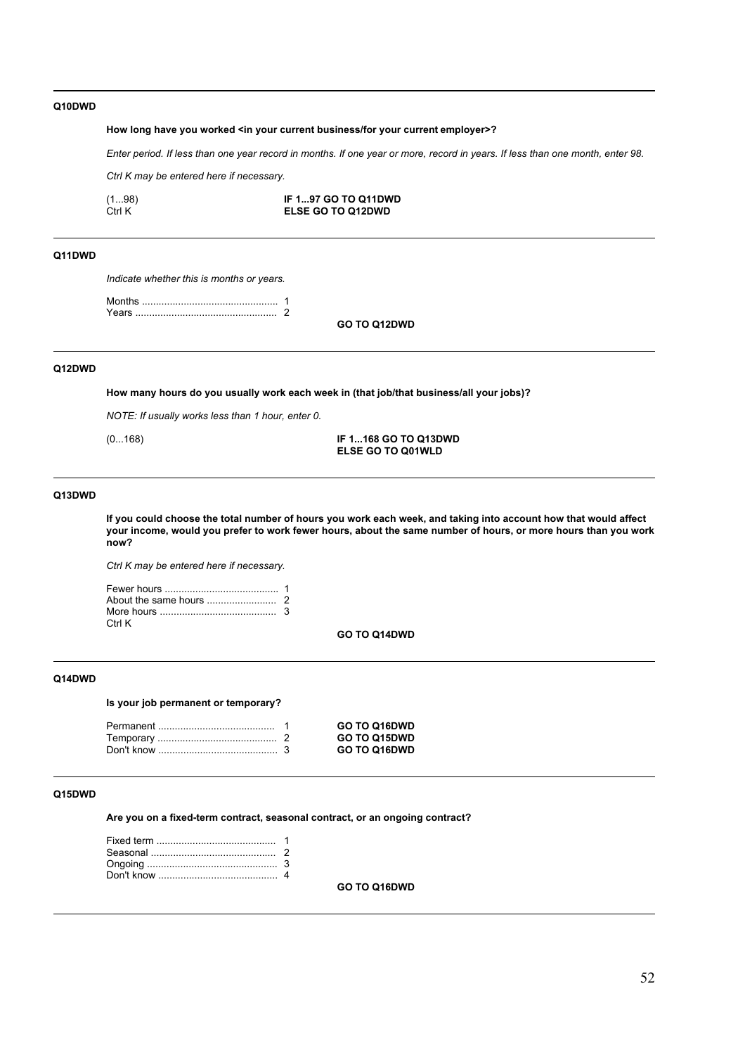**Q10DWD**

**How long have you worked <in your current business/for your current employer>?**

*Enter period. If less than one year record in months. If one year or more, record in years. If less than one month, enter 98.*

*Ctrl K may be entered here if necessary.*

| | |
|---|---|
| (1...98) | **IF 1...97 GO TO Q11DWD** |
| Ctrl K | **ELSE GO TO Q12DWD** |

---

**Q11DWD**

*Indicate whether this is months or years.*

Months ................................................ 1
Years .................................................. 2

**GO TO Q12DWD**

---

**Q12DWD**

**How many hours do you usually work each week in (that job/that business/all your jobs)?**

*NOTE: If usually works less than 1 hour, enter 0.*

| | |
|---|---|
| (0...168) | **IF 1...168 GO TO Q13DWD** |
| | **ELSE GO TO Q01WLD** |

---

**Q13DWD**

**If you could choose the total number of hours you work each week, and taking into account how that would affect your income, would you prefer to work fewer hours, about the same number of hours, or more hours than you work now?**

*Ctrl K may be entered here if necessary.*

Fewer hours ......................................... 1
About the same hours ......................... 2
More hours .......................................... 3
Ctrl K

**GO TO Q14DWD**

---

**Q14DWD**

**Is your job permanent or temporary?**

| | |
|---|---|
| Permanent .......................................... 1 | **GO TO Q16DWD** |
| Temporary ........................................... 2 | **GO TO Q15DWD** |
| Don't know ........................................... 3 | **GO TO Q16DWD** |

---

**Q15DWD**

**Are you on a fixed-term contract, seasonal contract, or an ongoing contract?**

Fixed term ........................................... 1
Seasonal ............................................. 2
Ongoing ............................................... 3
Don't know ........................................... 4

**GO TO Q16DWD**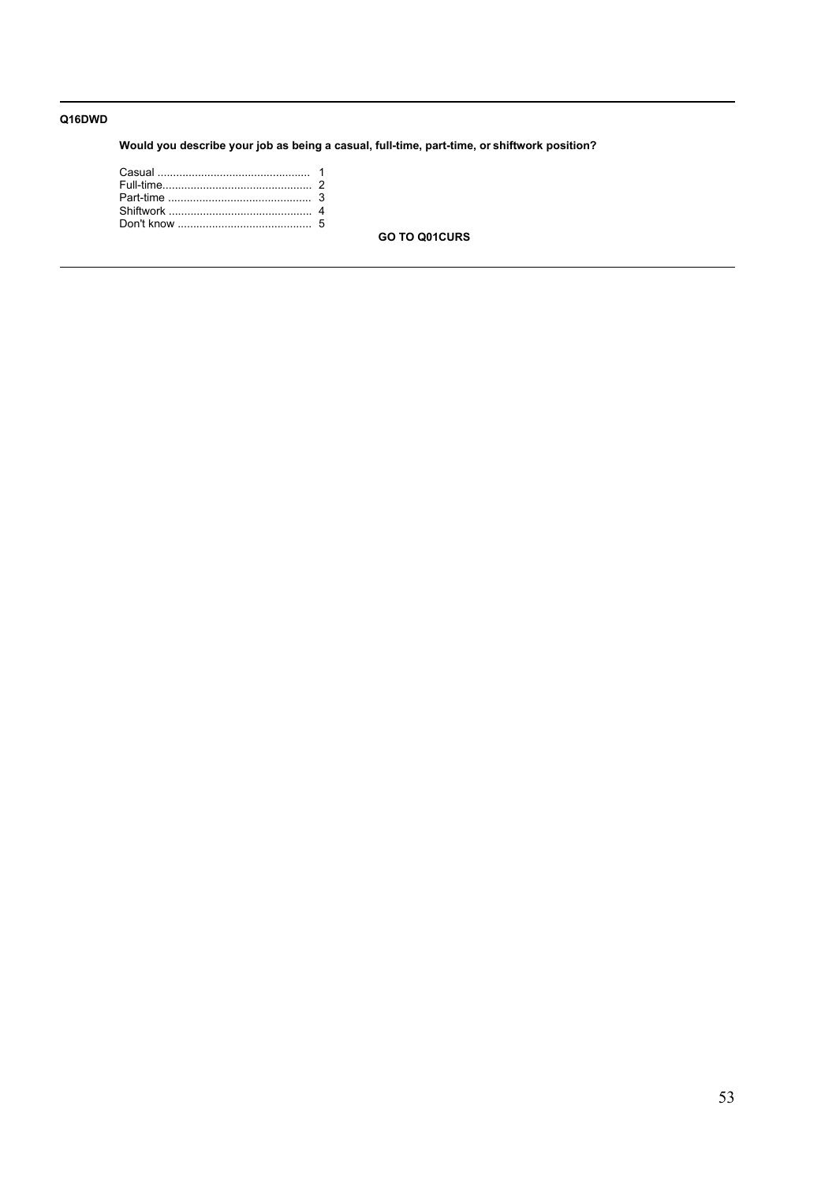---

**Q16DWD**

**Would you describe your job as being a casual, full-time, part-time, or shiftwork position?**

Casual ................................................ 1
Full-time................................................ 2
Part-time .............................................. 3
Shiftwork .............................................. 4
Don't know ........................................... 5

**GO TO Q01CURS**

---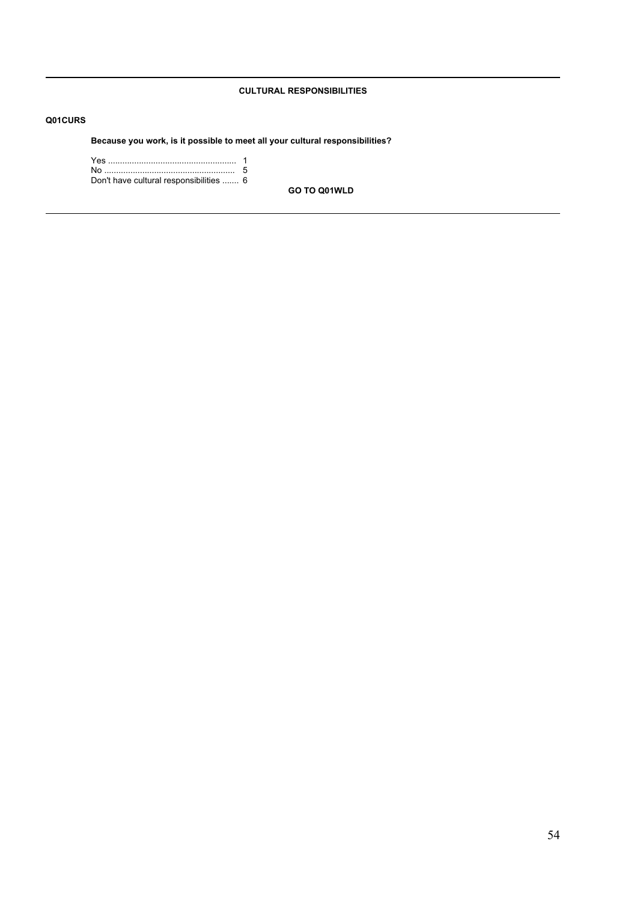**CULTURAL RESPONSIBILITIES**

**Q01CURS**

**Because you work, is it possible to meet all your cultural responsibilities?**

Yes ...................................................... 1
No ....................................................... 5
Don't have cultural responsibilities ....... 6

**GO TO Q01WLD**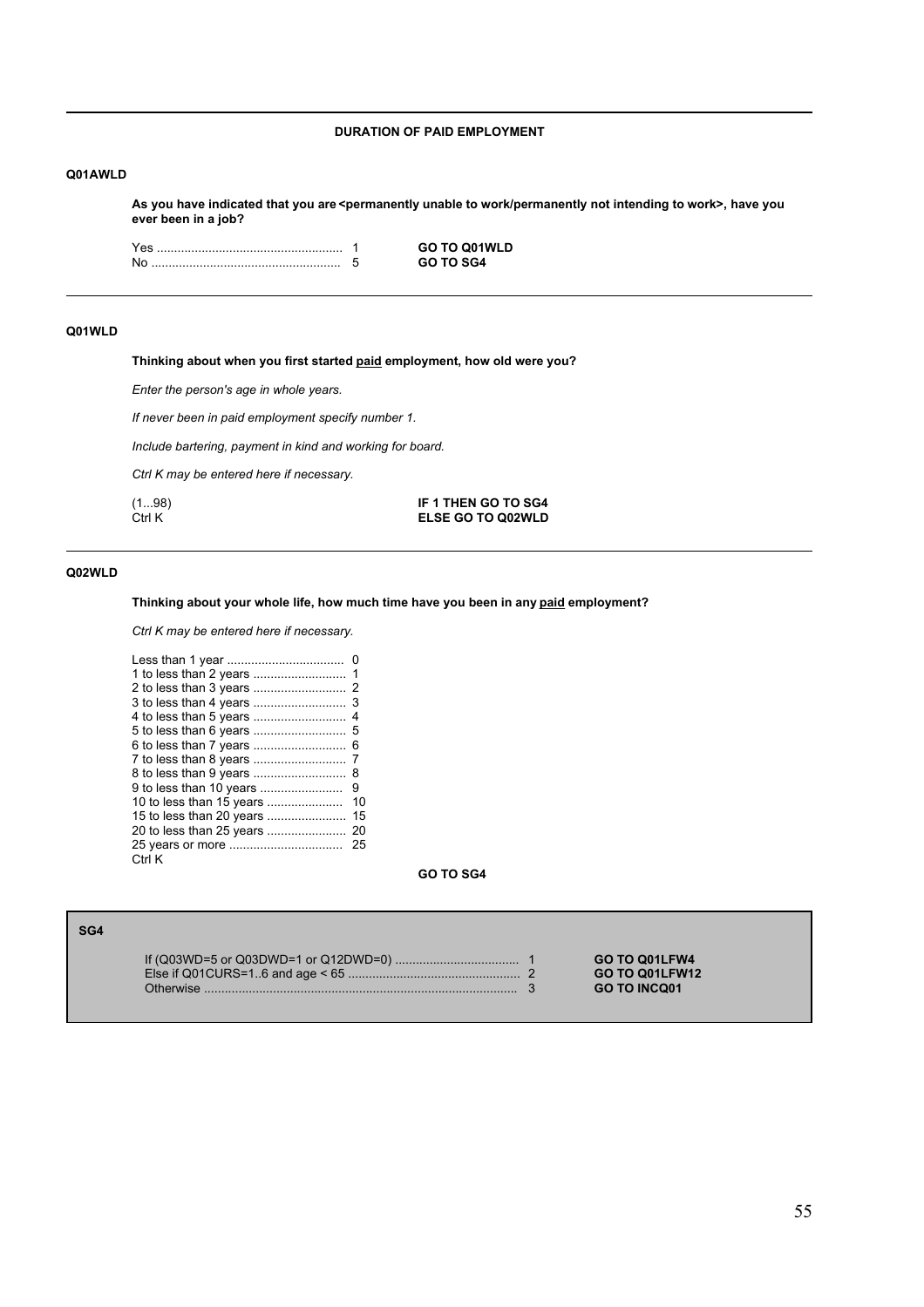## DURATION OF PAID EMPLOYMENT

**Q01AWLD**

**As you have indicated that you are <permanently unable to work/permanently not intending to work>, have you ever been in a job?**

| | | |
|---|---|---|
| Yes | 1 | **GO TO Q01WLD** |
| No | 5 | **GO TO SG4** |

---

**Q01WLD**

**Thinking about when you first started paid employment, how old were you?**

*Enter the person's age in whole years.*

*If never been in paid employment specify number 1.*

*Include bartering, payment in kind and working for board.*

*Ctrl K may be entered here if necessary.*

| | |
|---|---|
| (1...98) | **IF 1 THEN GO TO SG4** |
| Ctrl K | **ELSE GO TO Q02WLD** |

---

**Q02WLD**

**Thinking about your whole life, how much time have you been in any paid employment?**

*Ctrl K may be entered here if necessary.*

| | |
|---|---|
| Less than 1 year | 0 |
| 1 to less than 2 years | 1 |
| 2 to less than 3 years | 2 |
| 3 to less than 4 years | 3 |
| 4 to less than 5 years | 4 |
| 5 to less than 6 years | 5 |
| 6 to less than 7 years | 6 |
| 7 to less than 8 years | 7 |
| 8 to less than 9 years | 8 |
| 9 to less than 10 years | 9 |
| 10 to less than 15 years | 10 |
| 15 to less than 20 years | 15 |
| 20 to less than 25 years | 20 |
| 25 years or more | 25 |
| Ctrl K | |

**GO TO SG4**

---

**SG4**

| | | |
|---|---|---|
| If (Q03WD=5 or Q03DWD=1 or Q12DWD=0) | 1 | **GO TO Q01LFW4** |
| Else if Q01CURS=1..6 and age < 65 | 2 | **GO TO Q01LFW12** |
| Otherwise | 3 | **GO TO INCQ01** |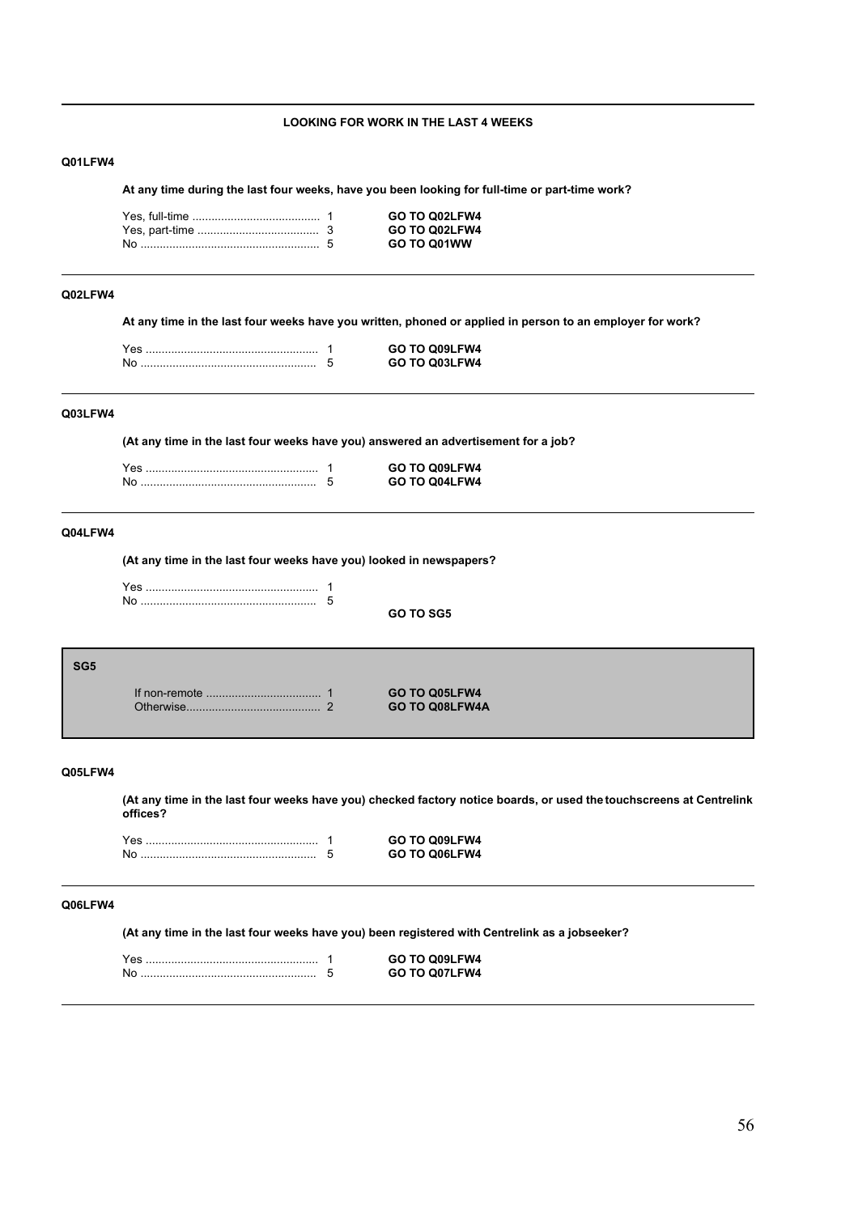## LOOKING FOR WORK IN THE LAST 4 WEEKS

### Q01LFW4

**At any time during the last four weeks, have you been looking for full-time or part-time work?**

| | | |
|---|---|---|
| Yes, full-time | 1 | **GO TO Q02LFW4** |
| Yes, part-time | 3 | **GO TO Q02LFW4** |
| No | 5 | **GO TO Q01WW** |

### Q02LFW4

**At any time in the last four weeks have you written, phoned or applied in person to an employer for work?**

| | | |
|---|---|---|
| Yes | 1 | **GO TO Q09LFW4** |
| No | 5 | **GO TO Q03LFW4** |

### Q03LFW4

**(At any time in the last four weeks have you) answered an advertisement for a job?**

| | | |
|---|---|---|
| Yes | 1 | **GO TO Q09LFW4** |
| No | 5 | **GO TO Q04LFW4** |

### Q04LFW4

**(At any time in the last four weeks have you) looked in newspapers?**

| | |
|---|---|
| Yes | 1 |
| No | 5 |

**GO TO SG5**

### SG5

| | | |
|---|---|---|
| If non-remote | 1 | **GO TO Q05LFW4** |
| Otherwise | 2 | **GO TO Q08LFW4A** |

### Q05LFW4

**(At any time in the last four weeks have you) checked factory notice boards, or used the touchscreens at Centrelink offices?**

| | | |
|---|---|---|
| Yes | 1 | **GO TO Q09LFW4** |
| No | 5 | **GO TO Q06LFW4** |

### Q06LFW4

**(At any time in the last four weeks have you) been registered with Centrelink as a jobseeker?**

| | | |
|---|---|---|
| Yes | 1 | **GO TO Q09LFW4** |
| No | 5 | **GO TO Q07LFW4** |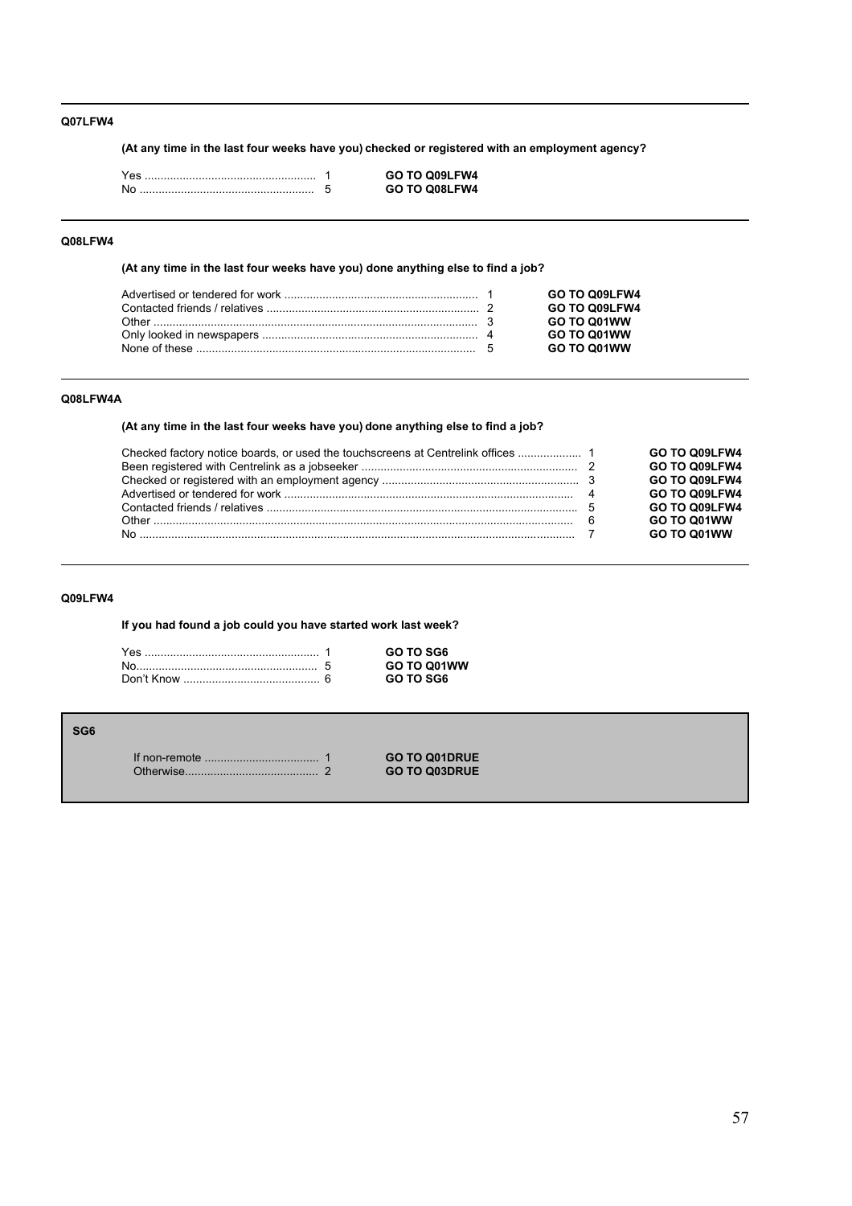#### Q07LFW4

**(At any time in the last four weeks have you) checked or registered with an employment agency?**

| | | |
|---|---|---|
| Yes | 1 | **GO TO Q09LFW4** |
| No | 5 | **GO TO Q08LFW4** |

---

#### Q08LFW4

**(At any time in the last four weeks have you) done anything else to find a job?**

| | | |
|---|---|---|
| Advertised or tendered for work | 1 | **GO TO Q09LFW4** |
| Contacted friends / relatives | 2 | **GO TO Q09LFW4** |
| Other | 3 | **GO TO Q01WW** |
| Only looked in newspapers | 4 | **GO TO Q01WW** |
| None of these | 5 | **GO TO Q01WW** |

---

#### Q08LFW4A

**(At any time in the last four weeks have you) done anything else to find a job?**

| | | |
|---|---|---|
| Checked factory notice boards, or used the touchscreens at Centrelink offices | 1 | **GO TO Q09LFW4** |
| Been registered with Centrelink as a jobseeker | 2 | **GO TO Q09LFW4** |
| Checked or registered with an employment agency | 3 | **GO TO Q09LFW4** |
| Advertised or tendered for work | 4 | **GO TO Q09LFW4** |
| Contacted friends / relatives | 5 | **GO TO Q09LFW4** |
| Other | 6 | **GO TO Q01WW** |
| No | 7 | **GO TO Q01WW** |

---

#### Q09LFW4

**If you had found a job could you have started work last week?**

| | | |
|---|---|---|
| Yes | 1 | **GO TO SG6** |
| No | 5 | **GO TO Q01WW** |
| Don't Know | 6 | **GO TO SG6** |

#### SG6

| | | |
|---|---|---|
| If non-remote | 1 | **GO TO Q01DRUE** |
| Otherwise | 2 | **GO TO Q03DRUE** |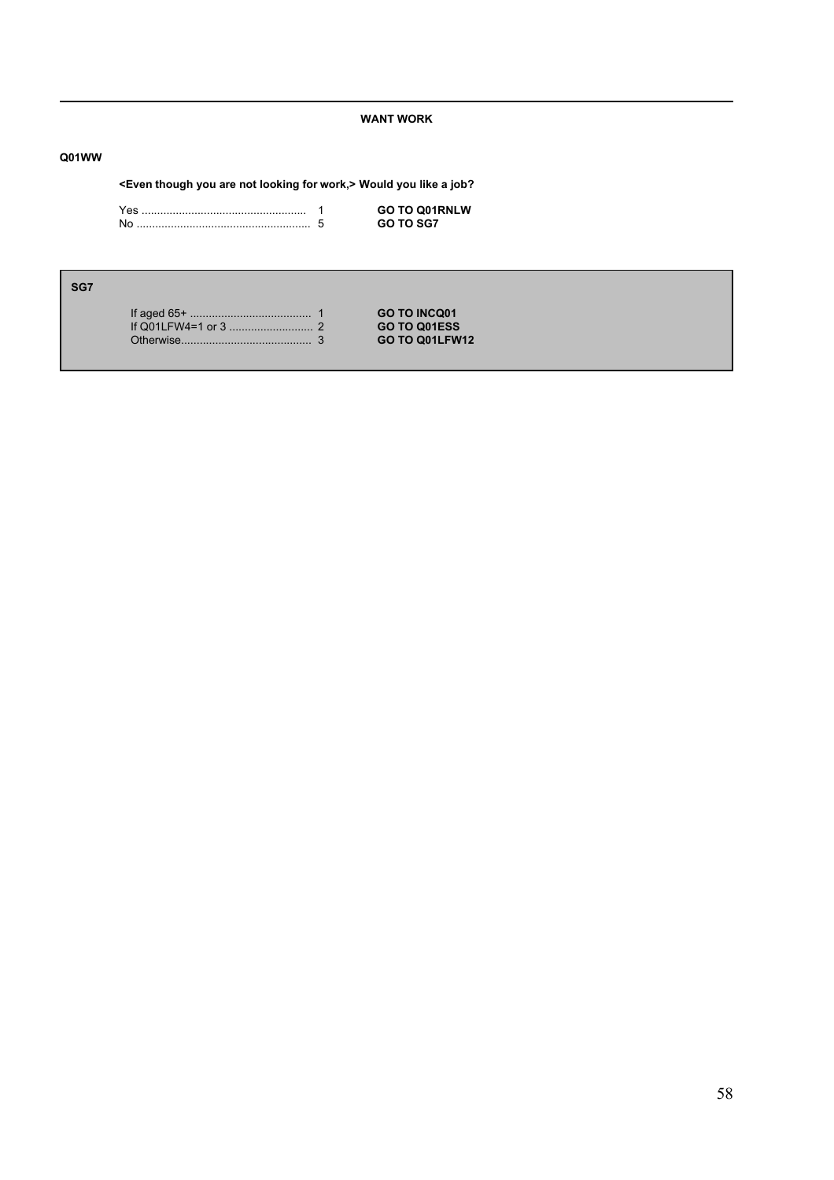**WANT WORK**

**Q01WW**

**<Even though you are not looking for work,> Would you like a job?**

| | | |
|---|---|---|
| Yes | 1 | **GO TO Q01RNLW** |
| No | 5 | **GO TO SG7** |

**SG7**

| | | |
|---|---|---|
| If aged 65+ | 1 | **GO TO INCQ01** |
| If Q01LFW4=1 or 3 | 2 | **GO TO Q01ESS** |
| Otherwise | 3 | **GO TO Q01LFW12** |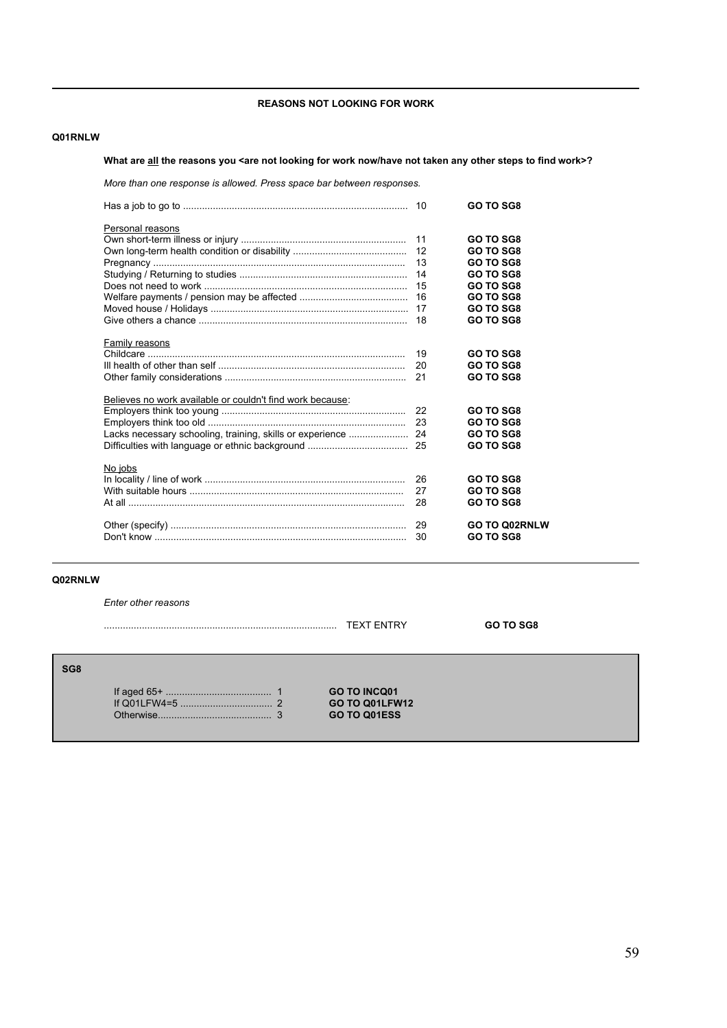## REASONS NOT LOOKING FOR WORK

**Q01RNLW**

**What are all the reasons you <are not looking for work now/have not taken any other steps to find work>?**

*More than one response is allowed. Press space bar between responses.*

| Response | Code | Routing |
|---|---|---|
| Has a job to go to | 10 | **GO TO SG8** |
| Personal reasons | | |
| Own short-term illness or injury | 11 | **GO TO SG8** |
| Own long-term health condition or disability | 12 | **GO TO SG8** |
| Pregnancy | 13 | **GO TO SG8** |
| Studying / Returning to studies | 14 | **GO TO SG8** |
| Does not need to work | 15 | **GO TO SG8** |
| Welfare payments / pension may be affected | 16 | **GO TO SG8** |
| Moved house / Holidays | 17 | **GO TO SG8** |
| Give others a chance | 18 | **GO TO SG8** |
| Family reasons | | |
| Childcare | 19 | **GO TO SG8** |
| Ill health of other than self | 20 | **GO TO SG8** |
| Other family considerations | 21 | **GO TO SG8** |
| Believes no work available or couldn't find work because: | | |
| Employers think too young | 22 | **GO TO SG8** |
| Employers think too old | 23 | **GO TO SG8** |
| Lacks necessary schooling, training, skills or experience | 24 | **GO TO SG8** |
| Difficulties with language or ethnic background | 25 | **GO TO SG8** |
| No jobs | | |
| In locality / line of work | 26 | **GO TO SG8** |
| With suitable hours | 27 | **GO TO SG8** |
| At all | 28 | **GO TO SG8** |
| Other (specify) | 29 | **GO TO Q02RNLW** |
| Don't know | 30 | **GO TO SG8** |

**Q02RNLW**

*Enter other reasons*

| | | |
|---|---|---|
| ..................... | TEXT ENTRY | **GO TO SG8** |

**SG8**

| Condition | Code | Routing |
|---|---|---|
| If aged 65+ | 1 | **GO TO INCQ01** |
| If Q01LFW4=5 | 2 | **GO TO Q01LFW12** |
| Otherwise | 3 | **GO TO Q01ESS** |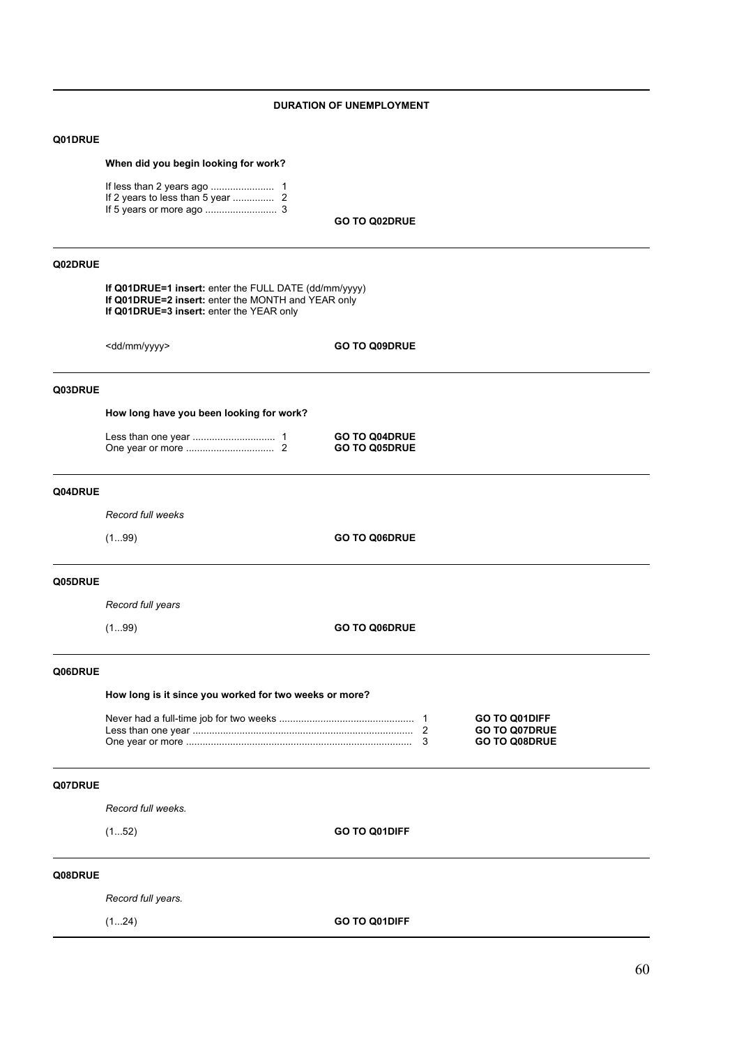## DURATION OF UNEMPLOYMENT

---

**Q01DRUE**

**When did you begin looking for work?**

| | | |
|---|---|---|
| If less than 2 years ago | 1 | |
| If 2 years to less than 5 year | 2 | |
| If 5 years or more ago | 3 | |
| | | **GO TO Q02DRUE** |

---

**Q02DRUE**

**If Q01DRUE=1 insert:** enter the FULL DATE (dd/mm/yyyy)
**If Q01DRUE=2 insert:** enter the MONTH and YEAR only
**If Q01DRUE=3 insert:** enter the YEAR only

<dd/mm/yyyy> **GO TO Q09DRUE**

---

**Q03DRUE**

**How long have you been looking for work?**

| | | |
|---|---|---|
| Less than one year | 1 | **GO TO Q04DRUE** |
| One year or more | 2 | **GO TO Q05DRUE** |

---

**Q04DRUE**

*Record full weeks*

(1...99) **GO TO Q06DRUE**

---

**Q05DRUE**

*Record full years*

(1...99) **GO TO Q06DRUE**

---

**Q06DRUE**

**How long is it since you worked for two weeks or more?**

| | | |
|---|---|---|
| Never had a full-time job for two weeks | 1 | **GO TO Q01DIFF** |
| Less than one year | 2 | **GO TO Q07DRUE** |
| One year or more | 3 | **GO TO Q08DRUE** |

---

**Q07DRUE**

*Record full weeks.*

(1...52) **GO TO Q01DIFF**

---

**Q08DRUE**

*Record full years.*

(1...24) **GO TO Q01DIFF**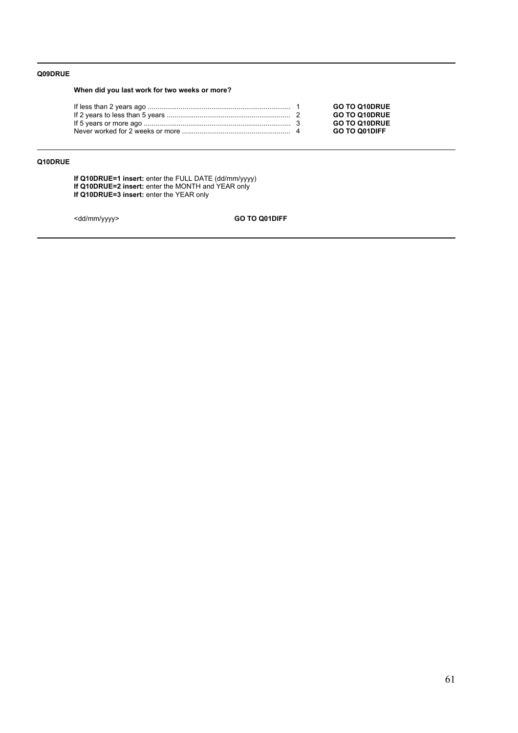---

**Q09DRUE**

**When did you last work for two weeks or more?**

| | | |
|---|---|---|
| If less than 2 years ago | 1 | **GO TO Q10DRUE** |
| If 2 years to less than 5 years | 2 | **GO TO Q10DRUE** |
| If 5 years or more ago | 3 | **GO TO Q10DRUE** |
| Never worked for 2 weeks or more | 4 | **GO TO Q01DIFF** |

---

**Q10DRUE**

**If Q10DRUE=1 insert:** enter the FULL DATE (dd/mm/yyyy)
**If Q10DRUE=2 insert:** enter the MONTH and YEAR only
**If Q10DRUE=3 insert:** enter the YEAR only

<dd/mm/yyyy> **GO TO Q01DIFF**

---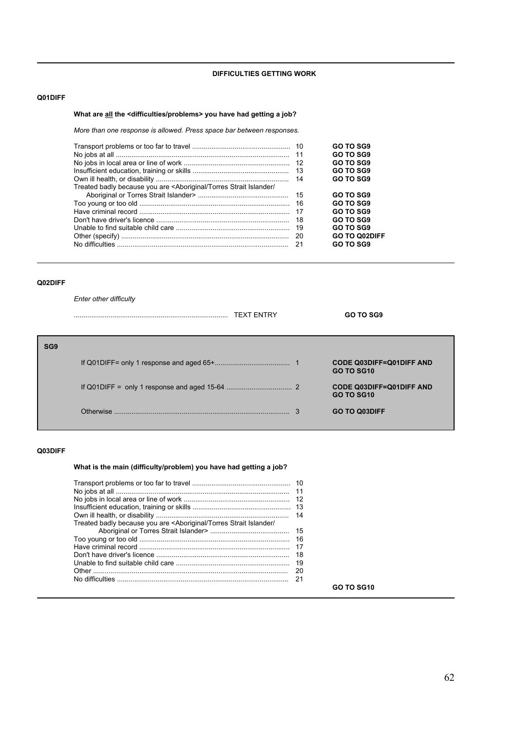## DIFFICULTIES GETTING WORK

**Q01DIFF**

**What are all the <difficulties/problems> you have had getting a job?**

*More than one response is allowed. Press space bar between responses.*

| Response | Code | Routing |
|---|---|---|
| Transport problems or too far to travel | 10 | **GO TO SG9** |
| No jobs at all | 11 | **GO TO SG9** |
| No jobs in local area or line of work | 12 | **GO TO SG9** |
| Insufficient education, training or skills | 13 | **GO TO SG9** |
| Own ill health, or disability | 14 | **GO TO SG9** |
| Treated badly because you are <Aboriginal/Torres Strait Islander/ Aboriginal or Torres Strait Islander> | 15 | **GO TO SG9** |
| Too young or too old | 16 | **GO TO SG9** |
| Have criminal record | 17 | **GO TO SG9** |
| Don't have driver's licence | 18 | **GO TO SG9** |
| Unable to find suitable child care | 19 | **GO TO SG9** |
| Other (specify) | 20 | **GO TO Q02DIFF** |
| No difficulties | 21 | **GO TO SG9** |

**Q02DIFF**

*Enter other difficulty*

| Response | Routing |
|---|---|
| TEXT ENTRY | **GO TO SG9** |

**SG9**

| Condition | Code | Routing |
|---|---|---|
| If Q01DIFF= only 1 response and aged 65+ | 1 | **CODE Q03DIFF=Q01DIFF AND GO TO SG10** |
| If Q01DIFF = only 1 response and aged 15-64 | 2 | **CODE Q03DIFF=Q01DIFF AND GO TO SG10** |
| Otherwise | 3 | **GO TO Q03DIFF** |

**Q03DIFF**

**What is the main (difficulty/problem) you have had getting a job?**

| Response | Code |
|---|---|
| Transport problems or too far to travel | 10 |
| No jobs at all | 11 |
| No jobs in local area or line of work | 12 |
| Insufficient education, training or skills | 13 |
| Own ill health, or disability | 14 |
| Treated badly because you are <Aboriginal/Torres Strait Islander/ Aboriginal or Torres Strait Islander> | 15 |
| Too young or too old | 16 |
| Have criminal record | 17 |
| Don't have driver's licence | 18 |
| Unable to find suitable child care | 19 |
| Other | 20 |
| No difficulties | 21 |

**GO TO SG10**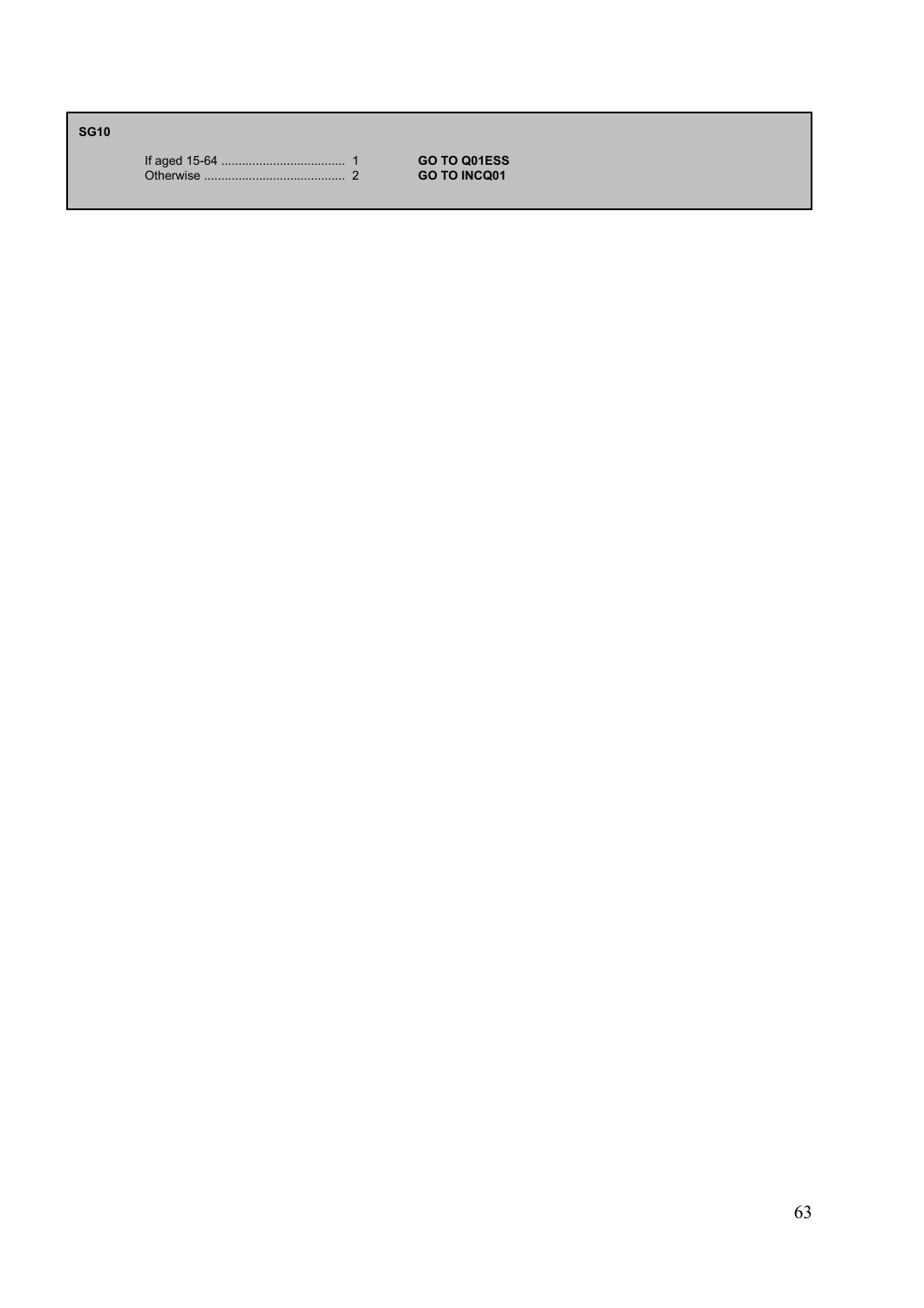**SG10**

| | | |
|---|---|---|
| If aged 15-64 .................................... | 1 | **GO TO Q01ESS** |
| Otherwise ......................................... | 2 | **GO TO INCQ01** |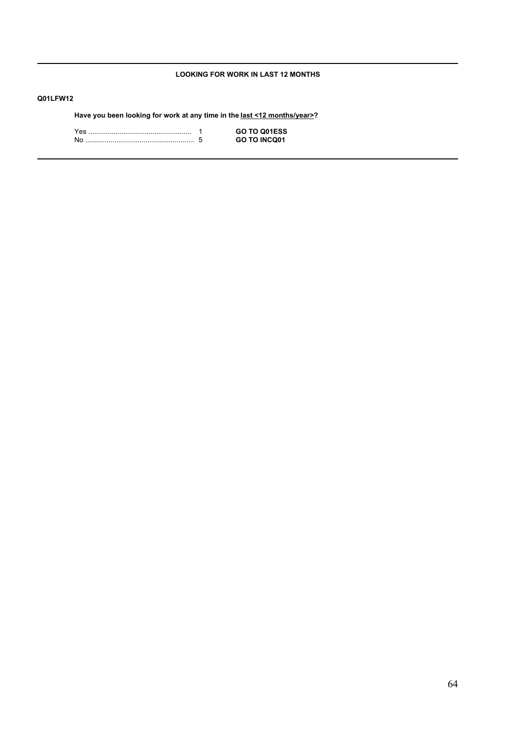**LOOKING FOR WORK IN LAST 12 MONTHS**

**Q01LFW12**

**Have you been looking for work at any time in the last <12 months/year>?**

| | | |
|---|---|---|
| Yes .................................................... | 1 | **GO TO Q01ESS** |
| No ...................................................... | 5 | **GO TO INCQ01** |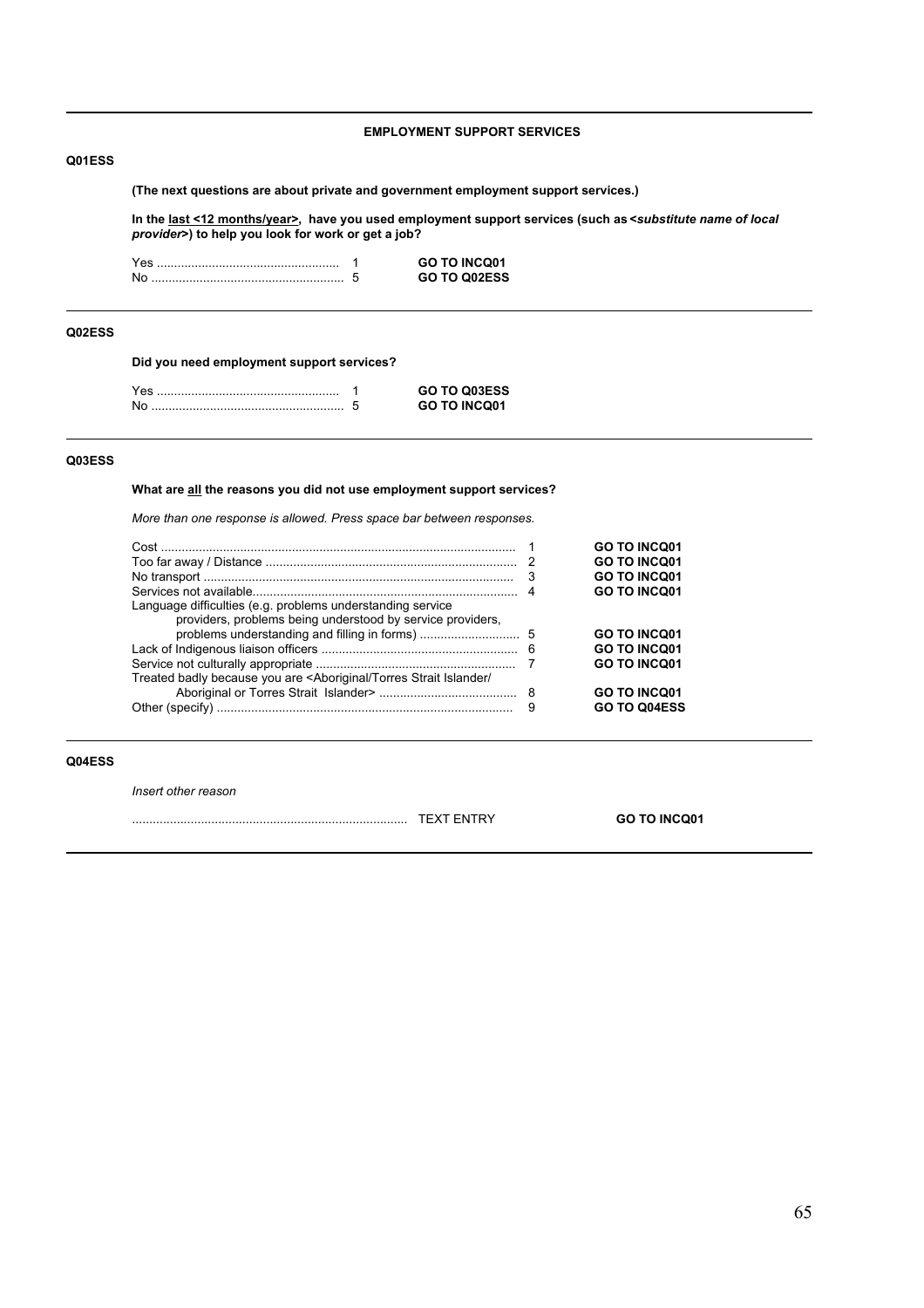## EMPLOYMENT SUPPORT SERVICES

**Q01ESS**

**(The next questions are about private and government employment support services.)**

**In the <u>last <12 months/year></u>, have you used employment support services (such as <*substitute name of local provider*>) to help you look for work or get a job?**

| | | |
|---|---|---|
| Yes | 1 | **GO TO INCQ01** |
| No | 5 | **GO TO Q02ESS** |

---

**Q02ESS**

**Did you need employment support services?**

| | | |
|---|---|---|
| Yes | 1 | **GO TO Q03ESS** |
| No | 5 | **GO TO INCQ01** |

---

**Q03ESS**

**What are <u>all</u> the reasons you did not use employment support services?**

*More than one response is allowed. Press space bar between responses.*

| | | |
|---|---|---|
| Cost | 1 | **GO TO INCQ01** |
| Too far away / Distance | 2 | **GO TO INCQ01** |
| No transport | 3 | **GO TO INCQ01** |
| Services not available | 4 | **GO TO INCQ01** |
| Language difficulties (e.g. problems understanding service providers, problems being understood by service providers, problems understanding and filling in forms) | 5 | **GO TO INCQ01** |
| Lack of Indigenous liaison officers | 6 | **GO TO INCQ01** |
| Service not culturally appropriate | 7 | **GO TO INCQ01** |
| Treated badly because you are <Aboriginal/Torres Strait Islander/ Aboriginal or Torres Strait Islander> | 8 | **GO TO INCQ01** |
| Other (specify) | 9 | **GO TO Q04ESS** |

---

**Q04ESS**

*Insert other reason*

| | |
|---|---|
| TEXT ENTRY | **GO TO INCQ01** |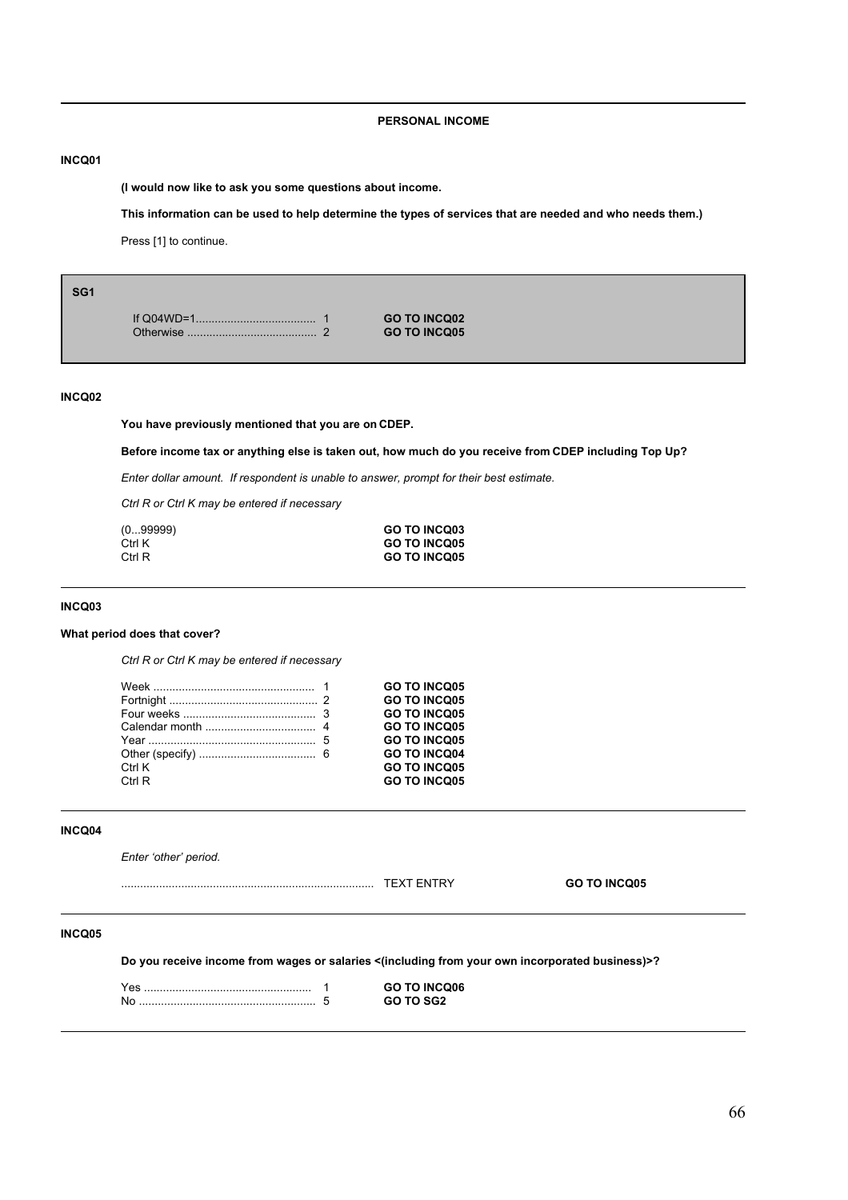**PERSONAL INCOME**

**INCQ01**

**(I would now like to ask you some questions about income.**

**This information can be used to help determine the types of services that are needed and who needs them.)**

Press [1] to continue.

**SG1**

| | | |
|---|---|---|
| If Q04WD=1...................................... | 1 | **GO TO INCQ02** |
| Otherwise ........................................ | 2 | **GO TO INCQ05** |

**INCQ02**

**You have previously mentioned that you are on CDEP.**

**Before income tax or anything else is taken out, how much do you receive from CDEP including Top Up?**

*Enter dollar amount. If respondent is unable to answer, prompt for their best estimate.*

*Ctrl R or Ctrl K may be entered if necessary*

| | |
|---|---|
| (0...99999) | **GO TO INCQ03** |
| Ctrl K | **GO TO INCQ05** |
| Ctrl R | **GO TO INCQ05** |

**INCQ03**

**What period does that cover?**

*Ctrl R or Ctrl K may be entered if necessary*

| | | |
|---|---|---|
| Week .................................................. | 1 | **GO TO INCQ05** |
| Fortnight ............................................... | 2 | **GO TO INCQ05** |
| Four weeks .......................................... | 3 | **GO TO INCQ05** |
| Calendar month ................................... | 4 | **GO TO INCQ05** |
| Year ..................................................... | 5 | **GO TO INCQ05** |
| Other (specify) .................................... | 6 | **GO TO INCQ04** |
| Ctrl K | | **GO TO INCQ05** |
| Ctrl R | | **GO TO INCQ05** |

**INCQ04**

*Enter 'other' period.*

.............................................................................. TEXT ENTRY **GO TO INCQ05**

**INCQ05**

**Do you receive income from wages or salaries <(including from your own incorporated business)>?**

| | | |
|---|---|---|
| Yes ..................................................... | 1 | **GO TO INCQ06** |
| No ....................................................... | 5 | **GO TO SG2** |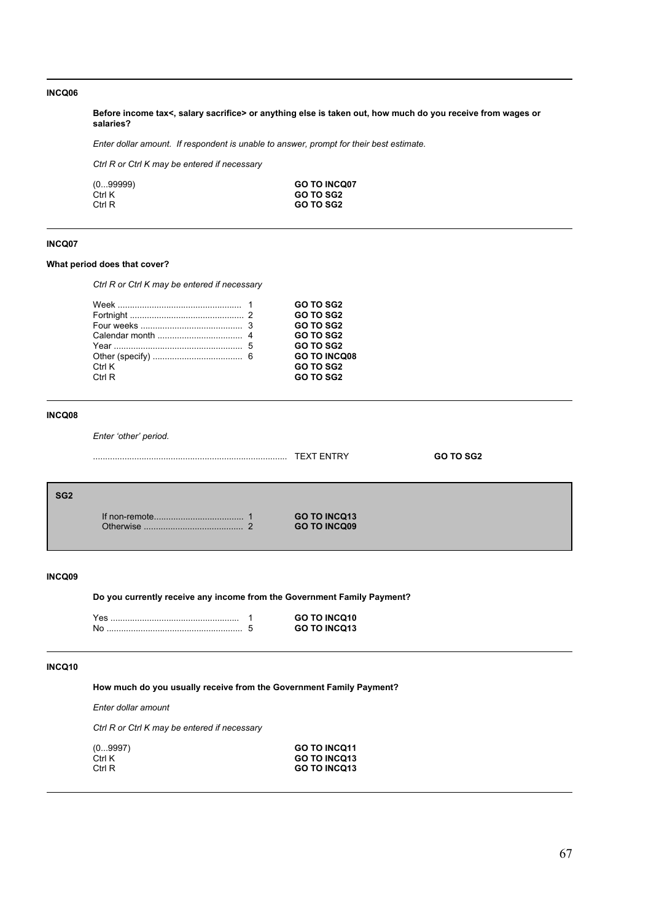**INCQ06**

**Before income tax<, salary sacrifice> or anything else is taken out, how much do you receive from wages or salaries?**

*Enter dollar amount. If respondent is unable to answer, prompt for their best estimate.*

*Ctrl R or Ctrl K may be entered if necessary*

| | |
|---|---|
| (0...99999) | **GO TO INCQ07** |
| Ctrl K | **GO TO SG2** |
| Ctrl R | **GO TO SG2** |

---

**INCQ07**

**What period does that cover?**

*Ctrl R or Ctrl K may be entered if necessary*

| | | |
|---|---|---|
| Week | 1 | **GO TO SG2** |
| Fortnight | 2 | **GO TO SG2** |
| Four weeks | 3 | **GO TO SG2** |
| Calendar month | 4 | **GO TO SG2** |
| Year | 5 | **GO TO SG2** |
| Other (specify) | 6 | **GO TO INCQ08** |
| Ctrl K | | **GO TO SG2** |
| Ctrl R | | **GO TO SG2** |

---

**INCQ08**

*Enter 'other' period.*

| | |
|---|---|
| TEXT ENTRY | **GO TO SG2** |

---

**SG2**

| | | |
|---|---|---|
| If non-remote | 1 | **GO TO INCQ13** |
| Otherwise | 2 | **GO TO INCQ09** |

---

**INCQ09**

**Do you currently receive any income from the Government Family Payment?**

| | | |
|---|---|---|
| Yes | 1 | **GO TO INCQ10** |
| No | 5 | **GO TO INCQ13** |

---

**INCQ10**

**How much do you usually receive from the Government Family Payment?**

*Enter dollar amount*

*Ctrl R or Ctrl K may be entered if necessary*

| | |
|---|---|
| (0...9997) | **GO TO INCQ11** |
| Ctrl K | **GO TO INCQ13** |
| Ctrl R | **GO TO INCQ13** |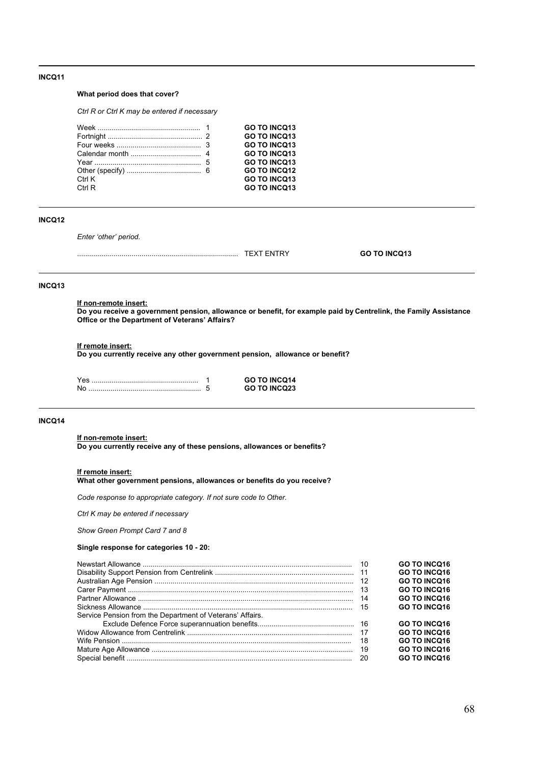---

**INCQ11**

**What period does that cover?**

*Ctrl R or Ctrl K may be entered if necessary*

| | | |
|---|---|---|
| Week | 1 | **GO TO INCQ13** |
| Fortnight | 2 | **GO TO INCQ13** |
| Four weeks | 3 | **GO TO INCQ13** |
| Calendar month | 4 | **GO TO INCQ13** |
| Year | 5 | **GO TO INCQ13** |
| Other (specify) | 6 | **GO TO INCQ12** |
| Ctrl K | | **GO TO INCQ13** |
| Ctrl R | | **GO TO INCQ13** |

---

**INCQ12**

*Enter 'other' period.*

.............................................................................. TEXT ENTRY **GO TO INCQ13**

---

**INCQ13**

**If non-remote insert:**
**Do you receive a government pension, allowance or benefit, for example paid by Centrelink, the Family Assistance Office or the Department of Veterans' Affairs?**

**If remote insert:**
**Do you currently receive any other government pension, allowance or benefit?**

| | | |
|---|---|---|
| Yes | 1 | **GO TO INCQ14** |
| No | 5 | **GO TO INCQ23** |

---

**INCQ14**

**If non-remote insert:**
**Do you currently receive any of these pensions, allowances or benefits?**

**If remote insert:**
**What other government pensions, allowances or benefits do you receive?**

*Code response to appropriate category. If not sure code to Other.*

*Ctrl K may be entered if necessary*

*Show Green Prompt Card 7 and 8*

**Single response for categories 10 - 20:**

| | | |
|---|---|---|
| Newstart Allowance | 10 | **GO TO INCQ16** |
| Disability Support Pension from Centrelink | 11 | **GO TO INCQ16** |
| Australian Age Pension | 12 | **GO TO INCQ16** |
| Carer Payment | 13 | **GO TO INCQ16** |
| Partner Allowance | 14 | **GO TO INCQ16** |
| Sickness Allowance | 15 | **GO TO INCQ16** |
| Service Pension from the Department of Veterans' Affairs. Exclude Defence Force superannuation benefits | 16 | **GO TO INCQ16** |
| Widow Allowance from Centrelink | 17 | **GO TO INCQ16** |
| Wife Pension | 18 | **GO TO INCQ16** |
| Mature Age Allowance | 19 | **GO TO INCQ16** |
| Special benefit | 20 | **GO TO INCQ16** |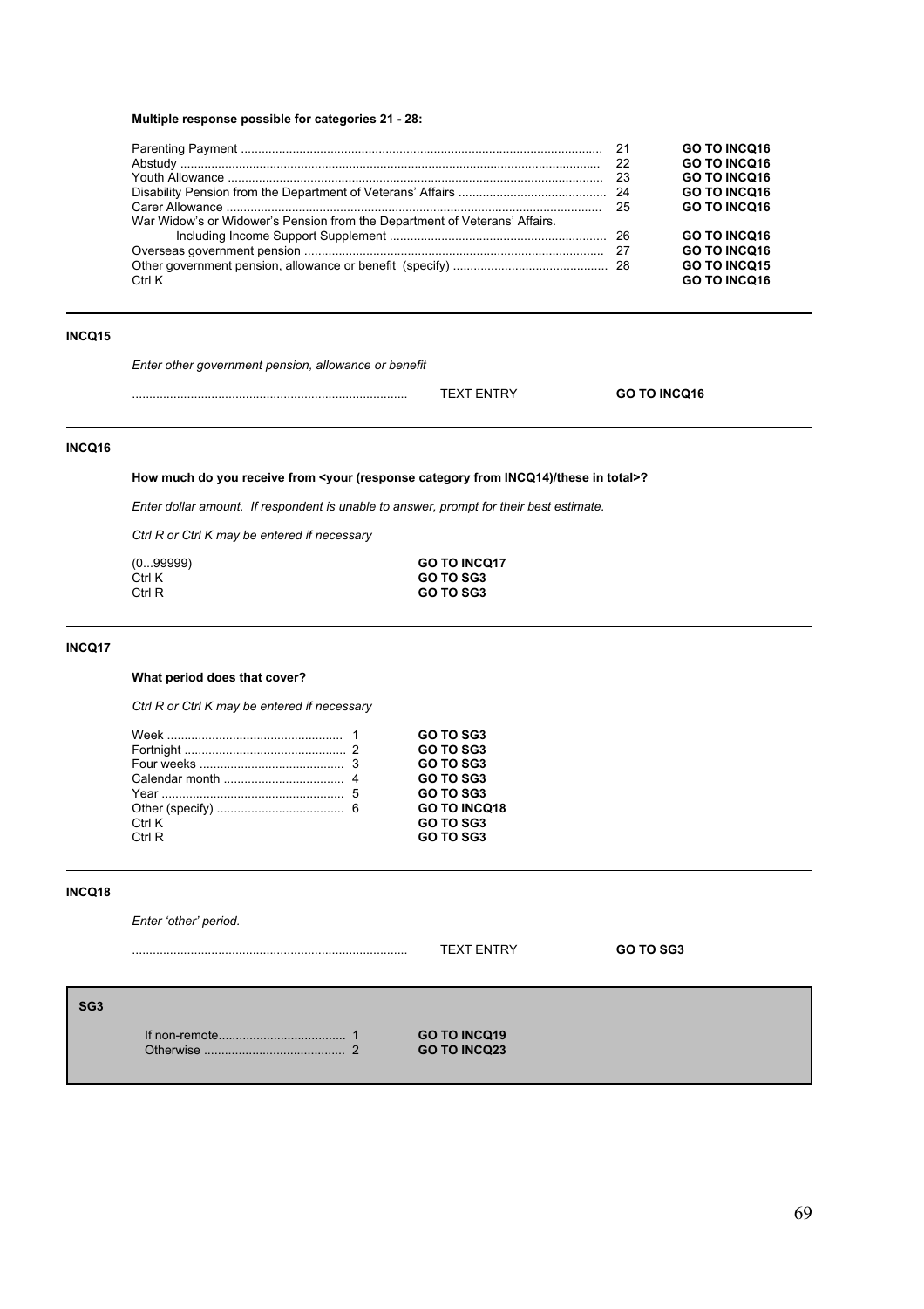**Multiple response possible for categories 21 - 28:**

| | | |
|---|---|---|
| Parenting Payment | 21 | **GO TO INCQ16** |
| Abstudy | 22 | **GO TO INCQ16** |
| Youth Allowance | 23 | **GO TO INCQ16** |
| Disability Pension from the Department of Veterans' Affairs | 24 | **GO TO INCQ16** |
| Carer Allowance | 25 | **GO TO INCQ16** |
| War Widow's or Widower's Pension from the Department of Veterans' Affairs. Including Income Support Supplement | 26 | **GO TO INCQ16** |
| Overseas government pension | 27 | **GO TO INCQ16** |
| Other government pension, allowance or benefit (specify) | 28 | **GO TO INCQ15** |
| Ctrl K | | **GO TO INCQ16** |

---

**INCQ15**

*Enter other government pension, allowance or benefit*

| | | |
|---|---|---|
| ................................................................ | TEXT ENTRY | **GO TO INCQ16** |

---

**INCQ16**

**How much do you receive from <your (response category from INCQ14)/these in total>?**

*Enter dollar amount. If respondent is unable to answer, prompt for their best estimate.*

*Ctrl R or Ctrl K may be entered if necessary*

| | |
|---|---|
| (0...99999) | **GO TO INCQ17** |
| Ctrl K | **GO TO SG3** |
| Ctrl R | **GO TO SG3** |

---

**INCQ17**

**What period does that cover?**

*Ctrl R or Ctrl K may be entered if necessary*

| | | |
|---|---|---|
| Week | 1 | **GO TO SG3** |
| Fortnight | 2 | **GO TO SG3** |
| Four weeks | 3 | **GO TO SG3** |
| Calendar month | 4 | **GO TO SG3** |
| Year | 5 | **GO TO SG3** |
| Other (specify) | 6 | **GO TO INCQ18** |
| Ctrl K | | **GO TO SG3** |
| Ctrl R | | **GO TO SG3** |

---

**INCQ18**

*Enter 'other' period.*

| | | |
|---|---|---|
| ................................................................ | TEXT ENTRY | **GO TO SG3** |

---

**SG3**

| | | |
|---|---|---|
| If non-remote | 1 | **GO TO INCQ19** |
| Otherwise | 2 | **GO TO INCQ23** |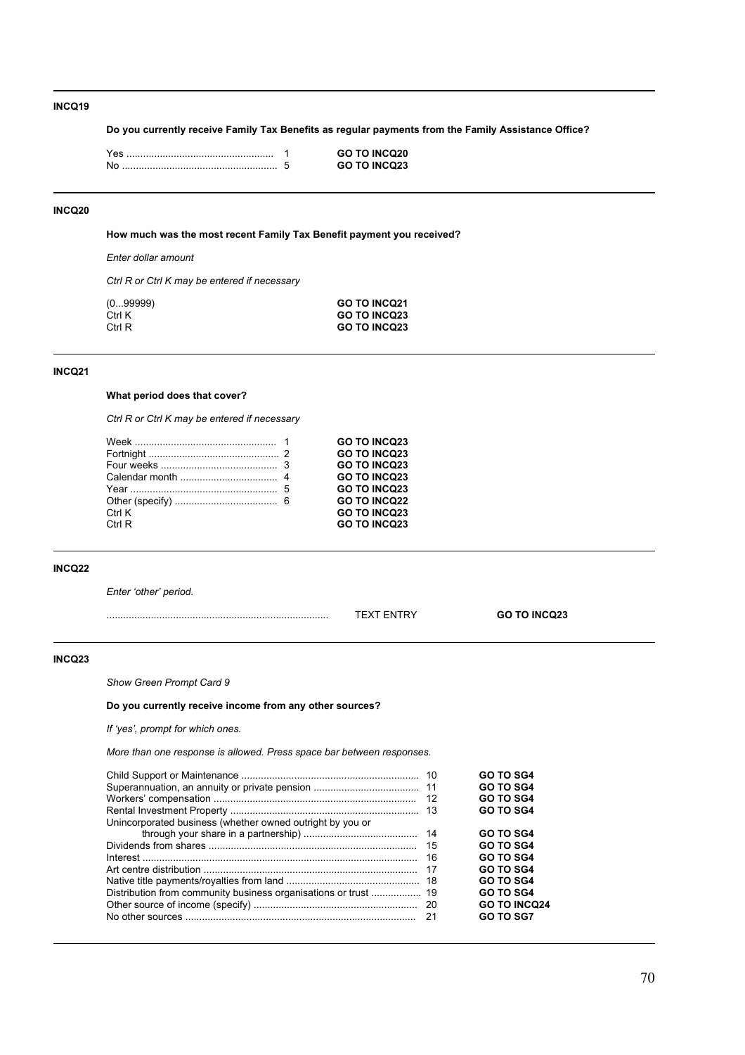**INCQ19**

**Do you currently receive Family Tax Benefits as regular payments from the Family Assistance Office?**

| | | |
|---|---|---|
| Yes | 1 | **GO TO INCQ20** |
| No | 5 | **GO TO INCQ23** |

---

**INCQ20**

**How much was the most recent Family Tax Benefit payment you received?**

*Enter dollar amount*

*Ctrl R or Ctrl K may be entered if necessary*

| | |
|---|---|
| (0...99999) | **GO TO INCQ21** |
| Ctrl K | **GO TO INCQ23** |
| Ctrl R | **GO TO INCQ23** |

---

**INCQ21**

**What period does that cover?**

*Ctrl R or Ctrl K may be entered if necessary*

| | | |
|---|---|---|
| Week | 1 | **GO TO INCQ23** |
| Fortnight | 2 | **GO TO INCQ23** |
| Four weeks | 3 | **GO TO INCQ23** |
| Calendar month | 4 | **GO TO INCQ23** |
| Year | 5 | **GO TO INCQ23** |
| Other (specify) | 6 | **GO TO INCQ22** |
| Ctrl K | | **GO TO INCQ23** |
| Ctrl R | | **GO TO INCQ23** |

---

**INCQ22**

*Enter 'other' period.*

| | | |
|---|---|---|
| ................................................................................ | TEXT ENTRY | **GO TO INCQ23** |

---

**INCQ23**

*Show Green Prompt Card 9*

**Do you currently receive income from any other sources?**

*If 'yes', prompt for which ones.*

*More than one response is allowed. Press space bar between responses.*

| | | |
|---|---|---|
| Child Support or Maintenance | 10 | **GO TO SG4** |
| Superannuation, an annuity or private pension | 11 | **GO TO SG4** |
| Workers' compensation | 12 | **GO TO SG4** |
| Rental Investment Property | 13 | **GO TO SG4** |
| Unincorporated business (whether owned outright by you or through your share in a partnership) | 14 | **GO TO SG4** |
| Dividends from shares | 15 | **GO TO SG4** |
| Interest | 16 | **GO TO SG4** |
| Art centre distribution | 17 | **GO TO SG4** |
| Native title payments/royalties from land | 18 | **GO TO SG4** |
| Distribution from community business organisations or trust | 19 | **GO TO SG4** |
| Other source of income (specify) | 20 | **GO TO INCQ24** |
| No other sources | 21 | **GO TO SG7** |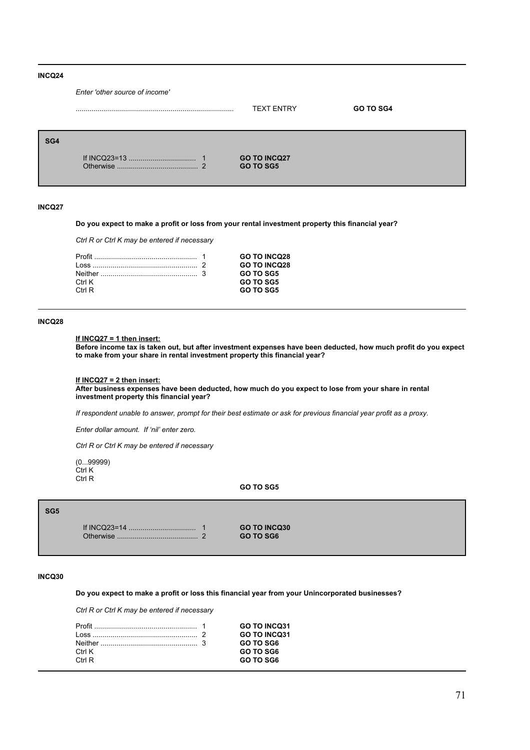**INCQ24**

*Enter 'other source of income'*

| | | |
|---|---|---|
| .............................................................................. | TEXT ENTRY | **GO TO SG4** |

**SG4**

| | |
|---|---|
| If INCQ23=13 .................................. 1 | **GO TO INCQ27** |
| Otherwise ........................................ 2 | **GO TO SG5** |

**INCQ27**

**Do you expect to make a profit or loss from your rental investment property this financial year?**

*Ctrl R or Ctrl K may be entered if necessary*

| | |
|---|---|
| Profit .................................................... 1 | **GO TO INCQ28** |
| Loss ..................................................... 2 | **GO TO INCQ28** |
| Neither ................................................. 3 | **GO TO SG5** |
| Ctrl K | **GO TO SG5** |
| Ctrl R | **GO TO SG5** |

**INCQ28**

**<u>If INCQ27 = 1 then insert:</u>**
**Before income tax is taken out, but after investment expenses have been deducted, how much profit do you expect to make from your share in rental investment property this financial year?**

**<u>If INCQ27 = 2 then insert:</u>**
**After business expenses have been deducted, how much do you expect to lose from your share in rental investment property this financial year?**

*If respondent unable to answer, prompt for their best estimate or ask for previous financial year profit as a proxy.*

*Enter dollar amount. If 'nil' enter zero.*

*Ctrl R or Ctrl K may be entered if necessary*

(0...99999)
Ctrl K
Ctrl R

**GO TO SG5**

**SG5**

| | |
|---|---|
| If INCQ23=14 .................................. 1 | **GO TO INCQ30** |
| Otherwise ........................................ 2 | **GO TO SG6** |

**INCQ30**

**Do you expect to make a profit or loss this financial year from your Unincorporated businesses?**

*Ctrl R or Ctrl K may be entered if necessary*

| | |
|---|---|
| Profit .................................................... 1 | **GO TO INCQ31** |
| Loss ..................................................... 2 | **GO TO INCQ31** |
| Neither ................................................. 3 | **GO TO SG6** |
| Ctrl K | **GO TO SG6** |
| Ctrl R | **GO TO SG6** |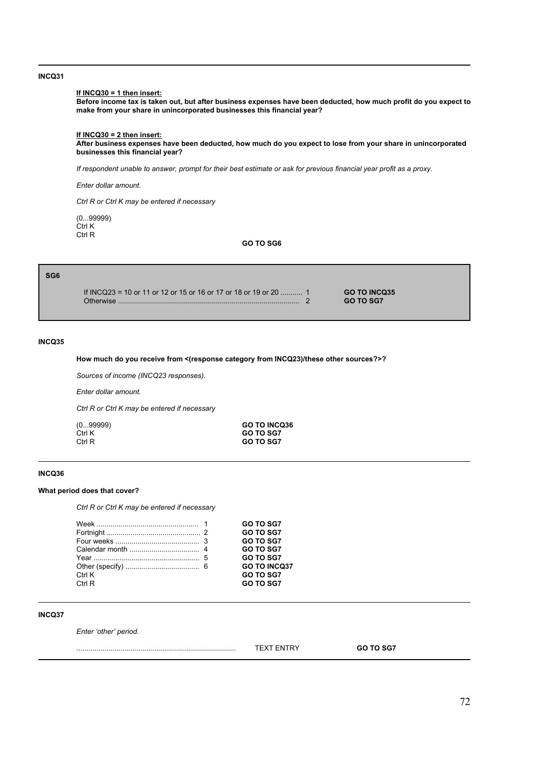**INCQ31**

**If INCQ30 = 1 then insert:**
**Before income tax is taken out, but after business expenses have been deducted, how much profit do you expect to make from your share in unincorporated businesses this financial year?**

**If INCQ30 = 2 then insert:**
**After business expenses have been deducted, how much do you expect to lose from your share in unincorporated businesses this financial year?**

*If respondent unable to answer, prompt for their best estimate or ask for previous financial year profit as a proxy.*

*Enter dollar amount.*

*Ctrl R or Ctrl K may be entered if necessary*

(0...99999)
Ctrl K
Ctrl R

**GO TO SG6**

---

**SG6**

| | | |
|---|---|---|
| If INCQ23 = 10 or 11 or 12 or 15 or 16 or 17 or 18 or 19 or 20 | 1 | **GO TO INCQ35** |
| Otherwise | 2 | **GO TO SG7** |

---

**INCQ35**

**How much do you receive from <(response category from INCQ23)/these other sources?>?**

*Sources of income (INCQ23 responses).*

*Enter dollar amount.*

*Ctrl R or Ctrl K may be entered if necessary*

| | |
|---|---|
| (0...99999) | **GO TO INCQ36** |
| Ctrl K | **GO TO SG7** |
| Ctrl R | **GO TO SG7** |

---

**INCQ36**

**What period does that cover?**

*Ctrl R or Ctrl K may be entered if necessary*

| | | |
|---|---|---|
| Week | 1 | **GO TO SG7** |
| Fortnight | 2 | **GO TO SG7** |
| Four weeks | 3 | **GO TO SG7** |
| Calendar month | 4 | **GO TO SG7** |
| Year | 5 | **GO TO SG7** |
| Other (specify) | 6 | **GO TO INCQ37** |
| Ctrl K | | **GO TO SG7** |
| Ctrl R | | **GO TO SG7** |

---

**INCQ37**

*Enter 'other' period.*

| | | |
|---|---|---|
| ........................................ | TEXT ENTRY | **GO TO SG7** |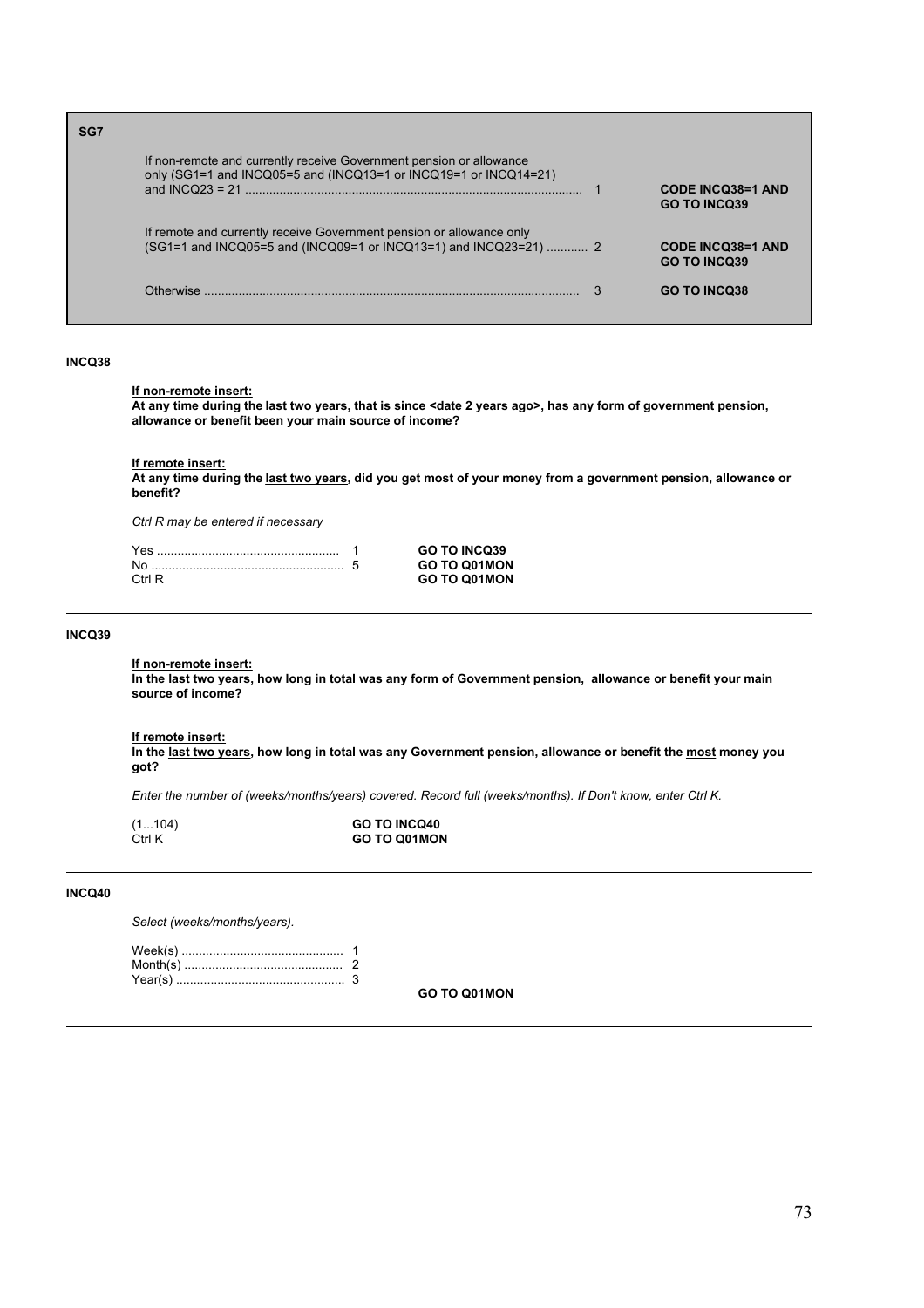**SG7**

| | | |
|---|---|---|
| If non-remote and currently receive Government pension or allowance only (SG1=1 and INCQ05=5 and (INCQ13=1 or INCQ19=1 or INCQ14=21) and INCQ23 = 21 ................................................................................................ | 1 | **CODE INCQ38=1 AND GO TO INCQ39** |
| If remote and currently receive Government pension or allowance only (SG1=1 and INCQ05=5 and (INCQ09=1 or INCQ13=1) and INCQ23=21) ............ | 2 | **CODE INCQ38=1 AND GO TO INCQ39** |
| Otherwise ............................................................................................................ | 3 | **GO TO INCQ38** |

---

**INCQ38**

**If non-remote insert:**
**At any time during the last two years, that is since <date 2 years ago>, has any form of government pension, allowance or benefit been your main source of income?**

**If remote insert:**
**At any time during the last two years, did you get most of your money from a government pension, allowance or benefit?**

*Ctrl R may be entered if necessary*

| | | |
|---|---|---|
| Yes ..................................................... | 1 | **GO TO INCQ39** |
| No ........................................................ | 5 | **GO TO Q01MON** |
| Ctrl R | | **GO TO Q01MON** |

---

**INCQ39**

**If non-remote insert:**
**In the last two years, how long in total was any form of Government pension, allowance or benefit your main source of income?**

**If remote insert:**
**In the last two years, how long in total was any Government pension, allowance or benefit the most money you got?**

*Enter the number of (weeks/months/years) covered. Record full (weeks/months). If Don't know, enter Ctrl K.*

| | |
|---|---|
| (1...104) | **GO TO INCQ40** |
| Ctrl K | **GO TO Q01MON** |

---

**INCQ40**

*Select (weeks/months/years).*

| | | |
|---|---|---|
| Week(s) .............................................. | 1 | |
| Month(s) ............................................. | 2 | |
| Year(s) ................................................ | 3 | **GO TO Q01MON** |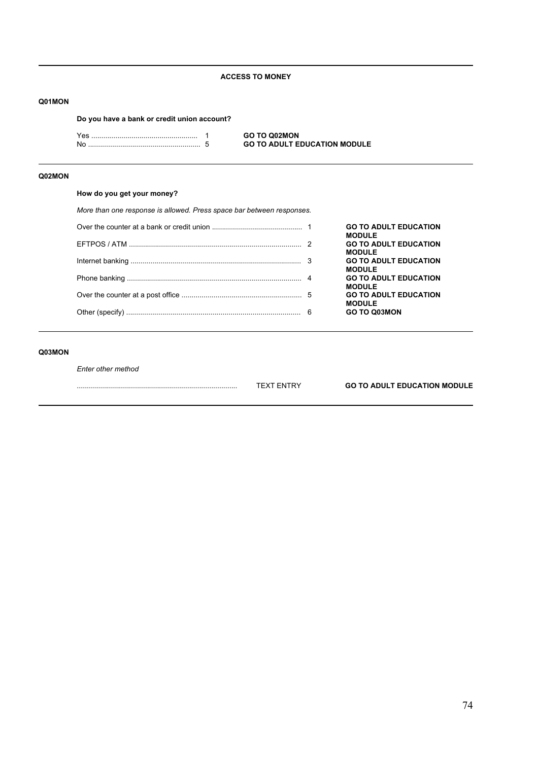## ACCESS TO MONEY

**Q01MON**

**Do you have a bank or credit union account?**

| | | |
|---|---|---|
| Yes | 1 | **GO TO Q02MON** |
| No | 5 | **GO TO ADULT EDUCATION MODULE** |

**Q02MON**

**How do you get your money?**

*More than one response is allowed. Press space bar between responses.*

| | | |
|---|---|---|
| Over the counter at a bank or credit union | 1 | **GO TO ADULT EDUCATION MODULE** |
| EFTPOS / ATM | 2 | **GO TO ADULT EDUCATION MODULE** |
| Internet banking | 3 | **GO TO ADULT EDUCATION MODULE** |
| Phone banking | 4 | **GO TO ADULT EDUCATION MODULE** |
| Over the counter at a post office | 5 | **GO TO ADULT EDUCATION MODULE** |
| Other (specify) | 6 | **GO TO Q03MON** |

**Q03MON**

*Enter other method*

| | | |
|---|---|---|
| ........................................ | TEXT ENTRY | **GO TO ADULT EDUCATION MODULE** |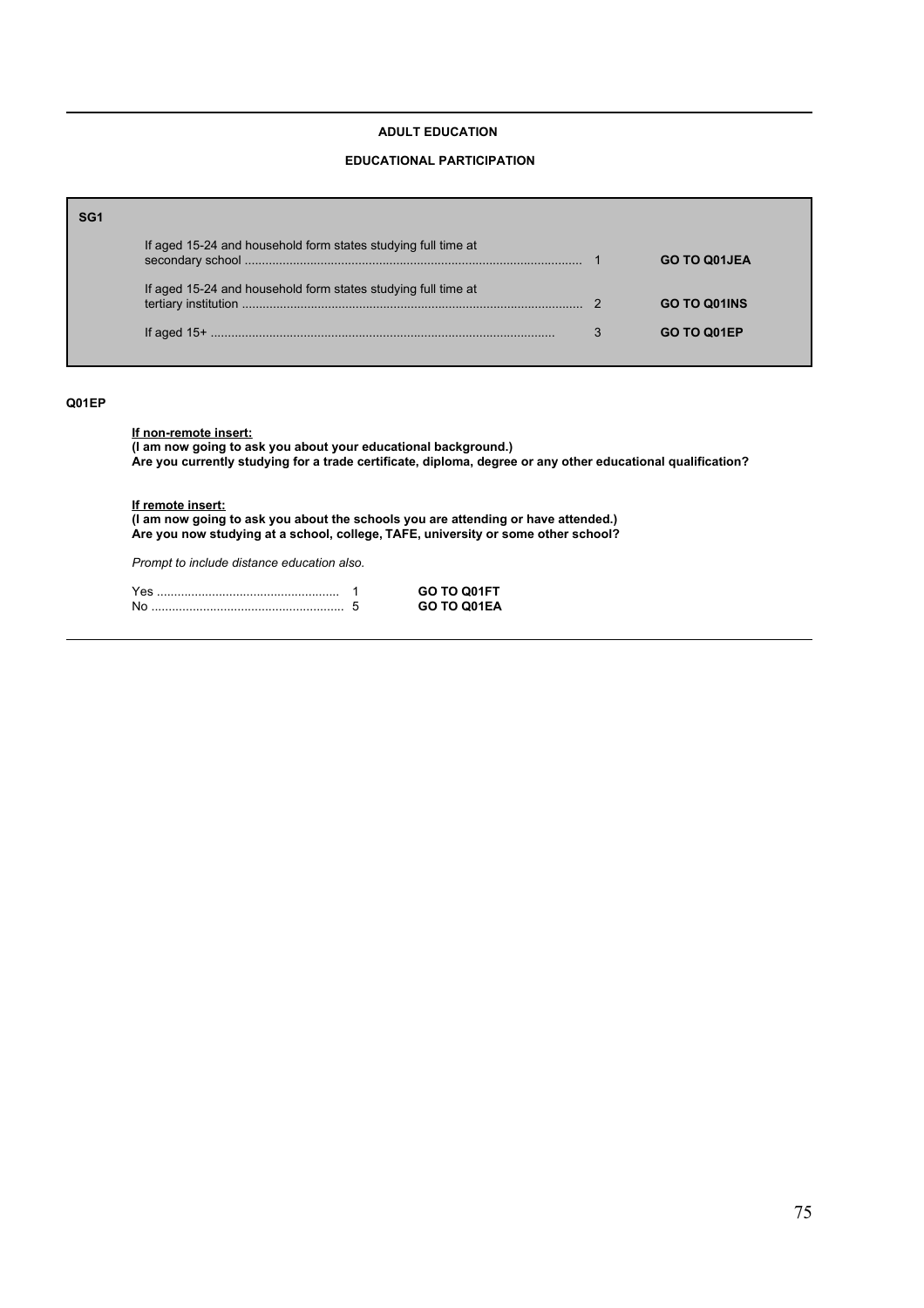**ADULT EDUCATION**

**EDUCATIONAL PARTICIPATION**

**SG1**

| | | |
|---|---|---|
| If aged 15-24 and household form states studying full time at secondary school ................................................................................................ | 1 | **GO TO Q01JEA** |
| If aged 15-24 and household form states studying full time at tertiary institution ................................................................................................ | 2 | **GO TO Q01INS** |
| If aged 15+ ................................................................................................ | 3 | **GO TO Q01EP** |

**Q01EP**

**If non-remote insert:**
**(I am now going to ask you about your educational background.)**
**Are you currently studying for a trade certificate, diploma, degree or any other educational qualification?**

**If remote insert:**
**(I am now going to ask you about the schools you are attending or have attended.)**
**Are you now studying at a school, college, TAFE, university or some other school?**

*Prompt to include distance education also.*

| | | |
|---|---|---|
| Yes ..................................................... | 1 | **GO TO Q01FT** |
| No ....................................................... | 5 | **GO TO Q01EA** |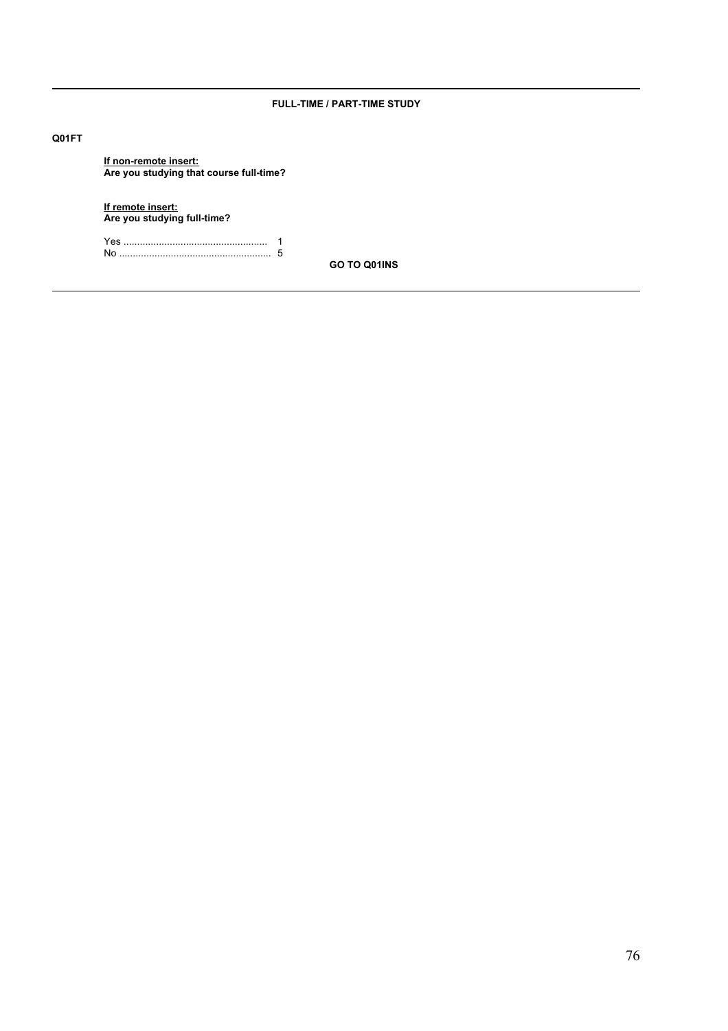**FULL-TIME / PART-TIME STUDY**

**Q01FT**

**<u>If non-remote insert:</u>**
**Are you studying that course full-time?**

**<u>If remote insert:</u>**
**Are you studying full-time?**

Yes .................................................... 1
No ...................................................... 5

**GO TO Q01INS**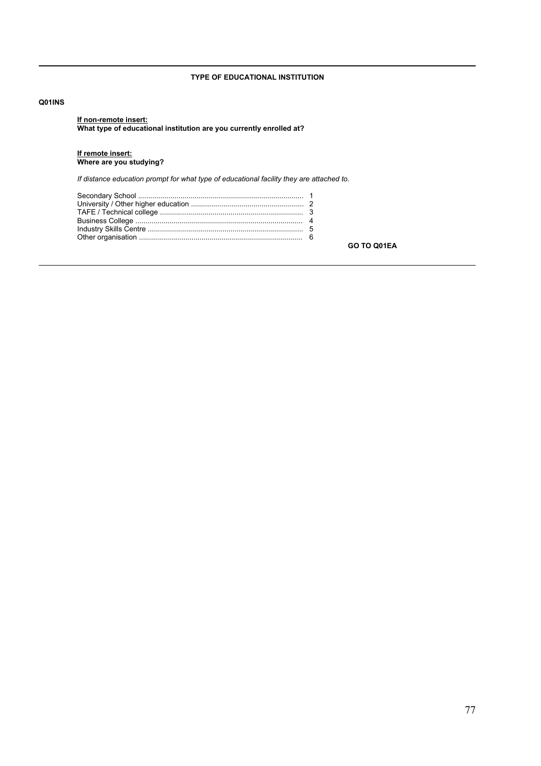---

**TYPE OF EDUCATIONAL INSTITUTION**

**Q01INS**

<u>**If non-remote insert:**</u>
**What type of educational institution are you currently enrolled at?**

<u>**If remote insert:**</u>
**Where are you studying?**

*If distance education prompt for what type of educational facility they are attached to.*

Secondary School ................................................................................ 1
University / Other higher education ....................................................... 2
TAFE / Technical college ...................................................................... 3
Business College .................................................................................. 4
Industry Skills Centre ............................................................................ 5
Other organisation ................................................................................ 6

**GO TO Q01EA**

---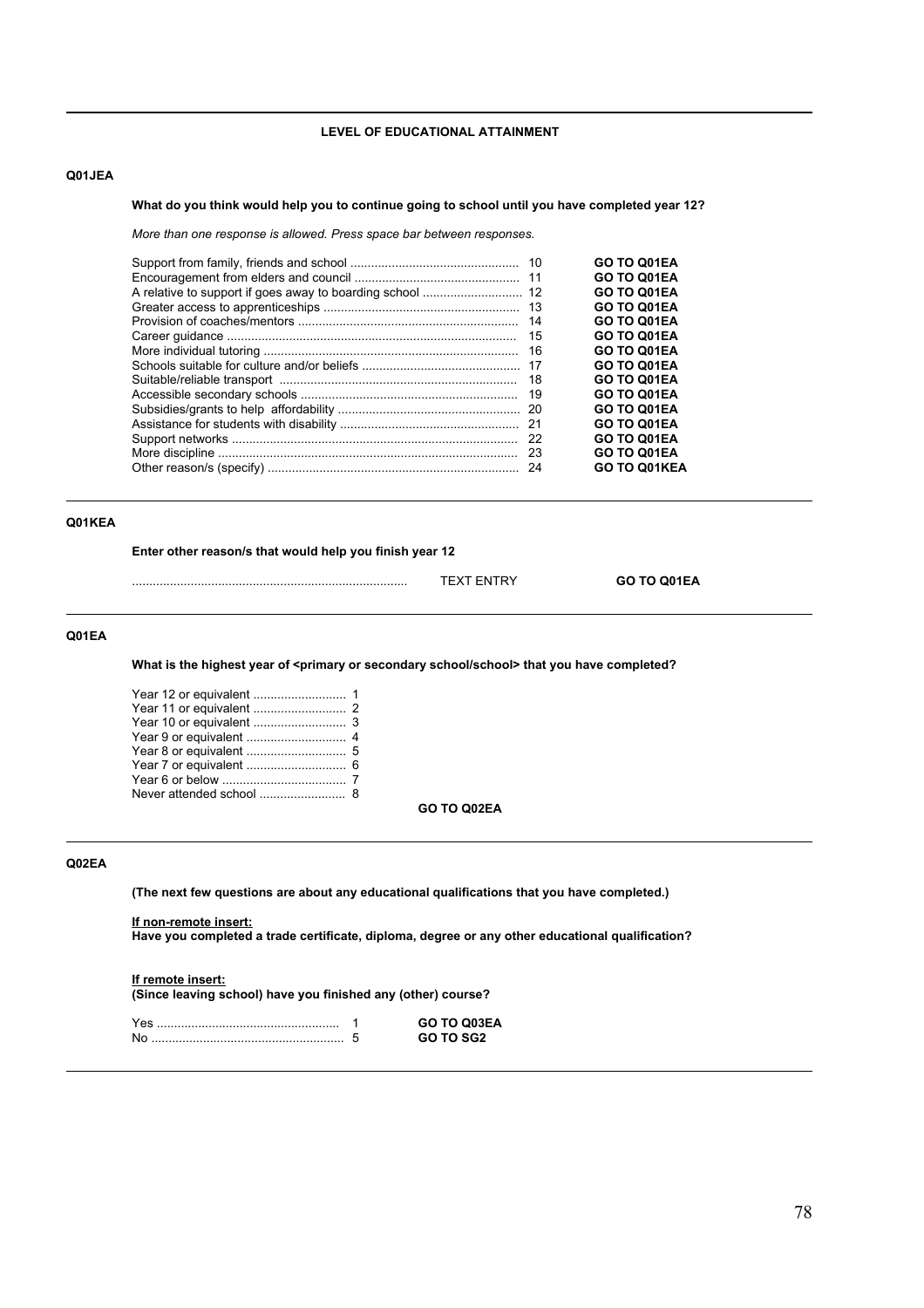## LEVEL OF EDUCATIONAL ATTAINMENT

**Q01JEA**

**What do you think would help you to continue going to school until you have completed year 12?**

*More than one response is allowed. Press space bar between responses.*

| Response | Code | Go to |
|---|---|---|
| Support from family, friends and school | 10 | **GO TO Q01EA** |
| Encouragement from elders and council | 11 | **GO TO Q01EA** |
| A relative to support if goes away to boarding school | 12 | **GO TO Q01EA** |
| Greater access to apprenticeships | 13 | **GO TO Q01EA** |
| Provision of coaches/mentors | 14 | **GO TO Q01EA** |
| Career guidance | 15 | **GO TO Q01EA** |
| More individual tutoring | 16 | **GO TO Q01EA** |
| Schools suitable for culture and/or beliefs | 17 | **GO TO Q01EA** |
| Suitable/reliable transport | 18 | **GO TO Q01EA** |
| Accessible secondary schools | 19 | **GO TO Q01EA** |
| Subsidies/grants to help affordability | 20 | **GO TO Q01EA** |
| Assistance for students with disability | 21 | **GO TO Q01EA** |
| Support networks | 22 | **GO TO Q01EA** |
| More discipline | 23 | **GO TO Q01EA** |
| Other reason/s (specify) | 24 | **GO TO Q01KEA** |

**Q01KEA**

**Enter other reason/s that would help you finish year 12**

................................................................................ TEXT ENTRY **GO TO Q01EA**

**Q01EA**

**What is the highest year of <primary or secondary school/school> that you have completed?**

| Response | Code |
|---|---|
| Year 12 or equivalent | 1 |
| Year 11 or equivalent | 2 |
| Year 10 or equivalent | 3 |
| Year 9 or equivalent | 4 |
| Year 8 or equivalent | 5 |
| Year 7 or equivalent | 6 |
| Year 6 or below | 7 |
| Never attended school | 8 |

**GO TO Q02EA**

**Q02EA**

**(The next few questions are about any educational qualifications that you have completed.)**

**If non-remote insert:**
**Have you completed a trade certificate, diploma, degree or any other educational qualification?**

**If remote insert:**
**(Since leaving school) have you finished any (other) course?**

| Response | Code | Go to |
|---|---|---|
| Yes | 1 | **GO TO Q03EA** |
| No | 5 | **GO TO SG2** |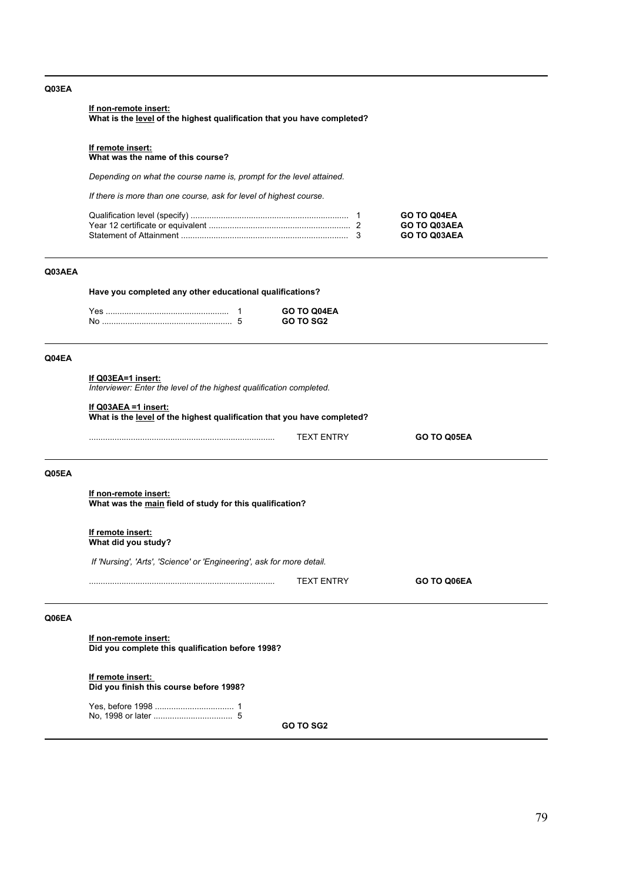---

**Q03EA**

**If non-remote insert:**
**What is the level of the highest qualification that you have completed?**

**If remote insert:**
**What was the name of this course?**

*Depending on what the course name is, prompt for the level attained.*

*If there is more than one course, ask for level of highest course.*

| | | |
|---|---|---|
| Qualification level (specify) .................................................................. | 1 | **GO TO Q04EA** |
| Year 12 certificate or equivalent ........................................................... | 2 | **GO TO Q03AEA** |
| Statement of Attainment ....................................................................... | 3 | **GO TO Q03AEA** |

---

**Q03AEA**

**Have you completed any other educational qualifications?**

| | | |
|---|---|---|
| Yes .................................................... | 1 | **GO TO Q04EA** |
| No ....................................................... | 5 | **GO TO SG2** |

---

**Q04EA**

**If Q03EA=1 insert:**
*Interviewer: Enter the level of the highest qualification completed.*

**If Q03AEA =1 insert:**
**What is the level of the highest qualification that you have completed?**

............................................................................... TEXT ENTRY **GO TO Q05EA**

---

**Q05EA**

**If non-remote insert:**
**What was the main field of study for this qualification?**

**If remote insert:**
**What did you study?**

*If 'Nursing', 'Arts', 'Science' or 'Engineering', ask for more detail.*

............................................................................... TEXT ENTRY **GO TO Q06EA**

---

**Q06EA**

**If non-remote insert:**
**Did you complete this qualification before 1998?**

**If remote insert:**
**Did you finish this course before 1998?**

| | |
|---|---|
| Yes, before 1998 .................................. | 1 |
| No, 1998 or later .................................. | 5 |

**GO TO SG2**

---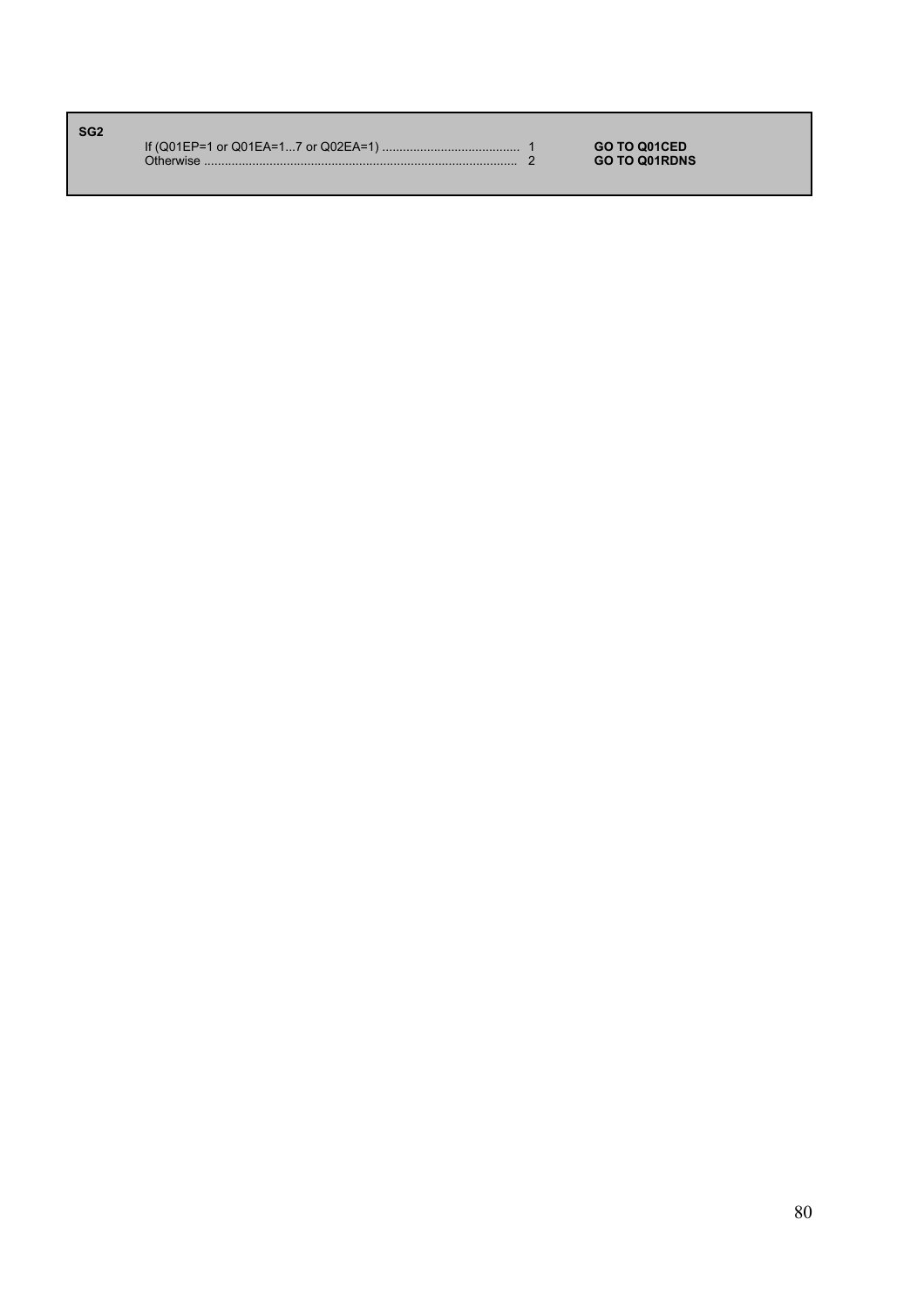**SG2**

| | | |
|---|---|---|
| If (Q01EP=1 or Q01EA=1...7 or Q02EA=1) ........................................ | 1 | **GO TO Q01CED** |
| Otherwise ........................................................................................ | 2 | **GO TO Q01RDNS** |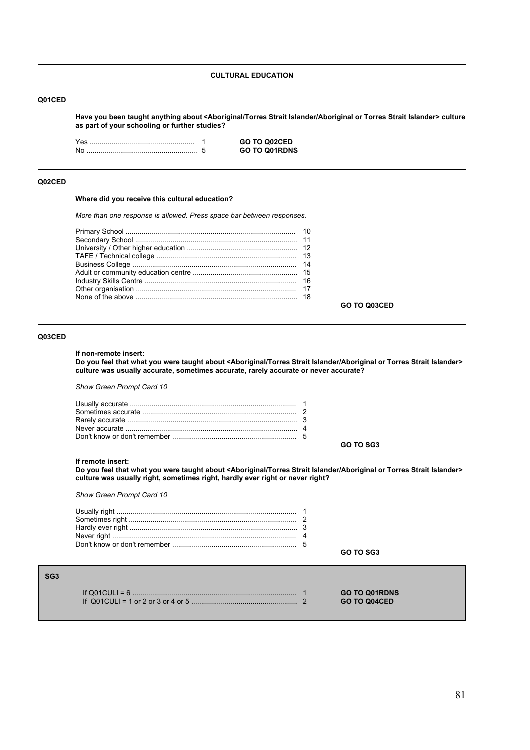## CULTURAL EDUCATION

### Q01CED

**Have you been taught anything about <Aboriginal/Torres Strait Islander/Aboriginal or Torres Strait Islander> culture as part of your schooling or further studies?**

| Response | Code | Routing |
|---|---|---|
| Yes | 1 | **GO TO Q02CED** |
| No | 5 | **GO TO Q01RDNS** |

### Q02CED

**Where did you receive this cultural education?**

*More than one response is allowed. Press space bar between responses.*

| Response | Code |
|---|---|
| Primary School | 10 |
| Secondary School | 11 |
| University / Other higher education | 12 |
| TAFE / Technical college | 13 |
| Business College | 14 |
| Adult or community education centre | 15 |
| Industry Skills Centre | 16 |
| Other organisation | 17 |
| None of the above | 18 |

**GO TO Q03CED**

### Q03CED

**<u>If non-remote insert:</u>**
**Do you feel that what you were taught about <Aboriginal/Torres Strait Islander/Aboriginal or Torres Strait Islander> culture was usually accurate, sometimes accurate, rarely accurate or never accurate?**

*Show Green Prompt Card 10*

| Response | Code |
|---|---|
| Usually accurate | 1 |
| Sometimes accurate | 2 |
| Rarely accurate | 3 |
| Never accurate | 4 |
| Don't know or don't remember | 5 |

**GO TO SG3**

**<u>If remote insert:</u>**
**Do you feel that what you were taught about <Aboriginal/Torres Strait Islander/Aboriginal or Torres Strait Islander> culture was usually right, sometimes right, hardly ever right or never right?**

*Show Green Prompt Card 10*

| Response | Code |
|---|---|
| Usually right | 1 |
| Sometimes right | 2 |
| Hardly ever right | 3 |
| Never right | 4 |
| Don't know or don't remember | 5 |

**GO TO SG3**

### SG3

| Condition | Code | Routing |
|---|---|---|
| If Q01CULI = 6 | 1 | **GO TO Q01RDNS** |
| If Q01CULI = 1 or 2 or 3 or 4 or 5 | 2 | **GO TO Q04CED** |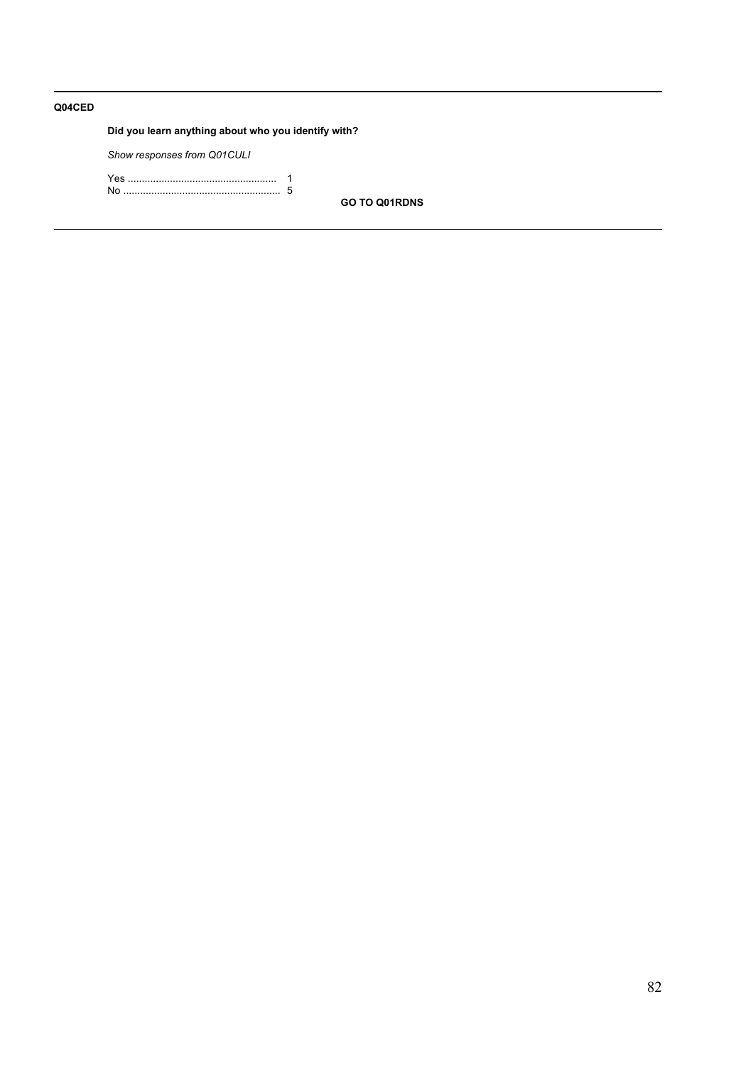**Q04CED**

**Did you learn anything about who you identify with?**

*Show responses from Q01CULI*

Yes ..................................................... 1
No ....................................................... 5

**GO TO Q01RDNS**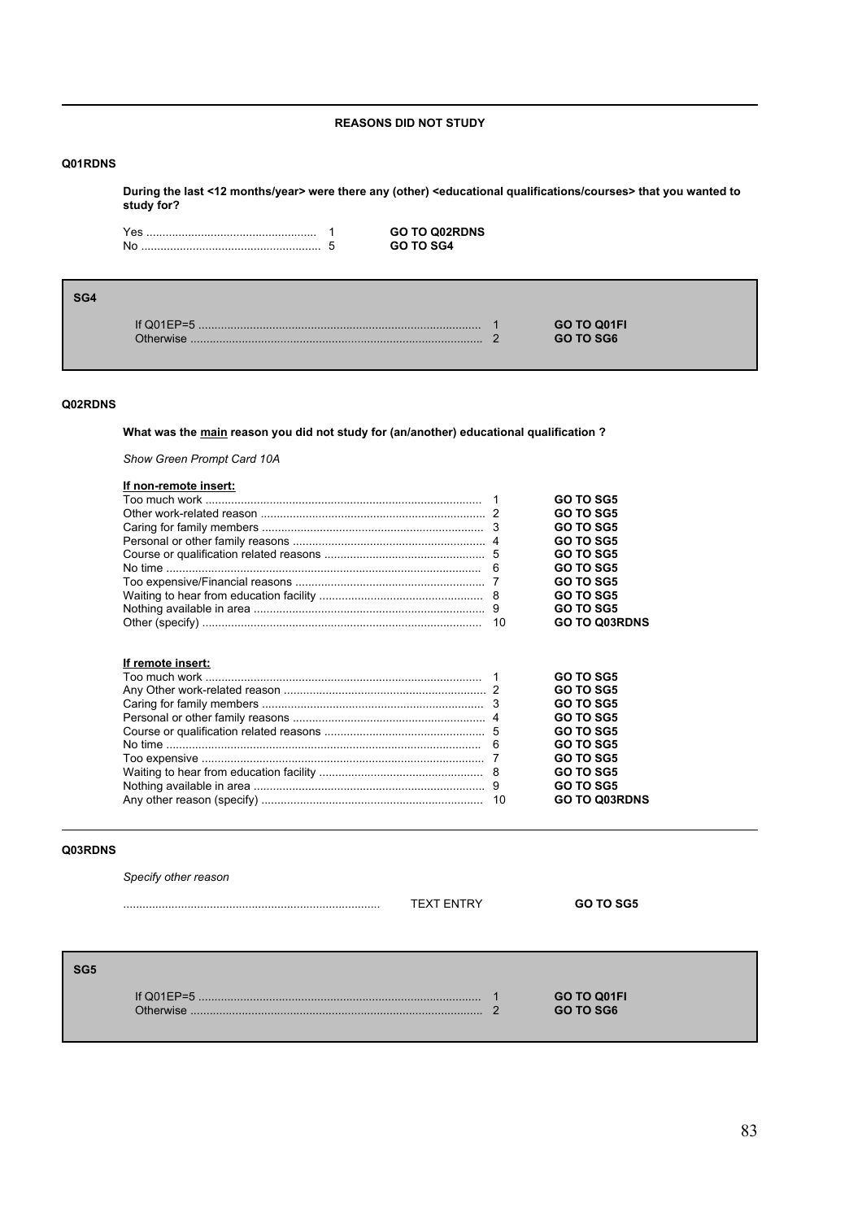## REASONS DID NOT STUDY

### Q01RDNS

**During the last <12 months/year> were there any (other) <educational qualifications/courses> that you wanted to study for?**

| | | |
|---|---|---|
| Yes | 1 | **GO TO Q02RDNS** |
| No | 5 | **GO TO SG4** |

### SG4

| | | |
|---|---|---|
| If Q01EP=5 | 1 | **GO TO Q01FI** |
| Otherwise | 2 | **GO TO SG6** |

### Q02RDNS

**What was the <u>main</u> reason you did not study for (an/another) educational qualification ?**

*Show Green Prompt Card 10A*

**<u>If non-remote insert:</u>**

| | | |
|---|---|---|
| Too much work | 1 | **GO TO SG5** |
| Other work-related reason | 2 | **GO TO SG5** |
| Caring for family members | 3 | **GO TO SG5** |
| Personal or other family reasons | 4 | **GO TO SG5** |
| Course or qualification related reasons | 5 | **GO TO SG5** |
| No time | 6 | **GO TO SG5** |
| Too expensive/Financial reasons | 7 | **GO TO SG5** |
| Waiting to hear from education facility | 8 | **GO TO SG5** |
| Nothing available in area | 9 | **GO TO SG5** |
| Other (specify) | 10 | **GO TO Q03RDNS** |

**<u>If remote insert:</u>**

| | | |
|---|---|---|
| Too much work | 1 | **GO TO SG5** |
| Any Other work-related reason | 2 | **GO TO SG5** |
| Caring for family members | 3 | **GO TO SG5** |
| Personal or other family reasons | 4 | **GO TO SG5** |
| Course or qualification related reasons | 5 | **GO TO SG5** |
| No time | 6 | **GO TO SG5** |
| Too expensive | 7 | **GO TO SG5** |
| Waiting to hear from education facility | 8 | **GO TO SG5** |
| Nothing available in area | 9 | **GO TO SG5** |
| Any other reason (specify) | 10 | **GO TO Q03RDNS** |

### Q03RDNS

*Specify other reason*

| | | |
|---|---|---|
| ........................................ | TEXT ENTRY | **GO TO SG5** |

### SG5

| | | |
|---|---|---|
| If Q01EP=5 | 1 | **GO TO Q01FI** |
| Otherwise | 2 | **GO TO SG6** |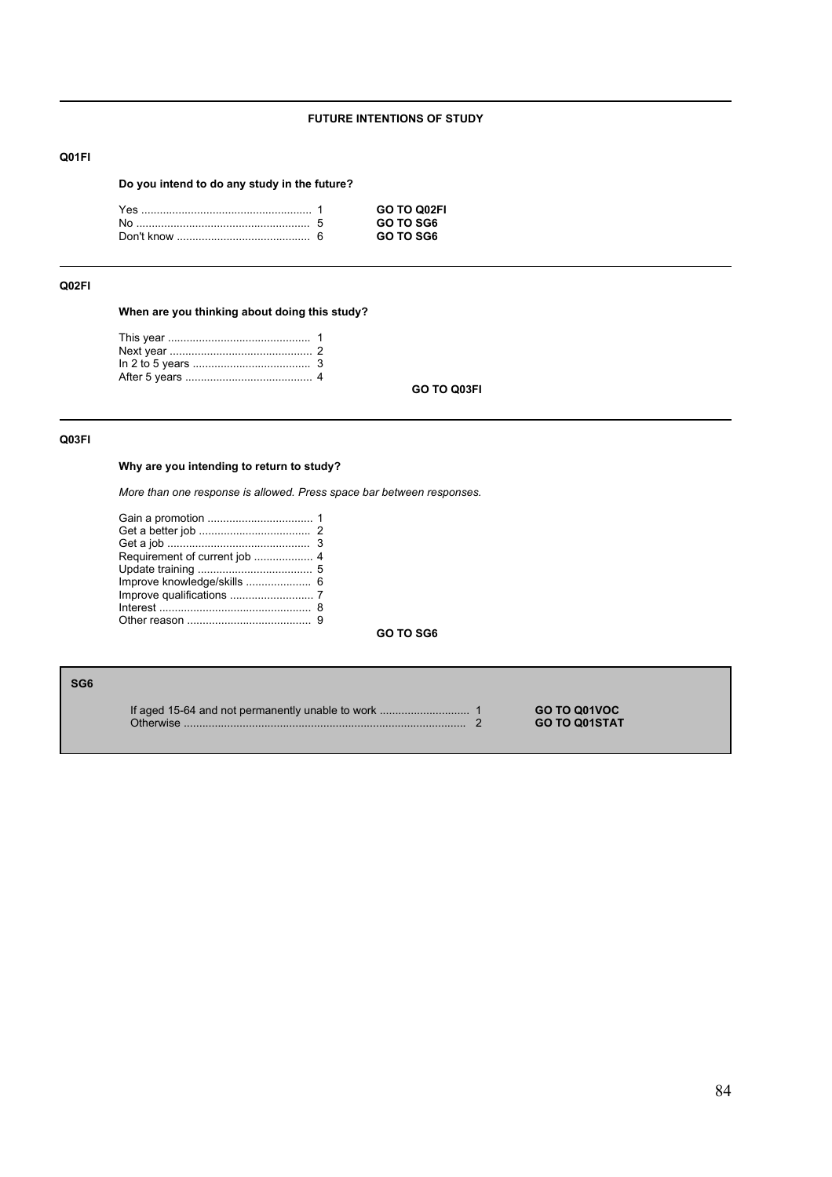## FUTURE INTENTIONS OF STUDY

**Q01FI**

**Do you intend to do any study in the future?**

| | | |
|---|---|---|
| Yes | 1 | **GO TO Q02FI** |
| No | 5 | **GO TO SG6** |
| Don't know | 6 | **GO TO SG6** |

---

**Q02FI**

**When are you thinking about doing this study?**

| | |
|---|---|
| This year | 1 |
| Next year | 2 |
| In 2 to 5 years | 3 |
| After 5 years | 4 |

**GO TO Q03FI**

---

**Q03FI**

**Why are you intending to return to study?**

*More than one response is allowed. Press space bar between responses.*

| | |
|---|---|
| Gain a promotion | 1 |
| Get a better job | 2 |
| Get a job | 3 |
| Requirement of current job | 4 |
| Update training | 5 |
| Improve knowledge/skills | 6 |
| Improve qualifications | 7 |
| Interest | 8 |
| Other reason | 9 |

**GO TO SG6**

---

**SG6**

| | | |
|---|---|---|
| If aged 15-64 and not permanently unable to work | 1 | **GO TO Q01VOC** |
| Otherwise | 2 | **GO TO Q01STAT** |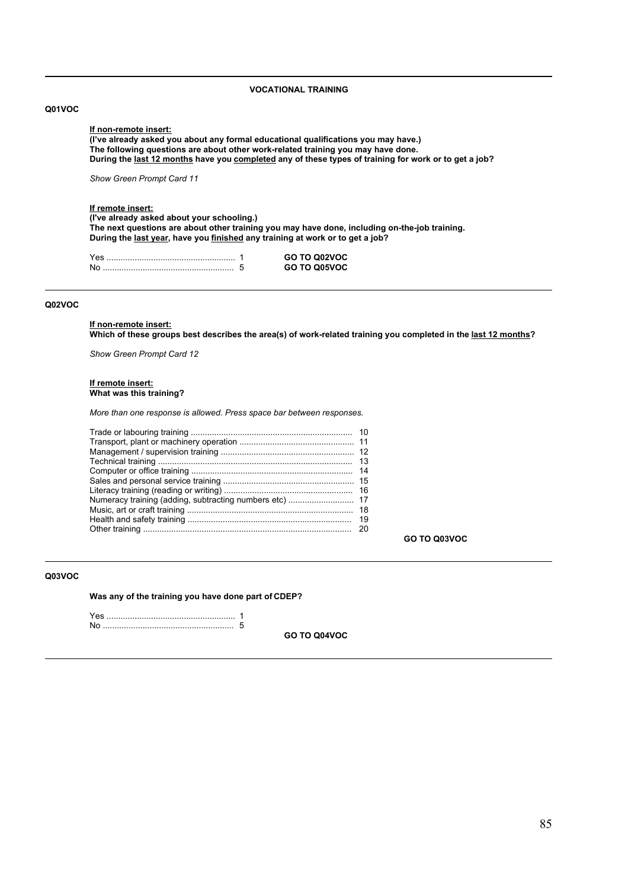## VOCATIONAL TRAINING

**Q01VOC**

**If non-remote insert:**
**(I've already asked you about any formal educational qualifications you may have.)**
**The following questions are about other work-related training you may have done.**
**During the last 12 months have you completed any of these types of training for work or to get a job?**

*Show Green Prompt Card 11*

**If remote insert:**
**(I've already asked about your schooling.)**
**The next questions are about other training you may have done, including on-the-job training.**
**During the last year, have you finished any training at work or to get a job?**

| | | |
|---|---|---|
| Yes | 1 | **GO TO Q02VOC** |
| No | 5 | **GO TO Q05VOC** |

---

**Q02VOC**

**If non-remote insert:**
**Which of these groups best describes the area(s) of work-related training you completed in the last 12 months?**

*Show Green Prompt Card 12*

**If remote insert:**
**What was this training?**

*More than one response is allowed. Press space bar between responses.*

| | |
|---|---|
| Trade or labouring training | 10 |
| Transport, plant or machinery operation | 11 |
| Management / supervision training | 12 |
| Technical training | 13 |
| Computer or office training | 14 |
| Sales and personal service training | 15 |
| Literacy training (reading or writing) | 16 |
| Numeracy training (adding, subtracting numbers etc) | 17 |
| Music, art or craft training | 18 |
| Health and safety training | 19 |
| Other training | 20 |

**GO TO Q03VOC**

---

**Q03VOC**

**Was any of the training you have done part of CDEP?**

| | |
|---|---|
| Yes | 1 |
| No | 5 |

**GO TO Q04VOC**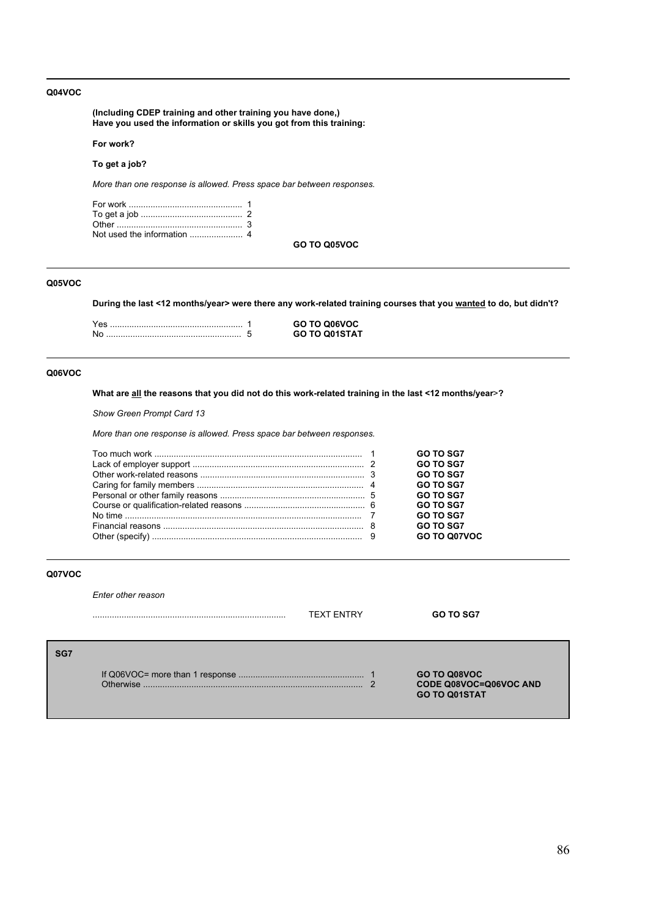---

**Q04VOC**

**(Including CDEP training and other training you have done,)**
**Have you used the information or skills you got from this training:**

**For work?**

**To get a job?**

*More than one response is allowed. Press space bar between responses.*

| Response | Code | |
|---|---|---|
| For work | 1 | |
| To get a job | 2 | |
| Other | 3 | |
| Not used the information | 4 | |
| | | **GO TO Q05VOC** |

---

**Q05VOC**

**During the last <12 months/year> were there any work-related training courses that you wanted to do, but didn't?**

| Response | Code | |
|---|---|---|
| Yes | 1 | **GO TO Q06VOC** |
| No | 5 | **GO TO Q01STAT** |

---

**Q06VOC**

**What are all the reasons that you did not do this work-related training in the last <12 months/year>?**

*Show Green Prompt Card 13*

*More than one response is allowed. Press space bar between responses.*

| Response | Code | |
|---|---|---|
| Too much work | 1 | **GO TO SG7** |
| Lack of employer support | 2 | **GO TO SG7** |
| Other work-related reasons | 3 | **GO TO SG7** |
| Caring for family members | 4 | **GO TO SG7** |
| Personal or other family reasons | 5 | **GO TO SG7** |
| Course or qualification-related reasons | 6 | **GO TO SG7** |
| No time | 7 | **GO TO SG7** |
| Financial reasons | 8 | **GO TO SG7** |
| Other (specify) | 9 | **GO TO Q07VOC** |

---

**Q07VOC**

*Enter other reason*

| | | |
|---|---|---|
| .............................................................................. | TEXT ENTRY | **GO TO SG7** |

---

**SG7**

| Condition | Code | |
|---|---|---|
| If Q06VOC= more than 1 response | 1 | **GO TO Q08VOC** |
| Otherwise | 2 | **CODE Q08VOC=Q06VOC AND GO TO Q01STAT** |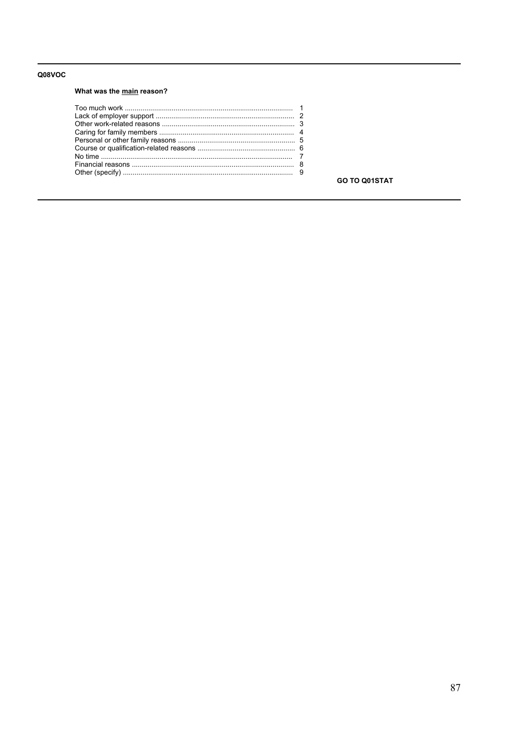**Q08VOC**

**What was the <u>main</u> reason?**

| | |
|---|---|
| Too much work | 1 |
| Lack of employer support | 2 |
| Other work-related reasons | 3 |
| Caring for family members | 4 |
| Personal or other family reasons | 5 |
| Course or qualification-related reasons | 6 |
| No time | 7 |
| Financial reasons | 8 |
| Other (specify) | 9 |

**GO TO Q01STAT**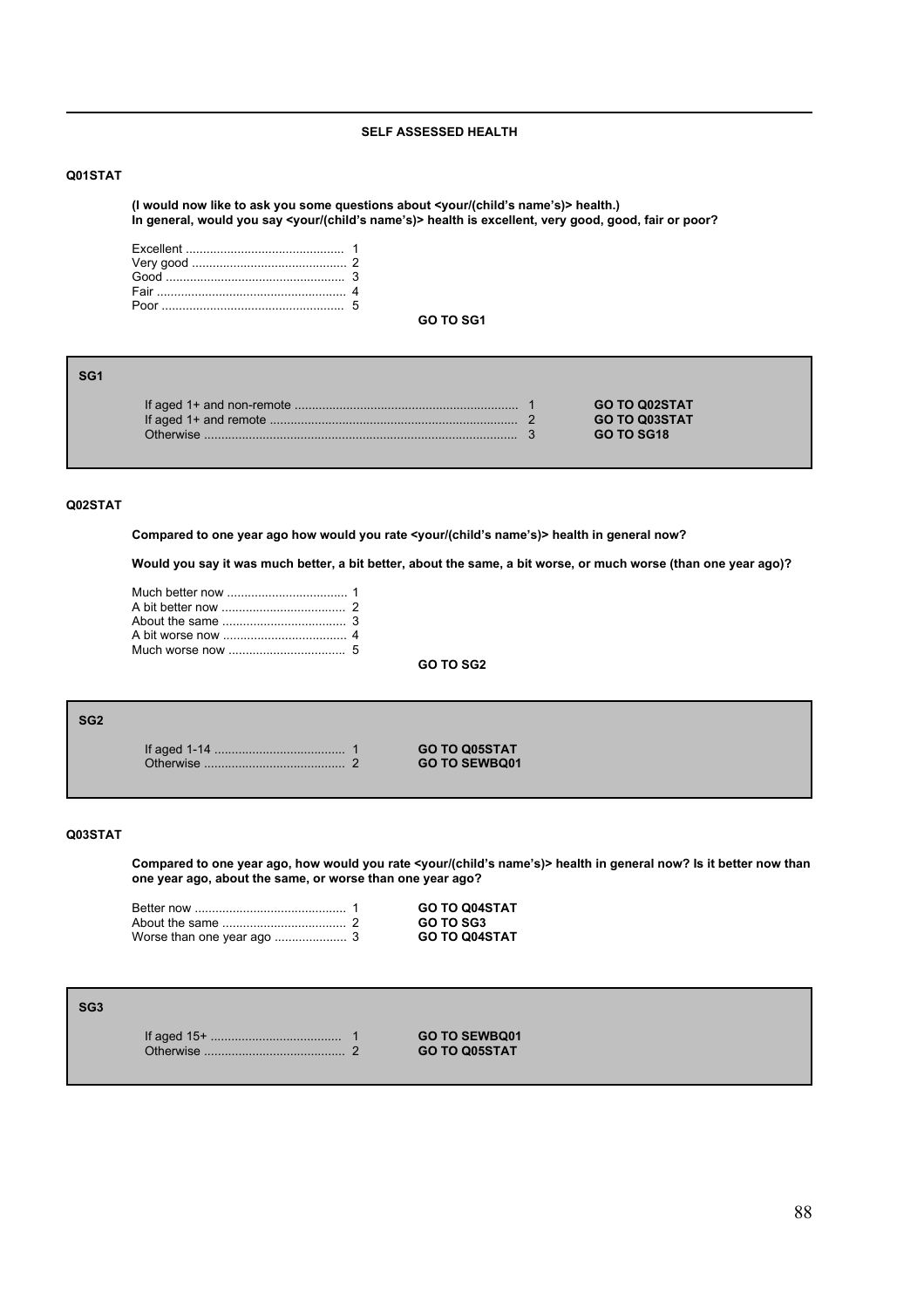## SELF ASSESSED HEALTH

**Q01STAT**

**(I would now like to ask you some questions about <your/(child's name's)> health.)**
**In general, would you say <your/(child's name's)> health is excellent, very good, good, fair or poor?**

| | | |
|---|---|---|
| Excellent | 1 | |
| Very good | 2 | |
| Good | 3 | |
| Fair | 4 | |
| Poor | 5 | |
| | | **GO TO SG1** |

**SG1**

| | | |
|---|---|---|
| If aged 1+ and non-remote | 1 | **GO TO Q02STAT** |
| If aged 1+ and remote | 2 | **GO TO Q03STAT** |
| Otherwise | 3 | **GO TO SG18** |

**Q02STAT**

**Compared to one year ago how would you rate <your/(child's name's)> health in general now?**

**Would you say it was much better, a bit better, about the same, a bit worse, or much worse (than one year ago)?**

| | | |
|---|---|---|
| Much better now | 1 | |
| A bit better now | 2 | |
| About the same | 3 | |
| A bit worse now | 4 | |
| Much worse now | 5 | |
| | | **GO TO SG2** |

**SG2**

| | | |
|---|---|---|
| If aged 1-14 | 1 | **GO TO Q05STAT** |
| Otherwise | 2 | **GO TO SEWBQ01** |

**Q03STAT**

**Compared to one year ago, how would you rate <your/(child's name's)> health in general now? Is it better now than one year ago, about the same, or worse than one year ago?**

| | | |
|---|---|---|
| Better now | 1 | **GO TO Q04STAT** |
| About the same | 2 | **GO TO SG3** |
| Worse than one year ago | 3 | **GO TO Q04STAT** |

**SG3**

| | | |
|---|---|---|
| If aged 15+ | 1 | **GO TO SEWBQ01** |
| Otherwise | 2 | **GO TO Q05STAT** |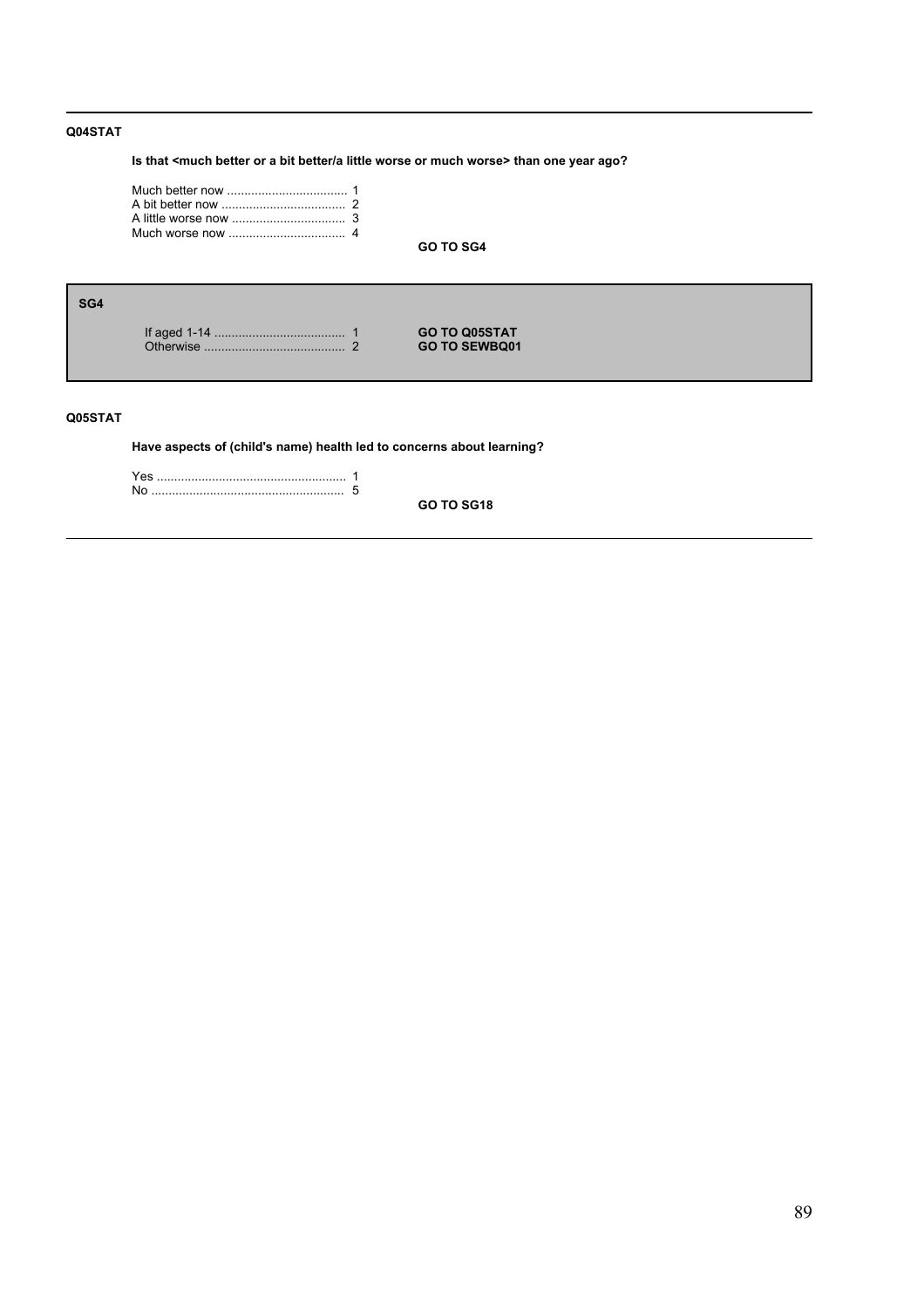**Q04STAT**

**Is that <much better or a bit better/a little worse or much worse> than one year ago?**

Much better now .................................. 1
A bit better now .................................... 2
A little worse now ................................ 3
Much worse now ................................. 4

**GO TO SG4**

---

**SG4**

If aged 1-14 ..................................... 1 **GO TO Q05STAT**
Otherwise ........................................ 2 **GO TO SEWBQ01**

---

**Q05STAT**

**Have aspects of (child's name) health led to concerns about learning?**

Yes ...................................................... 1
No ....................................................... 5

**GO TO SG18**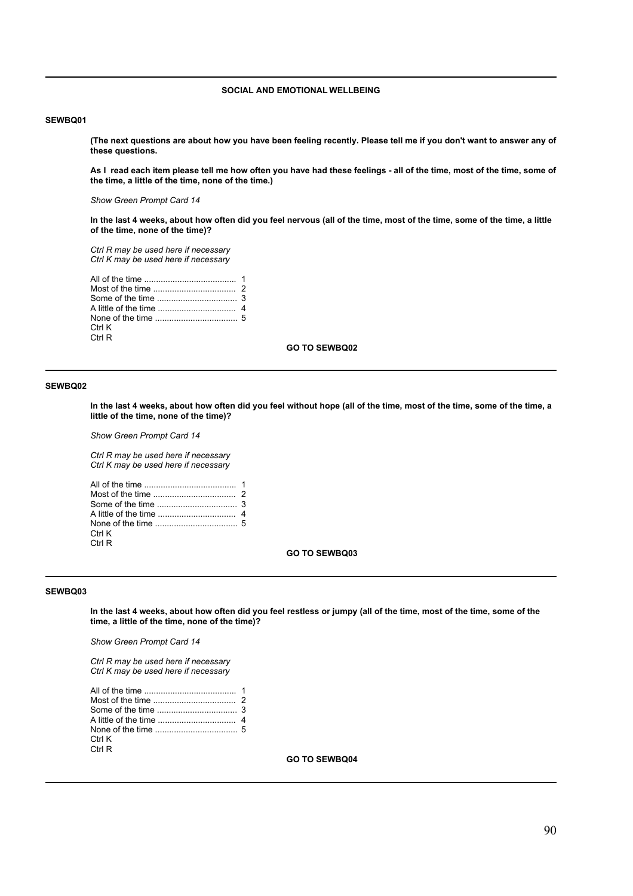## SOCIAL AND EMOTIONAL WELLBEING

**SEWBQ01**

**(The next questions are about how you have been feeling recently. Please tell me if you don't want to answer any of these questions.**

**As I read each item please tell me how often you have had these feelings - all of the time, most of the time, some of the time, a little of the time, none of the time.)**

*Show Green Prompt Card 14*

**In the last 4 weeks, about how often did you feel nervous (all of the time, most of the time, some of the time, a little of the time, none of the time)?**

*Ctrl R may be used here if necessary*
*Ctrl K may be used here if necessary*

All of the time ....................................... 1
Most of the time ................................... 2
Some of the time .................................. 3
A little of the time ................................. 4
None of the time ................................... 5
Ctrl K
Ctrl R

**GO TO SEWBQ02**

---

**SEWBQ02**

**In the last 4 weeks, about how often did you feel without hope (all of the time, most of the time, some of the time, a little of the time, none of the time)?**

*Show Green Prompt Card 14*

*Ctrl R may be used here if necessary*
*Ctrl K may be used here if necessary*

All of the time ....................................... 1
Most of the time ................................... 2
Some of the time .................................. 3
A little of the time ................................. 4
None of the time ................................... 5
Ctrl K
Ctrl R

**GO TO SEWBQ03**

---

**SEWBQ03**

**In the last 4 weeks, about how often did you feel restless or jumpy (all of the time, most of the time, some of the time, a little of the time, none of the time)?**

*Show Green Prompt Card 14*

*Ctrl R may be used here if necessary*
*Ctrl K may be used here if necessary*

All of the time ....................................... 1
Most of the time ................................... 2
Some of the time .................................. 3
A little of the time ................................. 4
None of the time ................................... 5
Ctrl K
Ctrl R

**GO TO SEWBQ04**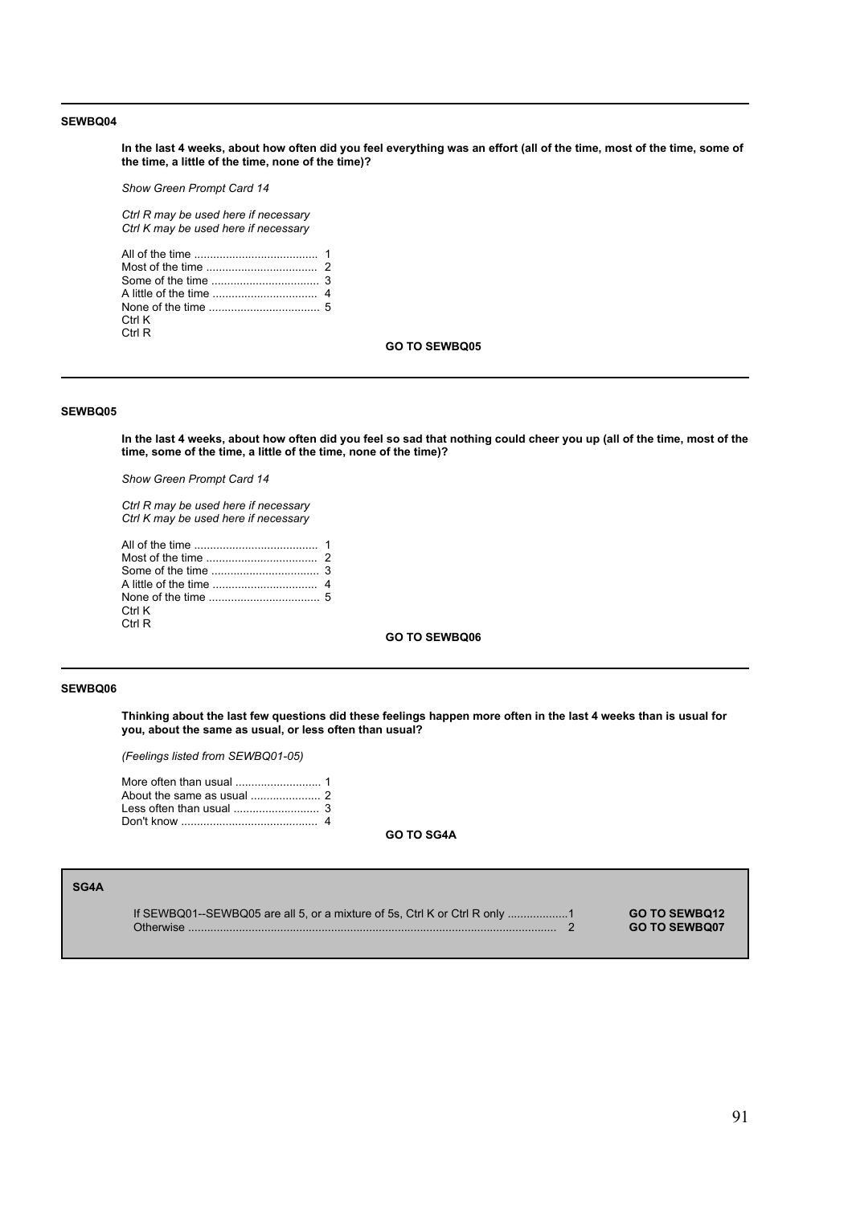---

**SEWBQ04**

**In the last 4 weeks, about how often did you feel everything was an effort (all of the time, most of the time, some of the time, a little of the time, none of the time)?**

*Show Green Prompt Card 14*

*Ctrl R may be used here if necessary*
*Ctrl K may be used here if necessary*

All of the time ....................................... 1
Most of the time ................................... 2
Some of the time .................................. 3
A little of the time ................................. 4
None of the time ................................... 5
Ctrl K
Ctrl R

**GO TO SEWBQ05**

---

**SEWBQ05**

**In the last 4 weeks, about how often did you feel so sad that nothing could cheer you up (all of the time, most of the time, some of the time, a little of the time, none of the time)?**

*Show Green Prompt Card 14*

*Ctrl R may be used here if necessary*
*Ctrl K may be used here if necessary*

All of the time ....................................... 1
Most of the time ................................... 2
Some of the time .................................. 3
A little of the time ................................. 4
None of the time ................................... 5
Ctrl K
Ctrl R

**GO TO SEWBQ06**

---

**SEWBQ06**

**Thinking about the last few questions did these feelings happen more often in the last 4 weeks than is usual for you, about the same as usual, or less often than usual?**

*(Feelings listed from SEWBQ01-05)*

More often than usual ........................... 1
About the same as usual ...................... 2
Less often than usual ........................... 3
Don't know ........................................... 4

**GO TO SG4A**

---

**SG4A**

| | | |
|---|---|---|
| If SEWBQ01--SEWBQ05 are all 5, or a mixture of 5s, Ctrl K or Ctrl R only .................. | 1 | **GO TO SEWBQ12** |
| Otherwise ........................................................................................................ | 2 | **GO TO SEWBQ07** |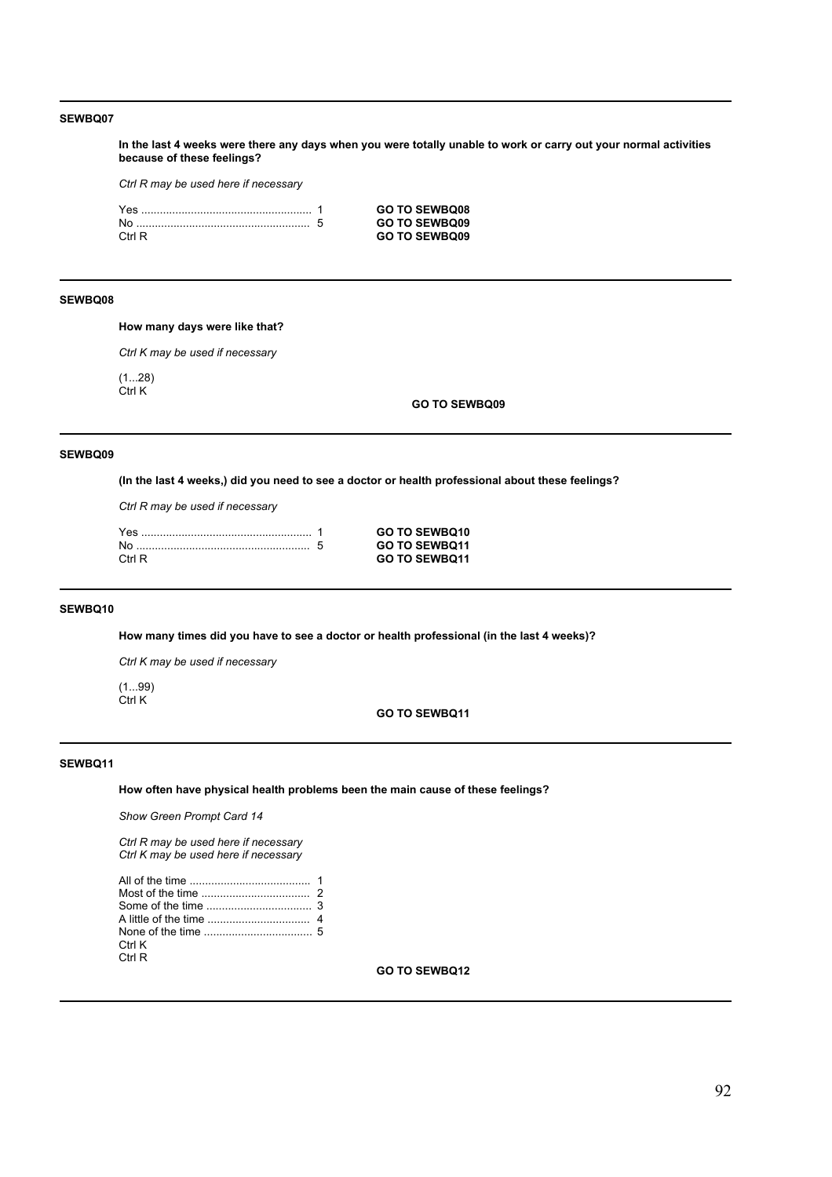---

**SEWBQ07**

**In the last 4 weeks were there any days when you were totally unable to work or carry out your normal activities because of these feelings?**

*Ctrl R may be used here if necessary*

| | | |
|---|---|---|
| Yes ...................................................... | 1 | **GO TO SEWBQ08** |
| No ....................................................... | 5 | **GO TO SEWBQ09** |
| Ctrl R | | **GO TO SEWBQ09** |

---

**SEWBQ08**

**How many days were like that?**

*Ctrl K may be used if necessary*

(1...28)
Ctrl K

**GO TO SEWBQ09**

---

**SEWBQ09**

**(In the last 4 weeks,) did you need to see a doctor or health professional about these feelings?**

*Ctrl R may be used if necessary*

| | | |
|---|---|---|
| Yes ...................................................... | 1 | **GO TO SEWBQ10** |
| No ....................................................... | 5 | **GO TO SEWBQ11** |
| Ctrl R | | **GO TO SEWBQ11** |

---

**SEWBQ10**

**How many times did you have to see a doctor or health professional (in the last 4 weeks)?**

*Ctrl K may be used if necessary*

(1...99)
Ctrl K

**GO TO SEWBQ11**

---

**SEWBQ11**

**How often have physical health problems been the main cause of these feelings?**

*Show Green Prompt Card 14*

*Ctrl R may be used here if necessary*
*Ctrl K may be used here if necessary*

| | |
|---|---|
| All of the time ...................................... | 1 |
| Most of the time ................................... | 2 |
| Some of the time .................................. | 3 |
| A little of the time ................................. | 4 |
| None of the time ................................... | 5 |
| Ctrl K | |
| Ctrl R | |

**GO TO SEWBQ12**

---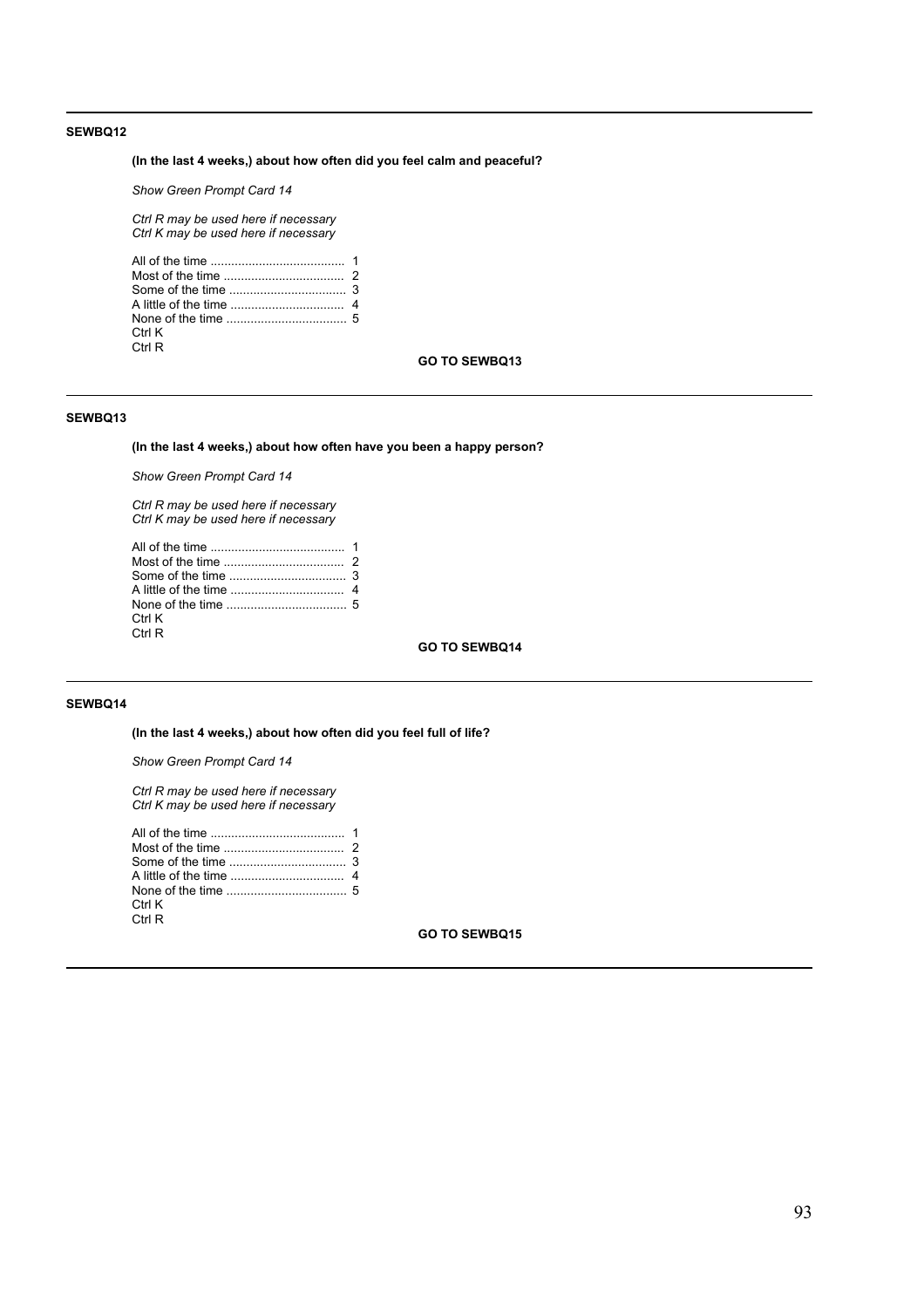**SEWBQ12**

**(In the last 4 weeks,) about how often did you feel calm and peaceful?**

*Show Green Prompt Card 14*

*Ctrl R may be used here if necessary*
*Ctrl K may be used here if necessary*

All of the time ....................................... 1
Most of the time ................................... 2
Some of the time .................................. 3
A little of the time ................................. 4
None of the time ................................... 5
Ctrl K
Ctrl R

**GO TO SEWBQ13**

---

**SEWBQ13**

**(In the last 4 weeks,) about how often have you been a happy person?**

*Show Green Prompt Card 14*

*Ctrl R may be used here if necessary*
*Ctrl K may be used here if necessary*

All of the time ....................................... 1
Most of the time ................................... 2
Some of the time .................................. 3
A little of the time ................................. 4
None of the time ................................... 5
Ctrl K
Ctrl R

**GO TO SEWBQ14**

---

**SEWBQ14**

**(In the last 4 weeks,) about how often did you feel full of life?**

*Show Green Prompt Card 14*

*Ctrl R may be used here if necessary*
*Ctrl K may be used here if necessary*

All of the time ....................................... 1
Most of the time ................................... 2
Some of the time .................................. 3
A little of the time ................................. 4
None of the time ................................... 5
Ctrl K
Ctrl R

**GO TO SEWBQ15**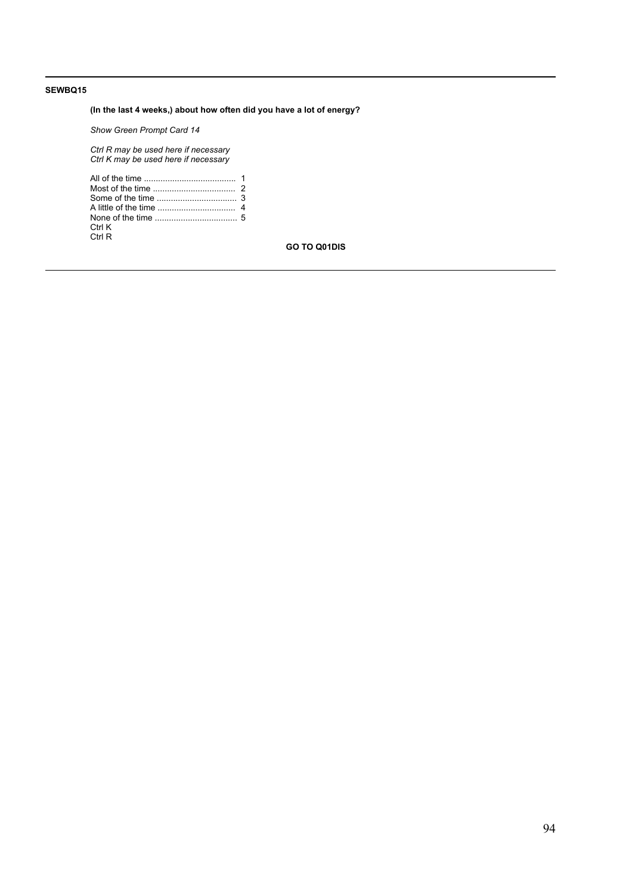**SEWBQ15**

**(In the last 4 weeks,) about how often did you have a lot of energy?**

*Show Green Prompt Card 14*

*Ctrl R may be used here if necessary*
*Ctrl K may be used here if necessary*

All of the time ....................................... 1
Most of the time .................................... 2
Some of the time .................................. 3
A little of the time ................................. 4
None of the time ................................... 5
Ctrl K
Ctrl R

**GO TO Q01DIS**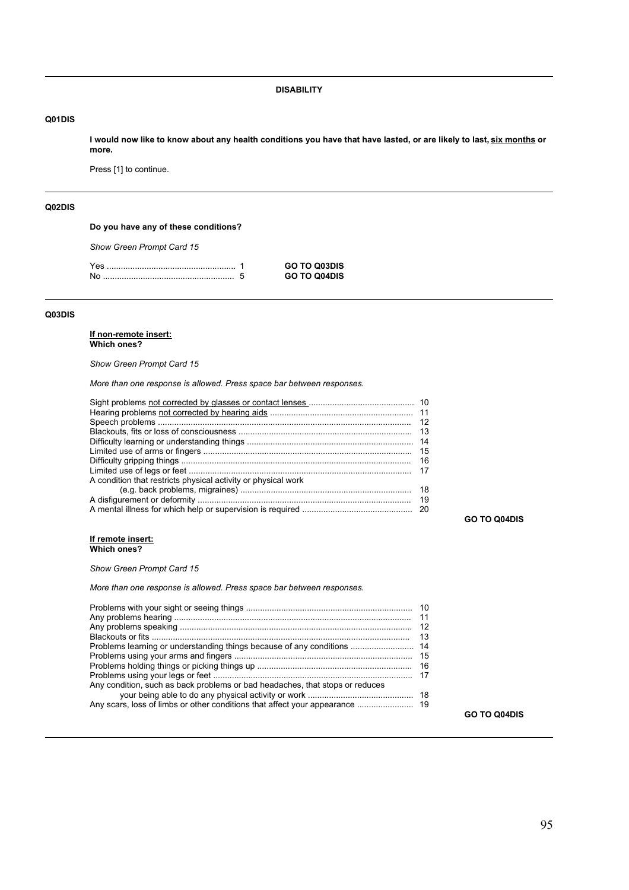## DISABILITY

**Q01DIS**

**I would now like to know about any health conditions you have that have lasted, or are likely to last, <u>six months</u> or more.**

Press [1] to continue.

---

**Q02DIS**

**Do you have any of these conditions?**

*Show Green Prompt Card 15*

| | | |
|---|---|---|
| Yes | 1 | **GO TO Q03DIS** |
| No | 5 | **GO TO Q04DIS** |

---

**Q03DIS**

**<u>If non-remote insert:</u>**
**Which ones?**

*Show Green Prompt Card 15*

*More than one response is allowed. Press space bar between responses.*

| | |
|---|---|
| Sight problems <u>not corrected by glasses or contact lenses</u> | 10 |
| Hearing problems <u>not corrected by hearing aids</u> | 11 |
| Speech problems | 12 |
| Blackouts, fits or loss of consciousness | 13 |
| Difficulty learning or understanding things | 14 |
| Limited use of arms or fingers | 15 |
| Difficulty gripping things | 16 |
| Limited use of legs or feet | 17 |
| A condition that restricts physical activity or physical work (e.g. back problems, migraines) | 18 |
| A disfigurement or deformity | 19 |
| A mental illness for which help or supervision is required | 20 |

**GO TO Q04DIS**

**<u>If remote insert:</u>**
**Which ones?**

*Show Green Prompt Card 15*

*More than one response is allowed. Press space bar between responses.*

| | |
|---|---|
| Problems with your sight or seeing things | 10 |
| Any problems hearing | 11 |
| Any problems speaking | 12 |
| Blackouts or fits | 13 |
| Problems learning or understanding things because of any conditions | 14 |
| Problems using your arms and fingers | 15 |
| Problems holding things or picking things up | 16 |
| Problems using your legs or feet | 17 |
| Any condition, such as back problems or bad headaches, that stops or reduces your being able to do any physical activity or work | 18 |
| Any scars, loss of limbs or other conditions that affect your appearance | 19 |

**GO TO Q04DIS**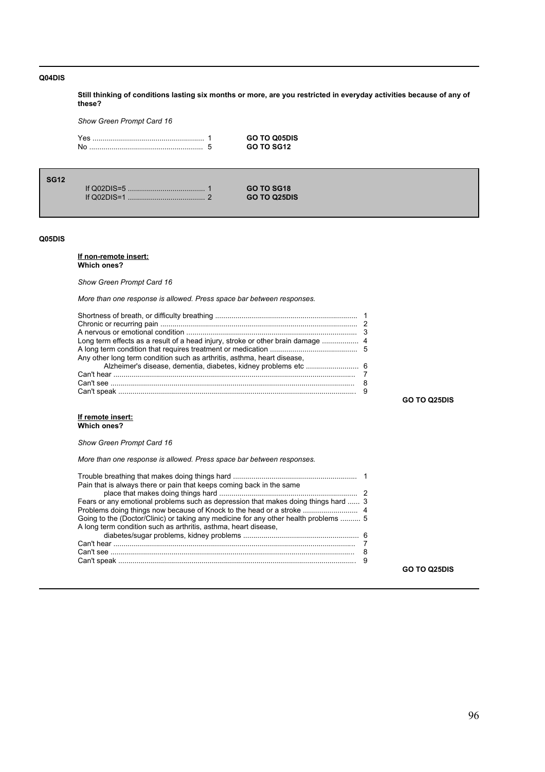**Q04DIS**

**Still thinking of conditions lasting six months or more, are you restricted in everyday activities because of any of these?**

*Show Green Prompt Card 16*

| | | |
|---|---|---|
| Yes | 1 | **GO TO Q05DIS** |
| No | 5 | **GO TO SG12** |

**SG12**

| | | |
|---|---|---|
| If Q02DIS=5 | 1 | **GO TO SG18** |
| If Q02DIS=1 | 2 | **GO TO Q25DIS** |

**Q05DIS**

**<u>If non-remote insert:</u>**
**Which ones?**

*Show Green Prompt Card 16*

*More than one response is allowed. Press space bar between responses.*

| | |
|---|---|
| Shortness of breath, or difficulty breathing | 1 |
| Chronic or recurring pain | 2 |
| A nervous or emotional condition | 3 |
| Long term effects as a result of a head injury, stroke or other brain damage | 4 |
| A long term condition that requires treatment or medication | 5 |
| Any other long term condition such as arthritis, asthma, heart disease, Alzheimer's disease, dementia, diabetes, kidney problems etc | 6 |
| Can't hear | 7 |
| Can't see | 8 |
| Can't speak | 9 |

**GO TO Q25DIS**

**<u>If remote insert:</u>**
**Which ones?**

*Show Green Prompt Card 16*

*More than one response is allowed. Press space bar between responses.*

| | |
|---|---|
| Trouble breathing that makes doing things hard | 1 |
| Pain that is always there or pain that keeps coming back in the same place that makes doing things hard | 2 |
| Fears or any emotional problems such as depression that makes doing things hard | 3 |
| Problems doing things now because of Knock to the head or a stroke | 4 |
| Going to the (Doctor/Clinic) or taking any medicine for any other health problems | 5 |
| A long term condition such as arthritis, asthma, heart disease, diabetes/sugar problems, kidney problems | 6 |
| Can't hear | 7 |
| Can't see | 8 |
| Can't speak | 9 |

**GO TO Q25DIS**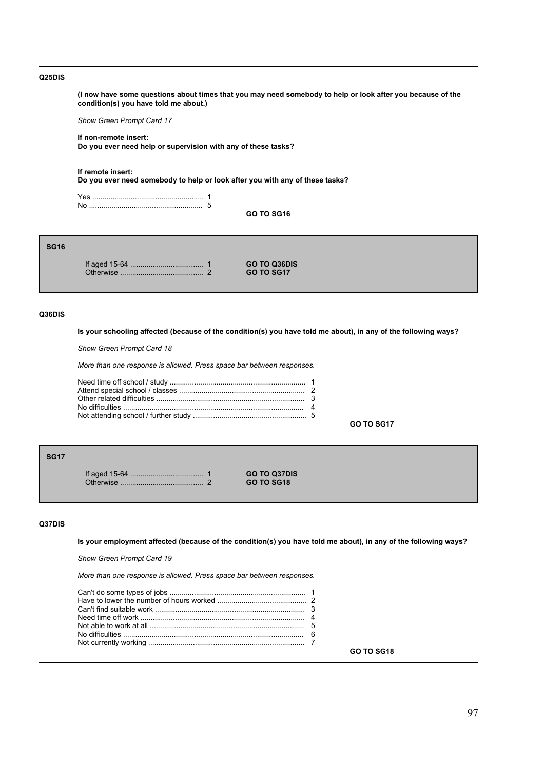**Q25DIS**

**(I now have some questions about times that you may need somebody to help or look after you because of the condition(s) you have told me about.)**

*Show Green Prompt Card 17*

**<u>If non-remote insert:</u>**
**Do you ever need help or supervision with any of these tasks?**

**<u>If remote insert:</u>**
**Do you ever need somebody to help or look after you with any of these tasks?**

| | | |
|---|---|---|
| Yes ...................................................... | 1 | |
| No ....................................................... | 5 | |
| | | **GO TO SG16** |

---

**SG16**

| | | |
|---|---|---|
| If aged 15-64 ................................... | 1 | **GO TO Q36DIS** |
| Otherwise ......................................... | 2 | **GO TO SG17** |

---

**Q36DIS**

**Is your schooling affected (because of the condition(s) you have told me about), in any of the following ways?**

*Show Green Prompt Card 18*

*More than one response is allowed. Press space bar between responses.*

| | | |
|---|---|---|
| Need time off school / study ................................................................. | 1 | |
| Attend special school / classes ............................................................. | 2 | |
| Other related difficulties ........................................................................ | 3 | |
| No difficulties ........................................................................................ | 4 | |
| Not attending school / further study ....................................................... | 5 | |
| | | **GO TO SG17** |

---

**SG17**

| | | |
|---|---|---|
| If aged 15-64 ................................... | 1 | **GO TO Q37DIS** |
| Otherwise ......................................... | 2 | **GO TO SG18** |

---

**Q37DIS**

**Is your employment affected (because of the condition(s) you have told me about), in any of the following ways?**

*Show Green Prompt Card 19*

*More than one response is allowed. Press space bar between responses.*

| | | |
|---|---|---|
| Can't do some types of jobs .................................................................. | 1 | |
| Have to lower the number of hours worked ........................................... | 2 | |
| Can't find suitable work ......................................................................... | 3 | |
| Need time off work ................................................................................ | 4 | |
| Not able to work at all ........................................................................... | 5 | |
| No difficulties ........................................................................................ | 6 | |
| Not currently working ............................................................................ | 7 | |
| | | **GO TO SG18** |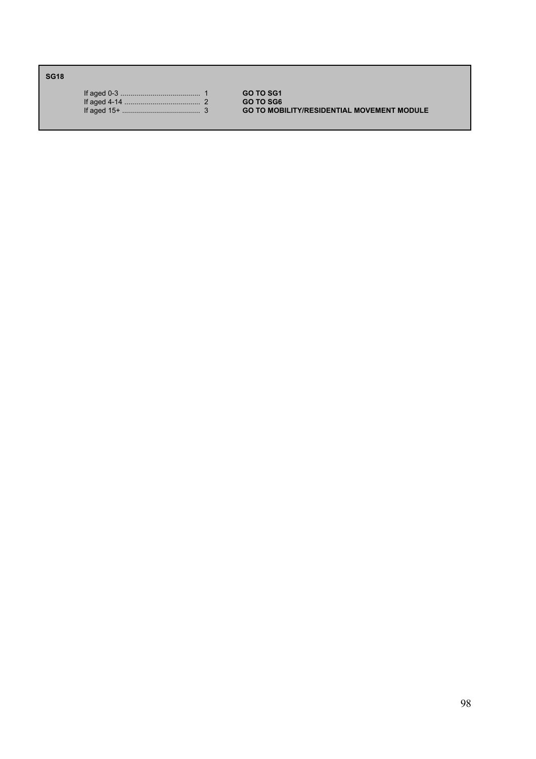**SG18**

| | | |
|---|---|---|
| If aged 0-3 ........................................ | 1 | **GO TO SG1** |
| If aged 4-14 ...................................... | 2 | **GO TO SG6** |
| If aged 15+ ....................................... | 3 | **GO TO MOBILITY/RESIDENTIAL MOVEMENT MODULE** |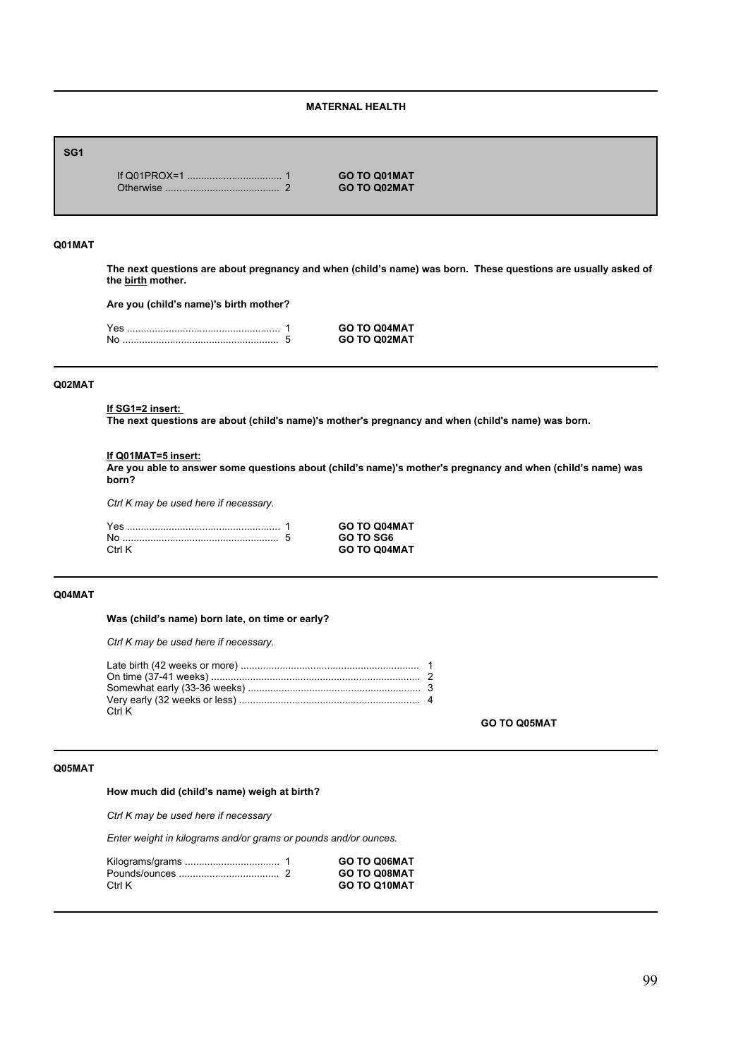## MATERNAL HEALTH

**SG1**

| | | |
|---|---|---|
| If Q01PROX=1 | 1 | **GO TO Q01MAT** |
| Otherwise | 2 | **GO TO Q02MAT** |

---

**Q01MAT**

**The next questions are about pregnancy and when (child's name) was born. These questions are usually asked of the <u>birth</u> mother.**

**Are you (child's name)'s birth mother?**

| | | |
|---|---|---|
| Yes | 1 | **GO TO Q04MAT** |
| No | 5 | **GO TO Q02MAT** |

---

**Q02MAT**

**<u>If SG1=2 insert:</u>**
**The next questions are about (child's name)'s mother's pregnancy and when (child's name) was born.**

**<u>If Q01MAT=5 insert:</u>**
**Are you able to answer some questions about (child's name)'s mother's pregnancy and when (child's name) was born?**

*Ctrl K may be used here if necessary.*

| | | |
|---|---|---|
| Yes | 1 | **GO TO Q04MAT** |
| No | 5 | **GO TO SG6** |
| Ctrl K | | **GO TO Q04MAT** |

---

**Q04MAT**

**Was (child's name) born late, on time or early?**

*Ctrl K may be used here if necessary.*

| | |
|---|---|
| Late birth (42 weeks or more) | 1 |
| On time (37-41 weeks) | 2 |
| Somewhat early (33-36 weeks) | 3 |
| Very early (32 weeks or less) | 4 |
| Ctrl K | |

**GO TO Q05MAT**

---

**Q05MAT**

**How much did (child's name) weigh at birth?**

*Ctrl K may be used here if necessary*

*Enter weight in kilograms and/or grams or pounds and/or ounces.*

| | | |
|---|---|---|
| Kilograms/grams | 1 | **GO TO Q06MAT** |
| Pounds/ounces | 2 | **GO TO Q08MAT** |
| Ctrl K | | **GO TO Q10MAT** |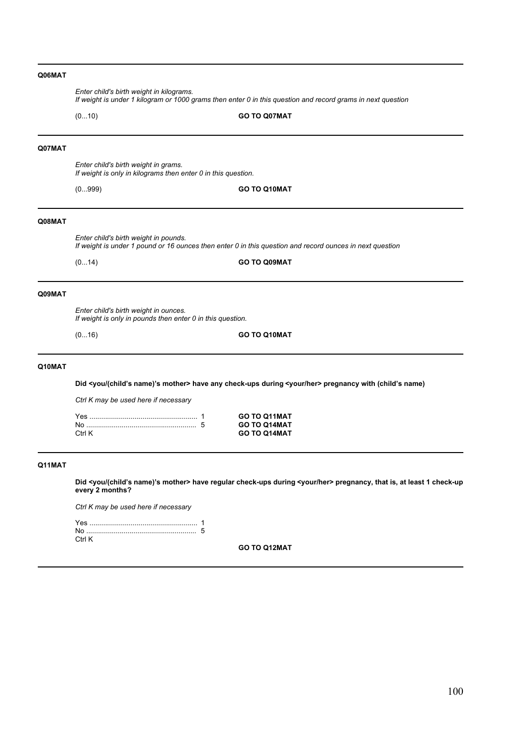---

**Q06MAT**

*Enter child's birth weight in kilograms.*
*If weight is under 1 kilogram or 1000 grams then enter 0 in this question and record grams in next question*

(0...10) **GO TO Q07MAT**

---

**Q07MAT**

*Enter child's birth weight in grams.*
*If weight is only in kilograms then enter 0 in this question.*

(0...999) **GO TO Q10MAT**

---

**Q08MAT**

*Enter child's birth weight in pounds.*
*If weight is under 1 pound or 16 ounces then enter 0 in this question and record ounces in next question*

(0...14) **GO TO Q09MAT**

---

**Q09MAT**

*Enter child's birth weight in ounces.*
*If weight is only in pounds then enter 0 in this question.*

(0...16) **GO TO Q10MAT**

---

**Q10MAT**

**Did <you/(child's name)'s mother> have any check-ups during <your/her> pregnancy with (child's name)**

*Ctrl K may be used here if necessary*

Yes ....................................................... 1 **GO TO Q11MAT**
No ........................................................ 5 **GO TO Q14MAT**
Ctrl K **GO TO Q14MAT**

---

**Q11MAT**

**Did <you/(child's name)'s mother> have regular check-ups during <your/her> pregnancy, that is, at least 1 check-up every 2 months?**

*Ctrl K may be used here if necessary*

Yes ....................................................... 1
No ........................................................ 5
Ctrl K

**GO TO Q12MAT**

---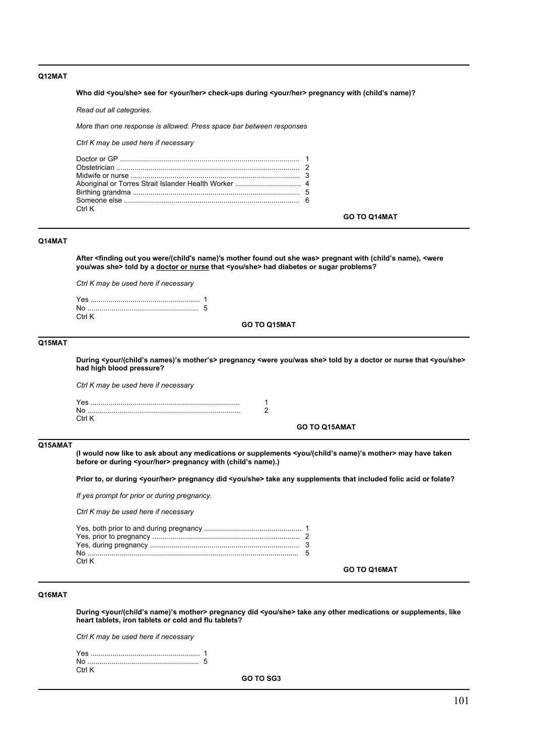---

**Q12MAT**

**Who did <you/she> see for <your/her> check-ups during <your/her> pregnancy with (child's name)?**

*Read out all categories.*

*More than one response is allowed. Press space bar between responses*

*Ctrl K may be used here if necessary*

Doctor or GP ........................................................................................ 1
Obstetrician .......................................................................................... 2
Midwife or nurse ................................................................................... 3
Aboriginal or Torres Strait Islander Health Worker ................................ 4
Birthing grandma ................................................................................... 5
Someone else ....................................................................................... 6
Ctrl K

**GO TO Q14MAT**

---

**Q14MAT**

**After <finding out you were/(child's name)'s mother found out she was> pregnant with (child's name), <were you/was she> told by a doctor or nurse that <you/she> had diabetes or sugar problems?**

*Ctrl K may be used here if necessary*

Yes ....................................................... 1
No ........................................................ 5
Ctrl K

**GO TO Q15MAT**

---

**Q15MAT**

**During <your/(child's names)'s mother's> pregnancy <were you/was she> told by a doctor or nurse that <you/she> had high blood pressure?**

*Ctrl K may be used here if necessary*

Yes .......................................................................... 1
No ............................................................................ 2
Ctrl K

**GO TO Q15AMAT**

---

**Q15AMAT**

**(I would now like to ask about any medications or supplements <you/(child's name)'s mother> may have taken before or during <your/her> pregnancy with (child's name).)**

**Prior to, or during <your/her> pregnancy did <you/she> take any supplements that included folic acid or folate?**

*If yes prompt for prior or during pregnancy.*

*Ctrl K may be used here if necessary*

Yes, both prior to and during pregnancy ................................................ 1
Yes, prior to pregnancy ......................................................................... 2
Yes, during pregnancy ........................................................................... 3
No ......................................................................................................... 5
Ctrl K

**GO TO Q16MAT**

---

**Q16MAT**

**During <your/(child's name)'s mother> pregnancy did <you/she> take any other medications or supplements, like heart tablets, iron tablets or cold and flu tablets?**

*Ctrl K may be used here if necessary*

Yes ....................................................... 1
No ........................................................ 5
Ctrl K

**GO TO SG3**

---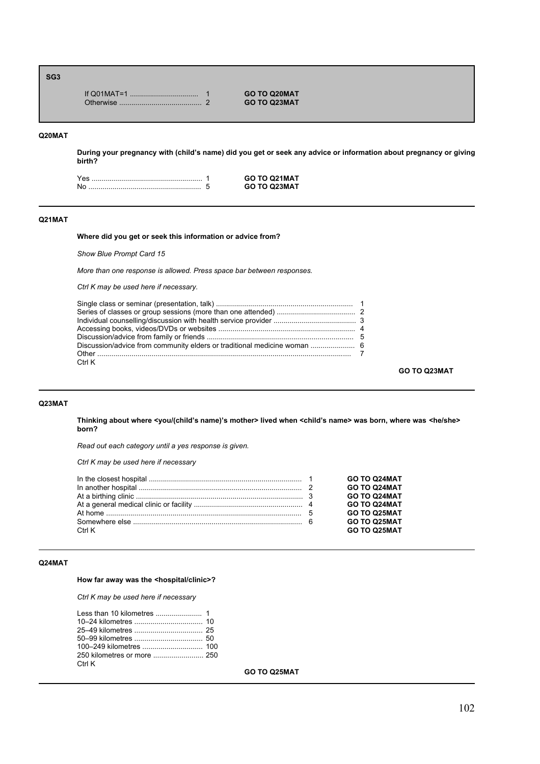**SG3**

| | | |
|---|---|---|
| If Q01MAT=1 | 1 | **GO TO Q20MAT** |
| Otherwise | 2 | **GO TO Q23MAT** |

---

**Q20MAT**

**During your pregnancy with (child's name) did you get or seek any advice or information about pregnancy or giving birth?**

| | | |
|---|---|---|
| Yes | 1 | **GO TO Q21MAT** |
| No | 5 | **GO TO Q23MAT** |

---

**Q21MAT**

**Where did you get or seek this information or advice from?**

*Show Blue Prompt Card 15*

*More than one response is allowed. Press space bar between responses.*

*Ctrl K may be used here if necessary.*

| | |
|---|---|
| Single class or seminar (presentation, talk) | 1 |
| Series of classes or group sessions (more than one attended) | 2 |
| Individual counselling/discussion with health service provider | 3 |
| Accessing books, videos/DVDs or websites | 4 |
| Discussion/advice from family or friends | 5 |
| Discussion/advice from community elders or traditional medicine woman | 6 |
| Other | 7 |
| Ctrl K | |

**GO TO Q23MAT**

---

**Q23MAT**

**Thinking about where <you/(child's name)'s mother> lived when <child's name> was born, where was <he/she> born?**

*Read out each category until a yes response is given.*

*Ctrl K may be used here if necessary*

| | | |
|---|---|---|
| In the closest hospital | 1 | **GO TO Q24MAT** |
| In another hospital | 2 | **GO TO Q24MAT** |
| At a birthing clinic | 3 | **GO TO Q24MAT** |
| At a general medical clinic or facility | 4 | **GO TO Q24MAT** |
| At home | 5 | **GO TO Q25MAT** |
| Somewhere else | 6 | **GO TO Q25MAT** |
| Ctrl K | | **GO TO Q25MAT** |

---

**Q24MAT**

**How far away was the <hospital/clinic>?**

*Ctrl K may be used here if necessary*

| | |
|---|---|
| Less than 10 kilometres | 1 |
| 10–24 kilometres | 10 |
| 25–49 kilometres | 25 |
| 50–99 kilometres | 50 |
| 100–249 kilometres | 100 |
| 250 kilometres or more | 250 |
| Ctrl K | |

**GO TO Q25MAT**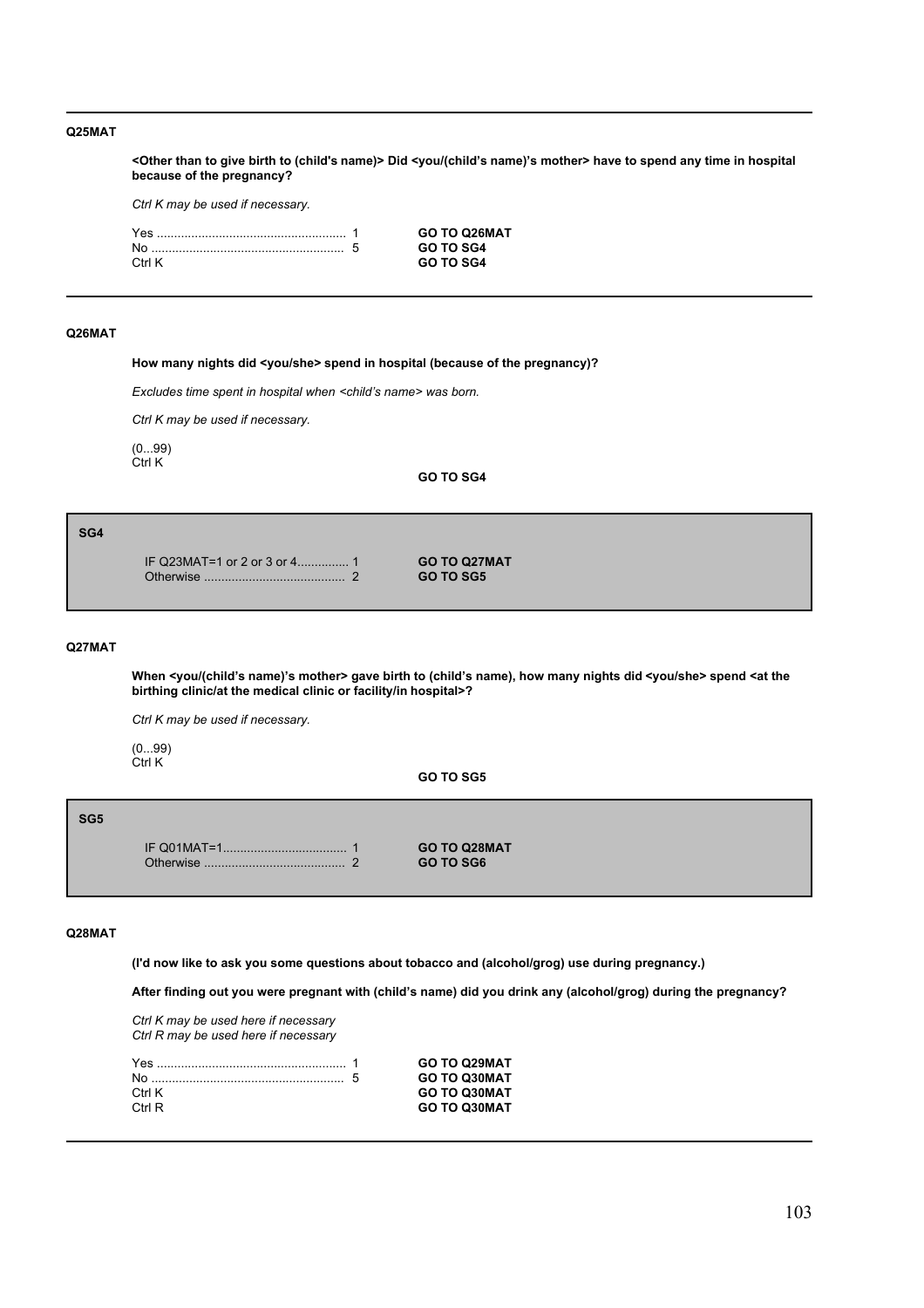**Q25MAT**

**<Other than to give birth to (child's name)> Did <you/(child's name)'s mother> have to spend any time in hospital because of the pregnancy?**

*Ctrl K may be used if necessary.*

| | | |
|---|---|---|
| Yes ...................................................... | 1 | **GO TO Q26MAT** |
| No ....................................................... | 5 | **GO TO SG4** |
| Ctrl K | | **GO TO SG4** |

---

**Q26MAT**

**How many nights did <you/she> spend in hospital (because of the pregnancy)?**

*Excludes time spent in hospital when <child's name> was born.*

*Ctrl K may be used if necessary.*

(0...99)
Ctrl K

**GO TO SG4**

---

**SG4**

| | | |
|---|---|---|
| IF Q23MAT=1 or 2 or 3 or 4.............. | 1 | **GO TO Q27MAT** |
| Otherwise ........................................ | 2 | **GO TO SG5** |

---

**Q27MAT**

**When <you/(child's name)'s mother> gave birth to (child's name), how many nights did <you/she> spend <at the birthing clinic/at the medical clinic or facility/in hospital>?**

*Ctrl K may be used if necessary.*

(0...99)
Ctrl K

**GO TO SG5**

---

**SG5**

| | | |
|---|---|---|
| IF Q01MAT=1.................................... | 1 | **GO TO Q28MAT** |
| Otherwise ........................................ | 2 | **GO TO SG6** |

---

**Q28MAT**

**(I'd now like to ask you some questions about tobacco and (alcohol/grog) use during pregnancy.)**

**After finding out you were pregnant with (child's name) did you drink any (alcohol/grog) during the pregnancy?**

*Ctrl K may be used here if necessary*
*Ctrl R may be used here if necessary*

| | | |
|---|---|---|
| Yes ...................................................... | 1 | **GO TO Q29MAT** |
| No ....................................................... | 5 | **GO TO Q30MAT** |
| Ctrl K | | **GO TO Q30MAT** |
| Ctrl R | | **GO TO Q30MAT** |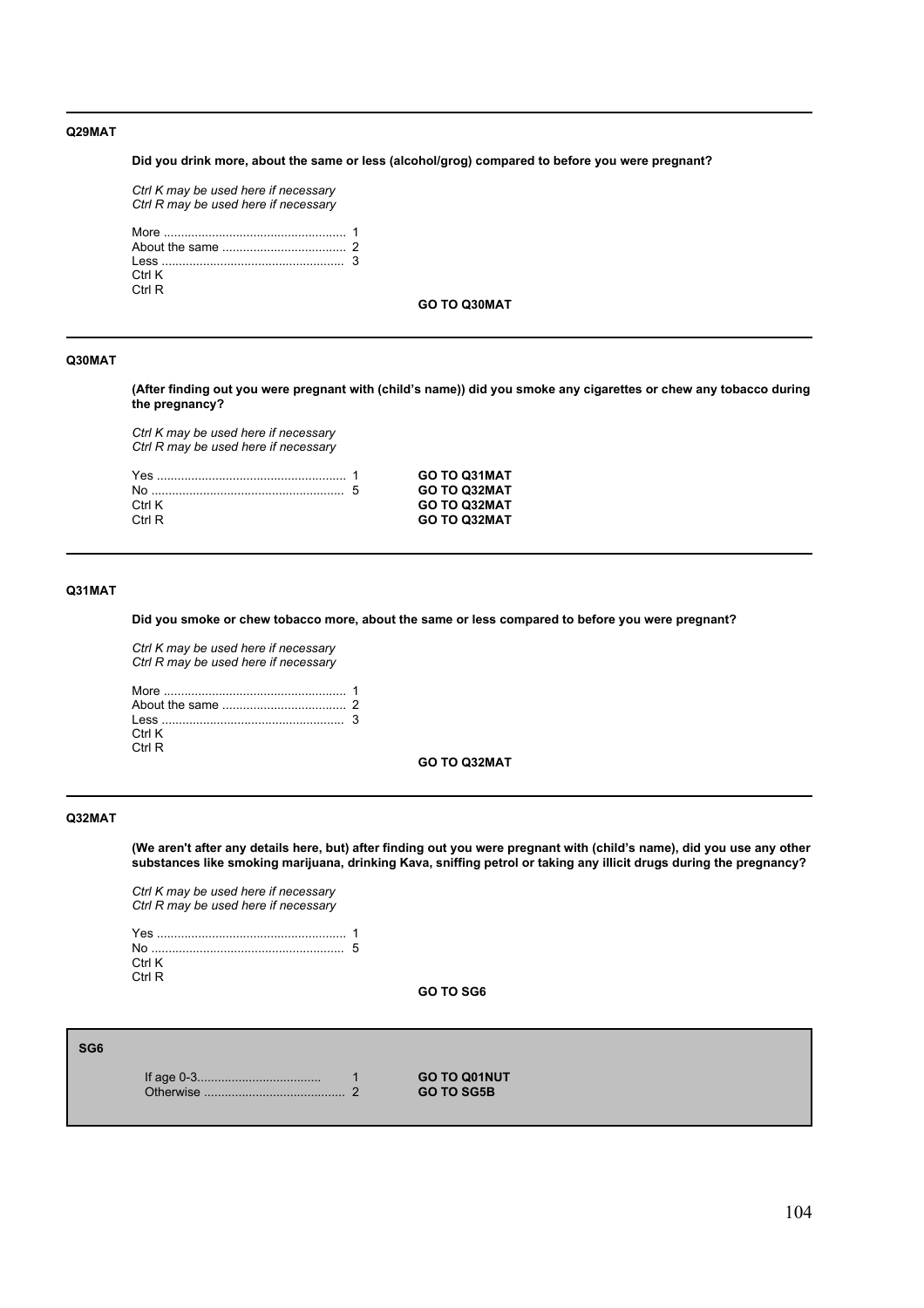**Q29MAT**

**Did you drink more, about the same or less (alcohol/grog) compared to before you were pregnant?**

*Ctrl K may be used here if necessary*
*Ctrl R may be used here if necessary*

More .................................................... 1
About the same .................................... 2
Less ..................................................... 3
Ctrl K
Ctrl R

**GO TO Q30MAT**

---

**Q30MAT**

**(After finding out you were pregnant with (child's name)) did you smoke any cigarettes or chew any tobacco during the pregnancy?**

*Ctrl K may be used here if necessary*
*Ctrl R may be used here if necessary*

| | | |
|---|---|---|
| Yes ...................................................... | 1 | **GO TO Q31MAT** |
| No ....................................................... | 5 | **GO TO Q32MAT** |
| Ctrl K | | **GO TO Q32MAT** |
| Ctrl R | | **GO TO Q32MAT** |

---

**Q31MAT**

**Did you smoke or chew tobacco more, about the same or less compared to before you were pregnant?**

*Ctrl K may be used here if necessary*
*Ctrl R may be used here if necessary*

More .................................................... 1
About the same .................................... 2
Less ..................................................... 3
Ctrl K
Ctrl R

**GO TO Q32MAT**

---

**Q32MAT**

**(We aren't after any details here, but) after finding out you were pregnant with (child's name), did you use any other substances like smoking marijuana, drinking Kava, sniffing petrol or taking any illicit drugs during the pregnancy?**

*Ctrl K may be used here if necessary*
*Ctrl R may be used here if necessary*

Yes ...................................................... 1
No ....................................................... 5
Ctrl K
Ctrl R

**GO TO SG6**

---

**SG6**

| | | |
|---|---|---|
| If age 0-3.................................... | 1 | **GO TO Q01NUT** |
| Otherwise ......................................... | 2 | **GO TO SG5B** |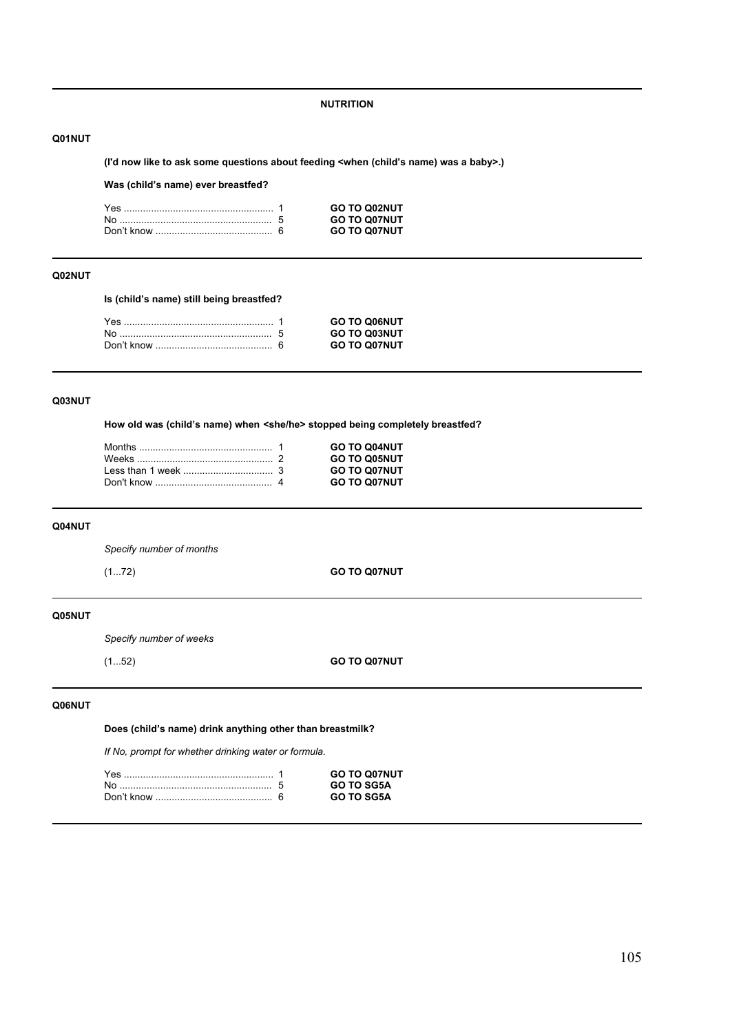## NUTRITION

### Q01NUT

**(I'd now like to ask some questions about feeding <when (child's name) was a baby>.)**

**Was (child's name) ever breastfed?**

| Response | Code | Routing |
|---|---|---|
| Yes | 1 | **GO TO Q02NUT** |
| No | 5 | **GO TO Q07NUT** |
| Don't know | 6 | **GO TO Q07NUT** |

### Q02NUT

**Is (child's name) still being breastfed?**

| Response | Code | Routing |
|---|---|---|
| Yes | 1 | **GO TO Q06NUT** |
| No | 5 | **GO TO Q03NUT** |
| Don't know | 6 | **GO TO Q07NUT** |

### Q03NUT

**How old was (child's name) when <she/he> stopped being completely breastfed?**

| Response | Code | Routing |
|---|---|---|
| Months | 1 | **GO TO Q04NUT** |
| Weeks | 2 | **GO TO Q05NUT** |
| Less than 1 week | 3 | **GO TO Q07NUT** |
| Don't know | 4 | **GO TO Q07NUT** |

### Q04NUT

*Specify number of months*

(1...72) **GO TO Q07NUT**

### Q05NUT

*Specify number of weeks*

(1...52) **GO TO Q07NUT**

### Q06NUT

**Does (child's name) drink anything other than breastmilk?**

*If No, prompt for whether drinking water or formula.*

| Response | Code | Routing |
|---|---|---|
| Yes | 1 | **GO TO Q07NUT** |
| No | 5 | **GO TO SG5A** |
| Don't know | 6 | **GO TO SG5A** |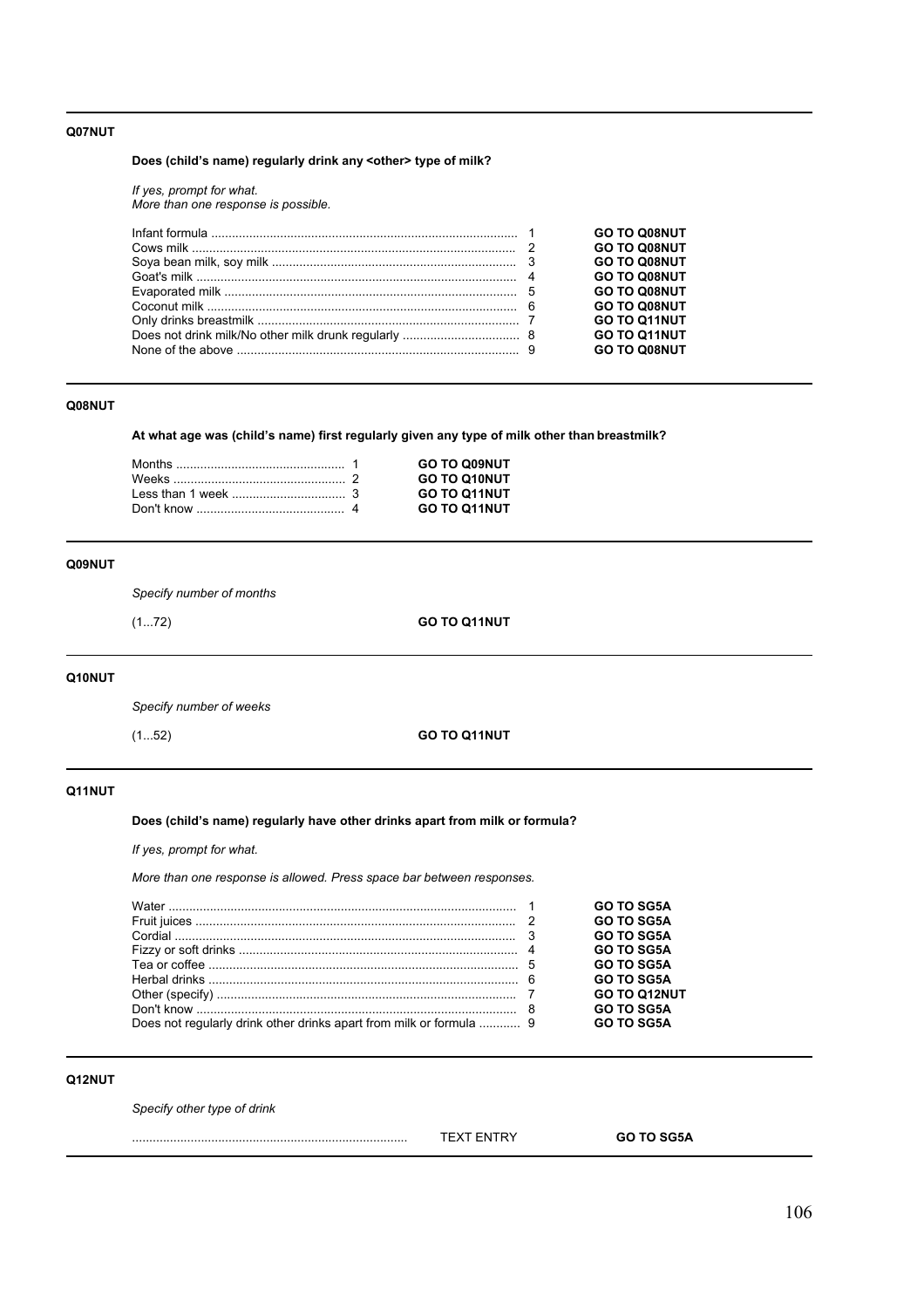**Q07NUT**

**Does (child's name) regularly drink any <other> type of milk?**

*If yes, prompt for what.*
*More than one response is possible.*

| Response | Code | Routing |
|---|---|---|
| Infant formula | 1 | **GO TO Q08NUT** |
| Cows milk | 2 | **GO TO Q08NUT** |
| Soya bean milk, soy milk | 3 | **GO TO Q08NUT** |
| Goat's milk | 4 | **GO TO Q08NUT** |
| Evaporated milk | 5 | **GO TO Q08NUT** |
| Coconut milk | 6 | **GO TO Q08NUT** |
| Only drinks breastmilk | 7 | **GO TO Q11NUT** |
| Does not drink milk/No other milk drunk regularly | 8 | **GO TO Q11NUT** |
| None of the above | 9 | **GO TO Q08NUT** |

---

**Q08NUT**

**At what age was (child's name) first regularly given any type of milk other than breastmilk?**

| Response | Code | Routing |
|---|---|---|
| Months | 1 | **GO TO Q09NUT** |
| Weeks | 2 | **GO TO Q10NUT** |
| Less than 1 week | 3 | **GO TO Q11NUT** |
| Don't know | 4 | **GO TO Q11NUT** |

---

**Q09NUT**

*Specify number of months*

(1...72) **GO TO Q11NUT**

---

**Q10NUT**

*Specify number of weeks*

(1...52) **GO TO Q11NUT**

---

**Q11NUT**

**Does (child's name) regularly have other drinks apart from milk or formula?**

*If yes, prompt for what.*

*More than one response is allowed. Press space bar between responses.*

| Response | Code | Routing |
|---|---|---|
| Water | 1 | **GO TO SG5A** |
| Fruit juices | 2 | **GO TO SG5A** |
| Cordial | 3 | **GO TO SG5A** |
| Fizzy or soft drinks | 4 | **GO TO SG5A** |
| Tea or coffee | 5 | **GO TO SG5A** |
| Herbal drinks | 6 | **GO TO SG5A** |
| Other (specify) | 7 | **GO TO Q12NUT** |
| Don't know | 8 | **GO TO SG5A** |
| Does not regularly drink other drinks apart from milk or formula | 9 | **GO TO SG5A** |

---

**Q12NUT**

*Specify other type of drink*

.............................................................................. TEXT ENTRY **GO TO SG5A**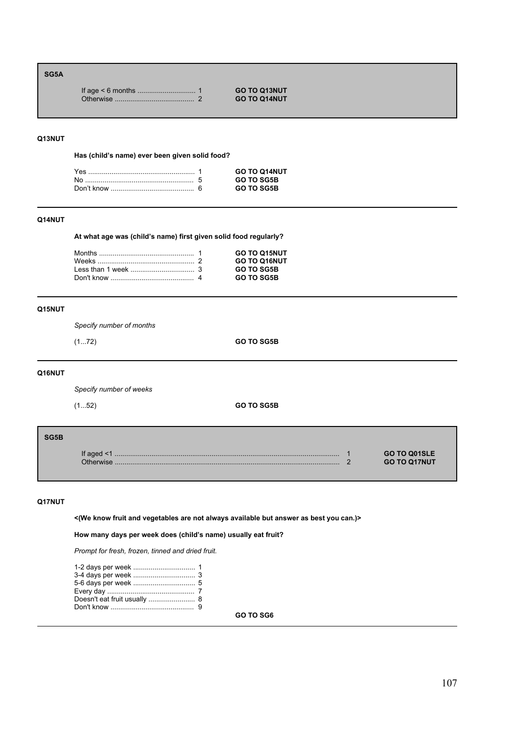**SG5A**

| | | |
|---|---|---|
| If age < 6 months | 1 | **GO TO Q13NUT** |
| Otherwise | 2 | **GO TO Q14NUT** |

---

**Q13NUT**

**Has (child's name) ever been given solid food?**

| | | |
|---|---|---|
| Yes | 1 | **GO TO Q14NUT** |
| No | 5 | **GO TO SG5B** |
| Don't know | 6 | **GO TO SG5B** |

---

**Q14NUT**

**At what age was (child's name) first given solid food regularly?**

| | | |
|---|---|---|
| Months | 1 | **GO TO Q15NUT** |
| Weeks | 2 | **GO TO Q16NUT** |
| Less than 1 week | 3 | **GO TO SG5B** |
| Don't know | 4 | **GO TO SG5B** |

---

**Q15NUT**

*Specify number of months*

(1...72) **GO TO SG5B**

---

**Q16NUT**

*Specify number of weeks*

(1...52) **GO TO SG5B**

---

**SG5B**

| | | |
|---|---|---|
| If aged <1 | 1 | **GO TO Q01SLE** |
| Otherwise | 2 | **GO TO Q17NUT** |

---

**Q17NUT**

**<(We know fruit and vegetables are not always available but answer as best you can.)>**

**How many days per week does (child's name) usually eat fruit?**

*Prompt for fresh, frozen, tinned and dried fruit.*

| | |
|---|---|
| 1-2 days per week | 1 |
| 3-4 days per week | 3 |
| 5-6 days per week | 5 |
| Every day | 7 |
| Doesn't eat fruit usually | 8 |
| Don't know | 9 |

**GO TO SG6**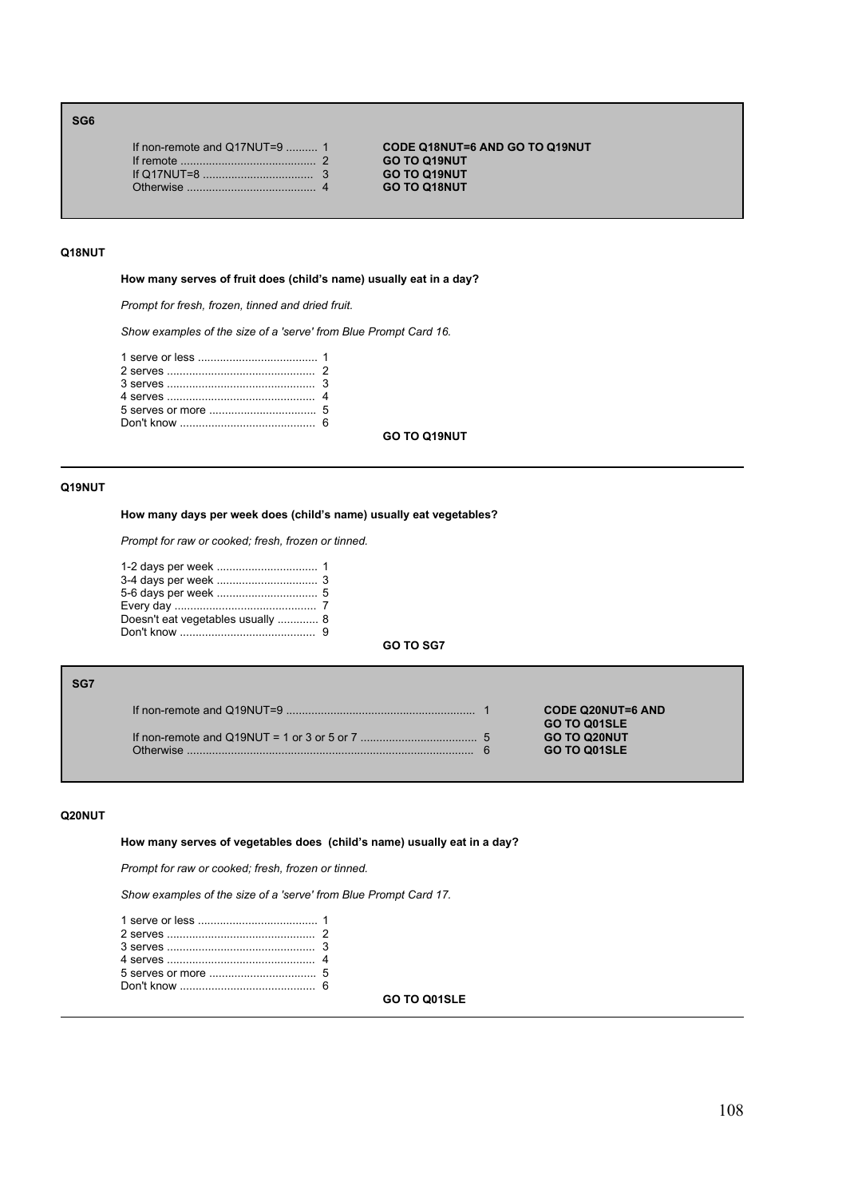**SG6**

| | | |
|---|---|---|
| If non-remote and Q17NUT=9 .......... | 1 | **CODE Q18NUT=6 AND GO TO Q19NUT** |
| If remote .......................................... | 2 | **GO TO Q19NUT** |
| If Q17NUT=8 ...................................... | 3 | **GO TO Q19NUT** |
| Otherwise .......................................... | 4 | **GO TO Q18NUT** |

**Q18NUT**

**How many serves of fruit does (child's name) usually eat in a day?**

*Prompt for fresh, frozen, tinned and dried fruit.*

*Show examples of the size of a 'serve' from Blue Prompt Card 16.*

| | |
|---|---|
| 1 serve or less ...................................... | 1 |
| 2 serves ............................................... | 2 |
| 3 serves ............................................... | 3 |
| 4 serves ............................................... | 4 |
| 5 serves or more .................................. | 5 |
| Don't know ........................................... | 6 |

**GO TO Q19NUT**

---

**Q19NUT**

**How many days per week does (child's name) usually eat vegetables?**

*Prompt for raw or cooked; fresh, frozen or tinned.*

| | |
|---|---|
| 1-2 days per week ................................ | 1 |
| 3-4 days per week ................................ | 3 |
| 5-6 days per week ................................ | 5 |
| Every day ............................................. | 7 |
| Doesn't eat vegetables usually ............. | 8 |
| Don't know ........................................... | 9 |

**GO TO SG7**

**SG7**

| | | |
|---|---|---|
| If non-remote and Q19NUT=9 ........................................................... | 1 | **CODE Q20NUT=6 AND GO TO Q01SLE** |
| If non-remote and Q19NUT = 1 or 3 or 5 or 7 .................................... | 5 | **GO TO Q20NUT** |
| Otherwise .......................................................................................... | 6 | **GO TO Q01SLE** |

**Q20NUT**

**How many serves of vegetables does (child's name) usually eat in a day?**

*Prompt for raw or cooked; fresh, frozen or tinned.*

*Show examples of the size of a 'serve' from Blue Prompt Card 17.*

| | |
|---|---|
| 1 serve or less ...................................... | 1 |
| 2 serves ............................................... | 2 |
| 3 serves ............................................... | 3 |
| 4 serves ............................................... | 4 |
| 5 serves or more .................................. | 5 |
| Don't know ........................................... | 6 |

**GO TO Q01SLE**

---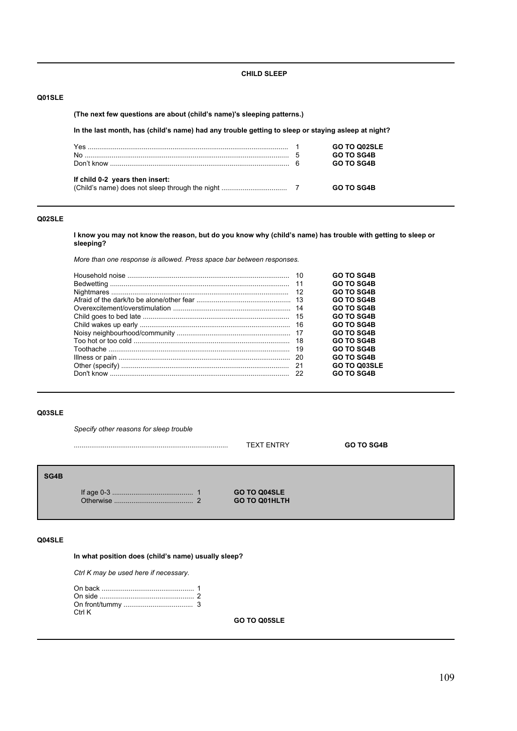## CHILD SLEEP

**Q01SLE**

**(The next few questions are about (child's name)'s sleeping patterns.)**

**In the last month, has (child's name) had any trouble getting to sleep or staying asleep at night?**

| | | |
|---|---|---|
| Yes | 1 | **GO TO Q02SLE** |
| No | 5 | **GO TO SG4B** |
| Don't know | 6 | **GO TO SG4B** |
| **If child 0-2 years then insert:** | | |
| (Child's name) does not sleep through the night | 7 | **GO TO SG4B** |

**Q02SLE**

**I know you may not know the reason, but do you know why (child's name) has trouble with getting to sleep or sleeping?**

*More than one response is allowed. Press space bar between responses.*

| | | |
|---|---|---|
| Household noise | 10 | **GO TO SG4B** |
| Bedwetting | 11 | **GO TO SG4B** |
| Nightmares | 12 | **GO TO SG4B** |
| Afraid of the dark/to be alone/other fear | 13 | **GO TO SG4B** |
| Overexcitement/overstimulation | 14 | **GO TO SG4B** |
| Child goes to bed late | 15 | **GO TO SG4B** |
| Child wakes up early | 16 | **GO TO SG4B** |
| Noisy neighbourhood/community | 17 | **GO TO SG4B** |
| Too hot or too cold | 18 | **GO TO SG4B** |
| Toothache | 19 | **GO TO SG4B** |
| Illness or pain | 20 | **GO TO SG4B** |
| Other (specify) | 21 | **GO TO Q03SLE** |
| Don't know | 22 | **GO TO SG4B** |

**Q03SLE**

*Specify other reasons for sleep trouble*

| | | |
|---|---|---|
| ................................................................ | TEXT ENTRY | **GO TO SG4B** |

**SG4B**

| | | |
|---|---|---|
| If age 0-3 | 1 | **GO TO Q04SLE** |
| Otherwise | 2 | **GO TO Q01HLTH** |

**Q04SLE**

**In what position does (child's name) usually sleep?**

*Ctrl K may be used here if necessary.*

| | |
|---|---|
| On back | 1 |
| On side | 2 |
| On front/tummy | 3 |
| Ctrl K | |

**GO TO Q05SLE**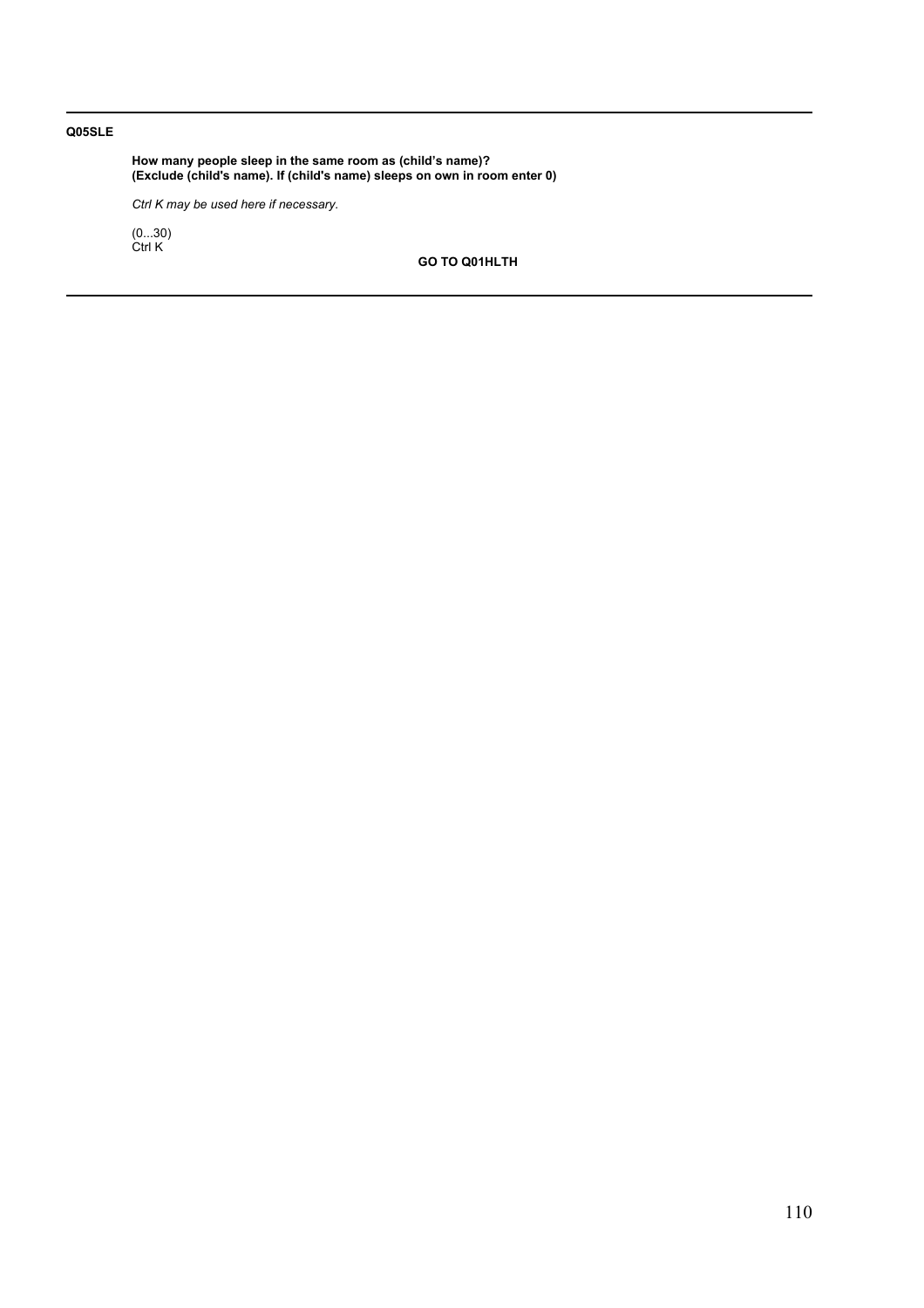**Q05SLE**

**How many people sleep in the same room as (child's name)?**
**(Exclude (child's name). If (child's name) sleeps on own in room enter 0)**

*Ctrl K may be used here if necessary.*

(0...30)
Ctrl K

**GO TO Q01HLTH**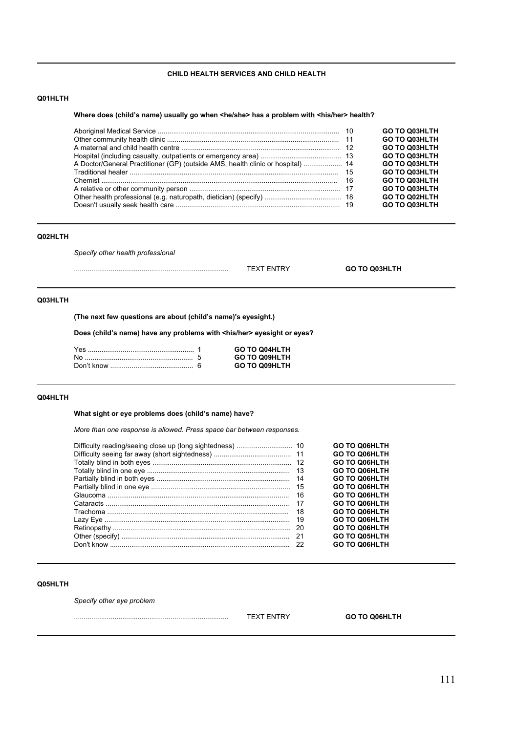## CHILD HEALTH SERVICES AND CHILD HEALTH

### Q01HLTH

**Where does (child's name) usually go when <he/she> has a problem with <his/her> health?**

| Response | Code | Skip |
|---|---|---|
| Aboriginal Medical Service | 10 | **GO TO Q03HLTH** |
| Other community health clinic | 11 | **GO TO Q03HLTH** |
| A maternal and child health centre | 12 | **GO TO Q03HLTH** |
| Hospital (including casualty, outpatients or emergency area) | 13 | **GO TO Q03HLTH** |
| A Doctor/General Practitioner (GP) (outside AMS, health clinic or hospital) | 14 | **GO TO Q03HLTH** |
| Traditional healer | 15 | **GO TO Q03HLTH** |
| Chemist | 16 | **GO TO Q03HLTH** |
| A relative or other community person | 17 | **GO TO Q03HLTH** |
| Other health professional (e.g. naturopath, dietician) (specify) | 18 | **GO TO Q02HLTH** |
| Doesn't usually seek health care | 19 | **GO TO Q03HLTH** |

### Q02HLTH

*Specify other health professional*

............................................................................... TEXT ENTRY **GO TO Q03HLTH**

### Q03HLTH

**(The next few questions are about (child's name)'s eyesight.)**

**Does (child's name) have any problems with <his/her> eyesight or eyes?**

| Response | Code | Skip |
|---|---|---|
| Yes | 1 | **GO TO Q04HLTH** |
| No | 5 | **GO TO Q09HLTH** |
| Don't know | 6 | **GO TO Q09HLTH** |

### Q04HLTH

**What sight or eye problems does (child's name) have?**

*More than one response is allowed. Press space bar between responses.*

| Response | Code | Skip |
|---|---|---|
| Difficulty reading/seeing close up (long sightedness) | 10 | **GO TO Q06HLTH** |
| Difficulty seeing far away (short sightedness) | 11 | **GO TO Q06HLTH** |
| Totally blind in both eyes | 12 | **GO TO Q06HLTH** |
| Totally blind in one eye | 13 | **GO TO Q06HLTH** |
| Partially blind in both eyes | 14 | **GO TO Q06HLTH** |
| Partially blind in one eye | 15 | **GO TO Q06HLTH** |
| Glaucoma | 16 | **GO TO Q06HLTH** |
| Cataracts | 17 | **GO TO Q06HLTH** |
| Trachoma | 18 | **GO TO Q06HLTH** |
| Lazy Eye | 19 | **GO TO Q06HLTH** |
| Retinopathy | 20 | **GO TO Q06HLTH** |
| Other (specify) | 21 | **GO TO Q05HLTH** |
| Don't know | 22 | **GO TO Q06HLTH** |

### Q05HLTH

*Specify other eye problem*

............................................................................... TEXT ENTRY **GO TO Q06HLTH**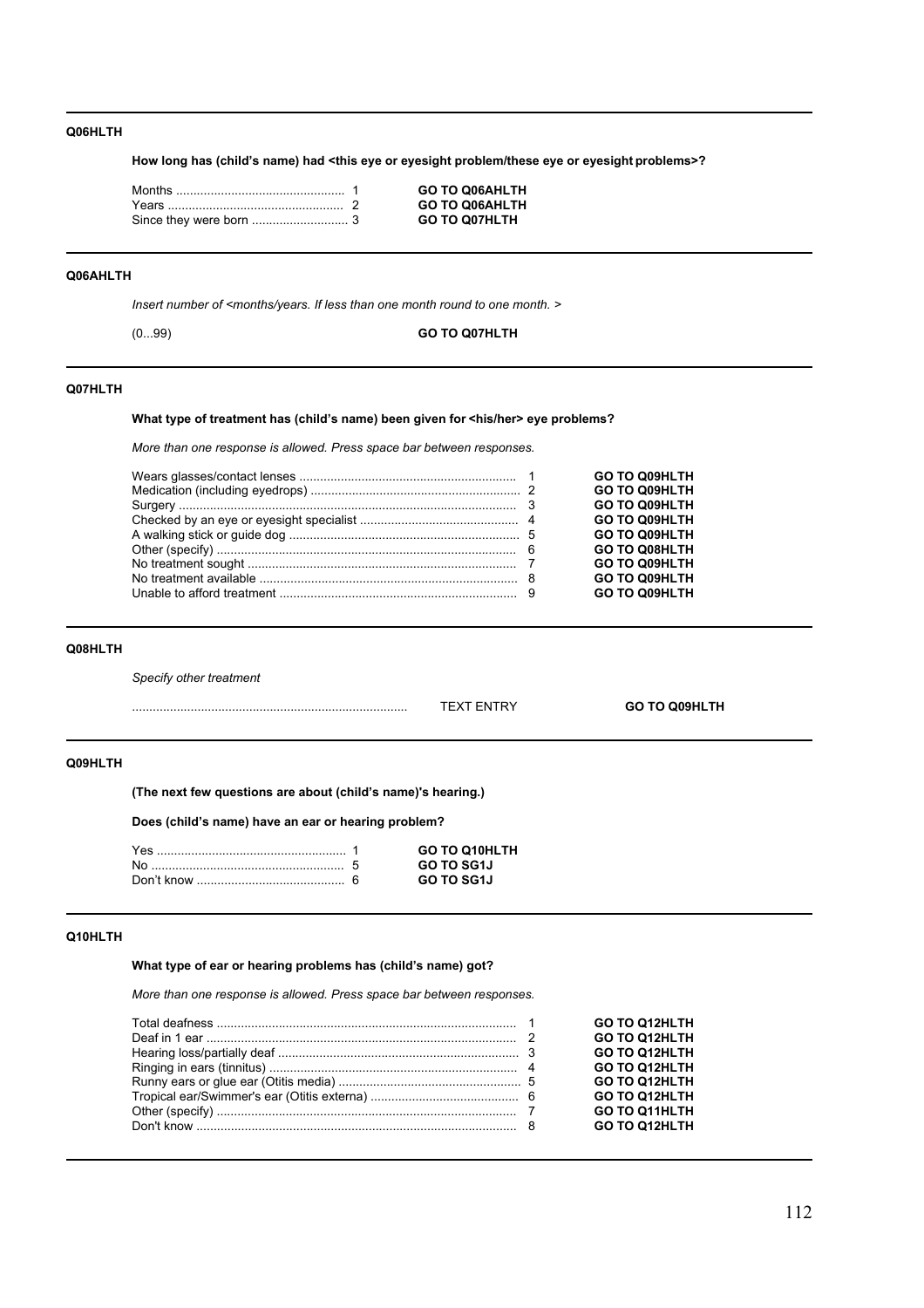**Q06HLTH**

**How long has (child's name) had <this eye or eyesight problem/these eye or eyesight problems>?**

| | | |
|---|---|---|
| Months | 1 | **GO TO Q06AHLTH** |
| Years | 2 | **GO TO Q06AHLTH** |
| Since they were born | 3 | **GO TO Q07HLTH** |

---

**Q06AHLTH**

*Insert number of <months/years. If less than one month round to one month. >*

| | |
|---|---|
| (0...99) | **GO TO Q07HLTH** |

---

**Q07HLTH**

**What type of treatment has (child's name) been given for <his/her> eye problems?**

*More than one response is allowed. Press space bar between responses.*

| | | |
|---|---|---|
| Wears glasses/contact lenses | 1 | **GO TO Q09HLTH** |
| Medication (including eyedrops) | 2 | **GO TO Q09HLTH** |
| Surgery | 3 | **GO TO Q09HLTH** |
| Checked by an eye or eyesight specialist | 4 | **GO TO Q09HLTH** |
| A walking stick or guide dog | 5 | **GO TO Q09HLTH** |
| Other (specify) | 6 | **GO TO Q08HLTH** |
| No treatment sought | 7 | **GO TO Q09HLTH** |
| No treatment available | 8 | **GO TO Q09HLTH** |
| Unable to afford treatment | 9 | **GO TO Q09HLTH** |

---

**Q08HLTH**

*Specify other treatment*

| | | |
|---|---|---|
| ............................................................................ | TEXT ENTRY | **GO TO Q09HLTH** |

---

**Q09HLTH**

**(The next few questions are about (child's name)'s hearing.)**

**Does (child's name) have an ear or hearing problem?**

| | | |
|---|---|---|
| Yes | 1 | **GO TO Q10HLTH** |
| No | 5 | **GO TO SG1J** |
| Don't know | 6 | **GO TO SG1J** |

---

**Q10HLTH**

**What type of ear or hearing problems has (child's name) got?**

*More than one response is allowed. Press space bar between responses.*

| | | |
|---|---|---|
| Total deafness | 1 | **GO TO Q12HLTH** |
| Deaf in 1 ear | 2 | **GO TO Q12HLTH** |
| Hearing loss/partially deaf | 3 | **GO TO Q12HLTH** |
| Ringing in ears (tinnitus) | 4 | **GO TO Q12HLTH** |
| Runny ears or glue ear (Otitis media) | 5 | **GO TO Q12HLTH** |
| Tropical ear/Swimmer's ear (Otitis externa) | 6 | **GO TO Q12HLTH** |
| Other (specify) | 7 | **GO TO Q11HLTH** |
| Don't know | 8 | **GO TO Q12HLTH** |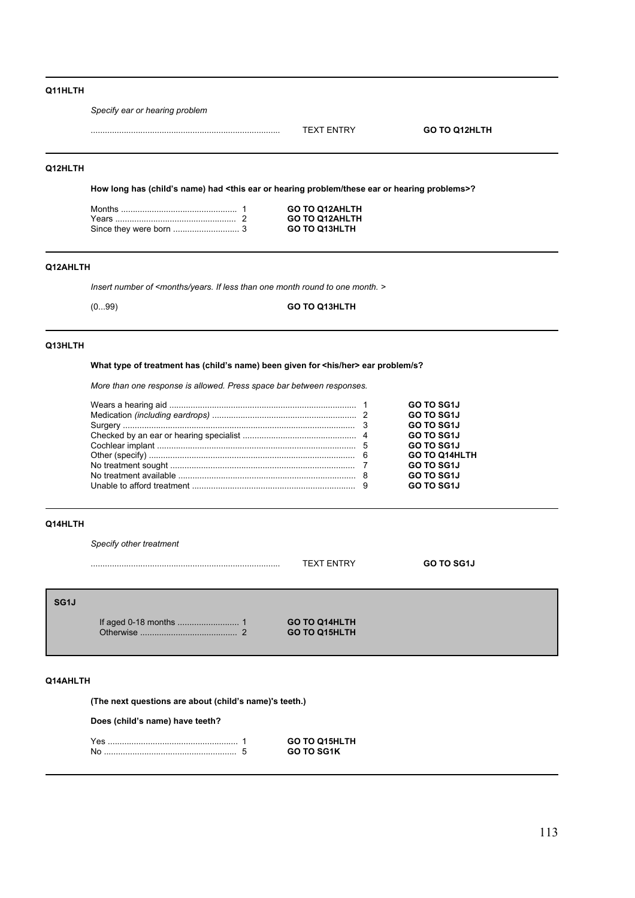**Q11HLTH**

*Specify ear or hearing problem*

| ............................................................................... | TEXT ENTRY | **GO TO Q12HLTH** |
|---|---|---|

---

**Q12HLTH**

**How long has (child's name) had <this ear or hearing problem/these ear or hearing problems>?**

| | | |
|---|---|---|
| Months ................................................. | 1 | **GO TO Q12AHLTH** |
| Years ................................................... | 2 | **GO TO Q12AHLTH** |
| Since they were born ............................ | 3 | **GO TO Q13HLTH** |

---

**Q12AHLTH**

*Insert number of <months/years. If less than one month round to one month. >*

| | |
|---|---|
| (0...99) | **GO TO Q13HLTH** |

---

**Q13HLTH**

**What type of treatment has (child's name) been given for <his/her> ear problem/s?**

*More than one response is allowed. Press space bar between responses.*

| | | |
|---|---|---|
| Wears a hearing aid .............................................................................. | 1 | **GO TO SG1J** |
| Medication *(including eardrops)* ............................................................ | 2 | **GO TO SG1J** |
| Surgery ................................................................................................. | 3 | **GO TO SG1J** |
| Checked by an ear or hearing specialist ............................................... | 4 | **GO TO SG1J** |
| Cochlear implant ................................................................................... | 5 | **GO TO SG1J** |
| Other (specify) ....................................................................................... | 6 | **GO TO Q14HLTH** |
| No treatment sought ............................................................................. | 7 | **GO TO SG1J** |
| No treatment available .......................................................................... | 8 | **GO TO SG1J** |
| Unable to afford treatment .................................................................... | 9 | **GO TO SG1J** |

---

**Q14HLTH**

*Specify other treatment*

| ............................................................................... | TEXT ENTRY | **GO TO SG1J** |
|---|---|---|

---

**SG1J**

| | | |
|---|---|---|
| If aged 0-18 months .......................... | 1 | **GO TO Q14HLTH** |
| Otherwise ......................................... | 2 | **GO TO Q15HLTH** |

---

**Q14AHLTH**

**(The next questions are about (child's name)'s teeth.)**

**Does (child's name) have teeth?**

| | | |
|---|---|---|
| Yes ...................................................... | 1 | **GO TO Q15HLTH** |
| No ....................................................... | 5 | **GO TO SG1K** |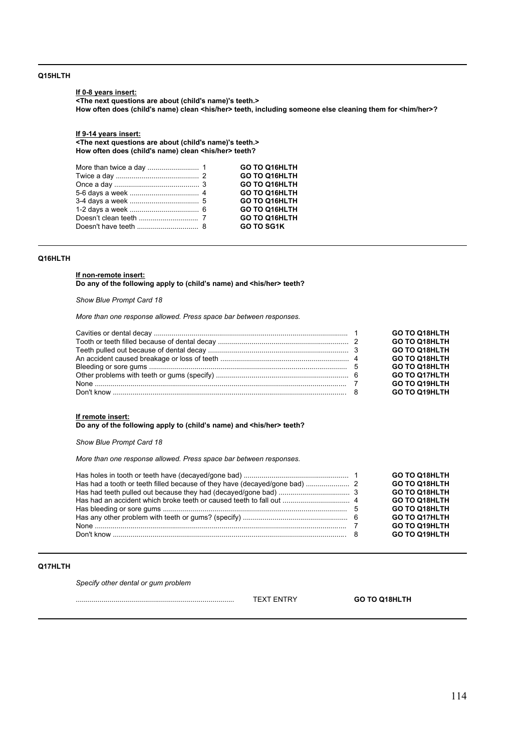## Q15HLTH

**If 0-8 years insert:**
**<The next questions are about (child's name)'s teeth.>**
**How often does (child's name) clean <his/her> teeth, including someone else cleaning them for <him/her>?**

**If 9-14 years insert:**
**<The next questions are about (child's name)'s teeth.>**
**How often does (child's name) clean <his/her> teeth?**

| Response | Code | Routing |
|---|---|---|
| More than twice a day | 1 | **GO TO Q16HLTH** |
| Twice a day | 2 | **GO TO Q16HLTH** |
| Once a day | 3 | **GO TO Q16HLTH** |
| 5-6 days a week | 4 | **GO TO Q16HLTH** |
| 3-4 days a week | 5 | **GO TO Q16HLTH** |
| 1-2 days a week | 6 | **GO TO Q16HLTH** |
| Doesn't clean teeth | 7 | **GO TO Q16HLTH** |
| Doesn't have teeth | 8 | **GO TO SG1K** |

## Q16HLTH

**If non-remote insert:**
**Do any of the following apply to (child's name) and <his/her> teeth?**

*Show Blue Prompt Card 18*

*More than one response allowed. Press space bar between responses.*

| Response | Code | Routing |
|---|---|---|
| Cavities or dental decay | 1 | **GO TO Q18HLTH** |
| Tooth or teeth filled because of dental decay | 2 | **GO TO Q18HLTH** |
| Teeth pulled out because of dental decay | 3 | **GO TO Q18HLTH** |
| An accident caused breakage or loss of teeth | 4 | **GO TO Q18HLTH** |
| Bleeding or sore gums | 5 | **GO TO Q18HLTH** |
| Other problems with teeth or gums (specify) | 6 | **GO TO Q17HLTH** |
| None | 7 | **GO TO Q19HLTH** |
| Don't know | 8 | **GO TO Q19HLTH** |

**If remote insert:**
**Do any of the following apply to (child's name) and <his/her> teeth?**

*Show Blue Prompt Card 18*

*More than one response allowed. Press space bar between responses.*

| Response | Code | Routing |
|---|---|---|
| Has holes in tooth or teeth have (decayed/gone bad) | 1 | **GO TO Q18HLTH** |
| Has had a tooth or teeth filled because of they have (decayed/gone bad) | 2 | **GO TO Q18HLTH** |
| Has had teeth pulled out because they had (decayed/gone bad) | 3 | **GO TO Q18HLTH** |
| Has had an accident which broke teeth or caused teeth to fall out | 4 | **GO TO Q18HLTH** |
| Has bleeding or sore gums | 5 | **GO TO Q18HLTH** |
| Has any other problem with teeth or gums? (specify) | 6 | **GO TO Q17HLTH** |
| None | 7 | **GO TO Q19HLTH** |
| Don't know | 8 | **GO TO Q19HLTH** |

## Q17HLTH

*Specify other dental or gum problem*

.............................................................................. TEXT ENTRY **GO TO Q18HLTH**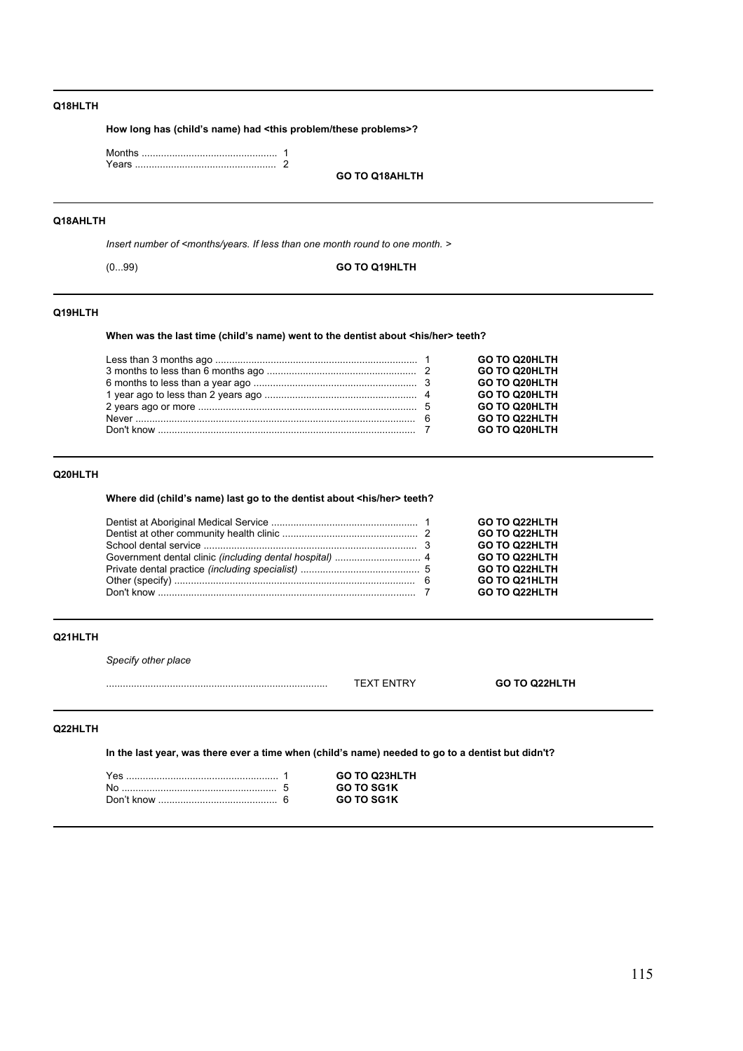**Q18HLTH**

**How long has (child's name) had <this problem/these problems>?**

Months .................................................. 1
Years ................................................... 2

**GO TO Q18AHLTH**

**Q18AHLTH**

*Insert number of <months/years. If less than one month round to one month. >*

(0...99) **GO TO Q19HLTH**

**Q19HLTH**

**When was the last time (child's name) went to the dentist about <his/her> teeth?**

| | | |
|---|---|---|
| Less than 3 months ago | 1 | **GO TO Q20HLTH** |
| 3 months to less than 6 months ago | 2 | **GO TO Q20HLTH** |
| 6 months to less than a year ago | 3 | **GO TO Q20HLTH** |
| 1 year ago to less than 2 years ago | 4 | **GO TO Q20HLTH** |
| 2 years ago or more | 5 | **GO TO Q20HLTH** |
| Never | 6 | **GO TO Q22HLTH** |
| Don't know | 7 | **GO TO Q20HLTH** |

**Q20HLTH**

**Where did (child's name) last go to the dentist about <his/her> teeth?**

| | | |
|---|---|---|
| Dentist at Aboriginal Medical Service | 1 | **GO TO Q22HLTH** |
| Dentist at other community health clinic | 2 | **GO TO Q22HLTH** |
| School dental service | 3 | **GO TO Q22HLTH** |
| Government dental clinic *(including dental hospital)* | 4 | **GO TO Q22HLTH** |
| Private dental practice *(including specialist)* | 5 | **GO TO Q22HLTH** |
| Other (specify) | 6 | **GO TO Q21HLTH** |
| Don't know | 7 | **GO TO Q22HLTH** |

**Q21HLTH**

*Specify other place*

.............................................................................. TEXT ENTRY **GO TO Q22HLTH**

**Q22HLTH**

**In the last year, was there ever a time when (child's name) needed to go to a dentist but didn't?**

| | | |
|---|---|---|
| Yes | 1 | **GO TO Q23HLTH** |
| No | 5 | **GO TO SG1K** |
| Don't know | 6 | **GO TO SG1K** |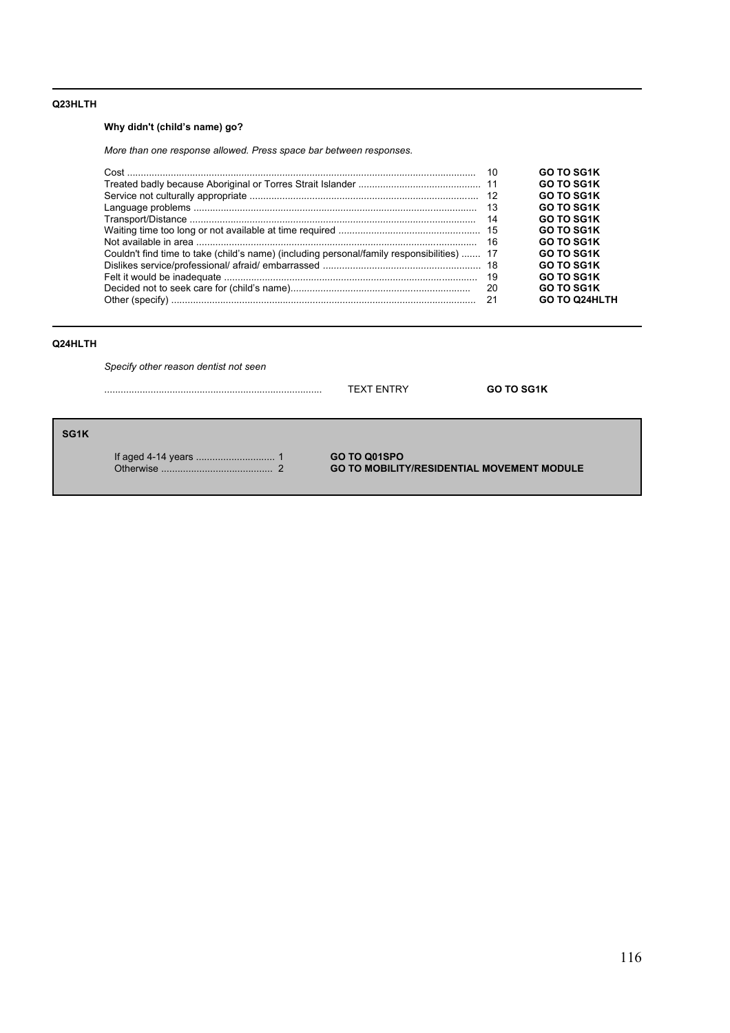**Q23HLTH**

**Why didn't (child's name) go?**

*More than one response allowed. Press space bar between responses.*

| Response | Code | Routing |
|---|---|---|
| Cost | 10 | **GO TO SG1K** |
| Treated badly because Aboriginal or Torres Strait Islander | 11 | **GO TO SG1K** |
| Service not culturally appropriate | 12 | **GO TO SG1K** |
| Language problems | 13 | **GO TO SG1K** |
| Transport/Distance | 14 | **GO TO SG1K** |
| Waiting time too long or not available at time required | 15 | **GO TO SG1K** |
| Not available in area | 16 | **GO TO SG1K** |
| Couldn't find time to take (child's name) (including personal/family responsibilities) | 17 | **GO TO SG1K** |
| Dislikes service/professional/ afraid/ embarrassed | 18 | **GO TO SG1K** |
| Felt it would be inadequate | 19 | **GO TO SG1K** |
| Decided not to seek care for (child's name) | 20 | **GO TO SG1K** |
| Other (specify) | 21 | **GO TO Q24HLTH** |

**Q24HLTH**

*Specify other reason dentist not seen*

| | | |
|---|---|---|
| ............................................ | TEXT ENTRY | **GO TO SG1K** |

**SG1K**

| Condition | Code | Routing |
|---|---|---|
| If aged 4-14 years | 1 | **GO TO Q01SPO** |
| Otherwise | 2 | **GO TO MOBILITY/RESIDENTIAL MOVEMENT MODULE** |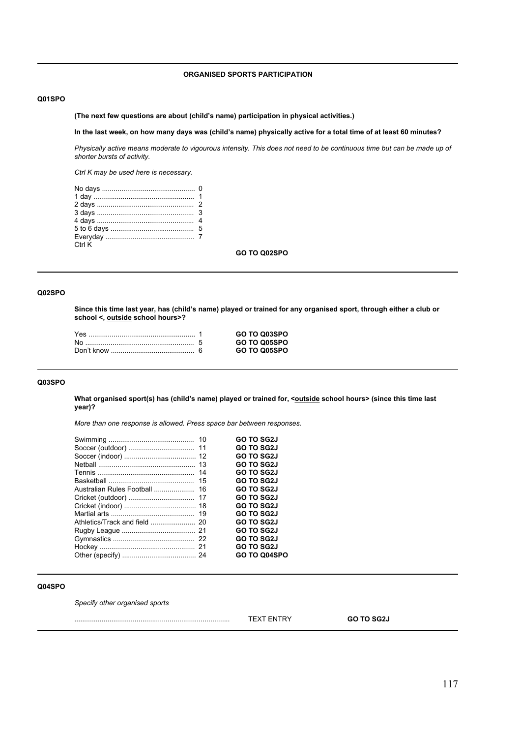**ORGANISED SPORTS PARTICIPATION**

**Q01SPO**

**(The next few questions are about (child's name) participation in physical activities.)**

**In the last week, on how many days was (child's name) physically active for a total time of at least 60 minutes?**

*Physically active means moderate to vigourous intensity. This does not need to be continuous time but can be made up of shorter bursts of activity.*

*Ctrl K may be used here is necessary.*

| Response | Code | |
|---|---|---|
| No days | 0 | |
| 1 day | 1 | |
| 2 days | 2 | |
| 3 days | 3 | |
| 4 days | 4 | |
| 5 to 6 days | 5 | |
| Everyday | 7 | |
| Ctrl K | | |
| | | **GO TO Q02SPO** |

**Q02SPO**

**Since this time last year, has (child's name) played or trained for any organised sport, through either a club or school <, <u>outside</u> school hours>?**

| Response | Code | Routing |
|---|---|---|
| Yes | 1 | **GO TO Q03SPO** |
| No | 5 | **GO TO Q05SPO** |
| Don't know | 6 | **GO TO Q05SPO** |

**Q03SPO**

**What organised sport(s) has (child's name) played or trained for, <<u>outside</u> school hours> (since this time last year)?**

*More than one response is allowed. Press space bar between responses.*

| Response | Code | Routing |
|---|---|---|
| Swimming | 10 | **GO TO SG2J** |
| Soccer (outdoor) | 11 | **GO TO SG2J** |
| Soccer (indoor) | 12 | **GO TO SG2J** |
| Netball | 13 | **GO TO SG2J** |
| Tennis | 14 | **GO TO SG2J** |
| Basketball | 15 | **GO TO SG2J** |
| Australian Rules Football | 16 | **GO TO SG2J** |
| Cricket (outdoor) | 17 | **GO TO SG2J** |
| Cricket (indoor) | 18 | **GO TO SG2J** |
| Martial arts | 19 | **GO TO SG2J** |
| Athletics/Track and field | 20 | **GO TO SG2J** |
| Rugby League | 21 | **GO TO SG2J** |
| Gymnastics | 22 | **GO TO SG2J** |
| Hockey | 21 | **GO TO SG2J** |
| Other (specify) | 24 | **GO TO Q04SPO** |

**Q04SPO**

*Specify other organised sports*

| | | |
|---|---|---|
| ........................................ | TEXT ENTRY | **GO TO SG2J** |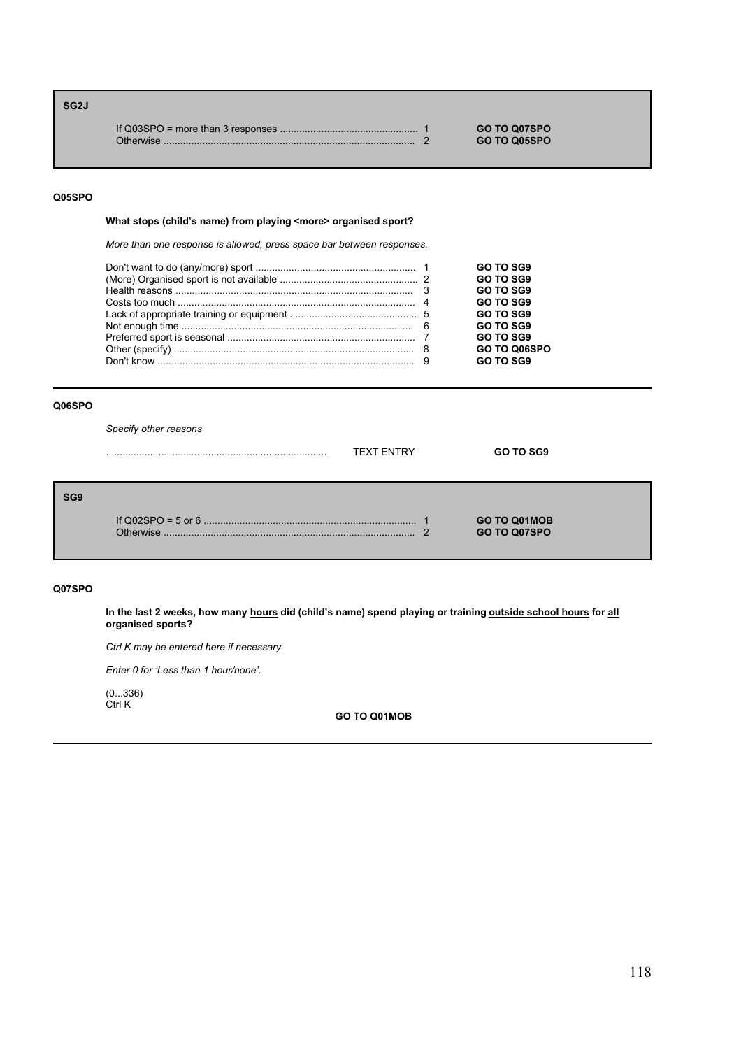**SG2J**

| | | |
|---|---|---|
| If Q03SPO = more than 3 responses | 1 | **GO TO Q07SPO** |
| Otherwise | 2 | **GO TO Q05SPO** |

---

**Q05SPO**

**What stops (child's name) from playing <more> organised sport?**

*More than one response is allowed, press space bar between responses.*

| | | |
|---|---|---|
| Don't want to do (any/more) sport | 1 | **GO TO SG9** |
| (More) Organised sport is not available | 2 | **GO TO SG9** |
| Health reasons | 3 | **GO TO SG9** |
| Costs too much | 4 | **GO TO SG9** |
| Lack of appropriate training or equipment | 5 | **GO TO SG9** |
| Not enough time | 6 | **GO TO SG9** |
| Preferred sport is seasonal | 7 | **GO TO SG9** |
| Other (specify) | 8 | **GO TO Q06SPO** |
| Don't know | 9 | **GO TO SG9** |

---

**Q06SPO**

*Specify other reasons*

............................................................................... TEXT ENTRY **GO TO SG9**

---

**SG9**

| | | |
|---|---|---|
| If Q02SPO = 5 or 6 | 1 | **GO TO Q01MOB** |
| Otherwise | 2 | **GO TO Q07SPO** |

---

**Q07SPO**

**In the last 2 weeks, how many hours did (child's name) spend playing or training outside school hours for all organised sports?**

*Ctrl K may be entered here if necessary.*

*Enter 0 for 'Less than 1 hour/none'.*

(0...336)
Ctrl K

**GO TO Q01MOB**

---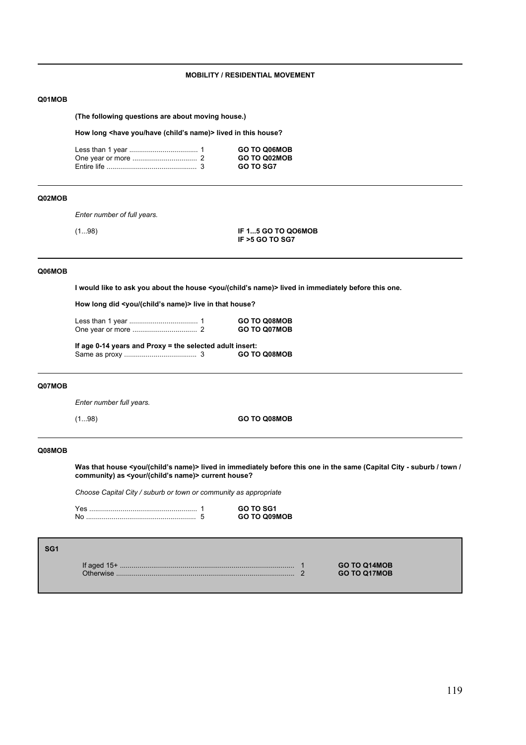**MOBILITY / RESIDENTIAL MOVEMENT**

---

**Q01MOB**

**(The following questions are about moving house.)**

**How long <have you/have (child's name)> lived in this house?**

| | | |
|---|---|---|
| Less than 1 year .................................. | 1 | **GO TO Q06MOB** |
| One year or more ................................ | 2 | **GO TO Q02MOB** |
| Entire life ............................................ | 3 | **GO TO SG7** |

---

**Q02MOB**

*Enter number of full years.*

(1...98) **IF 1...5 GO TO QO6MOB**
**IF >5 GO TO SG7**

---

**Q06MOB**

**I would like to ask you about the house <you/(child's name)> lived in immediately before this one.**

**How long did <you/(child's name)> live in that house?**

| | | |
|---|---|---|
| Less than 1 year .................................. | 1 | **GO TO Q08MOB** |
| One year or more ................................ | 2 | **GO TO Q07MOB** |

**If age 0-14 years and Proxy = the selected adult insert:**

| | | |
|---|---|---|
| Same as proxy .................................... | 3 | **GO TO Q08MOB** |

---

**Q07MOB**

*Enter number full years.*

(1...98) **GO TO Q08MOB**

---

**Q08MOB**

**Was that house <you/(child's name)> lived in immediately before this one in the same (Capital City - suburb / town / community) as <your/(child's name)> current house?**

*Choose Capital City / suburb or town or community as appropriate*

| | | |
|---|---|---|
| Yes ...................................................... | 1 | **GO TO SG1** |
| No ....................................................... | 5 | **GO TO Q09MOB** |

---

**SG1**

| | | |
|---|---|---|
| If aged 15+ ........................................................................................ | 1 | **GO TO Q14MOB** |
| Otherwise .......................................................................................... | 2 | **GO TO Q17MOB** |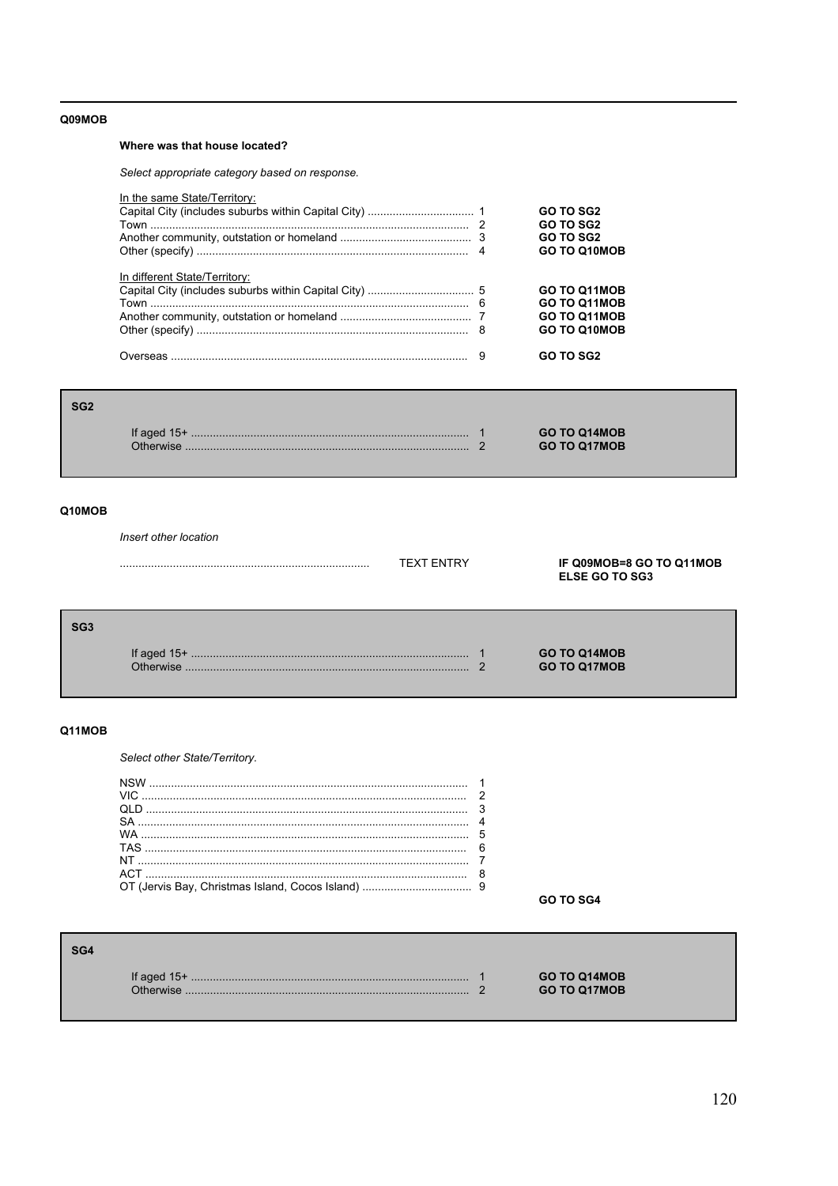**Q09MOB**

**Where was that house located?**

*Select appropriate category based on response.*

In the same State/Territory:

| | | |
|---|---|---|
| Capital City (includes suburbs within Capital City) | 1 | **GO TO SG2** |
| Town | 2 | **GO TO SG2** |
| Another community, outstation or homeland | 3 | **GO TO SG2** |
| Other (specify) | 4 | **GO TO Q10MOB** |

In different State/Territory:

| | | |
|---|---|---|
| Capital City (includes suburbs within Capital City) | 5 | **GO TO Q11MOB** |
| Town | 6 | **GO TO Q11MOB** |
| Another community, outstation or homeland | 7 | **GO TO Q11MOB** |
| Other (specify) | 8 | **GO TO Q10MOB** |
| Overseas | 9 | **GO TO SG2** |

**SG2**

| | | |
|---|---|---|
| If aged 15+ | 1 | **GO TO Q14MOB** |
| Otherwise | 2 | **GO TO Q17MOB** |

**Q10MOB**

*Insert other location*

.............................................................................. TEXT ENTRY **IF Q09MOB=8 GO TO Q11MOB ELSE GO TO SG3**

**SG3**

| | | |
|---|---|---|
| If aged 15+ | 1 | **GO TO Q14MOB** |
| Otherwise | 2 | **GO TO Q17MOB** |

**Q11MOB**

*Select other State/Territory.*

| | |
|---|---|
| NSW | 1 |
| VIC | 2 |
| QLD | 3 |
| SA | 4 |
| WA | 5 |
| TAS | 6 |
| NT | 7 |
| ACT | 8 |
| OT (Jervis Bay, Christmas Island, Cocos Island) | 9 |

**GO TO SG4**

**SG4**

| | | |
|---|---|---|
| If aged 15+ | 1 | **GO TO Q14MOB** |
| Otherwise | 2 | **GO TO Q17MOB** |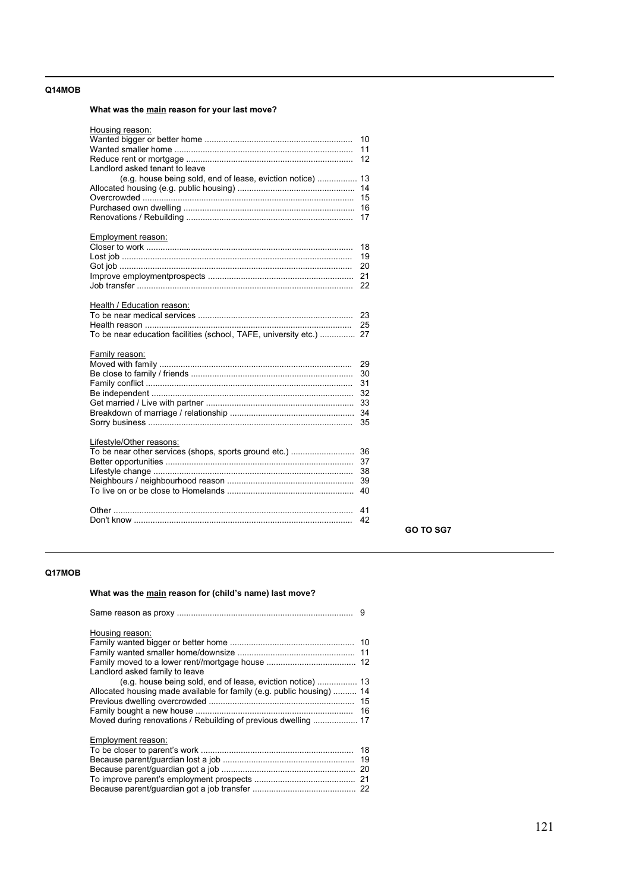**Q14MOB**

**What was the main reason for your last move?**

Housing reason:

| | |
|---|---|
| Wanted bigger or better home | 10 |
| Wanted smaller home | 11 |
| Reduce rent or mortgage | 12 |
| Landlord asked tenant to leave (e.g. house being sold, end of lease, eviction notice) | 13 |
| Allocated housing (e.g. public housing) | 14 |
| Overcrowded | 15 |
| Purchased own dwelling | 16 |
| Renovations / Rebuilding | 17 |

Employment reason:

| | |
|---|---|
| Closer to work | 18 |
| Lost job | 19 |
| Got job | 20 |
| Improve employmentprospects | 21 |
| Job transfer | 22 |

Health / Education reason:

| | |
|---|---|
| To be near medical services | 23 |
| Health reason | 25 |
| To be near education facilities (school, TAFE, university etc.) | 27 |

Family reason:

| | |
|---|---|
| Moved with family | 29 |
| Be close to family / friends | 30 |
| Family conflict | 31 |
| Be independent | 32 |
| Get married / Live with partner | 33 |
| Breakdown of marriage / relationship | 34 |
| Sorry business | 35 |

Lifestyle/Other reasons:

| | |
|---|---|
| To be near other services (shops, sports ground etc.) | 36 |
| Better opportunities | 37 |
| Lifestyle change | 38 |
| Neighbours / neighbourhood reason | 39 |
| To live on or be close to Homelands | 40 |

| | |
|---|---|
| Other | 41 |
| Don't know | 42 |

**GO TO SG7**

---

**Q17MOB**

**What was the main reason for (child's name) last move?**

| | |
|---|---|
| Same reason as proxy | 9 |

Housing reason:

| | |
|---|---|
| Family wanted bigger or better home | 10 |
| Family wanted smaller home/downsize | 11 |
| Family moved to a lower rent//mortgage house | 12 |
| Landlord asked family to leave (e.g. house being sold, end of lease, eviction notice) | 13 |
| Allocated housing made available for family (e.g. public housing) | 14 |
| Previous dwelling overcrowded | 15 |
| Family bought a new house | 16 |
| Moved during renovations / Rebuilding of previous dwelling | 17 |

Employment reason:

| | |
|---|---|
| To be closer to parent's work | 18 |
| Because parent/guardian lost a job | 19 |
| Because parent/guardian got a job | 20 |
| To improve parent's employment prospects | 21 |
| Because parent/guardian got a job transfer | 22 |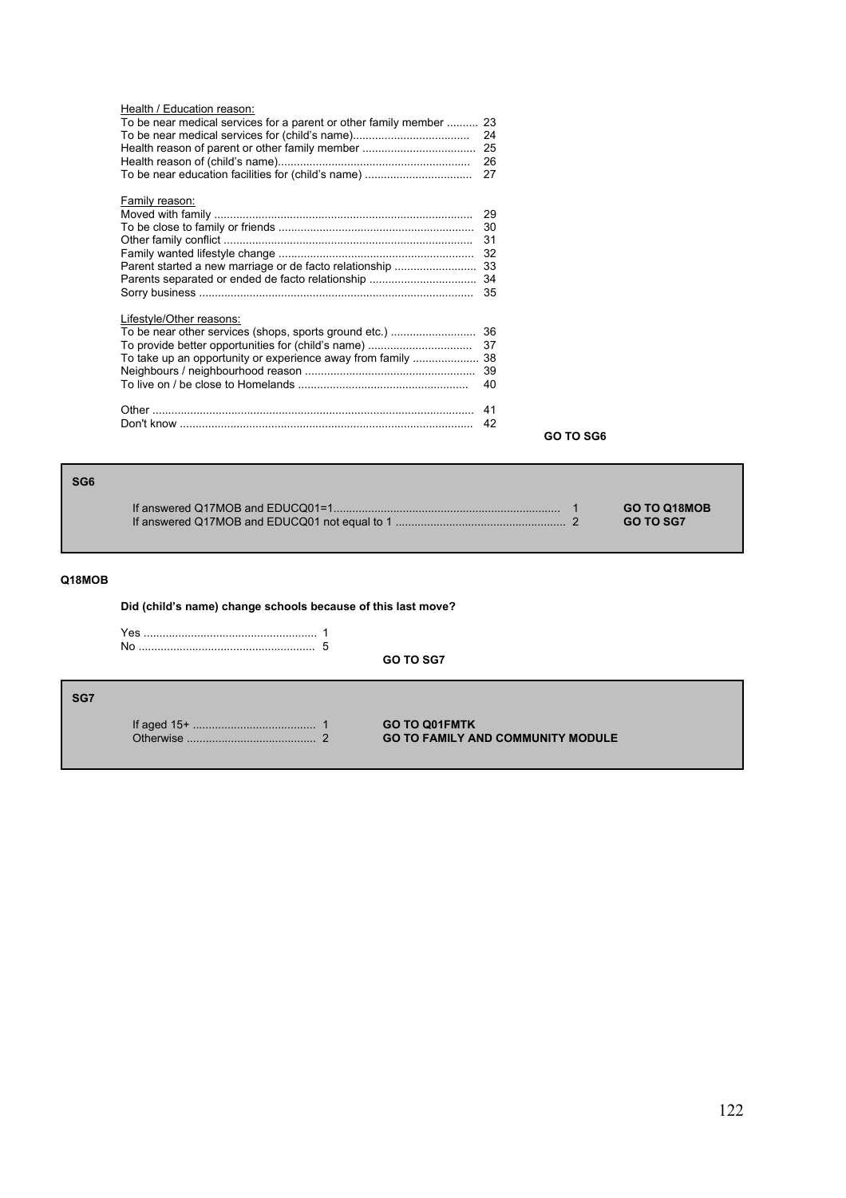Health / Education reason:

| | |
|---|---|
| To be near medical services for a parent or other family member | 23 |
| To be near medical services for (child's name) | 24 |
| Health reason of parent or other family member | 25 |
| Health reason of (child's name) | 26 |
| To be near education facilities for (child's name) | 27 |

Family reason:

| | |
|---|---|
| Moved with family | 29 |
| To be close to family or friends | 30 |
| Other family conflict | 31 |
| Family wanted lifestyle change | 32 |
| Parent started a new marriage or de facto relationship | 33 |
| Parents separated or ended de facto relationship | 34 |
| Sorry business | 35 |

Lifestyle/Other reasons:

| | |
|---|---|
| To be near other services (shops, sports ground etc.) | 36 |
| To provide better opportunities for (child's name) | 37 |
| To take up an opportunity or experience away from family | 38 |
| Neighbours / neighbourhood reason | 39 |
| To live on / be close to Homelands | 40 |

| | |
|---|---|
| Other | 41 |
| Don't know | 42 |

**GO TO SG6**

**SG6**

| | | |
|---|---|---|
| If answered Q17MOB and EDUCQ01=1 | 1 | **GO TO Q18MOB** |
| If answered Q17MOB and EDUCQ01 not equal to 1 | 2 | **GO TO SG7** |

**Q18MOB**

**Did (child's name) change schools because of this last move?**

| | |
|---|---|
| Yes | 1 |
| No | 5 |

**GO TO SG7**

**SG7**

| | | |
|---|---|---|
| If aged 15+ | 1 | **GO TO Q01FMTK** |
| Otherwise | 2 | **GO TO FAMILY AND COMMUNITY MODULE** |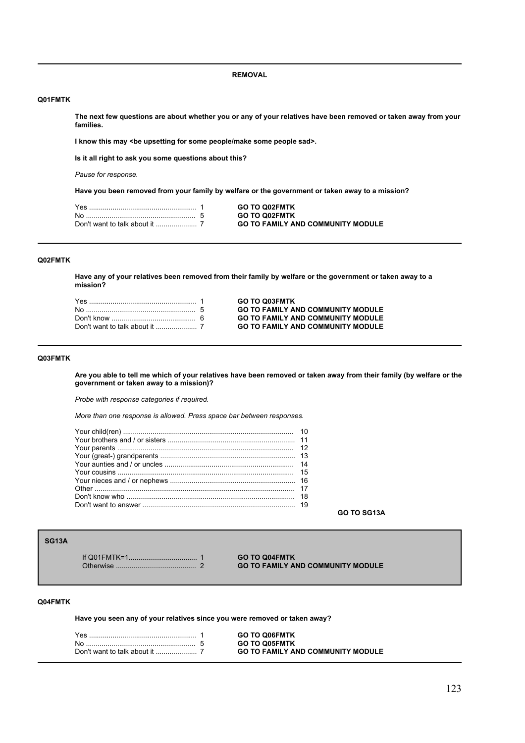## REMOVAL

**Q01FMTK**

**The next few questions are about whether you or any of your relatives have been removed or taken away from your families.**

**I know this may <be upsetting for some people/make some people sad>.**

**Is it all right to ask you some questions about this?**

*Pause for response.*

**Have you been removed from your family by welfare or the government or taken away to a mission?**

| | | |
|---|---|---|
| Yes | 1 | **GO TO Q02FMTK** |
| No | 5 | **GO TO Q02FMTK** |
| Don't want to talk about it | 7 | **GO TO FAMILY AND COMMUNITY MODULE** |

---

**Q02FMTK**

**Have any of your relatives been removed from their family by welfare or the government or taken away to a mission?**

| | | |
|---|---|---|
| Yes | 1 | **GO TO Q03FMTK** |
| No | 5 | **GO TO FAMILY AND COMMUNITY MODULE** |
| Don't know | 6 | **GO TO FAMILY AND COMMUNITY MODULE** |
| Don't want to talk about it | 7 | **GO TO FAMILY AND COMMUNITY MODULE** |

---

**Q03FMTK**

**Are you able to tell me which of your relatives have been removed or taken away from their family (by welfare or the government or taken away to a mission)?**

*Probe with response categories if required.*

*More than one response is allowed. Press space bar between responses.*

| | |
|---|---|
| Your child(ren) | 10 |
| Your brothers and / or sisters | 11 |
| Your parents | 12 |
| Your (great-) grandparents | 13 |
| Your aunties and / or uncles | 14 |
| Your cousins | 15 |
| Your nieces and / or nephews | 16 |
| Other | 17 |
| Don't know who | 18 |
| Don't want to answer | 19 |

**GO TO SG13A**

---

**SG13A**

| | | |
|---|---|---|
| If Q01FMTK=1 | 1 | **GO TO Q04FMTK** |
| Otherwise | 2 | **GO TO FAMILY AND COMMUNITY MODULE** |

---

**Q04FMTK**

**Have you seen any of your relatives since you were removed or taken away?**

| | | |
|---|---|---|
| Yes | 1 | **GO TO Q06FMTK** |
| No | 5 | **GO TO Q05FMTK** |
| Don't want to talk about it | 7 | **GO TO FAMILY AND COMMUNITY MODULE** |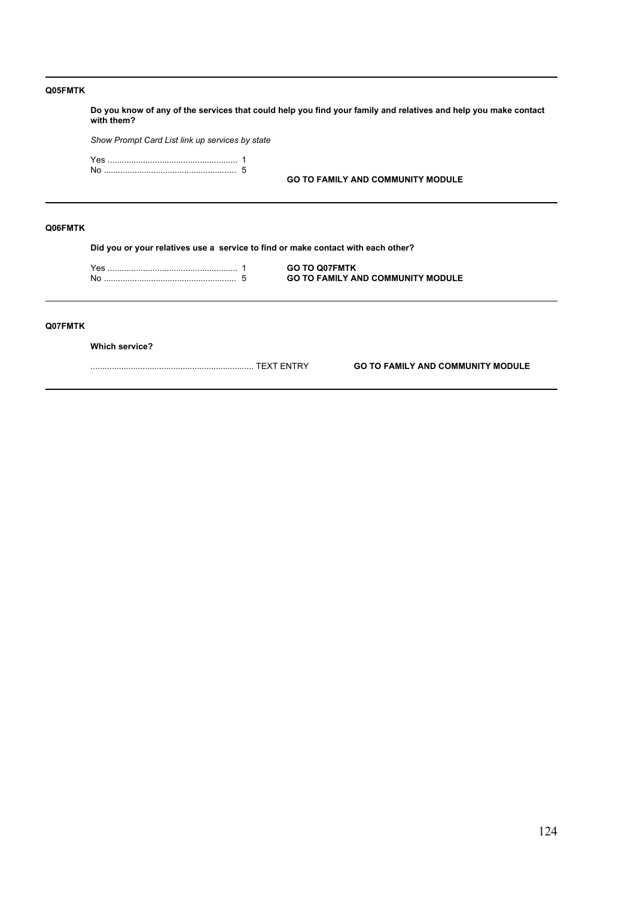**Q05FMTK**

**Do you know of any of the services that could help you find your family and relatives and help you make contact with them?**

*Show Prompt Card List link up services by state*

Yes ........................................................ 1
No ......................................................... 5 **GO TO FAMILY AND COMMUNITY MODULE**

---

**Q06FMTK**

**Did you or your relatives use a service to find or make contact with each other?**

Yes ........................................................ 1 **GO TO Q07FMTK**
No ......................................................... 5 **GO TO FAMILY AND COMMUNITY MODULE**

---

**Q07FMTK**

**Which service?**

...................................................................... TEXT ENTRY **GO TO FAMILY AND COMMUNITY MODULE**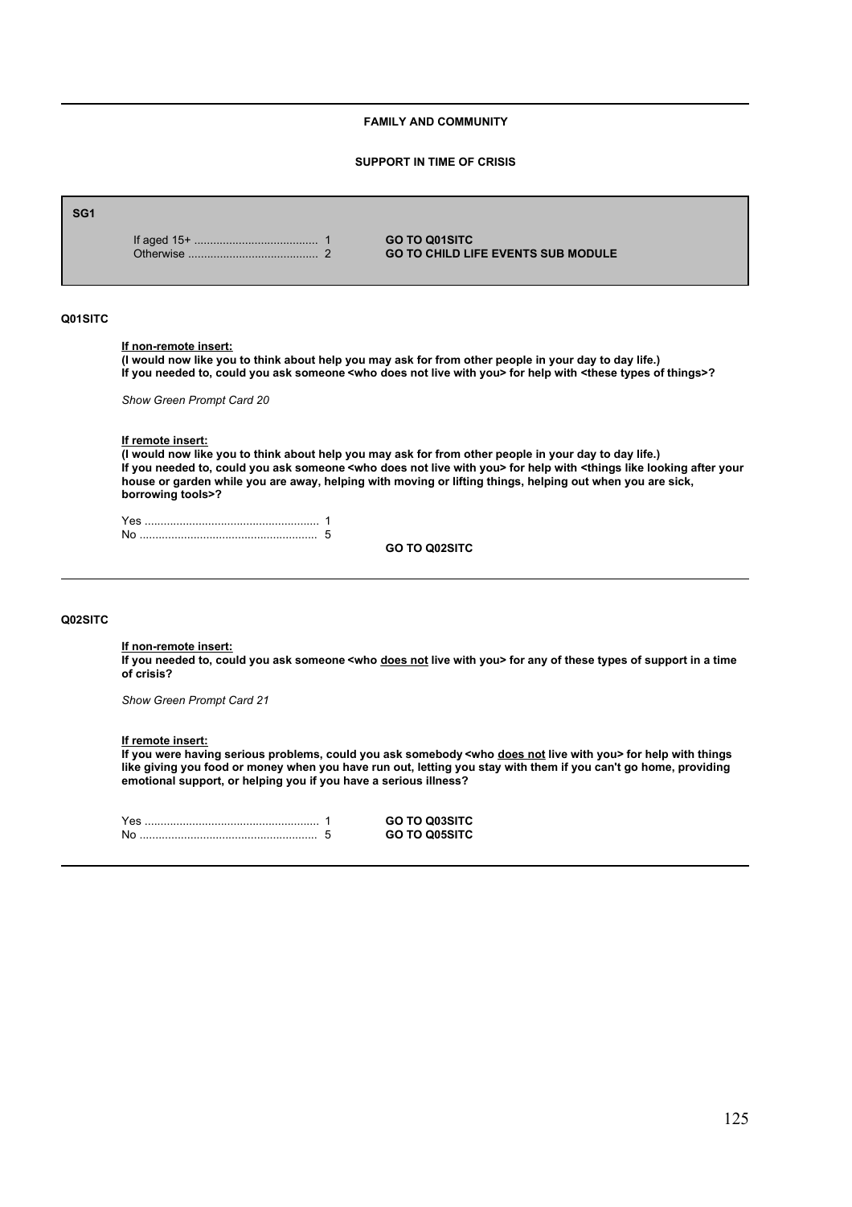**FAMILY AND COMMUNITY**

**SUPPORT IN TIME OF CRISIS**

**SG1**

| | | |
|---|---|---|
| If aged 15+ | 1 | **GO TO Q01SITC** |
| Otherwise | 2 | **GO TO CHILD LIFE EVENTS SUB MODULE** |

---

**Q01SITC**

**If non-remote insert:**
**(I would now like you to think about help you may ask for from other people in your day to day life.)**
**If you needed to, could you ask someone <who does not live with you> for help with <these types of things>?**

*Show Green Prompt Card 20*

**If remote insert:**
**(I would now like you to think about help you may ask for from other people in your day to day life.)**
**If you needed to, could you ask someone <who does not live with you> for help with <things like looking after your house or garden while you are away, helping with moving or lifting things, helping out when you are sick, borrowing tools>?**

| | | |
|---|---|---|
| Yes | 1 | |
| No | 5 | |
| | | **GO TO Q02SITC** |

---

**Q02SITC**

**If non-remote insert:**
**If you needed to, could you ask someone <who does not live with you> for any of these types of support in a time of crisis?**

*Show Green Prompt Card 21*

**If remote insert:**
**If you were having serious problems, could you ask somebody <who does not live with you> for help with things like giving you food or money when you have run out, letting you stay with them if you can't go home, providing emotional support, or helping you if you have a serious illness?**

| | | |
|---|---|---|
| Yes | 1 | **GO TO Q03SITC** |
| No | 5 | **GO TO Q05SITC** |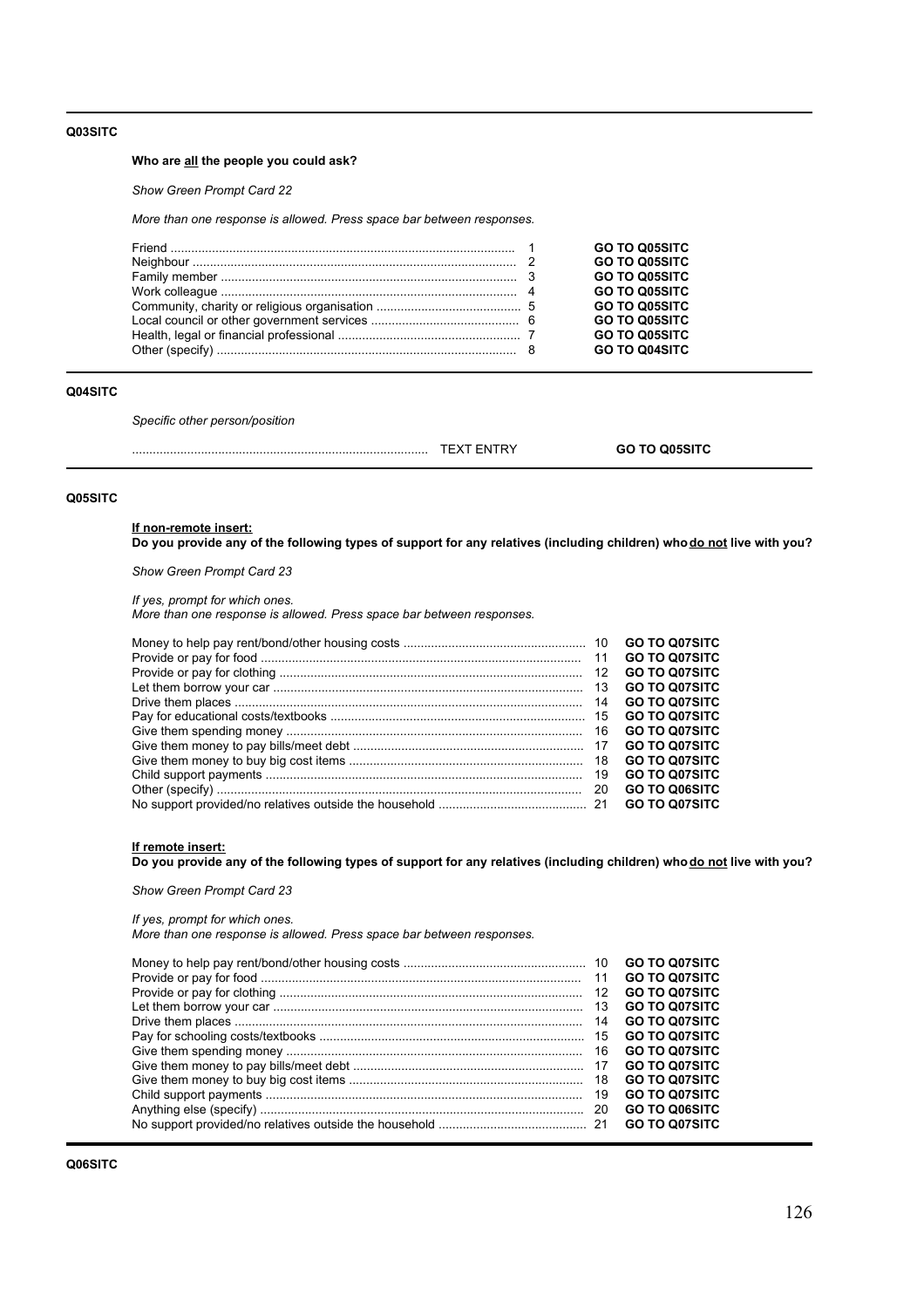**Q03SITC**

**Who are all the people you could ask?**

*Show Green Prompt Card 22*

*More than one response is allowed. Press space bar between responses.*

| Response | Code | Routing |
|---|---|---|
| Friend | 1 | **GO TO Q05SITC** |
| Neighbour | 2 | **GO TO Q05SITC** |
| Family member | 3 | **GO TO Q05SITC** |
| Work colleague | 4 | **GO TO Q05SITC** |
| Community, charity or religious organisation | 5 | **GO TO Q05SITC** |
| Local council or other government services | 6 | **GO TO Q05SITC** |
| Health, legal or financial professional | 7 | **GO TO Q05SITC** |
| Other (specify) | 8 | **GO TO Q04SITC** |

**Q04SITC**

*Specific other person/position*

| | | |
|---|---|---|
| ...................................................................................... | TEXT ENTRY | **GO TO Q05SITC** |

**Q05SITC**

**If non-remote insert:**
**Do you provide any of the following types of support for any relatives (including children) who do not live with you?**

*Show Green Prompt Card 23*

*If yes, prompt for which ones.*
*More than one response is allowed. Press space bar between responses.*

| Response | Code | Routing |
|---|---|---|
| Money to help pay rent/bond/other housing costs | 10 | **GO TO Q07SITC** |
| Provide or pay for food | 11 | **GO TO Q07SITC** |
| Provide or pay for clothing | 12 | **GO TO Q07SITC** |
| Let them borrow your car | 13 | **GO TO Q07SITC** |
| Drive them places | 14 | **GO TO Q07SITC** |
| Pay for educational costs/textbooks | 15 | **GO TO Q07SITC** |
| Give them spending money | 16 | **GO TO Q07SITC** |
| Give them money to pay bills/meet debt | 17 | **GO TO Q07SITC** |
| Give them money to buy big cost items | 18 | **GO TO Q07SITC** |
| Child support payments | 19 | **GO TO Q07SITC** |
| Other (specify) | 20 | **GO TO Q06SITC** |
| No support provided/no relatives outside the household | 21 | **GO TO Q07SITC** |

**If remote insert:**
**Do you provide any of the following types of support for any relatives (including children) who do not live with you?**

*Show Green Prompt Card 23*

*If yes, prompt for which ones.*
*More than one response is allowed. Press space bar between responses.*

| Response | Code | Routing |
|---|---|---|
| Money to help pay rent/bond/other housing costs | 10 | **GO TO Q07SITC** |
| Provide or pay for food | 11 | **GO TO Q07SITC** |
| Provide or pay for clothing | 12 | **GO TO Q07SITC** |
| Let them borrow your car | 13 | **GO TO Q07SITC** |
| Drive them places | 14 | **GO TO Q07SITC** |
| Pay for schooling costs/textbooks | 15 | **GO TO Q07SITC** |
| Give them spending money | 16 | **GO TO Q07SITC** |
| Give them money to pay bills/meet debt | 17 | **GO TO Q07SITC** |
| Give them money to buy big cost items | 18 | **GO TO Q07SITC** |
| Child support payments | 19 | **GO TO Q07SITC** |
| Anything else (specify) | 20 | **GO TO Q06SITC** |
| No support provided/no relatives outside the household | 21 | **GO TO Q07SITC** |

**Q06SITC**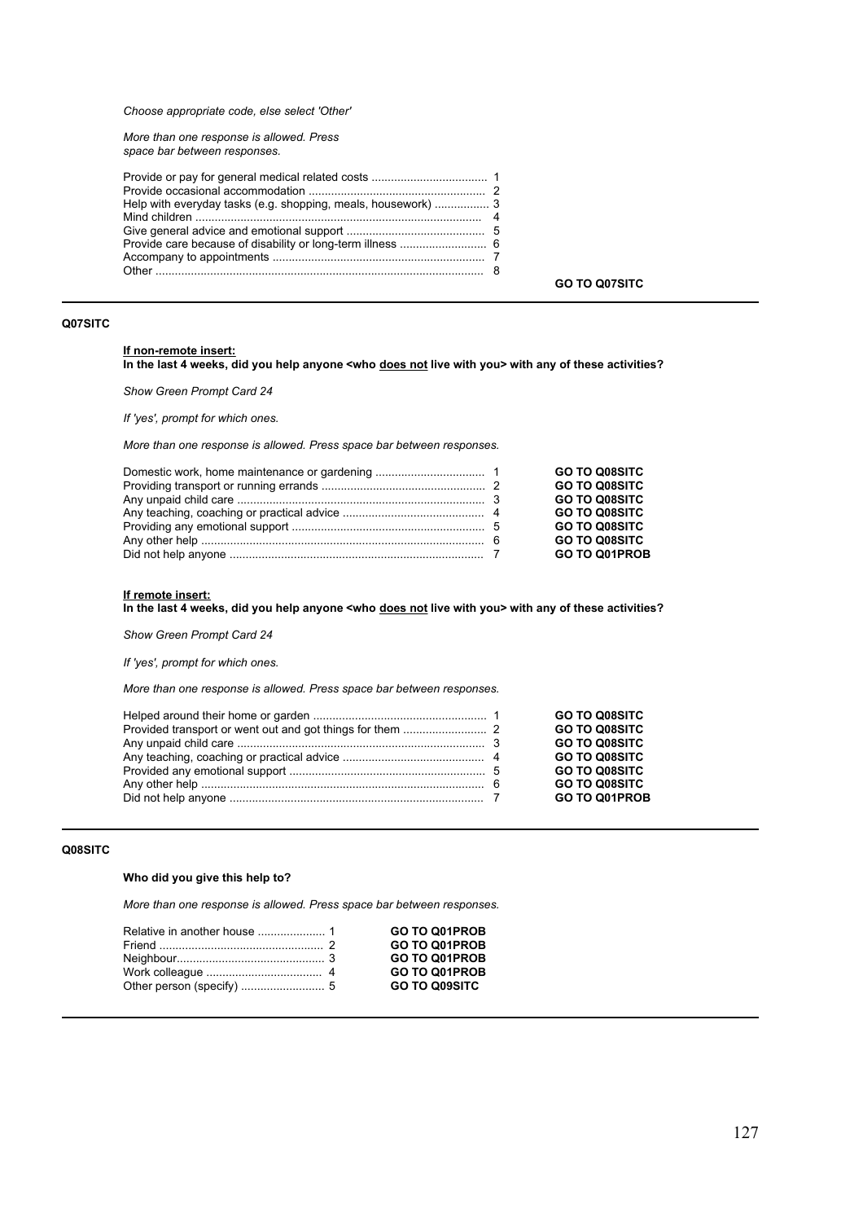*Choose appropriate code, else select 'Other'*

*More than one response is allowed. Press space bar between responses.*

| Response | Code | |
|---|---|---|
| Provide or pay for general medical related costs | 1 | |
| Provide occasional accommodation | 2 | |
| Help with everyday tasks (e.g. shopping, meals, housework) | 3 | |
| Mind children | 4 | |
| Give general advice and emotional support | 5 | |
| Provide care because of disability or long-term illness | 6 | |
| Accompany to appointments | 7 | |
| Other | 8 | |
| | | **GO TO Q07SITC** |

---

**Q07SITC**

**<u>If non-remote insert:</u>**
**In the last 4 weeks, did you help anyone <who <u>does not</u> live with you> with any of these activities?**

*Show Green Prompt Card 24*

*If 'yes', prompt for which ones.*

*More than one response is allowed. Press space bar between responses.*

| Response | Code | |
|---|---|---|
| Domestic work, home maintenance or gardening | 1 | **GO TO Q08SITC** |
| Providing transport or running errands | 2 | **GO TO Q08SITC** |
| Any unpaid child care | 3 | **GO TO Q08SITC** |
| Any teaching, coaching or practical advice | 4 | **GO TO Q08SITC** |
| Providing any emotional support | 5 | **GO TO Q08SITC** |
| Any other help | 6 | **GO TO Q08SITC** |
| Did not help anyone | 7 | **GO TO Q01PROB** |

**<u>If remote insert:</u>**
**In the last 4 weeks, did you help anyone <who <u>does not</u> live with you> with any of these activities?**

*Show Green Prompt Card 24*

*If 'yes', prompt for which ones.*

*More than one response is allowed. Press space bar between responses.*

| Response | Code | |
|---|---|---|
| Helped around their home or garden | 1 | **GO TO Q08SITC** |
| Provided transport or went out and got things for them | 2 | **GO TO Q08SITC** |
| Any unpaid child care | 3 | **GO TO Q08SITC** |
| Any teaching, coaching or practical advice | 4 | **GO TO Q08SITC** |
| Provided any emotional support | 5 | **GO TO Q08SITC** |
| Any other help | 6 | **GO TO Q08SITC** |
| Did not help anyone | 7 | **GO TO Q01PROB** |

---

**Q08SITC**

**Who did you give this help to?**

*More than one response is allowed. Press space bar between responses.*

| Response | Code | |
|---|---|---|
| Relative in another house | 1 | **GO TO Q01PROB** |
| Friend | 2 | **GO TO Q01PROB** |
| Neighbour | 3 | **GO TO Q01PROB** |
| Work colleague | 4 | **GO TO Q01PROB** |
| Other person (specify) | 5 | **GO TO Q09SITC** |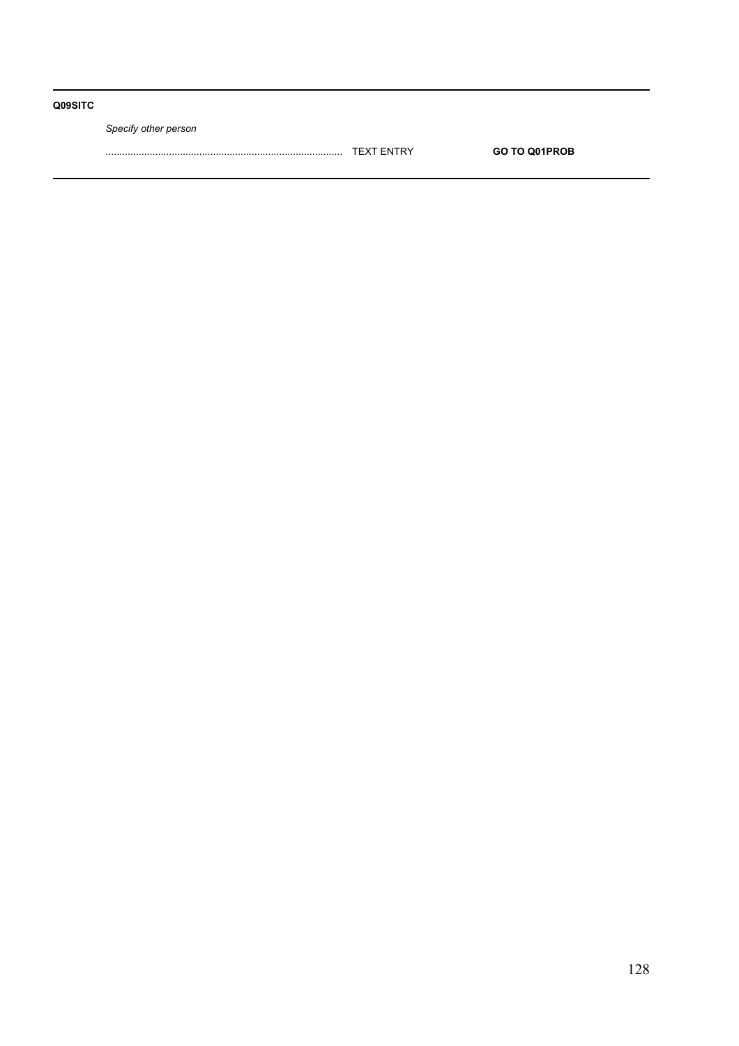**Q09SITC**

*Specify other person*

..................................................................................... TEXT ENTRY **GO TO Q01PROB**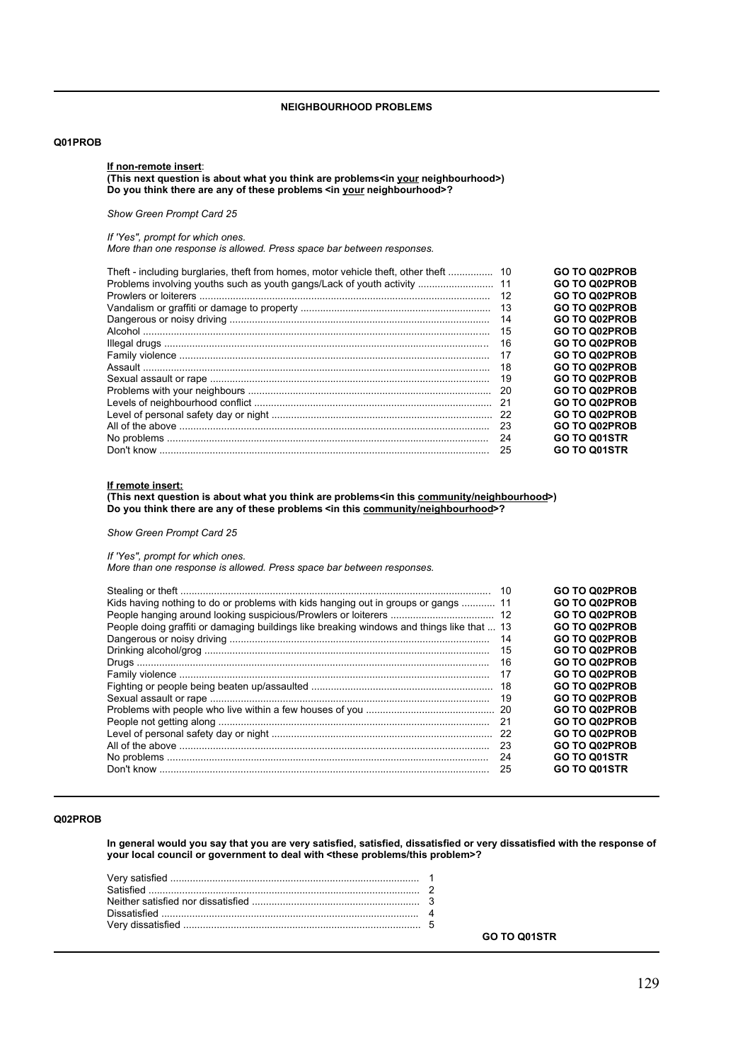## NEIGHBOURHOOD PROBLEMS

**Q01PROB**

**<u>If non-remote insert</u>:**
**(This next question is about what you think are problems<in <u>your</u> neighbourhood>)**
**Do you think there are any of these problems <in <u>your</u> neighbourhood>?**

*Show Green Prompt Card 25*

*If 'Yes", prompt for which ones.*
*More than one response is allowed. Press space bar between responses.*

| Response | Code | |
|---|---|---|
| Theft - including burglaries, theft from homes, motor vehicle theft, other theft | 10 | **GO TO Q02PROB** |
| Problems involving youths such as youth gangs/Lack of youth activity | 11 | **GO TO Q02PROB** |
| Prowlers or loiterers | 12 | **GO TO Q02PROB** |
| Vandalism or graffiti or damage to property | 13 | **GO TO Q02PROB** |
| Dangerous or noisy driving | 14 | **GO TO Q02PROB** |
| Alcohol | 15 | **GO TO Q02PROB** |
| Illegal drugs | 16 | **GO TO Q02PROB** |
| Family violence | 17 | **GO TO Q02PROB** |
| Assault | 18 | **GO TO Q02PROB** |
| Sexual assault or rape | 19 | **GO TO Q02PROB** |
| Problems with your neighbours | 20 | **GO TO Q02PROB** |
| Levels of neighbourhood conflict | 21 | **GO TO Q02PROB** |
| Level of personal safety day or night | 22 | **GO TO Q02PROB** |
| All of the above | 23 | **GO TO Q02PROB** |
| No problems | 24 | **GO TO Q01STR** |
| Don't know | 25 | **GO TO Q01STR** |

**<u>If remote insert:</u>**
**(This next question is about what you think are problems<in this <u>community/neighbourhood</u>>)**
**Do you think there are any of these problems <in this <u>community/neighbourhood</u>>?**

*Show Green Prompt Card 25*

*If 'Yes", prompt for which ones.*
*More than one response is allowed. Press space bar between responses.*

| Response | Code | |
|---|---|---|
| Stealing or theft | 10 | **GO TO Q02PROB** |
| Kids having nothing to do or problems with kids hanging out in groups or gangs | 11 | **GO TO Q02PROB** |
| People hanging around looking suspicious/Prowlers or loiterers | 12 | **GO TO Q02PROB** |
| People doing graffiti or damaging buildings like breaking windows and things like that | 13 | **GO TO Q02PROB** |
| Dangerous or noisy driving | 14 | **GO TO Q02PROB** |
| Drinking alcohol/grog | 15 | **GO TO Q02PROB** |
| Drugs | 16 | **GO TO Q02PROB** |
| Family violence | 17 | **GO TO Q02PROB** |
| Fighting or people being beaten up/assaulted | 18 | **GO TO Q02PROB** |
| Sexual assault or rape | 19 | **GO TO Q02PROB** |
| Problems with people who live within a few houses of you | 20 | **GO TO Q02PROB** |
| People not getting along | 21 | **GO TO Q02PROB** |
| Level of personal safety day or night | 22 | **GO TO Q02PROB** |
| All of the above | 23 | **GO TO Q02PROB** |
| No problems | 24 | **GO TO Q01STR** |
| Don't know | 25 | **GO TO Q01STR** |

**Q02PROB**

**In general would you say that you are very satisfied, satisfied, dissatisfied or very dissatisfied with the response of your local council or government to deal with <these problems/this problem>?**

| Response | Code |
|---|---|
| Very satisfied | 1 |
| Satisfied | 2 |
| Neither satisfied nor dissatisfied | 3 |
| Dissatisfied | 4 |
| Very dissatisfied | 5 |

**GO TO Q01STR**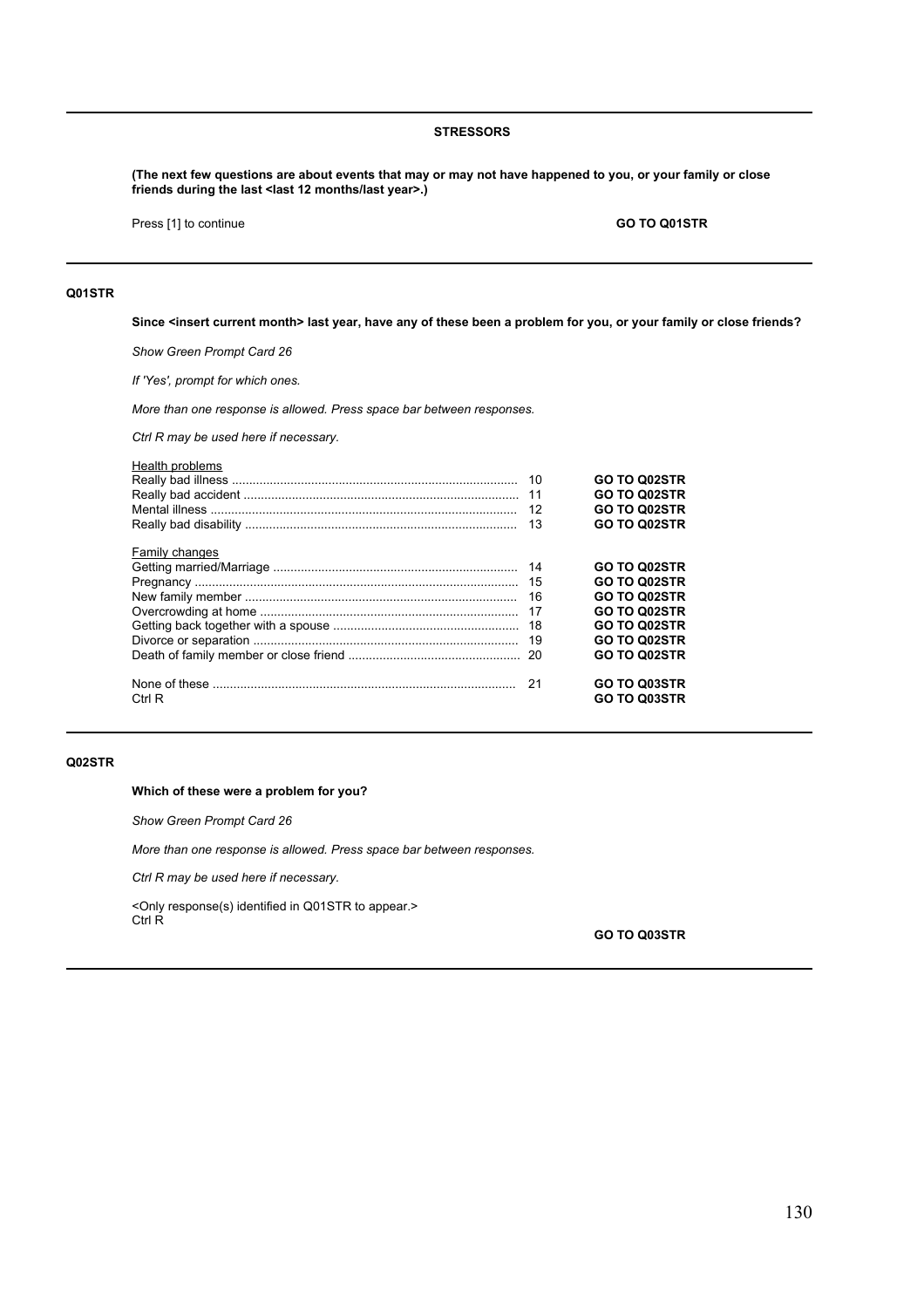**STRESSORS**

**(The next few questions are about events that may or may not have happened to you, or your family or close friends during the last <last 12 months/last year>.)**

Press [1] to continue **GO TO Q01STR**

---

**Q01STR**

**Since <insert current month> last year, have any of these been a problem for you, or your family or close friends?**

*Show Green Prompt Card 26*

*If 'Yes', prompt for which ones.*

*More than one response is allowed. Press space bar between responses.*

*Ctrl R may be used here if necessary.*

Health problems

| | | |
|---|---|---|
| Really bad illness | 10 | **GO TO Q02STR** |
| Really bad accident | 11 | **GO TO Q02STR** |
| Mental illness | 12 | **GO TO Q02STR** |
| Really bad disability | 13 | **GO TO Q02STR** |

Family changes

| | | |
|---|---|---|
| Getting married/Marriage | 14 | **GO TO Q02STR** |
| Pregnancy | 15 | **GO TO Q02STR** |
| New family member | 16 | **GO TO Q02STR** |
| Overcrowding at home | 17 | **GO TO Q02STR** |
| Getting back together with a spouse | 18 | **GO TO Q02STR** |
| Divorce or separation | 19 | **GO TO Q02STR** |
| Death of family member or close friend | 20 | **GO TO Q02STR** |
| None of these | 21 | **GO TO Q03STR** |
| Ctrl R | | **GO TO Q03STR** |

---

**Q02STR**

**Which of these were a problem for you?**

*Show Green Prompt Card 26*

*More than one response is allowed. Press space bar between responses.*

*Ctrl R may be used here if necessary.*

<Only response(s) identified in Q01STR to appear.>
Ctrl R

**GO TO Q03STR**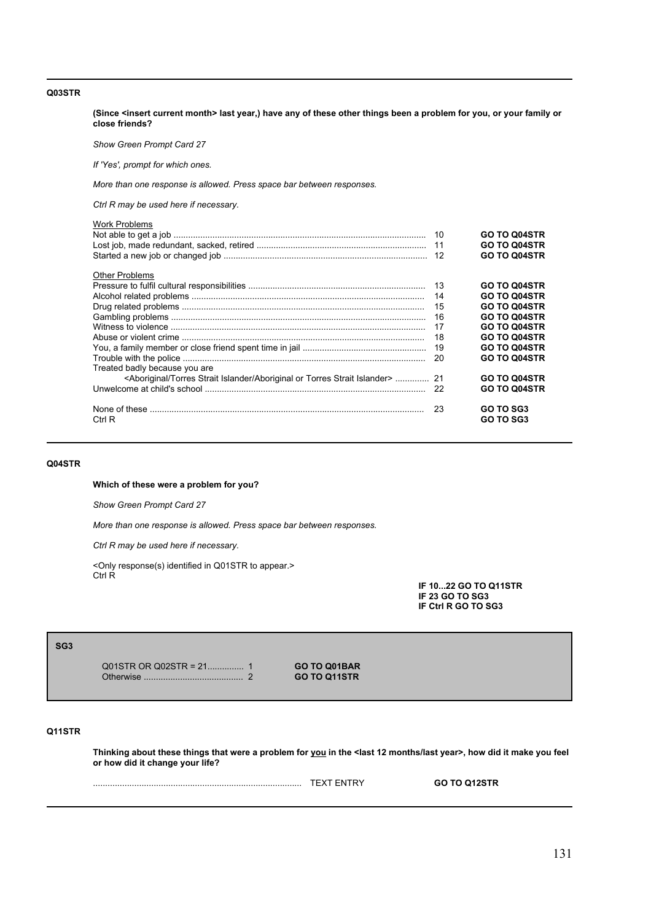**Q03STR**

**(Since <insert current month> last year,) have any of these other things been a problem for you, or your family or close friends?**

*Show Green Prompt Card 27*

*If 'Yes', prompt for which ones.*

*More than one response is allowed. Press space bar between responses.*

*Ctrl R may be used here if necessary.*

| Work Problems | | |
|---|---|---|
| Not able to get a job | 10 | **GO TO Q04STR** |
| Lost job, made redundant, sacked, retired | 11 | **GO TO Q04STR** |
| Started a new job or changed job | 12 | **GO TO Q04STR** |
| **Other Problems** | | |
| Pressure to fulfil cultural responsibilities | 13 | **GO TO Q04STR** |
| Alcohol related problems | 14 | **GO TO Q04STR** |
| Drug related problems | 15 | **GO TO Q04STR** |
| Gambling problems | 16 | **GO TO Q04STR** |
| Witness to violence | 17 | **GO TO Q04STR** |
| Abuse or violent crime | 18 | **GO TO Q04STR** |
| You, a family member or close friend spent time in jail | 19 | **GO TO Q04STR** |
| Trouble with the police | 20 | **GO TO Q04STR** |
| Treated badly because you are <Aboriginal/Torres Strait Islander/Aboriginal or Torres Strait Islander> | 21 | **GO TO Q04STR** |
| Unwelcome at child's school | 22 | **GO TO Q04STR** |
| None of these | 23 | **GO TO SG3** |
| Ctrl R | | **GO TO SG3** |

---

**Q04STR**

**Which of these were a problem for you?**

*Show Green Prompt Card 27*

*More than one response is allowed. Press space bar between responses.*

*Ctrl R may be used here if necessary.*

<Only response(s) identified in Q01STR to appear.>
Ctrl R

**IF 10...22 GO TO Q11STR**
**IF 23 GO TO SG3**
**IF Ctrl R GO TO SG3**

---

**SG3**

| | | |
|---|---|---|
| Q01STR OR Q02STR = 21 | 1 | **GO TO Q01BAR** |
| Otherwise | 2 | **GO TO Q11STR** |

---

**Q11STR**

**Thinking about these things that were a problem for <u>you</u> in the <last 12 months/last year>, how did it make you feel or how did it change your life?**

.................................................................................... TEXT ENTRY **GO TO Q12STR**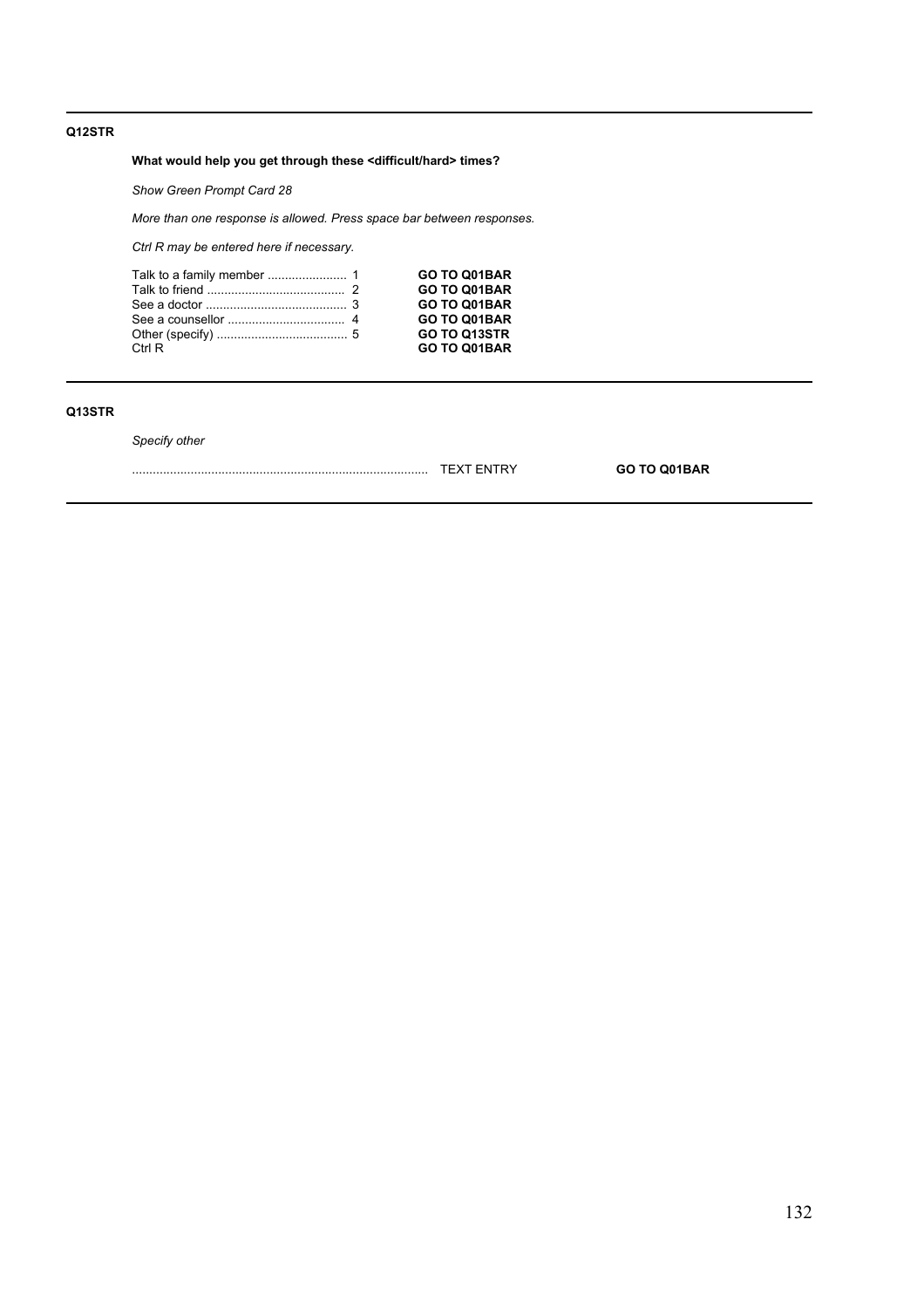---

**Q12STR**

**What would help you get through these <difficult/hard> times?**

*Show Green Prompt Card 28*

*More than one response is allowed. Press space bar between responses.*

*Ctrl R may be entered here if necessary.*

| | | |
|---|---|---|
| Talk to a family member | 1 | **GO TO Q01BAR** |
| Talk to friend | 2 | **GO TO Q01BAR** |
| See a doctor | 3 | **GO TO Q01BAR** |
| See a counsellor | 4 | **GO TO Q01BAR** |
| Other (specify) | 5 | **GO TO Q13STR** |
| Ctrl R | | **GO TO Q01BAR** |

---

**Q13STR**

*Specify other*

.................................................................................... TEXT ENTRY **GO TO Q01BAR**

---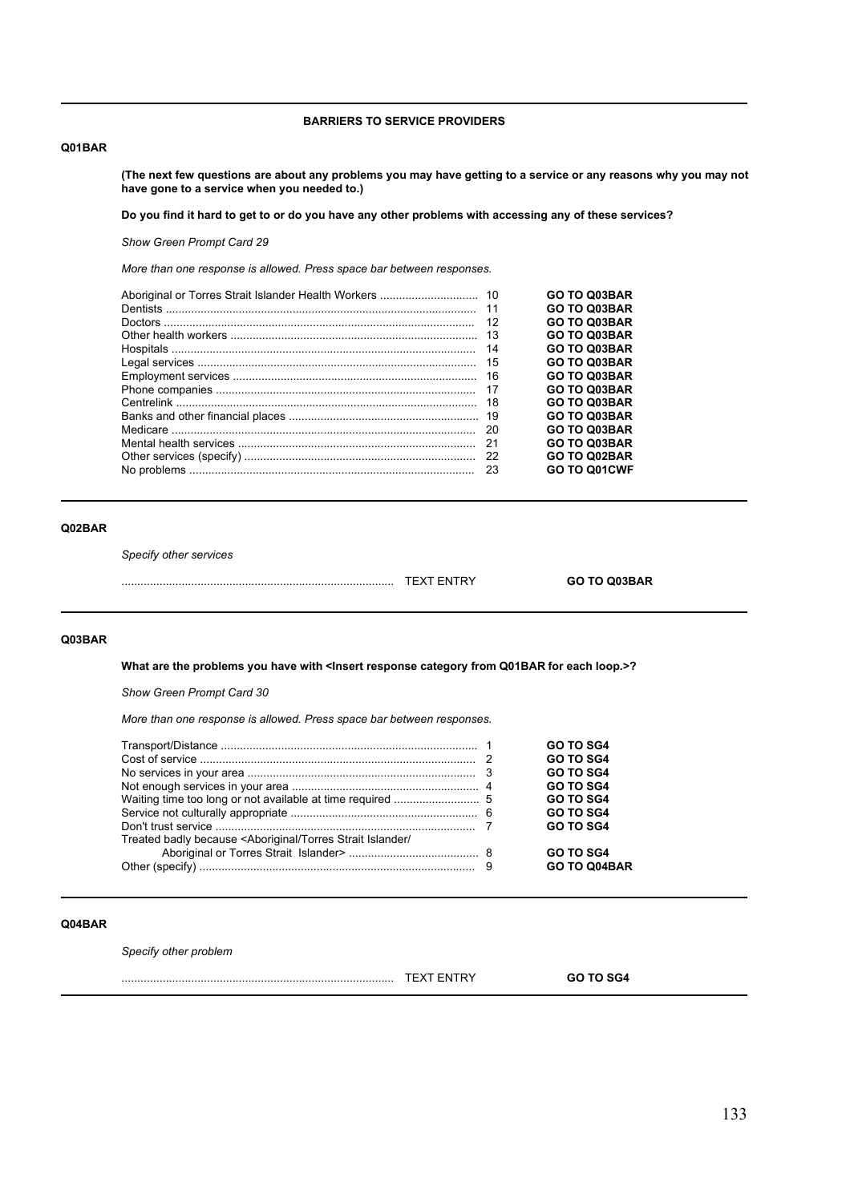## BARRIERS TO SERVICE PROVIDERS

**Q01BAR**

**(The next few questions are about any problems you may have getting to a service or any reasons why you may not have gone to a service when you needed to.)**

**Do you find it hard to get to or do you have any other problems with accessing any of these services?**

*Show Green Prompt Card 29*

*More than one response is allowed. Press space bar between responses.*

| Response | Code | |
|---|---|---|
| Aboriginal or Torres Strait Islander Health Workers | 10 | **GO TO Q03BAR** |
| Dentists | 11 | **GO TO Q03BAR** |
| Doctors | 12 | **GO TO Q03BAR** |
| Other health workers | 13 | **GO TO Q03BAR** |
| Hospitals | 14 | **GO TO Q03BAR** |
| Legal services | 15 | **GO TO Q03BAR** |
| Employment services | 16 | **GO TO Q03BAR** |
| Phone companies | 17 | **GO TO Q03BAR** |
| Centrelink | 18 | **GO TO Q03BAR** |
| Banks and other financial places | 19 | **GO TO Q03BAR** |
| Medicare | 20 | **GO TO Q03BAR** |
| Mental health services | 21 | **GO TO Q03BAR** |
| Other services (specify) | 22 | **GO TO Q02BAR** |
| No problems | 23 | **GO TO Q01CWF** |

**Q02BAR**

*Specify other services*

..................................................................................... TEXT ENTRY **GO TO Q03BAR**

**Q03BAR**

**What are the problems you have with <Insert response category from Q01BAR for each loop.>?**

*Show Green Prompt Card 30*

*More than one response is allowed. Press space bar between responses.*

| Response | Code | |
|---|---|---|
| Transport/Distance | 1 | **GO TO SG4** |
| Cost of service | 2 | **GO TO SG4** |
| No services in your area | 3 | **GO TO SG4** |
| Not enough services in your area | 4 | **GO TO SG4** |
| Waiting time too long or not available at time required | 5 | **GO TO SG4** |
| Service not culturally appropriate | 6 | **GO TO SG4** |
| Don't trust service | 7 | **GO TO SG4** |
| Treated badly because <Aboriginal/Torres Strait Islander/ Aboriginal or Torres Strait Islander> | 8 | **GO TO SG4** |
| Other (specify) | 9 | **GO TO Q04BAR** |

**Q04BAR**

*Specify other problem*

..................................................................................... TEXT ENTRY **GO TO SG4**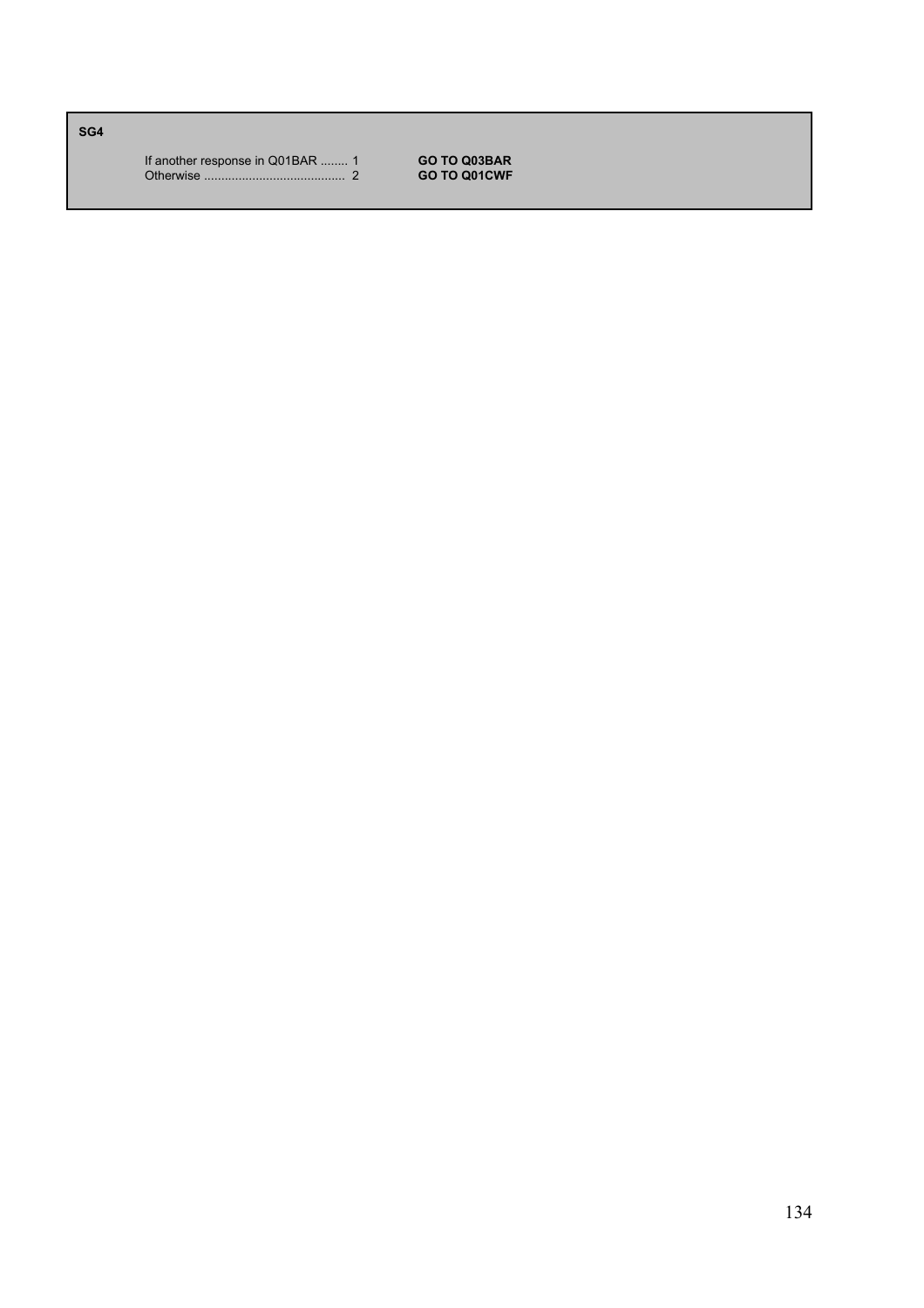**SG4**

| | | |
|---|---|---|
| If another response in Q01BAR ........ | 1 | **GO TO Q03BAR** |
| Otherwise ........................................ | 2 | **GO TO Q01CWF** |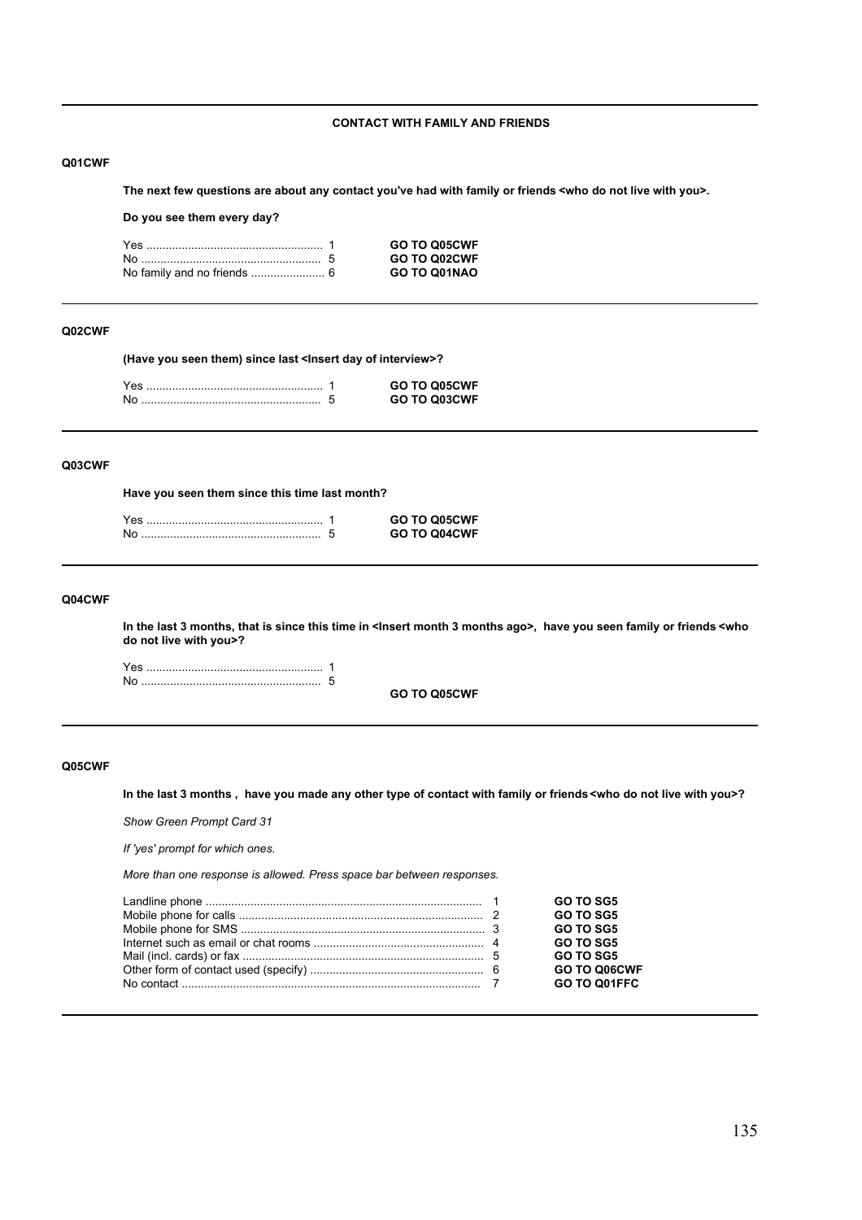## CONTACT WITH FAMILY AND FRIENDS

**Q01CWF**

**The next few questions are about any contact you've had with family or friends <who do not live with you>.**

**Do you see them every day?**

| | | |
|---|---|---|
| Yes ....................................................... | 1 | **GO TO Q05CWF** |
| No ........................................................ | 5 | **GO TO Q02CWF** |
| No family and no friends ....................... | 6 | **GO TO Q01NAO** |

---

**Q02CWF**

**(Have you seen them) since last <Insert day of interview>?**

| | | |
|---|---|---|
| Yes ....................................................... | 1 | **GO TO Q05CWF** |
| No ........................................................ | 5 | **GO TO Q03CWF** |

---

**Q03CWF**

**Have you seen them since this time last month?**

| | | |
|---|---|---|
| Yes ....................................................... | 1 | **GO TO Q05CWF** |
| No ........................................................ | 5 | **GO TO Q04CWF** |

---

**Q04CWF**

**In the last 3 months, that is since this time in <Insert month 3 months ago>, have you seen family or friends <who do not live with you>?**

| | | |
|---|---|---|
| Yes ....................................................... | 1 | |
| No ........................................................ | 5 | |
| | | **GO TO Q05CWF** |

---

**Q05CWF**

**In the last 3 months , have you made any other type of contact with family or friends <who do not live with you>?**

*Show Green Prompt Card 31*

*If 'yes' prompt for which ones.*

*More than one response is allowed. Press space bar between responses.*

| | | |
|---|---|---|
| Landline phone ..................................................................................... | 1 | **GO TO SG5** |
| Mobile phone for calls ........................................................................... | 2 | **GO TO SG5** |
| Mobile phone for SMS ........................................................................... | 3 | **GO TO SG5** |
| Internet such as email or chat rooms ..................................................... | 4 | **GO TO SG5** |
| Mail (incl. cards) or fax .......................................................................... | 5 | **GO TO SG5** |
| Other form of contact used (specify) ...................................................... | 6 | **GO TO Q06CWF** |
| No contact ............................................................................................ | 7 | **GO TO Q01FFC** |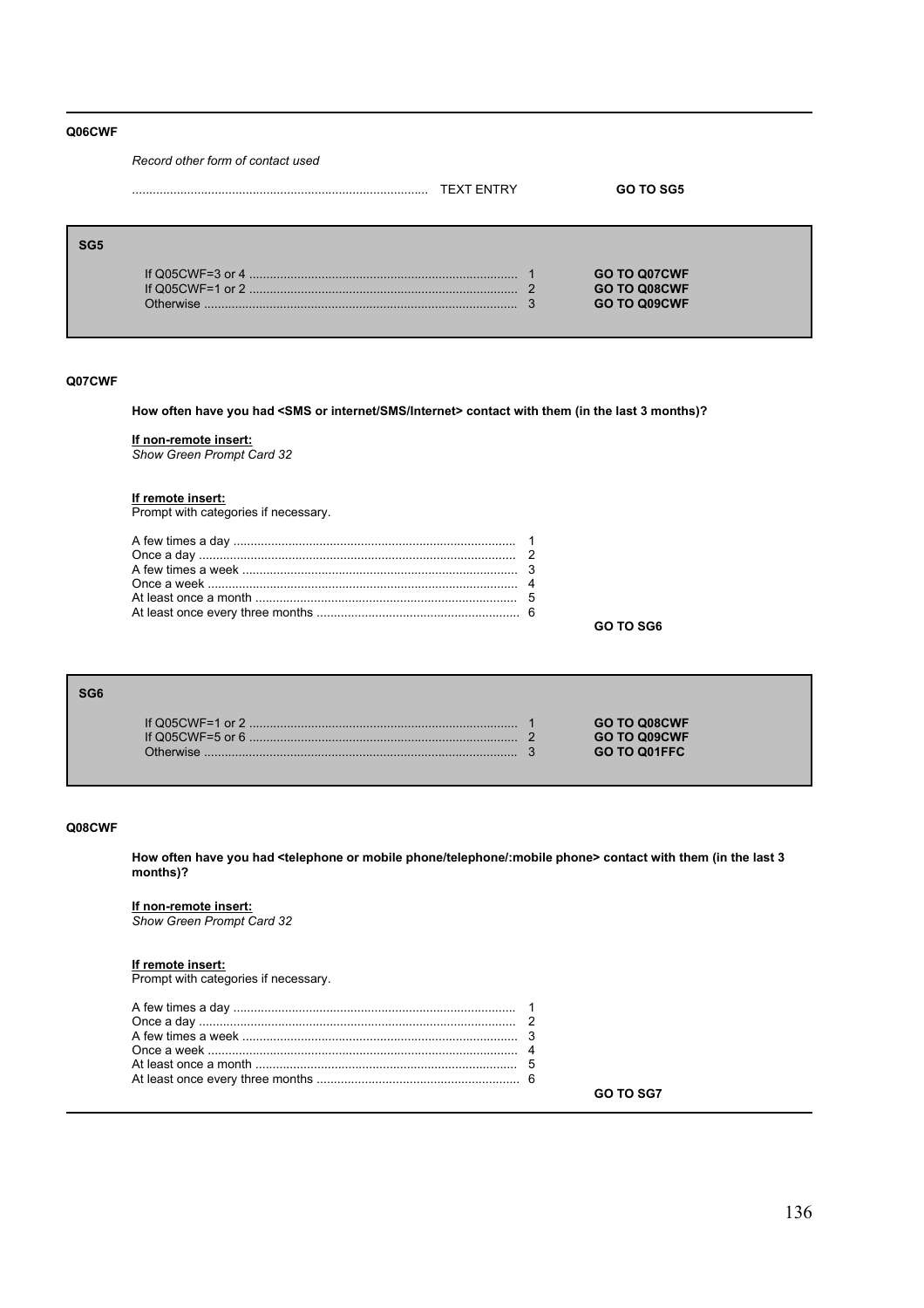**Q06CWF**

*Record other form of contact used*

.................................................................................... TEXT ENTRY **GO TO SG5**

---

**SG5**

| | | |
|---|---|---|
| If Q05CWF=3 or 4 | 1 | **GO TO Q07CWF** |
| If Q05CWF=1 or 2 | 2 | **GO TO Q08CWF** |
| Otherwise | 3 | **GO TO Q09CWF** |

---

**Q07CWF**

**How often have you had <SMS or internet/SMS/Internet> contact with them (in the last 3 months)?**

**If non-remote insert:**
*Show Green Prompt Card 32*

**If remote insert:**
Prompt with categories if necessary.

| | |
|---|---|
| A few times a day | 1 |
| Once a day | 2 |
| A few times a week | 3 |
| Once a week | 4 |
| At least once a month | 5 |
| At least once every three months | 6 |

**GO TO SG6**

---

**SG6**

| | | |
|---|---|---|
| If Q05CWF=1 or 2 | 1 | **GO TO Q08CWF** |
| If Q05CWF=5 or 6 | 2 | **GO TO Q09CWF** |
| Otherwise | 3 | **GO TO Q01FFC** |

---

**Q08CWF**

**How often have you had <telephone or mobile phone/telephone/:mobile phone> contact with them (in the last 3 months)?**

**If non-remote insert:**
*Show Green Prompt Card 32*

**If remote insert:**
Prompt with categories if necessary.

| | |
|---|---|
| A few times a day | 1 |
| Once a day | 2 |
| A few times a week | 3 |
| Once a week | 4 |
| At least once a month | 5 |
| At least once every three months | 6 |

**GO TO SG7**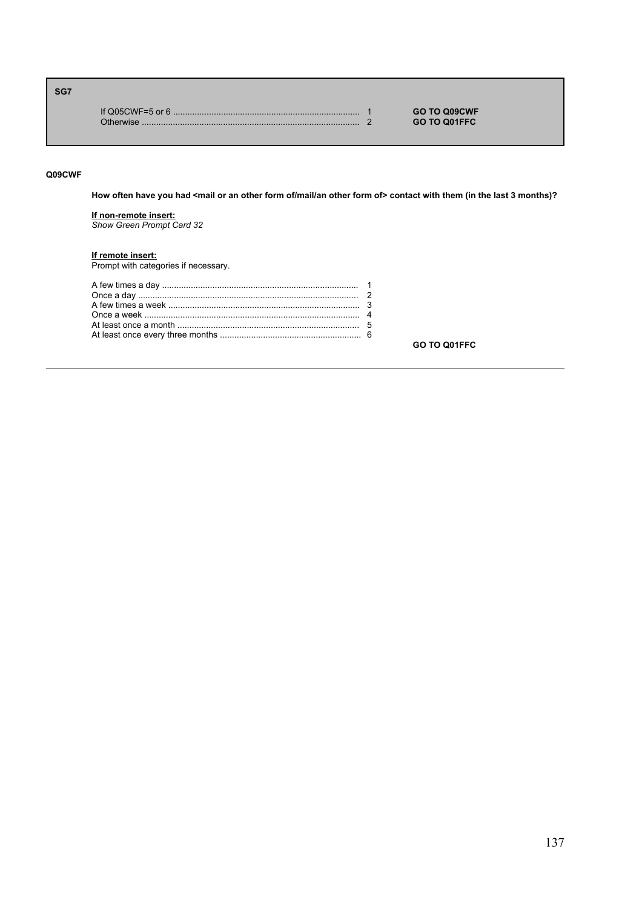**SG7**

| | | |
|---|---|---|
| If Q05CWF=5 or 6 | 1 | **GO TO Q09CWF** |
| Otherwise | 2 | **GO TO Q01FFC** |

**Q09CWF**

**How often have you had <mail or an other form of/mail/an other form of> contact with them (in the last 3 months)?**

**If non-remote insert:**
*Show Green Prompt Card 32*

**If remote insert:**
Prompt with categories if necessary.

| | |
|---|---|
| A few times a day | 1 |
| Once a day | 2 |
| A few times a week | 3 |
| Once a week | 4 |
| At least once a month | 5 |
| At least once every three months | 6 |

**GO TO Q01FFC**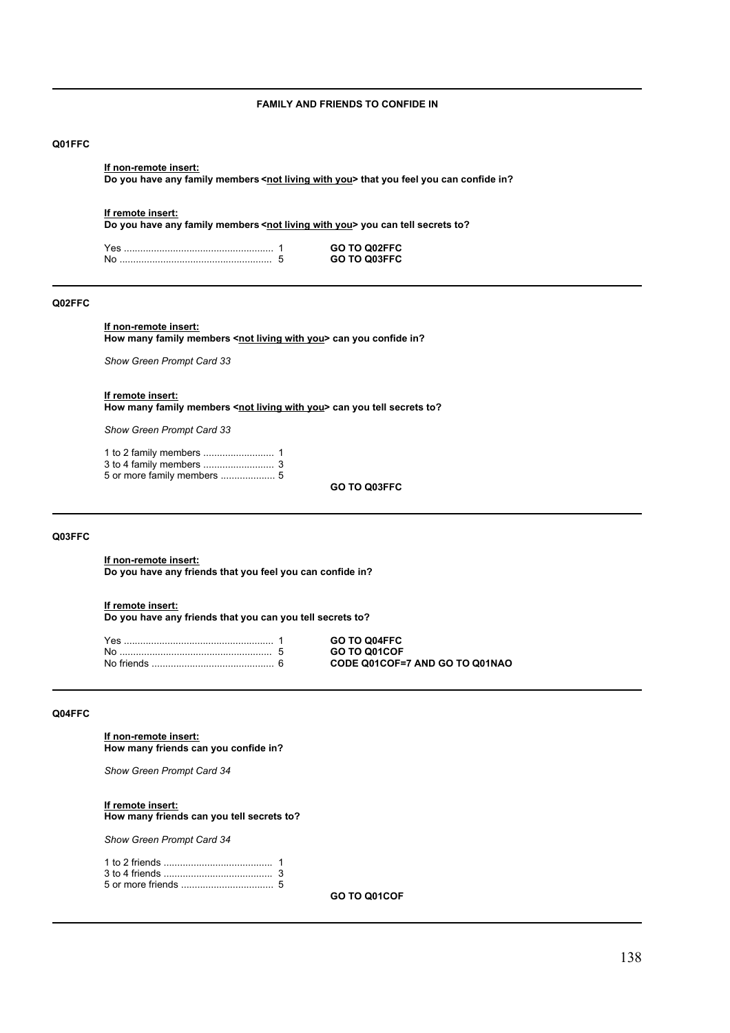## FAMILY AND FRIENDS TO CONFIDE IN

**Q01FFC**

**If non-remote insert:**
**Do you have any family members <not living with you> that you feel you can confide in?**

**If remote insert:**
**Do you have any family members <not living with you> you can tell secrets to?**

| | | |
|---|---|---|
| Yes | 1 | **GO TO Q02FFC** |
| No | 5 | **GO TO Q03FFC** |

---

**Q02FFC**

**If non-remote insert:**
**How many family members <not living with you> can you confide in?**

*Show Green Prompt Card 33*

**If remote insert:**
**How many family members <not living with you> can you tell secrets to?**

*Show Green Prompt Card 33*

| | |
|---|---|
| 1 to 2 family members | 1 |
| 3 to 4 family members | 3 |
| 5 or more family members | 5 |

**GO TO Q03FFC**

---

**Q03FFC**

**If non-remote insert:**
**Do you have any friends that you feel you can confide in?**

**If remote insert:**
**Do you have any friends that you can you tell secrets to?**

| | | |
|---|---|---|
| Yes | 1 | **GO TO Q04FFC** |
| No | 5 | **GO TO Q01COF** |
| No friends | 6 | **CODE Q01COF=7 AND GO TO Q01NAO** |

---

**Q04FFC**

**If non-remote insert:**
**How many friends can you confide in?**

*Show Green Prompt Card 34*

**If remote insert:**
**How many friends can you tell secrets to?**

*Show Green Prompt Card 34*

| | |
|---|---|
| 1 to 2 friends | 1 |
| 3 to 4 friends | 3 |
| 5 or more friends | 5 |

**GO TO Q01COF**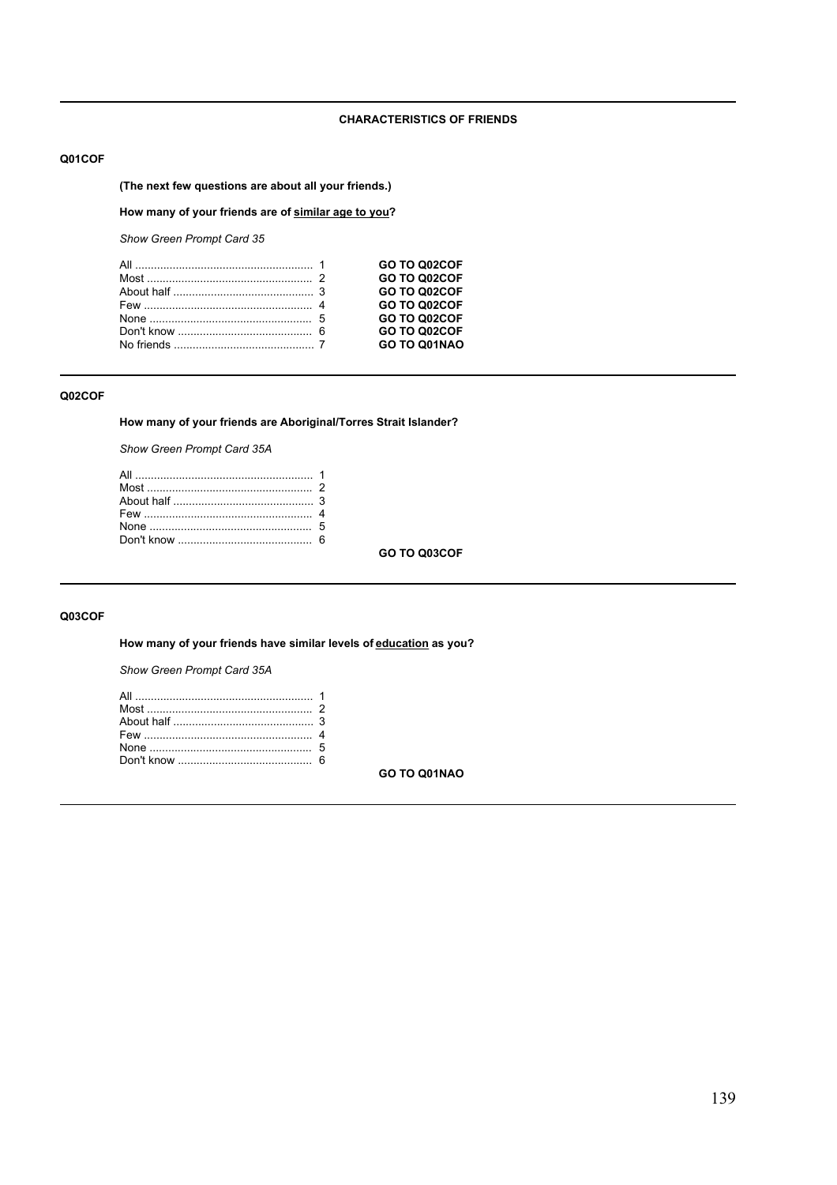**CHARACTERISTICS OF FRIENDS**

**Q01COF**

**(The next few questions are about all your friends.)**

**How many of your friends are of <u>similar age to you</u>?**

*Show Green Prompt Card 35*

| | | |
|---|---|---|
| All | 1 | **GO TO Q02COF** |
| Most | 2 | **GO TO Q02COF** |
| About half | 3 | **GO TO Q02COF** |
| Few | 4 | **GO TO Q02COF** |
| None | 5 | **GO TO Q02COF** |
| Don't know | 6 | **GO TO Q02COF** |
| No friends | 7 | **GO TO Q01NAO** |

---

**Q02COF**

**How many of your friends are Aboriginal/Torres Strait Islander?**

*Show Green Prompt Card 35A*

| | |
|---|---|
| All | 1 |
| Most | 2 |
| About half | 3 |
| Few | 4 |
| None | 5 |
| Don't know | 6 |

**GO TO Q03COF**

---

**Q03COF**

**How many of your friends have similar levels of <u>education</u> as you?**

*Show Green Prompt Card 35A*

| | |
|---|---|
| All | 1 |
| Most | 2 |
| About half | 3 |
| Few | 4 |
| None | 5 |
| Don't know | 6 |

**GO TO Q01NAO**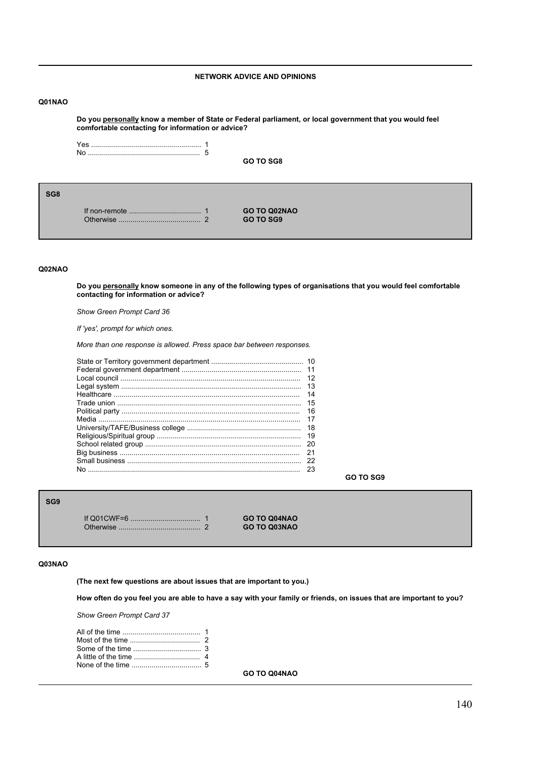## NETWORK ADVICE AND OPINIONS

**Q01NAO**

**Do you personally know a member of State or Federal parliament, or local government that you would feel comfortable contacting for information or advice?**

Yes ....................................................... 1
No ........................................................ 5

**GO TO SG8**

---

**SG8**

If non-remote .................................... 1 **GO TO Q02NAO**
Otherwise ......................................... 2 **GO TO SG9**

---

**Q02NAO**

**Do you personally know someone in any of the following types of organisations that you would feel comfortable contacting for information or advice?**

*Show Green Prompt Card 36*

*If 'yes', prompt for which ones.*

*More than one response is allowed. Press space bar between responses.*

State or Territory government department .............................................. 10
Federal government department ........................................................... 11
Local council ......................................................................................... 12
Legal system ......................................................................................... 13
Healthcare ............................................................................................ 14
Trade union .......................................................................................... 15
Political party ........................................................................................ 16
Media .................................................................................................... 17
University/TAFE/Business college ......................................................... 18
Religious/Spiritual group ....................................................................... 19
School related group ............................................................................. 20
Big business ......................................................................................... 21
Small business ...................................................................................... 22
No ......................................................................................................... 23

**GO TO SG9**

---

**SG9**

If Q01CWF=6 .................................. 1 **GO TO Q04NAO**
Otherwise ......................................... 2 **GO TO Q03NAO**

---

**Q03NAO**

**(The next few questions are about issues that are important to you.)**

**How often do you feel you are able to have a say with your family or friends, on issues that are important to you?**

*Show Green Prompt Card 37*

All of the time ...................................... 1
Most of the time ................................... 2
Some of the time .................................. 3
A little of the time ................................. 4
None of the time ................................... 5

**GO TO Q04NAO**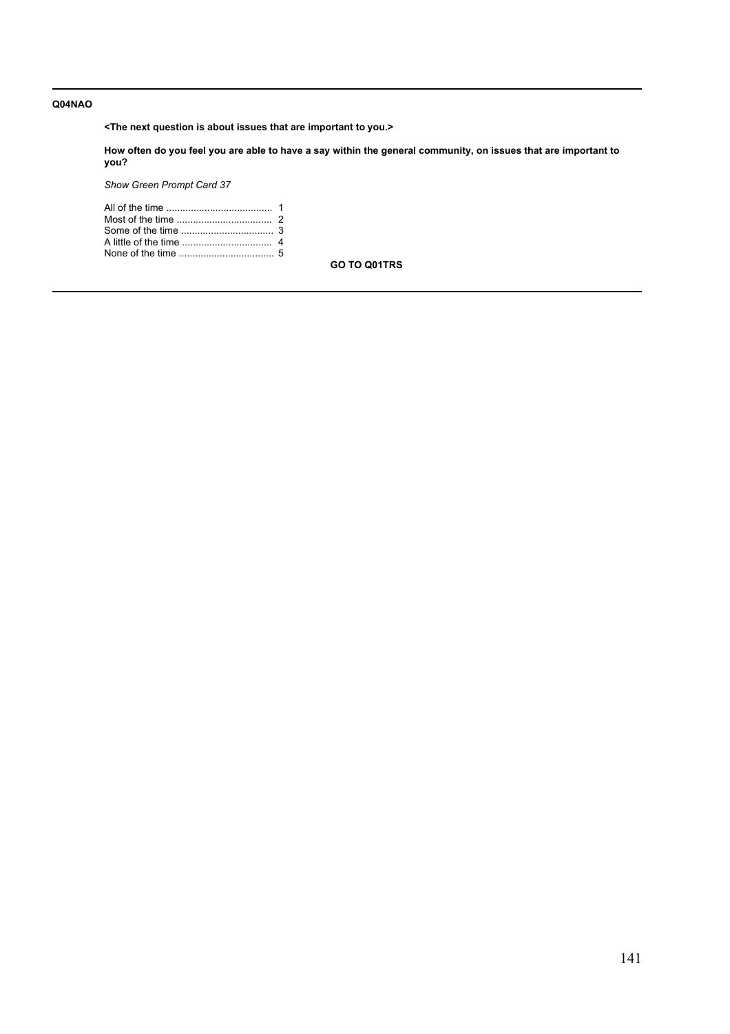**Q04NAO**

**<The next question is about issues that are important to you.>**

**How often do you feel you are able to have a say within the general community, on issues that are important to you?**

*Show Green Prompt Card 37*

All of the time ...................................... 1
Most of the time .................................. 2
Some of the time .................................. 3
A little of the time ................................ 4
None of the time .................................. 5

**GO TO Q01TRS**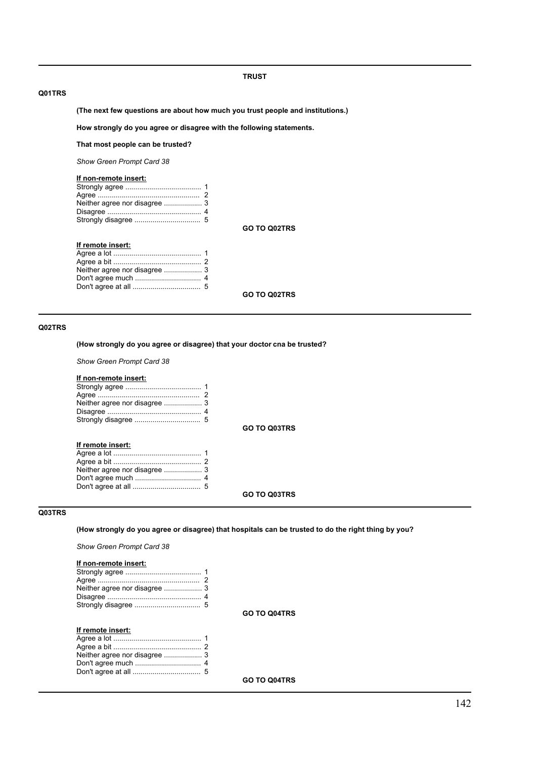## TRUST

**Q01TRS**

**(The next few questions are about how much you trust people and institutions.)**

**How strongly do you agree or disagree with the following statements.**

**That most people can be trusted?**

*Show Green Prompt Card 38*

**If non-remote insert:**

Strongly agree ...................................... 1
Agree ................................................... 2
Neither agree nor disagree ................... 3
Disagree ............................................... 4
Strongly disagree ................................. 5

**GO TO Q02TRS**

**If remote insert:**

Agree a lot ........................................... 1
Agree a bit ........................................... 2
Neither agree nor disagree ................... 3
Don't agree much ................................. 4
Don't agree at all .................................. 5

**GO TO Q02TRS**

---

**Q02TRS**

**(How strongly do you agree or disagree) that your doctor cna be trusted?**

*Show Green Prompt Card 38*

**If non-remote insert:**

Strongly agree ...................................... 1
Agree ................................................... 2
Neither agree nor disagree ................... 3
Disagree ............................................... 4
Strongly disagree ................................. 5

**GO TO Q03TRS**

**If remote insert:**

Agree a lot ........................................... 1
Agree a bit ........................................... 2
Neither agree nor disagree ................... 3
Don't agree much ................................. 4
Don't agree at all .................................. 5

**GO TO Q03TRS**

---

**Q03TRS**

**(How strongly do you agree or disagree) that hospitals can be trusted to do the right thing by you?**

*Show Green Prompt Card 38*

**If non-remote insert:**

Strongly agree ...................................... 1
Agree ................................................... 2
Neither agree nor disagree ................... 3
Disagree ............................................... 4
Strongly disagree ................................. 5

**GO TO Q04TRS**

**If remote insert:**

Agree a lot ........................................... 1
Agree a bit ........................................... 2
Neither agree nor disagree ................... 3
Don't agree much ................................. 4
Don't agree at all .................................. 5

**GO TO Q04TRS**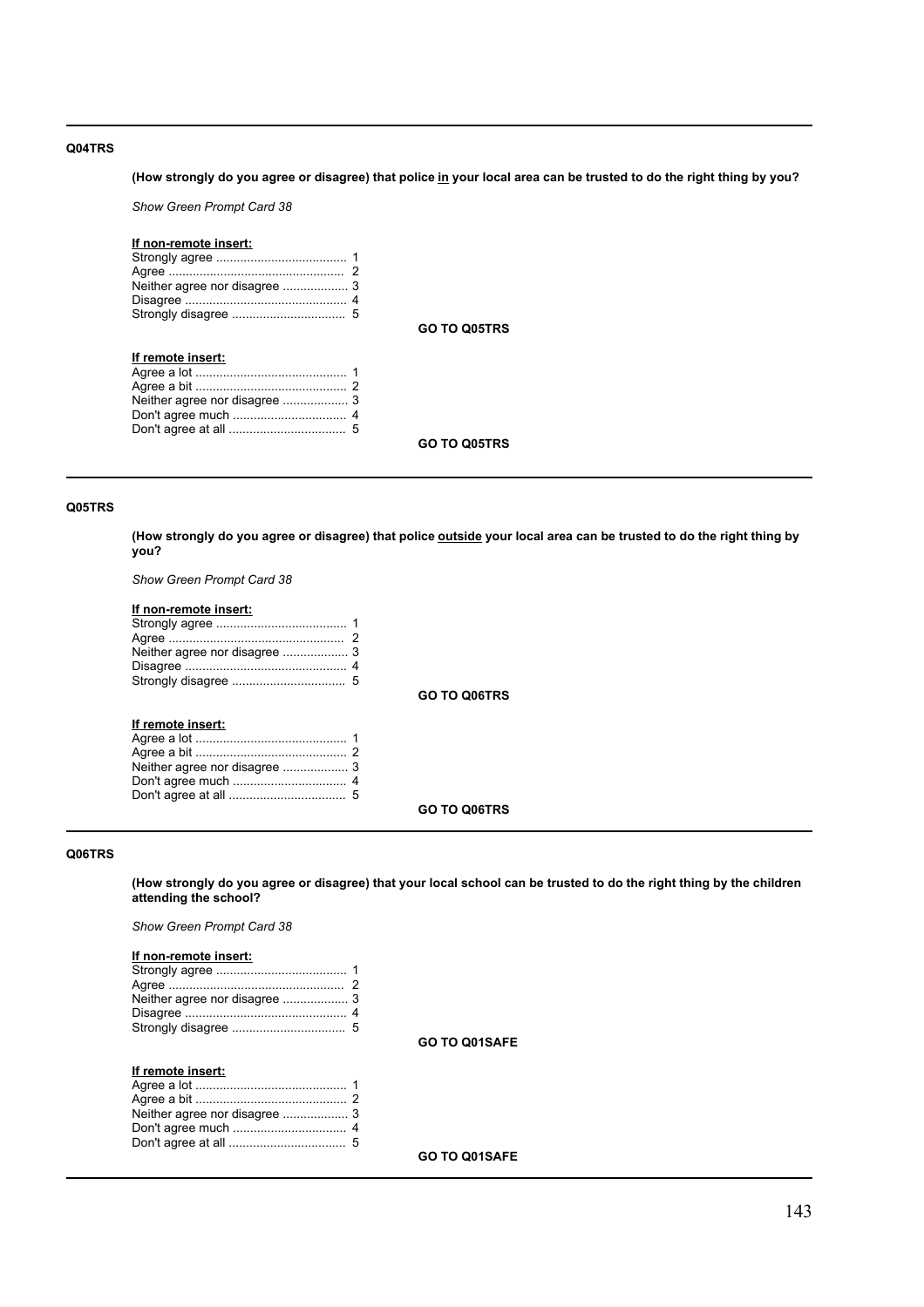---

**Q04TRS**

**(How strongly do you agree or disagree) that police <u>in</u> your local area can be trusted to do the right thing by you?**

*Show Green Prompt Card 38*

**<u>If non-remote insert:</u>**

Strongly agree ...................................... 1
Agree ................................................... 2
Neither agree nor disagree ................... 3
Disagree ............................................... 4
Strongly disagree ................................. 5

**GO TO Q05TRS**

**<u>If remote insert:</u>**

Agree a lot ............................................ 1
Agree a bit ............................................ 2
Neither agree nor disagree ................... 3
Don't agree much ................................. 4
Don't agree at all .................................. 5

**GO TO Q05TRS**

---

**Q05TRS**

**(How strongly do you agree or disagree) that police <u>outside</u> your local area can be trusted to do the right thing by you?**

*Show Green Prompt Card 38*

**<u>If non-remote insert:</u>**

Strongly agree ...................................... 1
Agree ................................................... 2
Neither agree nor disagree ................... 3
Disagree ............................................... 4
Strongly disagree ................................. 5

**GO TO Q06TRS**

**<u>If remote insert:</u>**

Agree a lot ............................................ 1
Agree a bit ............................................ 2
Neither agree nor disagree ................... 3
Don't agree much ................................. 4
Don't agree at all .................................. 5

**GO TO Q06TRS**

---

**Q06TRS**

**(How strongly do you agree or disagree) that your local school can be trusted to do the right thing by the children attending the school?**

*Show Green Prompt Card 38*

**<u>If non-remote insert:</u>**

Strongly agree ...................................... 1
Agree ................................................... 2
Neither agree nor disagree ................... 3
Disagree ............................................... 4
Strongly disagree ................................. 5

**GO TO Q01SAFE**

**<u>If remote insert:</u>**

Agree a lot ............................................ 1
Agree a bit ............................................ 2
Neither agree nor disagree ................... 3
Don't agree much ................................. 4
Don't agree at all .................................. 5

**GO TO Q01SAFE**

---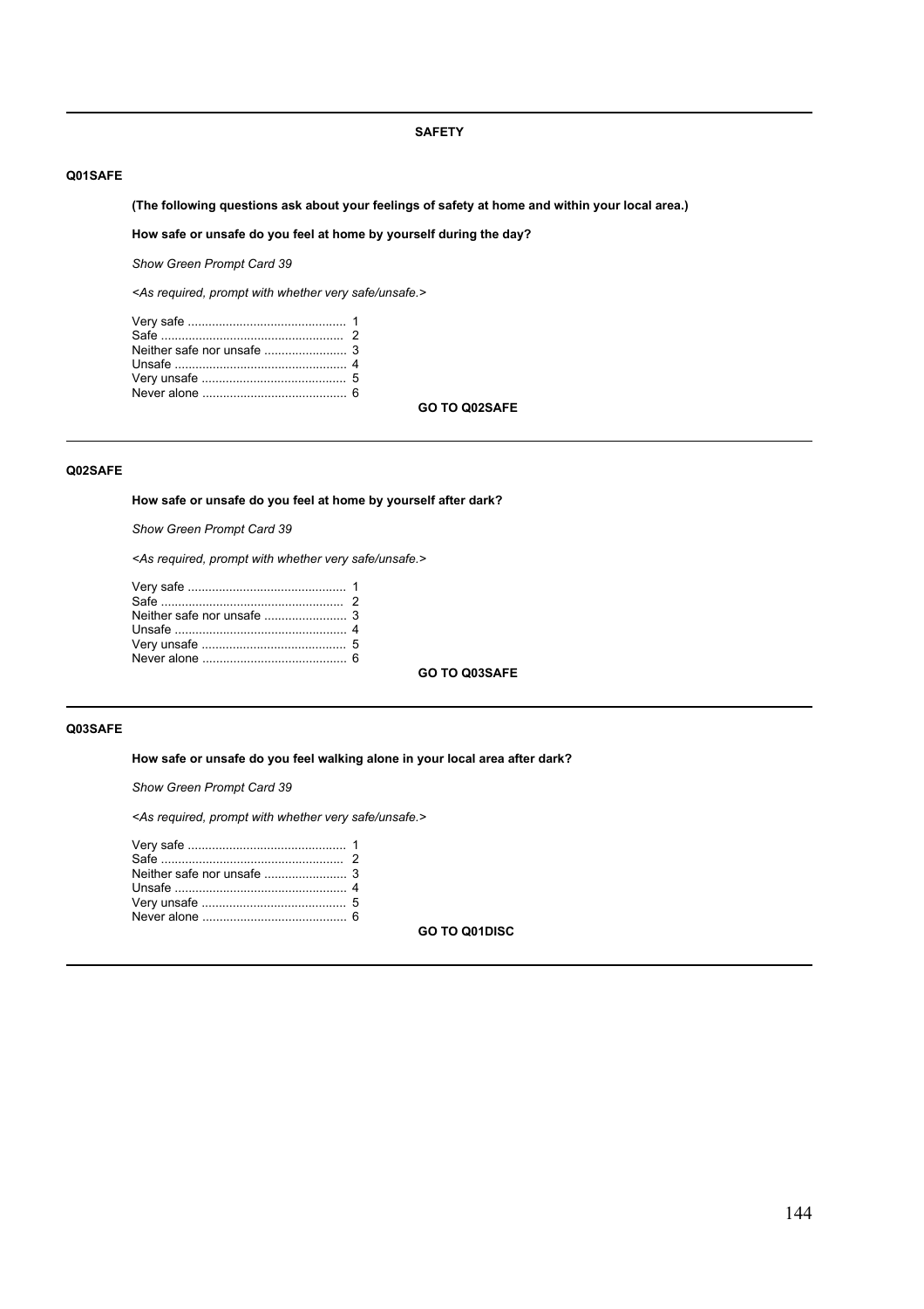## SAFETY

**Q01SAFE**

**(The following questions ask about your feelings of safety at home and within your local area.)**

**How safe or unsafe do you feel at home by yourself during the day?**

*Show Green Prompt Card 39*

*<As required, prompt with whether very safe/unsafe.>*

Very safe .............................................. 1
Safe ..................................................... 2
Neither safe nor unsafe ........................ 3
Unsafe .................................................. 4
Very unsafe .......................................... 5
Never alone .......................................... 6

**GO TO Q02SAFE**

---

**Q02SAFE**

**How safe or unsafe do you feel at home by yourself after dark?**

*Show Green Prompt Card 39*

*<As required, prompt with whether very safe/unsafe.>*

Very safe .............................................. 1
Safe ..................................................... 2
Neither safe nor unsafe ........................ 3
Unsafe .................................................. 4
Very unsafe .......................................... 5
Never alone .......................................... 6

**GO TO Q03SAFE**

---

**Q03SAFE**

**How safe or unsafe do you feel walking alone in your local area after dark?**

*Show Green Prompt Card 39*

*<As required, prompt with whether very safe/unsafe.>*

Very safe .............................................. 1
Safe ..................................................... 2
Neither safe nor unsafe ........................ 3
Unsafe .................................................. 4
Very unsafe .......................................... 5
Never alone .......................................... 6

**GO TO Q01DISC**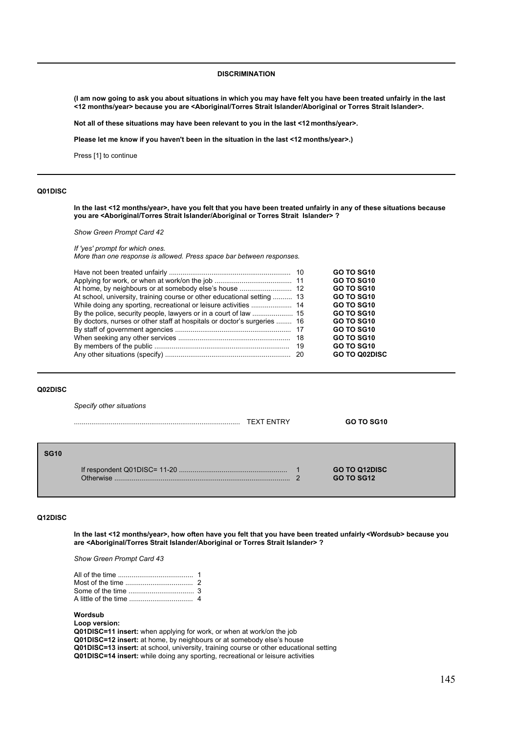## DISCRIMINATION

**(I am now going to ask you about situations in which you may have felt you have been treated unfairly in the last <12 months/year> because you are <Aboriginal/Torres Strait Islander/Aboriginal or Torres Strait Islander>.**

**Not all of these situations may have been relevant to you in the last <12 months/year>.**

**Please let me know if you haven't been in the situation in the last <12 months/year>.)**

Press [1] to continue

---

**Q01DISC**

**In the last <12 months/year>, have you felt that you have been treated unfairly in any of these situations because you are <Aboriginal/Torres Strait Islander/Aboriginal or Torres Strait Islander> ?**

*Show Green Prompt Card 42*

*If 'yes' prompt for which ones.*
*More than one response is allowed. Press space bar between responses.*

| Response | Code | Routing |
|---|---|---|
| Have not been treated unfairly | 10 | **GO TO SG10** |
| Applying for work, or when at work/on the job | 11 | **GO TO SG10** |
| At home, by neighbours or at somebody else's house | 12 | **GO TO SG10** |
| At school, university, training course or other educational setting | 13 | **GO TO SG10** |
| While doing any sporting, recreational or leisure activities | 14 | **GO TO SG10** |
| By the police, security people, lawyers or in a court of law | 15 | **GO TO SG10** |
| By doctors, nurses or other staff at hospitals or doctor's surgeries | 16 | **GO TO SG10** |
| By staff of government agencies | 17 | **GO TO SG10** |
| When seeking any other services | 18 | **GO TO SG10** |
| By members of the public | 19 | **GO TO SG10** |
| Any other situations (specify) | 20 | **GO TO Q02DISC** |

---

**Q02DISC**

*Specify other situations*

.................................................................................... TEXT ENTRY **GO TO SG10**

---

**SG10**

| Condition | Code | Routing |
|---|---|---|
| If respondent Q01DISC= 11-20 | 1 | **GO TO Q12DISC** |
| Otherwise | 2 | **GO TO SG12** |

---

**Q12DISC**

**In the last <12 months/year>, how often have you felt that you have been treated unfairly <Wordsub> because you are <Aboriginal/Torres Strait Islander/Aboriginal or Torres Strait Islander> ?**

*Show Green Prompt Card 43*

| Response | Code |
|---|---|
| All of the time | 1 |
| Most of the time | 2 |
| Some of the time | 3 |
| A little of the time | 4 |

**Wordsub**
**Loop version:**
**Q01DISC=11 insert:** when applying for work, or when at work/on the job
**Q01DISC=12 insert:** at home, by neighbours or at somebody else's house
**Q01DISC=13 insert:** at school, university, training course or other educational setting
**Q01DISC=14 insert:** while doing any sporting, recreational or leisure activities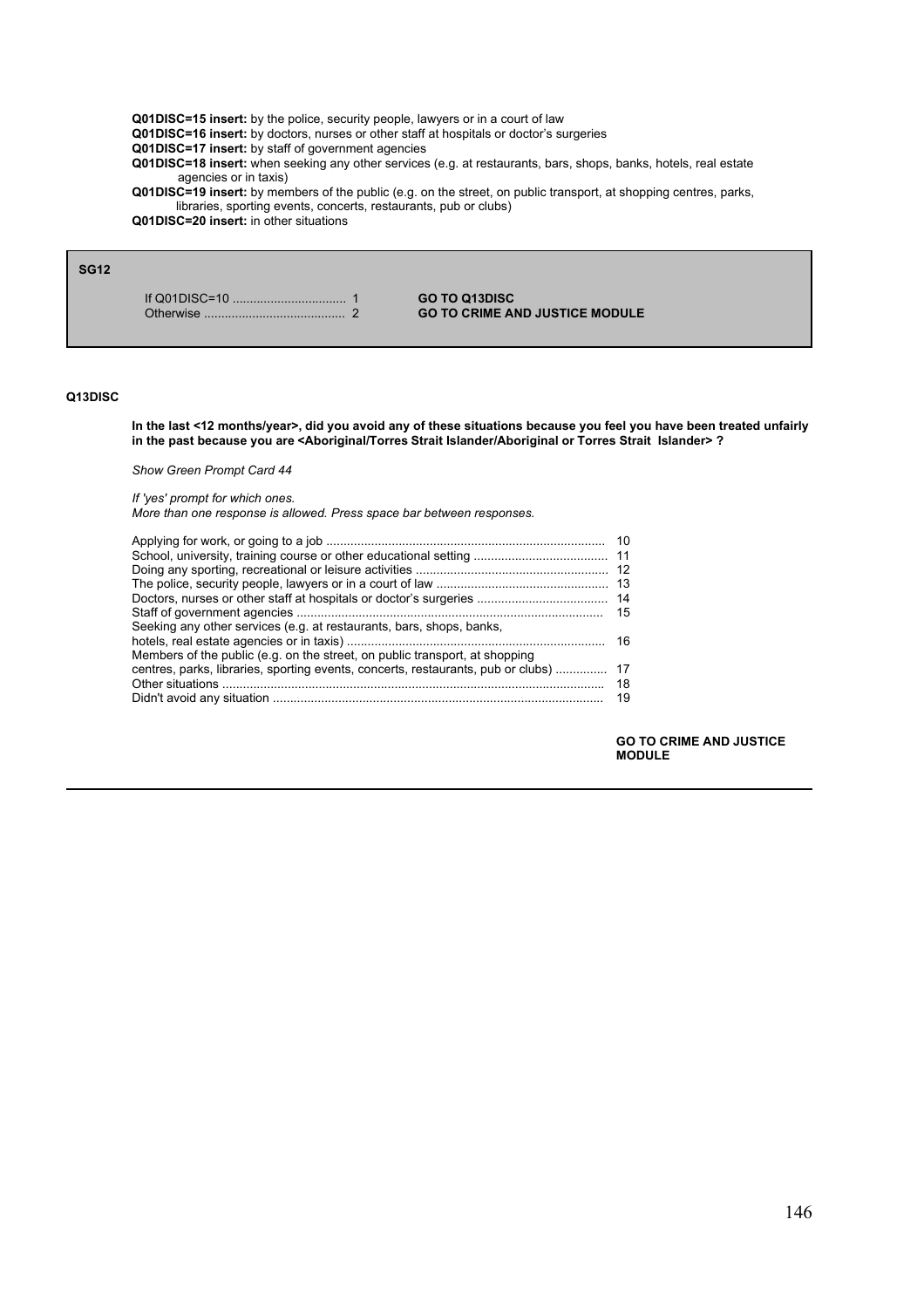**Q01DISC=15 insert:** by the police, security people, lawyers or in a court of law
**Q01DISC=16 insert:** by doctors, nurses or other staff at hospitals or doctor's surgeries
**Q01DISC=17 insert:** by staff of government agencies
**Q01DISC=18 insert:** when seeking any other services (e.g. at restaurants, bars, shops, banks, hotels, real estate agencies or in taxis)
**Q01DISC=19 insert:** by members of the public (e.g. on the street, on public transport, at shopping centres, parks, libraries, sporting events, concerts, restaurants, pub or clubs)
**Q01DISC=20 insert:** in other situations

**SG12**

| | | |
|---|---|---|
| If Q01DISC=10 | 1 | **GO TO Q13DISC** |
| Otherwise | 2 | **GO TO CRIME AND JUSTICE MODULE** |

**Q13DISC**

**In the last <12 months/year>, did you avoid any of these situations because you feel you have been treated unfairly in the past because you are <Aboriginal/Torres Strait Islander/Aboriginal or Torres Strait Islander> ?**

*Show Green Prompt Card 44*

*If 'yes' prompt for which ones.*
*More than one response is allowed. Press space bar between responses.*

| | |
|---|---|
| Applying for work, or going to a job | 10 |
| School, university, training course or other educational setting | 11 |
| Doing any sporting, recreational or leisure activities | 12 |
| The police, security people, lawyers or in a court of law | 13 |
| Doctors, nurses or other staff at hospitals or doctor's surgeries | 14 |
| Staff of government agencies | 15 |
| Seeking any other services (e.g. at restaurants, bars, shops, banks, hotels, real estate agencies or in taxis) | 16 |
| Members of the public (e.g. on the street, on public transport, at shopping centres, parks, libraries, sporting events, concerts, restaurants, pub or clubs) | 17 |
| Other situations | 18 |
| Didn't avoid any situation | 19 |

**GO TO CRIME AND JUSTICE MODULE**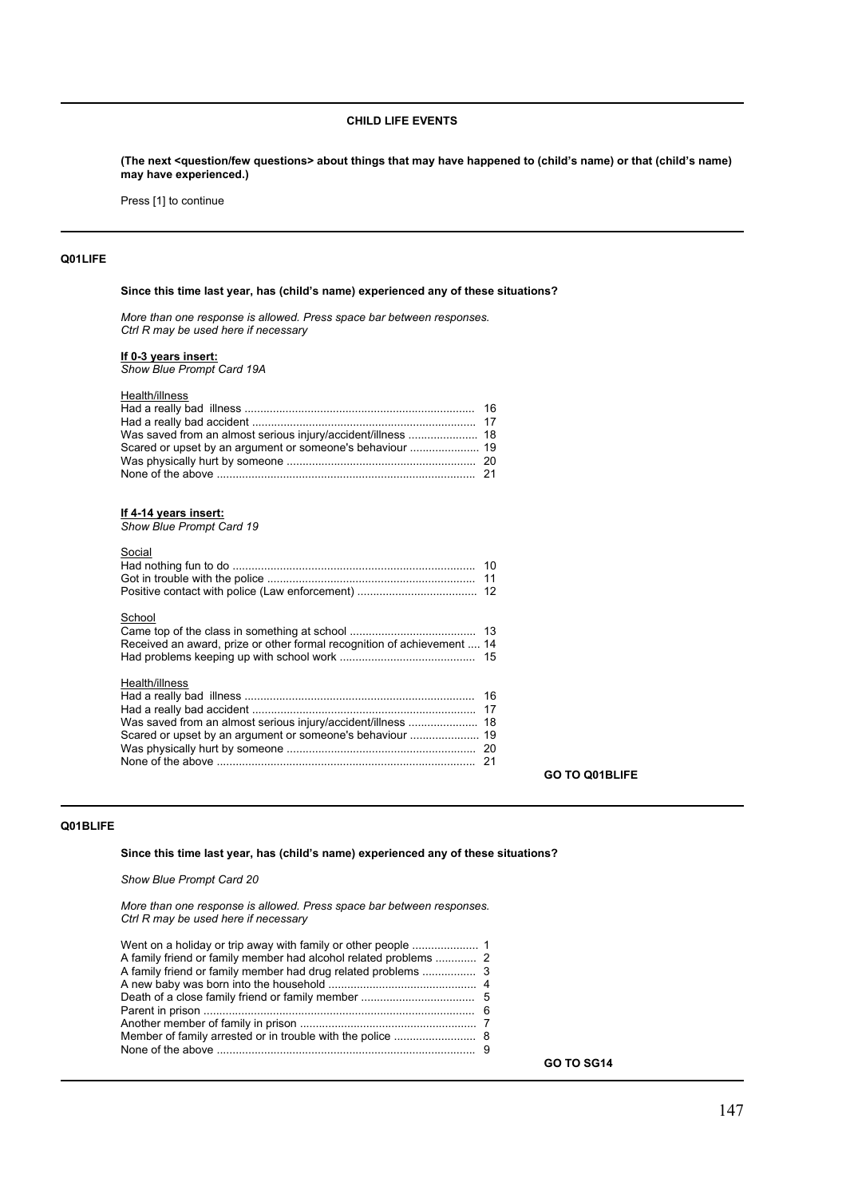### CHILD LIFE EVENTS

**(The next <question/few questions> about things that may have happened to (child's name) or that (child's name) may have experienced.)**

Press [1] to continue

---

**Q01LIFE**

**Since this time last year, has (child's name) experienced any of these situations?**

*More than one response is allowed. Press space bar between responses.*
*Ctrl R may be used here if necessary*

**<u>If 0-3 years insert:</u>**
*Show Blue Prompt Card 19A*

<u>Health/illness</u>

| | |
|---|---|
| Had a really bad illness | 16 |
| Had a really bad accident | 17 |
| Was saved from an almost serious injury/accident/illness | 18 |
| Scared or upset by an argument or someone's behaviour | 19 |
| Was physically hurt by someone | 20 |
| None of the above | 21 |

**<u>If 4-14 years insert:</u>**
*Show Blue Prompt Card 19*

<u>Social</u>

| | |
|---|---|
| Had nothing fun to do | 10 |
| Got in trouble with the police | 11 |
| Positive contact with police (Law enforcement) | 12 |

<u>School</u>

| | |
|---|---|
| Came top of the class in something at school | 13 |
| Received an award, prize or other formal recognition of achievement | 14 |
| Had problems keeping up with school work | 15 |

<u>Health/illness</u>

| | |
|---|---|
| Had a really bad illness | 16 |
| Had a really bad accident | 17 |
| Was saved from an almost serious injury/accident/illness | 18 |
| Scared or upset by an argument or someone's behaviour | 19 |
| Was physically hurt by someone | 20 |
| None of the above | 21 |

**GO TO Q01BLIFE**

---

**Q01BLIFE**

**Since this time last year, has (child's name) experienced any of these situations?**

*Show Blue Prompt Card 20*

*More than one response is allowed. Press space bar between responses.*
*Ctrl R may be used here if necessary*

| | |
|---|---|
| Went on a holiday or trip away with family or other people | 1 |
| A family friend or family member had alcohol related problems | 2 |
| A family friend or family member had drug related problems | 3 |
| A new baby was born into the household | 4 |
| Death of a close family friend or family member | 5 |
| Parent in prison | 6 |
| Another member of family in prison | 7 |
| Member of family arrested or in trouble with the police | 8 |
| None of the above | 9 |

**GO TO SG14**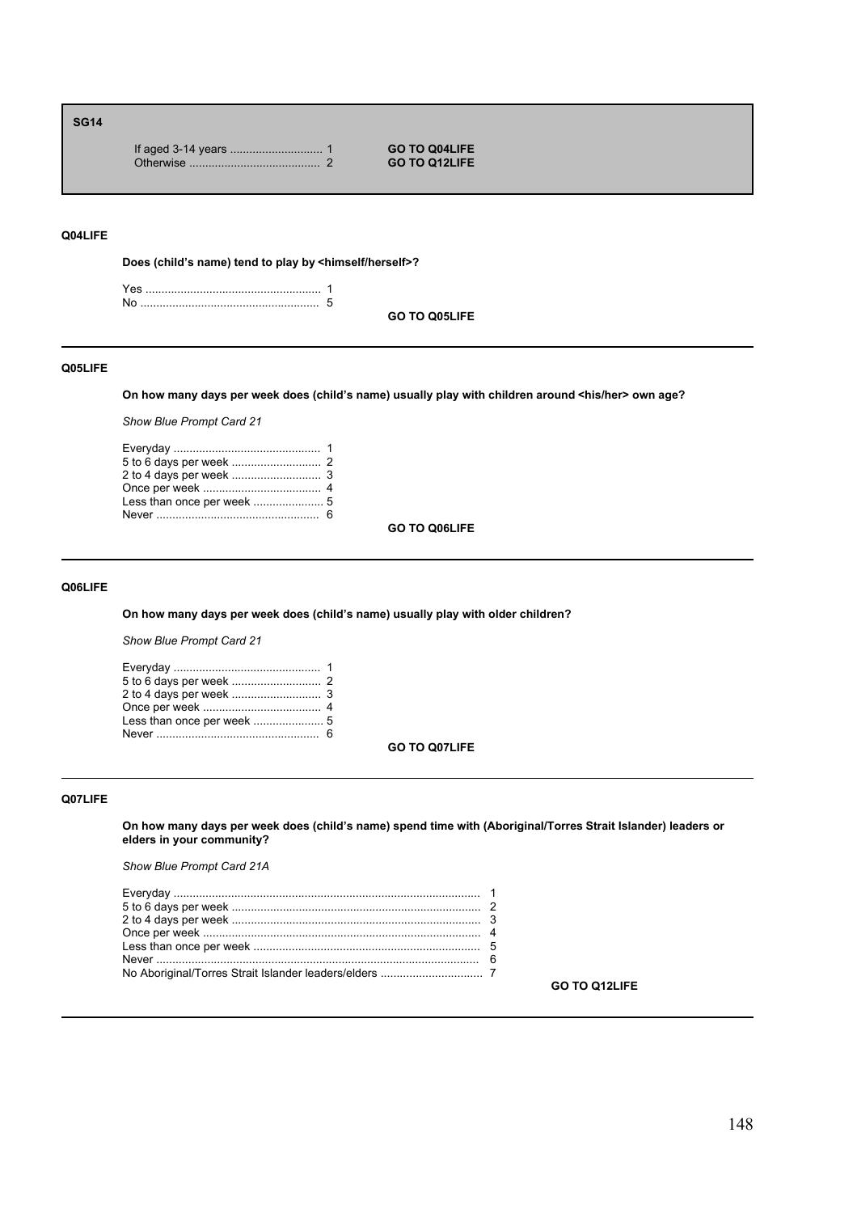**SG14**

If aged 3-14 years ............................. 1 **GO TO Q04LIFE**
Otherwise ......................................... 2 **GO TO Q12LIFE**

---

**Q04LIFE**

**Does (child's name) tend to play by <himself/herself>?**

Yes ....................................................... 1
No ........................................................ 5

**GO TO Q05LIFE**

---

**Q05LIFE**

**On how many days per week does (child's name) usually play with children around <his/her> own age?**

*Show Blue Prompt Card 21*

Everyday .............................................. 1
5 to 6 days per week ............................ 2
2 to 4 days per week ............................ 3
Once per week ..................................... 4
Less than once per week ...................... 5
Never ................................................... 6

**GO TO Q06LIFE**

---

**Q06LIFE**

**On how many days per week does (child's name) usually play with older children?**

*Show Blue Prompt Card 21*

Everyday .............................................. 1
5 to 6 days per week ............................ 2
2 to 4 days per week ............................ 3
Once per week ..................................... 4
Less than once per week ...................... 5
Never ................................................... 6

**GO TO Q07LIFE**

---

**Q07LIFE**

**On how many days per week does (child's name) spend time with (Aboriginal/Torres Strait Islander) leaders or elders in your community?**

*Show Blue Prompt Card 21A*

Everyday ............................................................................................... 1
5 to 6 days per week ............................................................................. 2
2 to 4 days per week ............................................................................. 3
Once per week ....................................................................................... 4
Less than once per week ....................................................................... 5
Never .................................................................................................... 6
No Aboriginal/Torres Strait Islander leaders/elders ................................ 7

**GO TO Q12LIFE**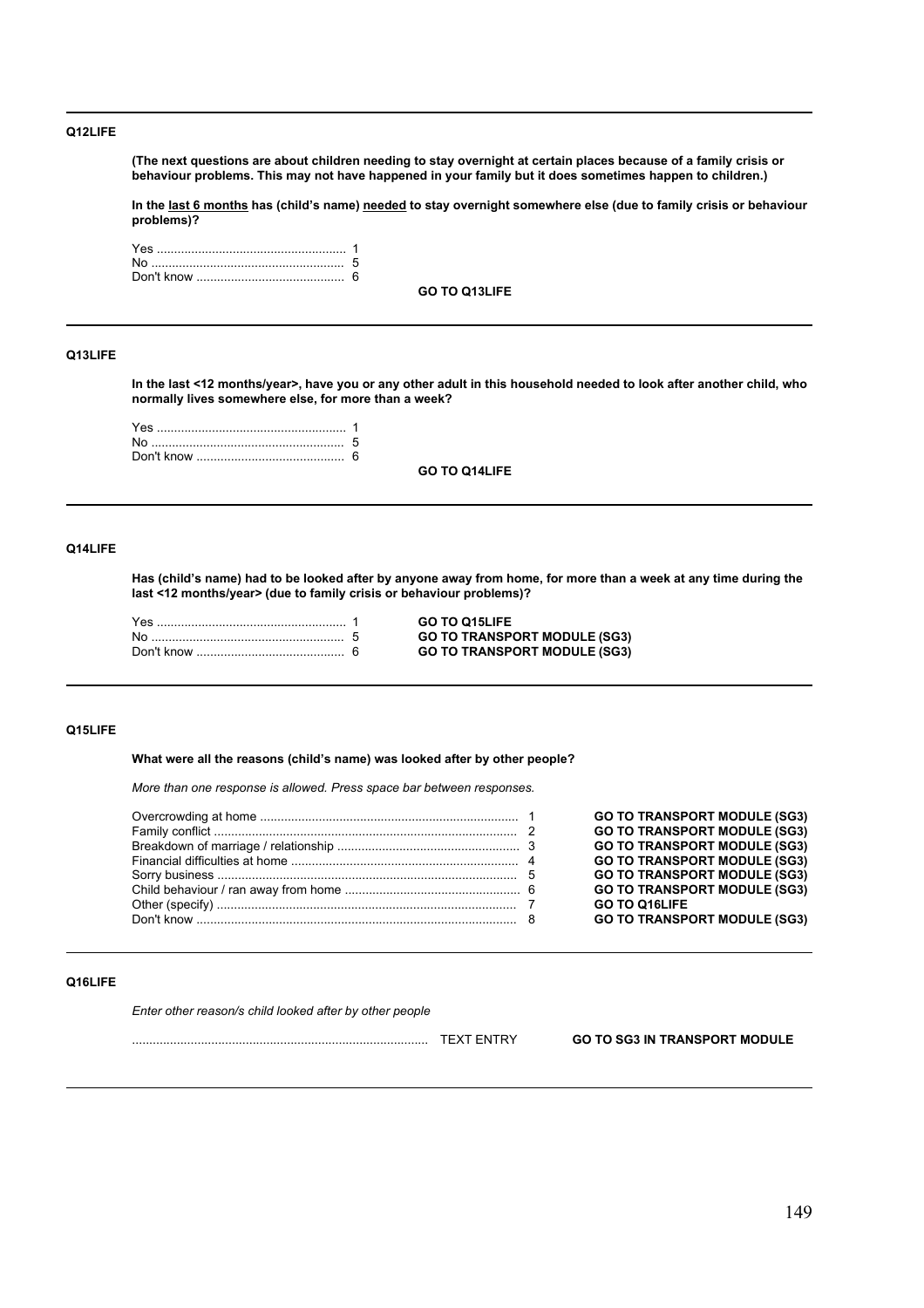**Q12LIFE**

**(The next questions are about children needing to stay overnight at certain places because of a family crisis or behaviour problems. This may not have happened in your family but it does sometimes happen to children.)**

**In the <u>last 6 months</u> has (child's name) <u>needed</u> to stay overnight somewhere else (due to family crisis or behaviour problems)?**

| | | |
|---|---|---|
| Yes | 1 | |
| No | 5 | |
| Don't know | 6 | |
| | | **GO TO Q13LIFE** |

---

**Q13LIFE**

**In the last <12 months/year>, have you or any other adult in this household needed to look after another child, who normally lives somewhere else, for more than a week?**

| | | |
|---|---|---|
| Yes | 1 | |
| No | 5 | |
| Don't know | 6 | |
| | | **GO TO Q14LIFE** |

---

**Q14LIFE**

**Has (child's name) had to be looked after by anyone away from home, for more than a week at any time during the last <12 months/year> (due to family crisis or behaviour problems)?**

| | | |
|---|---|---|
| Yes | 1 | **GO TO Q15LIFE** |
| No | 5 | **GO TO TRANSPORT MODULE (SG3)** |
| Don't know | 6 | **GO TO TRANSPORT MODULE (SG3)** |

---

**Q15LIFE**

**What were all the reasons (child's name) was looked after by other people?**

*More than one response is allowed. Press space bar between responses.*

| | | |
|---|---|---|
| Overcrowding at home | 1 | **GO TO TRANSPORT MODULE (SG3)** |
| Family conflict | 2 | **GO TO TRANSPORT MODULE (SG3)** |
| Breakdown of marriage / relationship | 3 | **GO TO TRANSPORT MODULE (SG3)** |
| Financial difficulties at home | 4 | **GO TO TRANSPORT MODULE (SG3)** |
| Sorry business | 5 | **GO TO TRANSPORT MODULE (SG3)** |
| Child behaviour / ran away from home | 6 | **GO TO TRANSPORT MODULE (SG3)** |
| Other (specify) | 7 | **GO TO Q16LIFE** |
| Don't know | 8 | **GO TO TRANSPORT MODULE (SG3)** |

---

**Q16LIFE**

*Enter other reason/s child looked after by other people*

.................................................................................... TEXT ENTRY **GO TO SG3 IN TRANSPORT MODULE**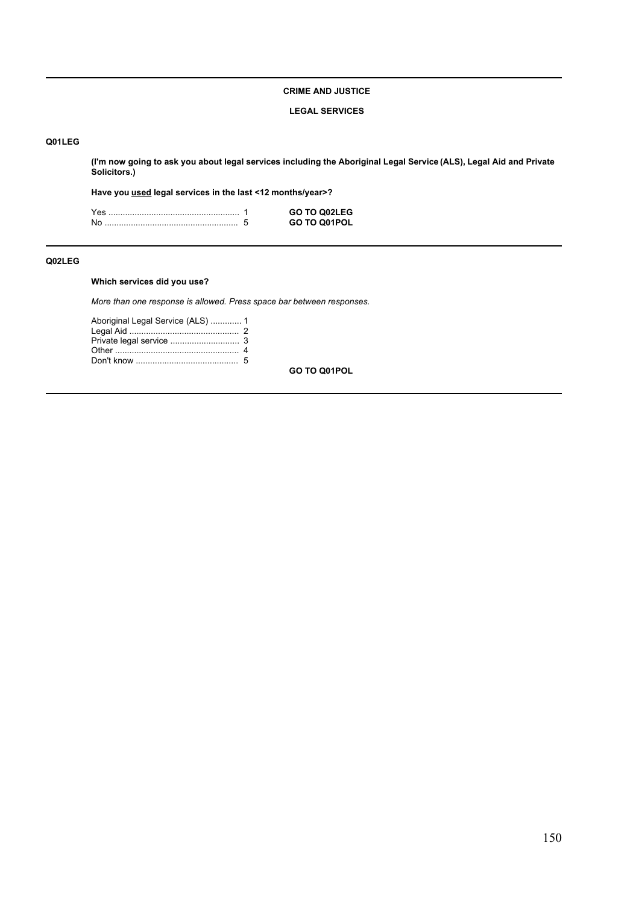**CRIME AND JUSTICE**

**LEGAL SERVICES**

**Q01LEG**

**(I'm now going to ask you about legal services including the Aboriginal Legal Service (ALS), Legal Aid and Private Solicitors.)**

**Have you used legal services in the last <12 months/year>?**

Yes ....................................................... 1 **GO TO Q02LEG**
No ........................................................ 5 **GO TO Q01POL**

**Q02LEG**

**Which services did you use?**

*More than one response is allowed. Press space bar between responses.*

Aboriginal Legal Service (ALS) ............. 1
Legal Aid .............................................. 2
Private legal service ............................. 3
Other .................................................... 4
Don't know ........................................... 5

**GO TO Q01POL**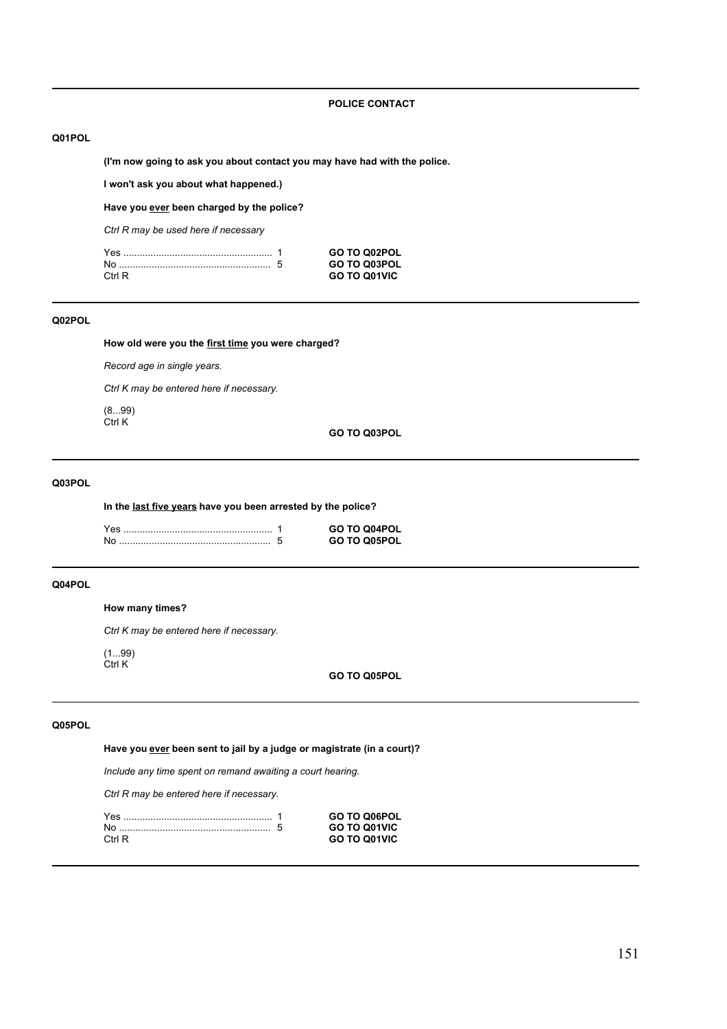## POLICE CONTACT

### Q01POL

**(I'm now going to ask you about contact you may have had with the police.**

**I won't ask you about what happened.)**

**Have you <u>ever</u> been charged by the police?**

*Ctrl R may be used here if necessary*

| | | |
|---|---|---|
| Yes ....................................................... | 1 | **GO TO Q02POL** |
| No ........................................................ | 5 | **GO TO Q03POL** |
| Ctrl R | | **GO TO Q01VIC** |

---

### Q02POL

**How old were you the <u>first time</u> you were charged?**

*Record age in single years.*

*Ctrl K may be entered here if necessary.*

(8...99)
Ctrl K

**GO TO Q03POL**

---

### Q03POL

**In the <u>last five years</u> have you been arrested by the police?**

| | | |
|---|---|---|
| Yes ....................................................... | 1 | **GO TO Q04POL** |
| No ........................................................ | 5 | **GO TO Q05POL** |

---

### Q04POL

**How many times?**

*Ctrl K may be entered here if necessary.*

(1...99)
Ctrl K

**GO TO Q05POL**

---

### Q05POL

**Have you <u>ever</u> been sent to jail by a judge or magistrate (in a court)?**

*Include any time spent on remand awaiting a court hearing.*

*Ctrl R may be entered here if necessary.*

| | | |
|---|---|---|
| Yes ....................................................... | 1 | **GO TO Q06POL** |
| No ........................................................ | 5 | **GO TO Q01VIC** |
| Ctrl R | | **GO TO Q01VIC** |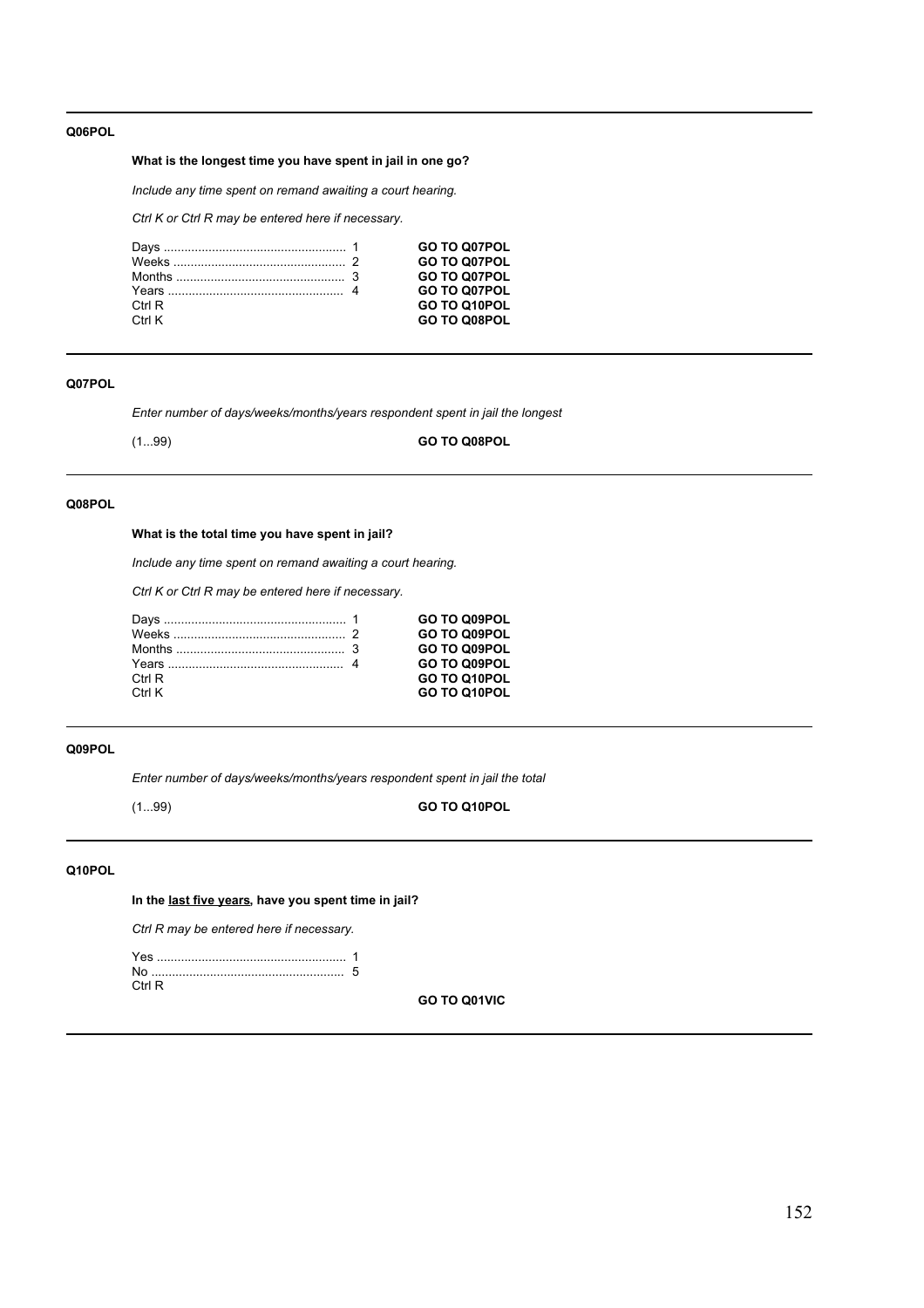**Q06POL**

**What is the longest time you have spent in jail in one go?**

*Include any time spent on remand awaiting a court hearing.*

*Ctrl K or Ctrl R may be entered here if necessary.*

| | | |
|---|---|---|
| Days | 1 | **GO TO Q07POL** |
| Weeks | 2 | **GO TO Q07POL** |
| Months | 3 | **GO TO Q07POL** |
| Years | 4 | **GO TO Q07POL** |
| Ctrl R | | **GO TO Q10POL** |
| Ctrl K | | **GO TO Q08POL** |

---

**Q07POL**

*Enter number of days/weeks/months/years respondent spent in jail the longest*

(1...99) **GO TO Q08POL**

---

**Q08POL**

**What is the total time you have spent in jail?**

*Include any time spent on remand awaiting a court hearing.*

*Ctrl K or Ctrl R may be entered here if necessary.*

| | | |
|---|---|---|
| Days | 1 | **GO TO Q09POL** |
| Weeks | 2 | **GO TO Q09POL** |
| Months | 3 | **GO TO Q09POL** |
| Years | 4 | **GO TO Q09POL** |
| Ctrl R | | **GO TO Q10POL** |
| Ctrl K | | **GO TO Q10POL** |

---

**Q09POL**

*Enter number of days/weeks/months/years respondent spent in jail the total*

(1...99) **GO TO Q10POL**

---

**Q10POL**

**In the <u>last five years</u>, have you spent time in jail?**

*Ctrl R may be entered here if necessary.*

| | |
|---|---|
| Yes | 1 |
| No | 5 |
| Ctrl R | |

**GO TO Q01VIC**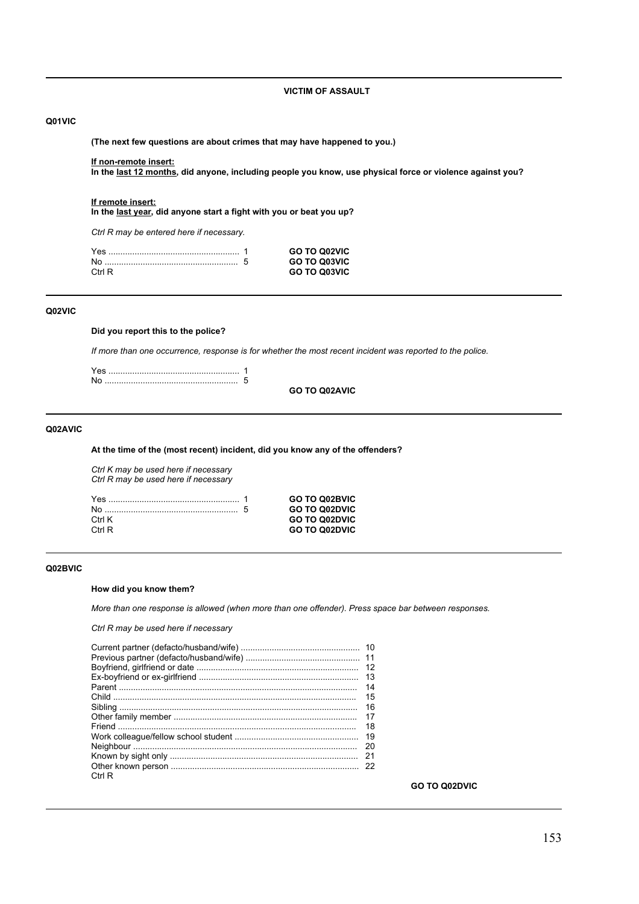## VICTIM OF ASSAULT

**Q01VIC**

**(The next few questions are about crimes that may have happened to you.)**

**If non-remote insert:**
**In the last 12 months, did anyone, including people you know, use physical force or violence against you?**

**If remote insert:**
**In the last year, did anyone start a fight with you or beat you up?**

*Ctrl R may be entered here if necessary.*

| | | |
|---|---|---|
| Yes | 1 | **GO TO Q02VIC** |
| No | 5 | **GO TO Q03VIC** |
| Ctrl R | | **GO TO Q03VIC** |

**Q02VIC**

**Did you report this to the police?**

*If more than one occurrence, response is for whether the most recent incident was reported to the police.*

| | |
|---|---|
| Yes | 1 |
| No | 5 |

**GO TO Q02AVIC**

**Q02AVIC**

**At the time of the (most recent) incident, did you know any of the offenders?**

*Ctrl K may be used here if necessary*
*Ctrl R may be used here if necessary*

| | | |
|---|---|---|
| Yes | 1 | **GO TO Q02BVIC** |
| No | 5 | **GO TO Q02DVIC** |
| Ctrl K | | **GO TO Q02DVIC** |
| Ctrl R | | **GO TO Q02DVIC** |

**Q02BVIC**

**How did you know them?**

*More than one response is allowed (when more than one offender). Press space bar between responses.*

*Ctrl R may be used here if necessary*

| | |
|---|---|
| Current partner (defacto/husband/wife) | 10 |
| Previous partner (defacto/husband/wife) | 11 |
| Boyfriend, girlfriend or date | 12 |
| Ex-boyfriend or ex-girlfriend | 13 |
| Parent | 14 |
| Child | 15 |
| Sibling | 16 |
| Other family member | 17 |
| Friend | 18 |
| Work colleague/fellow school student | 19 |
| Neighbour | 20 |
| Known by sight only | 21 |
| Other known person | 22 |
| Ctrl R | |

**GO TO Q02DVIC**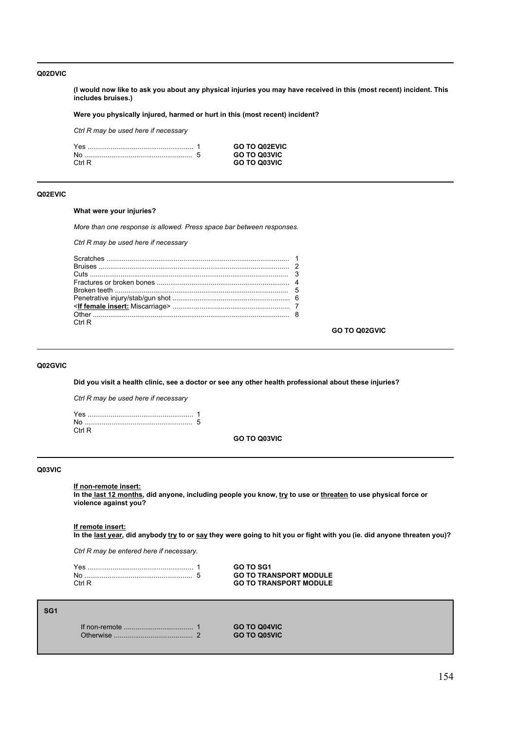---

**Q02DVIC**

**(I would now like to ask you about any physical injuries you may have received in this (most recent) incident. This includes bruises.)**

**Were you physically injured, harmed or hurt in this (most recent) incident?**

*Ctrl R may be used here if necessary*

| | | |
|---|---|---|
| Yes ...................................................... | 1 | **GO TO Q02EVIC** |
| No ....................................................... | 5 | **GO TO Q03VIC** |
| Ctrl R | | **GO TO Q03VIC** |

---

**Q02EVIC**

**What were your injuries?**

*More than one response is allowed. Press space bar between responses.*

*Ctrl R may be used here if necessary*

| | |
|---|---|
| Scratches ............................................................................................ | 1 |
| Bruises ................................................................................................ | 2 |
| Cuts ..................................................................................................... | 3 |
| Fractures or broken bones .................................................................... | 4 |
| Broken teeth ......................................................................................... | 5 |
| Penetrative injury/stab/gun shot ............................................................ | 6 |
| <**If female insert:** Miscarriage> ........................................................... | 7 |
| Other .................................................................................................... | 8 |
| Ctrl R | |

**GO TO Q02GVIC**

---

**Q02GVIC**

**Did you visit a health clinic, see a doctor or see any other health professional about these injuries?**

*Ctrl R may be used here if necessary*

| | |
|---|---|
| Yes ...................................................... | 1 |
| No ....................................................... | 5 |
| Ctrl R | |

**GO TO Q03VIC**

---

**Q03VIC**

**If non-remote insert:**
**In the last 12 months, did anyone, including people you know, try to use or threaten to use physical force or violence against you?**

**If remote insert:**
**In the last year, did anybody try to or say they were going to hit you or fight with you (ie. did anyone threaten you)?**

*Ctrl R may be entered here if necessary.*

| | | |
|---|---|---|
| Yes ...................................................... | 1 | **GO TO SG1** |
| No ....................................................... | 5 | **GO TO TRANSPORT MODULE** |
| Ctrl R | | **GO TO TRANSPORT MODULE** |

---

**SG1**

| | | |
|---|---|---|
| If non-remote .................................. | 1 | **GO TO Q04VIC** |
| Otherwise ........................................ | 2 | **GO TO Q05VIC** |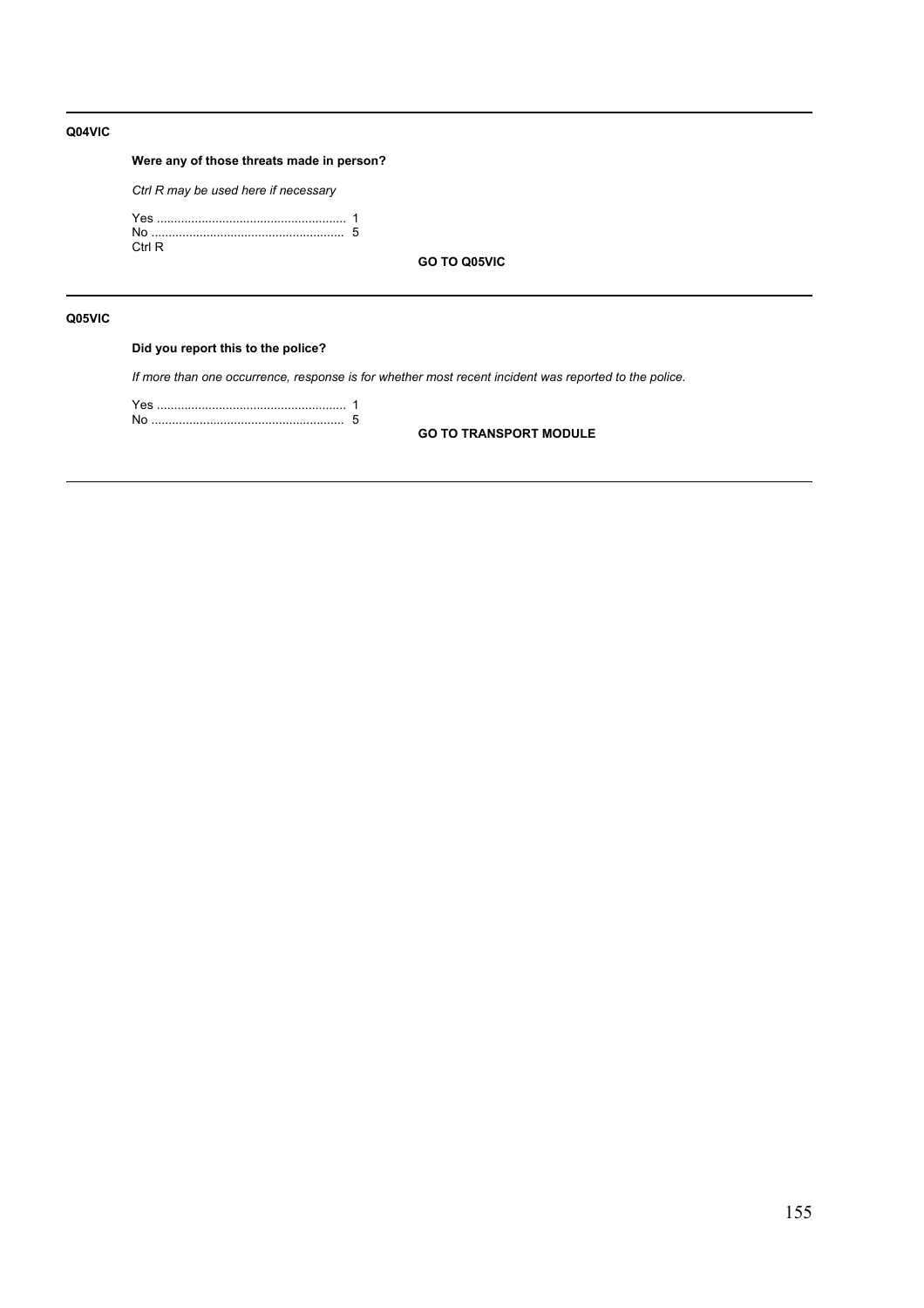---

**Q04VIC**

**Were any of those threats made in person?**

*Ctrl R may be used here if necessary*

Yes ...................................................... 1
No ........................................................ 5
Ctrl R

**GO TO Q05VIC**

---

**Q05VIC**

**Did you report this to the police?**

*If more than one occurrence, response is for whether most recent incident was reported to the police.*

Yes ...................................................... 1
No ........................................................ 5

**GO TO TRANSPORT MODULE**

---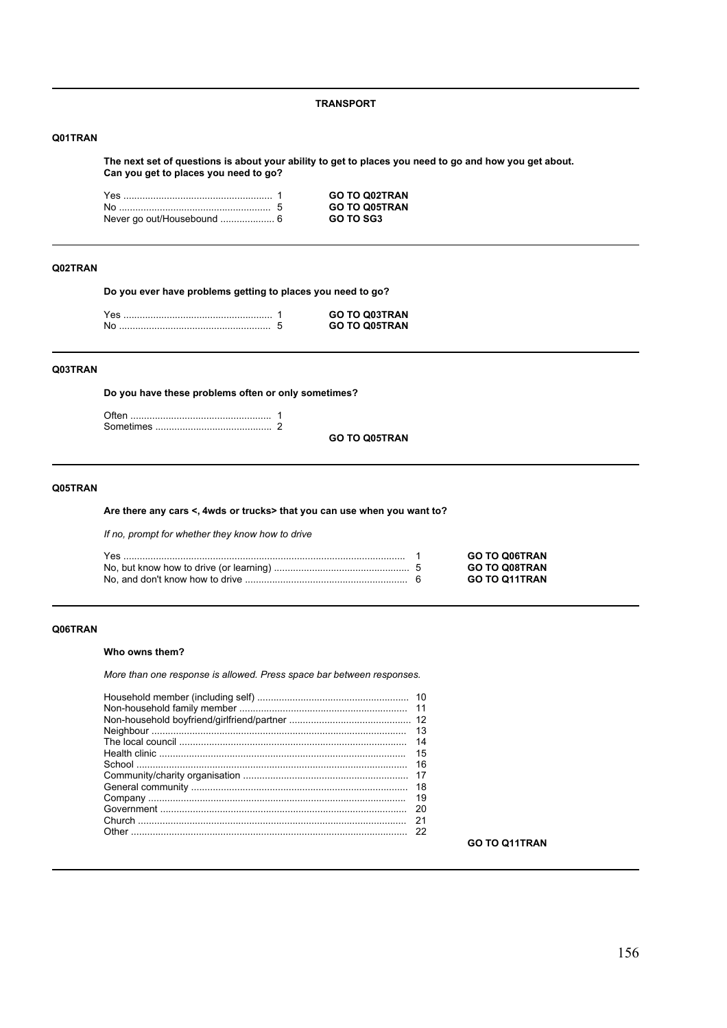## TRANSPORT

### Q01TRAN

**The next set of questions is about your ability to get to places you need to go and how you get about. Can you get to places you need to go?**

| | | |
|---|---|---|
| Yes | 1 | **GO TO Q02TRAN** |
| No | 5 | **GO TO Q05TRAN** |
| Never go out/Housebound | 6 | **GO TO SG3** |

### Q02TRAN

**Do you ever have problems getting to places you need to go?**

| | | |
|---|---|---|
| Yes | 1 | **GO TO Q03TRAN** |
| No | 5 | **GO TO Q05TRAN** |

### Q03TRAN

**Do you have these problems often or only sometimes?**

| | |
|---|---|
| Often | 1 |
| Sometimes | 2 |

**GO TO Q05TRAN**

### Q05TRAN

**Are there any cars <, 4wds or trucks> that you can use when you want to?**

*If no, prompt for whether they know how to drive*

| | | |
|---|---|---|
| Yes | 1 | **GO TO Q06TRAN** |
| No, but know how to drive (or learning) | 5 | **GO TO Q08TRAN** |
| No, and don't know how to drive | 6 | **GO TO Q11TRAN** |

### Q06TRAN

**Who owns them?**

*More than one response is allowed. Press space bar between responses.*

| | |
|---|---|
| Household member (including self) | 10 |
| Non-household family member | 11 |
| Non-household boyfriend/girlfriend/partner | 12 |
| Neighbour | 13 |
| The local council | 14 |
| Health clinic | 15 |
| School | 16 |
| Community/charity organisation | 17 |
| General community | 18 |
| Company | 19 |
| Government | 20 |
| Church | 21 |
| Other | 22 |

**GO TO Q11TRAN**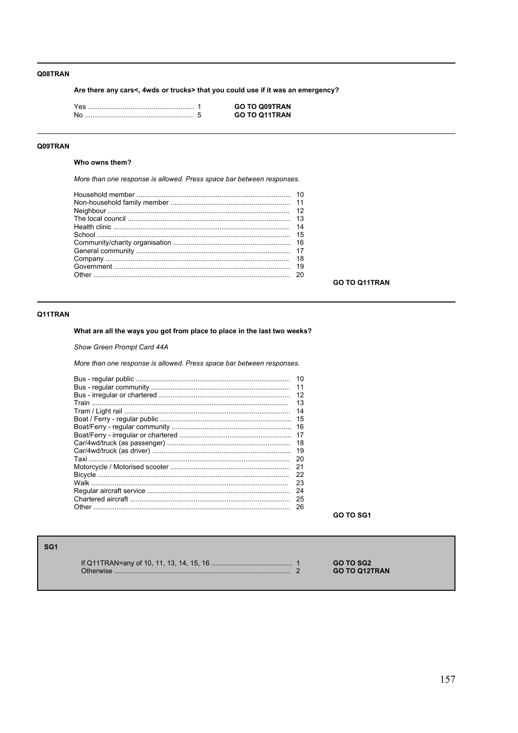#### Q08TRAN

**Are there any cars<, 4wds or trucks> that you could use if it was an emergency?**

| | | |
|---|---|---|
| Yes | 1 | **GO TO Q09TRAN** |
| No | 5 | **GO TO Q11TRAN** |

#### Q09TRAN

**Who owns them?**

*More than one response is allowed. Press space bar between responses.*

| | |
|---|---|
| Household member | 10 |
| Non-household family member | 11 |
| Neighbour | 12 |
| The local council | 13 |
| Health clinic | 14 |
| School | 15 |
| Community/charity organisation | 16 |
| General community | 17 |
| Company | 18 |
| Government | 19 |
| Other | 20 |

**GO TO Q11TRAN**

#### Q11TRAN

**What are all the ways you got from place to place in the last two weeks?**

*Show Green Prompt Card 44A*

*More than one response is allowed. Press space bar between responses.*

| | |
|---|---|
| Bus - regular public | 10 |
| Bus - regular community | 11 |
| Bus - irregular or chartered | 12 |
| Train | 13 |
| Tram / Light rail | 14 |
| Boat / Ferry - regular public | 15 |
| Boat/Ferry - regular community | 16 |
| Boat/Ferry - irregular or chartered | 17 |
| Car/4wd/truck (as passenger) | 18 |
| Car/4wd/truck (as driver) | 19 |
| Taxi | 20 |
| Motorcycle / Motorised scooter | 21 |
| Bicycle | 22 |
| Walk | 23 |
| Regular aircraft service | 24 |
| Chartered aircraft | 25 |
| Other | 26 |

**GO TO SG1**

#### SG1

| | | |
|---|---|---|
| If Q11TRAN=any of 10, 11, 13, 14, 15, 16 | 1 | **GO TO SG2** |
| Otherwise | 2 | **GO TO Q12TRAN** |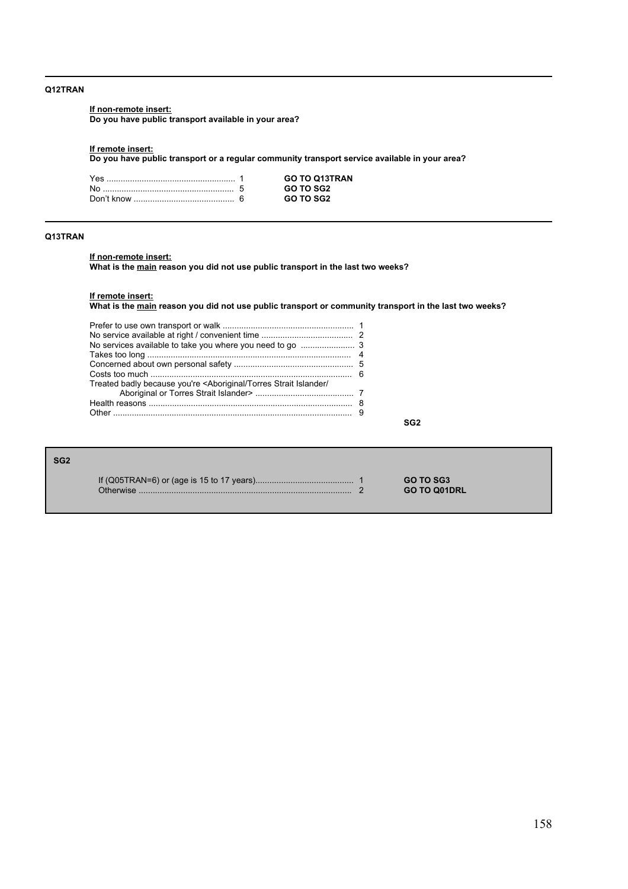---

**Q12TRAN**

**If non-remote insert:**
**Do you have public transport available in your area?**

**If remote insert:**
**Do you have public transport or a regular community transport service available in your area?**

| | | |
|---|---|---|
| Yes | 1 | **GO TO Q13TRAN** |
| No | 5 | **GO TO SG2** |
| Don't know | 6 | **GO TO SG2** |

---

**Q13TRAN**

**If non-remote insert:**
**What is the main reason you did not use public transport in the last two weeks?**

**If remote insert:**
**What is the main reason you did not use public transport or community transport in the last two weeks?**

| | |
|---|---|
| Prefer to use own transport or walk | 1 |
| No service available at right / convenient time | 2 |
| No services available to take you where you need to go | 3 |
| Takes too long | 4 |
| Concerned about own personal safety | 5 |
| Costs too much | 6 |
| Treated badly because you're <Aboriginal/Torres Strait Islander/ Aboriginal or Torres Strait Islander> | 7 |
| Health reasons | 8 |
| Other | 9 |

**SG2**

---

**SG2**

| | | |
|---|---|---|
| If (Q05TRAN=6) or (age is 15 to 17 years) | 1 | **GO TO SG3** |
| Otherwise | 2 | **GO TO Q01DRL** |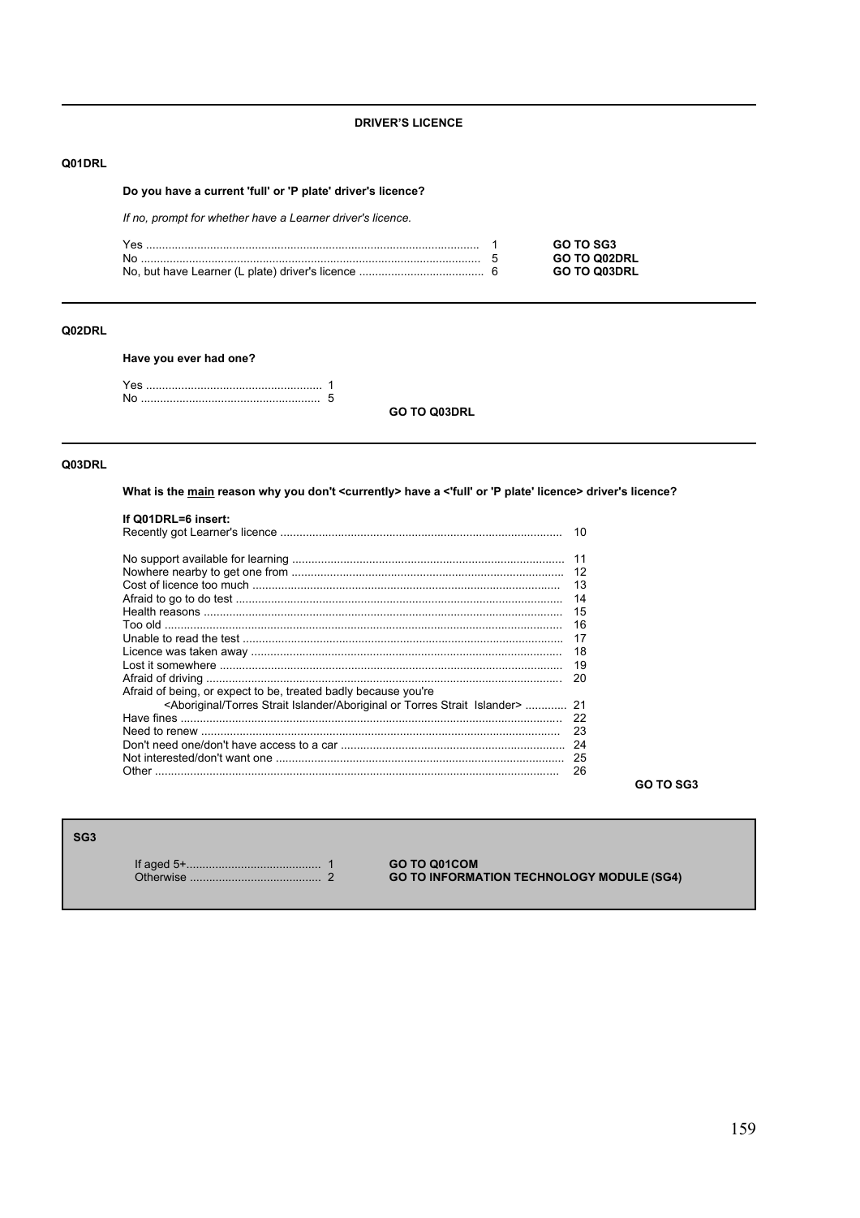## DRIVER'S LICENCE

**Q01DRL**

**Do you have a current 'full' or 'P plate' driver's licence?**

*If no, prompt for whether have a Learner driver's licence.*

| | | |
|---|---|---|
| Yes | 1 | **GO TO SG3** |
| No | 5 | **GO TO Q02DRL** |
| No, but have Learner (L plate) driver's licence | 6 | **GO TO Q03DRL** |

**Q02DRL**

**Have you ever had one?**

| | |
|---|---|
| Yes | 1 |
| No | 5 |

**GO TO Q03DRL**

**Q03DRL**

**What is the <u>main</u> reason why you don't <currently> have a <'full' or 'P plate' licence> driver's licence?**

**If Q01DRL=6 insert:**

| | |
|---|---|
| Recently got Learner's licence | 10 |
| No support available for learning | 11 |
| Nowhere nearby to get one from | 12 |
| Cost of licence too much | 13 |
| Afraid to go to do test | 14 |
| Health reasons | 15 |
| Too old | 16 |
| Unable to read the test | 17 |
| Licence was taken away | 18 |
| Lost it somewhere | 19 |
| Afraid of driving | 20 |
| Afraid of being, or expect to be, treated badly because you're <Aboriginal/Torres Strait Islander/Aboriginal or Torres Strait Islander> | 21 |
| Have fines | 22 |
| Need to renew | 23 |
| Don't need one/don't have access to a car | 24 |
| Not interested/don't want one | 25 |
| Other | 26 |

**GO TO SG3**

**SG3**

| | | |
|---|---|---|
| If aged 5+ | 1 | **GO TO Q01COM** |
| Otherwise | 2 | **GO TO INFORMATION TECHNOLOGY MODULE (SG4)** |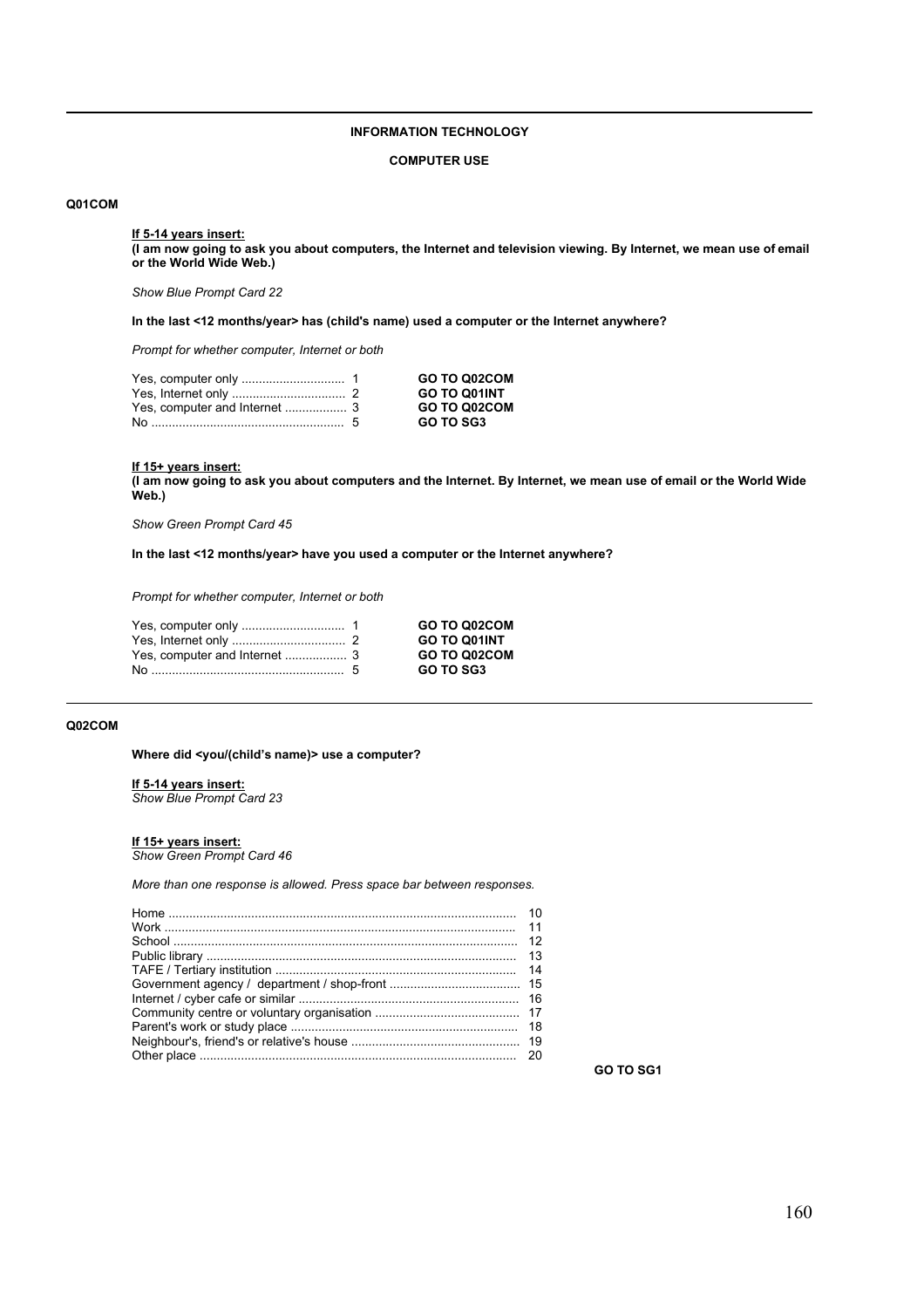## INFORMATION TECHNOLOGY

### COMPUTER USE

**Q01COM**

**If 5-14 years insert:**
**(I am now going to ask you about computers, the Internet and television viewing. By Internet, we mean use of email or the World Wide Web.)**

*Show Blue Prompt Card 22*

**In the last <12 months/year> has (child's name) used a computer or the Internet anywhere?**

*Prompt for whether computer, Internet or both*

| | | |
|---|---|---|
| Yes, computer only | 1 | **GO TO Q02COM** |
| Yes, Internet only | 2 | **GO TO Q01INT** |
| Yes, computer and Internet | 3 | **GO TO Q02COM** |
| No | 5 | **GO TO SG3** |

**If 15+ years insert:**
**(I am now going to ask you about computers and the Internet. By Internet, we mean use of email or the World Wide Web.)**

*Show Green Prompt Card 45*

**In the last <12 months/year> have you used a computer or the Internet anywhere?**

*Prompt for whether computer, Internet or both*

| | | |
|---|---|---|
| Yes, computer only | 1 | **GO TO Q02COM** |
| Yes, Internet only | 2 | **GO TO Q01INT** |
| Yes, computer and Internet | 3 | **GO TO Q02COM** |
| No | 5 | **GO TO SG3** |

---

**Q02COM**

**Where did <you/(child's name)> use a computer?**

**If 5-14 years insert:**
*Show Blue Prompt Card 23*

**If 15+ years insert:**
*Show Green Prompt Card 46*

*More than one response is allowed. Press space bar between responses.*

| | |
|---|---|
| Home | 10 |
| Work | 11 |
| School | 12 |
| Public library | 13 |
| TAFE / Tertiary institution | 14 |
| Government agency / department / shop-front | 15 |
| Internet / cyber cafe or similar | 16 |
| Community centre or voluntary organisation | 17 |
| Parent's work or study place | 18 |
| Neighbour's, friend's or relative's house | 19 |
| Other place | 20 |

**GO TO SG1**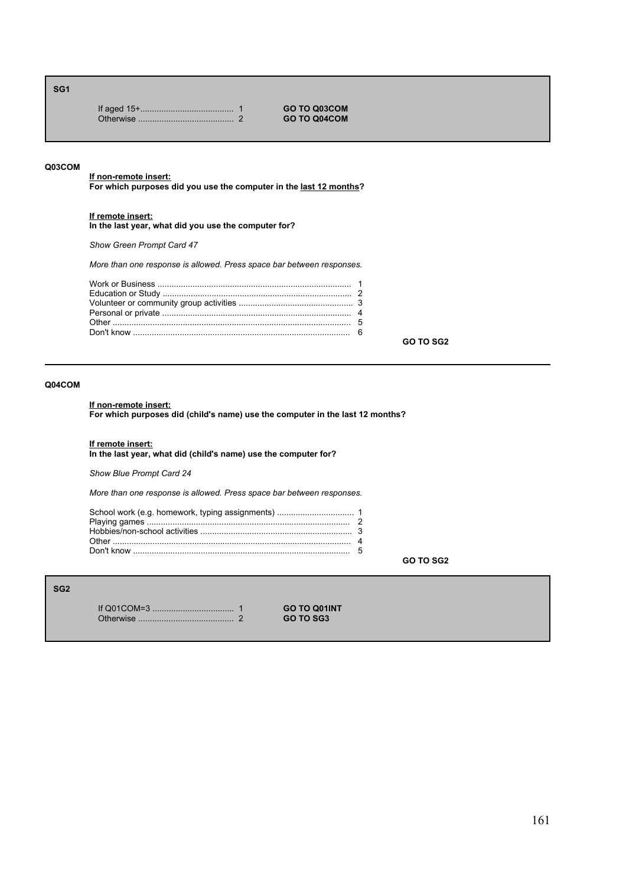**SG1**

| | | |
|---|---|---|
| If aged 15+ | 1 | **GO TO Q03COM** |
| Otherwise | 2 | **GO TO Q04COM** |

---

**Q03COM**

**If non-remote insert:**
**For which purposes did you use the computer in the last 12 months?**

**If remote insert:**
**In the last year, what did you use the computer for?**

*Show Green Prompt Card 47*

*More than one response is allowed. Press space bar between responses.*

| | |
|---|---|
| Work or Business | 1 |
| Education or Study | 2 |
| Volunteer or community group activities | 3 |
| Personal or private | 4 |
| Other | 5 |
| Don't know | 6 |

**GO TO SG2**

---

**Q04COM**

**If non-remote insert:**
**For which purposes did (child's name) use the computer in the last 12 months?**

**If remote insert:**
**In the last year, what did (child's name) use the computer for?**

*Show Blue Prompt Card 24*

*More than one response is allowed. Press space bar between responses.*

| | |
|---|---|
| School work (e.g. homework, typing assignments) | 1 |
| Playing games | 2 |
| Hobbies/non-school activities | 3 |
| Other | 4 |
| Don't know | 5 |

**GO TO SG2**

---

**SG2**

| | | |
|---|---|---|
| If Q01COM=3 | 1 | **GO TO Q01INT** |
| Otherwise | 2 | **GO TO SG3** |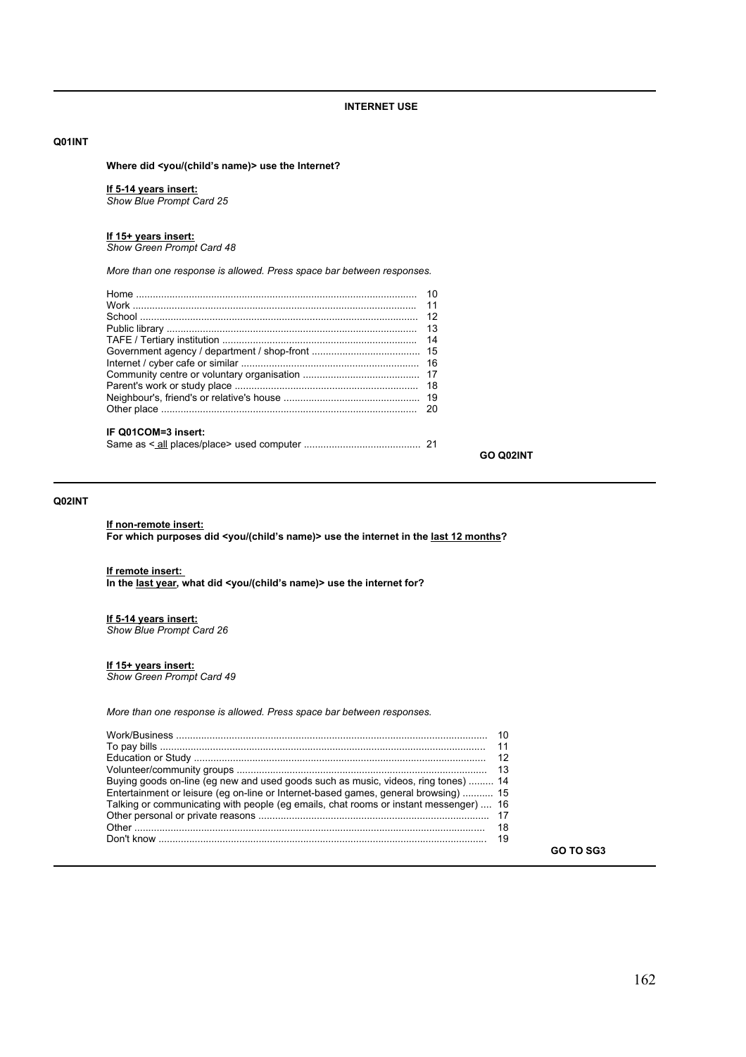**INTERNET USE**

**Q01INT**

**Where did <you/(child's name)> use the Internet?**

**<u>If 5-14 years insert:</u>**
*Show Blue Prompt Card 25*

**<u>If 15+ years insert:</u>**
*Show Green Prompt Card 48*

*More than one response is allowed. Press space bar between responses.*

| | |
|---|---|
| Home | 10 |
| Work | 11 |
| School | 12 |
| Public library | 13 |
| TAFE / Tertiary institution | 14 |
| Government agency / department / shop-front | 15 |
| Internet / cyber cafe or similar | 16 |
| Community centre or voluntary organisation | 17 |
| Parent's work or study place | 18 |
| Neighbour's, friend's or relative's house | 19 |
| Other place | 20 |

**IF Q01COM=3 insert:**

| | |
|---|---|
| Same as < <u>all</u> places/place> used computer | 21 |

**GO Q02INT**

---

**Q02INT**

**<u>If non-remote insert:</u>**
**For which purposes did <you/(child's name)> use the internet in the <u>last 12 months</u>?**

**<u>If remote insert:</u>**
**In the <u>last year</u>, what did <you/(child's name)> use the internet for?**

**<u>If 5-14 years insert:</u>**
*Show Blue Prompt Card 26*

**<u>If 15+ years insert:</u>**
*Show Green Prompt Card 49*

*More than one response is allowed. Press space bar between responses.*

| | |
|---|---|
| Work/Business | 10 |
| To pay bills | 11 |
| Education or Study | 12 |
| Volunteer/community groups | 13 |
| Buying goods on-line (eg new and used goods such as music, videos, ring tones) | 14 |
| Entertainment or leisure (eg on-line or Internet-based games, general browsing) | 15 |
| Talking or communicating with people (eg emails, chat rooms or instant messenger) | 16 |
| Other personal or private reasons | 17 |
| Other | 18 |
| Don't know | 19 |

**GO TO SG3**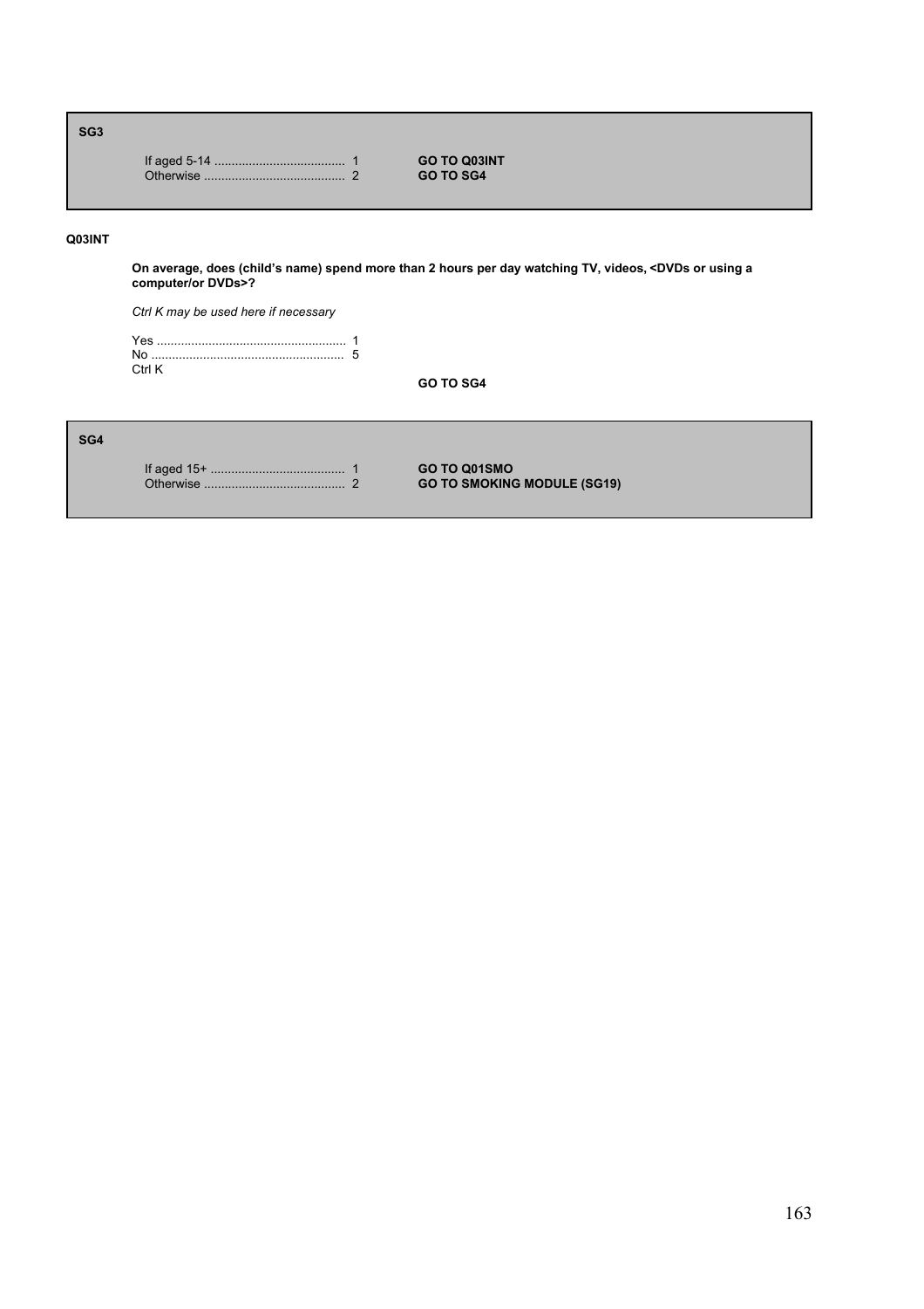**SG3**

| | | |
|---|---|---|
| If aged 5-14 | 1 | **GO TO Q03INT** |
| Otherwise | 2 | **GO TO SG4** |

**Q03INT**

**On average, does (child's name) spend more than 2 hours per day watching TV, videos, <DVDs or using a computer/or DVDs>?**

*Ctrl K may be used here if necessary*

| | |
|---|---|
| Yes | 1 |
| No | 5 |
| Ctrl K | |

**GO TO SG4**

**SG4**

| | | |
|---|---|---|
| If aged 15+ | 1 | **GO TO Q01SMO** |
| Otherwise | 2 | **GO TO SMOKING MODULE (SG19)** |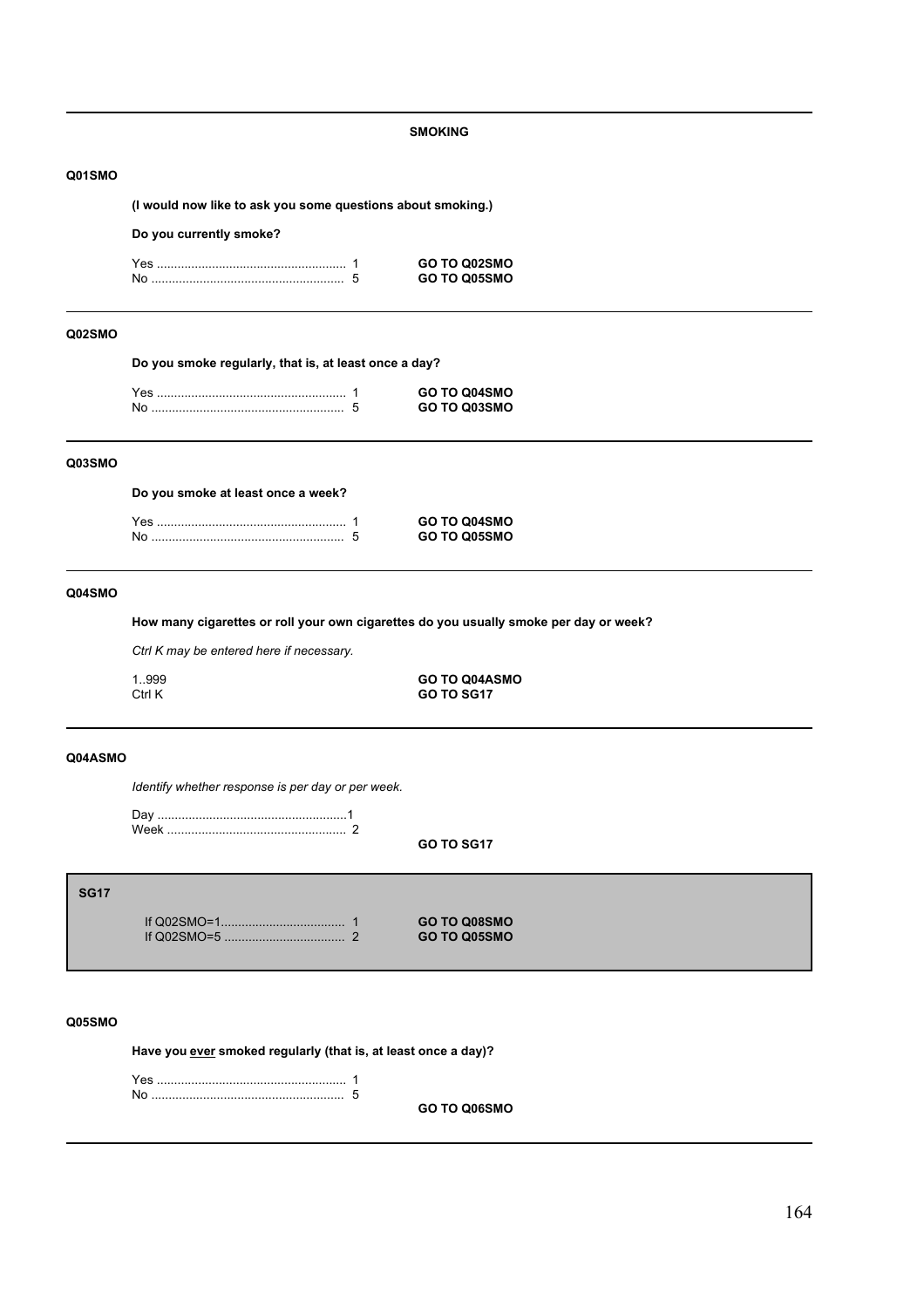## SMOKING

**Q01SMO**

**(I would now like to ask you some questions about smoking.)**

**Do you currently smoke?**

| | | |
|---|---|---|
| Yes | 1 | **GO TO Q02SMO** |
| No | 5 | **GO TO Q05SMO** |

---

**Q02SMO**

**Do you smoke regularly, that is, at least once a day?**

| | | |
|---|---|---|
| Yes | 1 | **GO TO Q04SMO** |
| No | 5 | **GO TO Q03SMO** |

---

**Q03SMO**

**Do you smoke at least once a week?**

| | | |
|---|---|---|
| Yes | 1 | **GO TO Q04SMO** |
| No | 5 | **GO TO Q05SMO** |

---

**Q04SMO**

**How many cigarettes or roll your own cigarettes do you usually smoke per day or week?**

*Ctrl K may be entered here if necessary.*

| | |
|---|---|
| 1..999 | **GO TO Q04ASMO** |
| Ctrl K | **GO TO SG17** |

---

**Q04ASMO**

*Identify whether response is per day or per week.*

| | | |
|---|---|---|
| Day | 1 | |
| Week | 2 | |
| | | **GO TO SG17** |

---

**SG17**

| | | |
|---|---|---|
| If Q02SMO=1 | 1 | **GO TO Q08SMO** |
| If Q02SMO=5 | 2 | **GO TO Q05SMO** |

---

**Q05SMO**

**Have you <u>ever</u> smoked regularly (that is, at least once a day)?**

| | | |
|---|---|---|
| Yes | 1 | |
| No | 5 | |
| | | **GO TO Q06SMO** |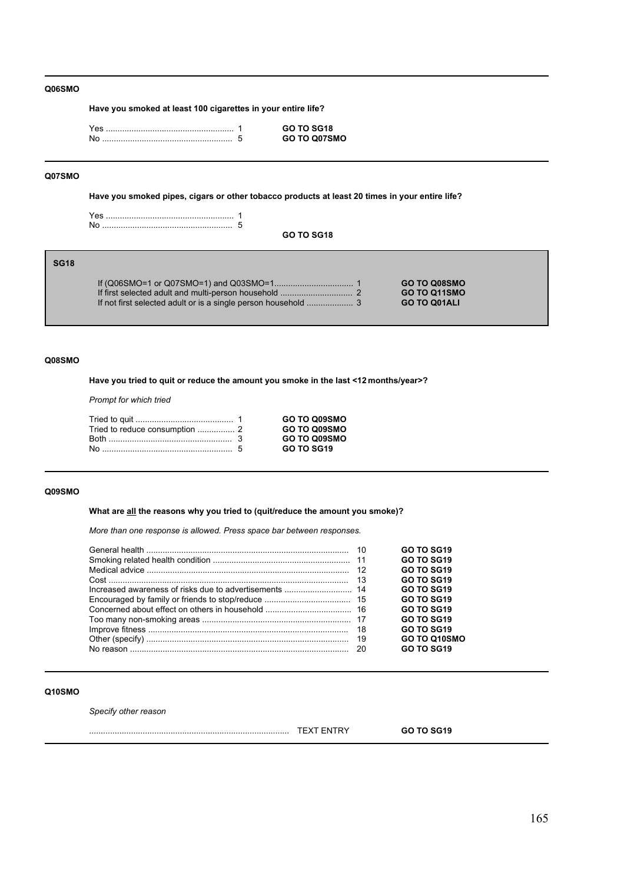**Q06SMO**

**Have you smoked at least 100 cigarettes in your entire life?**

| | | |
|---|---|---|
| Yes | 1 | **GO TO SG18** |
| No | 5 | **GO TO Q07SMO** |

---

**Q07SMO**

**Have you smoked pipes, cigars or other tobacco products at least 20 times in your entire life?**

| | | |
|---|---|---|
| Yes | 1 | |
| No | 5 | |
| | | **GO TO SG18** |

---

**SG18**

| | | |
|---|---|---|
| If (Q06SMO=1 or Q07SMO=1) and Q03SMO=1 | 1 | **GO TO Q08SMO** |
| If first selected adult and multi-person household | 2 | **GO TO Q11SMO** |
| If not first selected adult or is a single person household | 3 | **GO TO Q01ALI** |

---

**Q08SMO**

**Have you tried to quit or reduce the amount you smoke in the last <12 months/year>?**

*Prompt for which tried*

| | | |
|---|---|---|
| Tried to quit | 1 | **GO TO Q09SMO** |
| Tried to reduce consumption | 2 | **GO TO Q09SMO** |
| Both | 3 | **GO TO Q09SMO** |
| No | 5 | **GO TO SG19** |

---

**Q09SMO**

**What are <u>all</u> the reasons why you tried to (quit/reduce the amount you smoke)?**

*More than one response is allowed. Press space bar between responses.*

| | | |
|---|---|---|
| General health | 10 | **GO TO SG19** |
| Smoking related health condition | 11 | **GO TO SG19** |
| Medical advice | 12 | **GO TO SG19** |
| Cost | 13 | **GO TO SG19** |
| Increased awareness of risks due to advertisements | 14 | **GO TO SG19** |
| Encouraged by family or friends to stop/reduce | 15 | **GO TO SG19** |
| Concerned about effect on others in household | 16 | **GO TO SG19** |
| Too many non-smoking areas | 17 | **GO TO SG19** |
| Improve fitness | 18 | **GO TO SG19** |
| Other (specify) | 19 | **GO TO Q10SMO** |
| No reason | 20 | **GO TO SG19** |

---

**Q10SMO**

*Specify other reason*

| | | |
|---|---|---|
| ........................................ | TEXT ENTRY | **GO TO SG19** |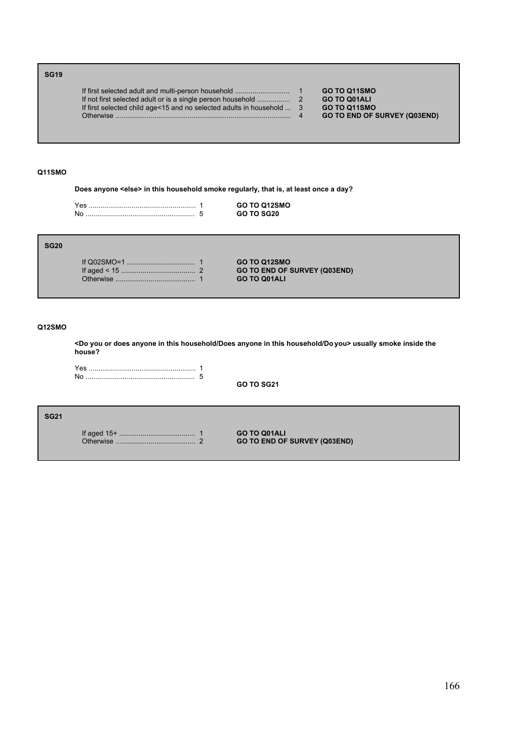**SG19**

| | | |
|---|---|---|
| If first selected adult and multi-person household ........................... | 1 | **GO TO Q11SMO** |
| If not first selected adult or is a single person household ................. | 2 | **GO TO Q01ALI** |
| If first selected child age<15 and no selected adults in household ... | 3 | **GO TO Q11SMO** |
| Otherwise ....................................................................................... | 4 | **GO TO END OF SURVEY (Q03END)** |

**Q11SMO**

**Does anyone <else> in this household smoke regularly, that is, at least once a day?**

| | | |
|---|---|---|
| Yes ...................................................... | 1 | **GO TO Q12SMO** |
| No ....................................................... | 5 | **GO TO SG20** |

**SG20**

| | | |
|---|---|---|
| If Q02SMO=1 .................................. | 1 | **GO TO Q12SMO** |
| If aged < 15 ..................................... | 2 | **GO TO END OF SURVEY (Q03END)** |
| Otherwise ........................................ | 1 | **GO TO Q01ALI** |

**Q12SMO**

**<Do you or does anyone in this household/Does anyone in this household/Do you> usually smoke inside the house?**

| | |
|---|---|
| Yes ...................................................... | 1 |
| No ....................................................... | 5 |

**GO TO SG21**

**SG21**

| | | |
|---|---|---|
| If aged 15+ ...................................... | 1 | **GO TO Q01ALI** |
| Otherwise ........................................ | 2 | **GO TO END OF SURVEY (Q03END)** |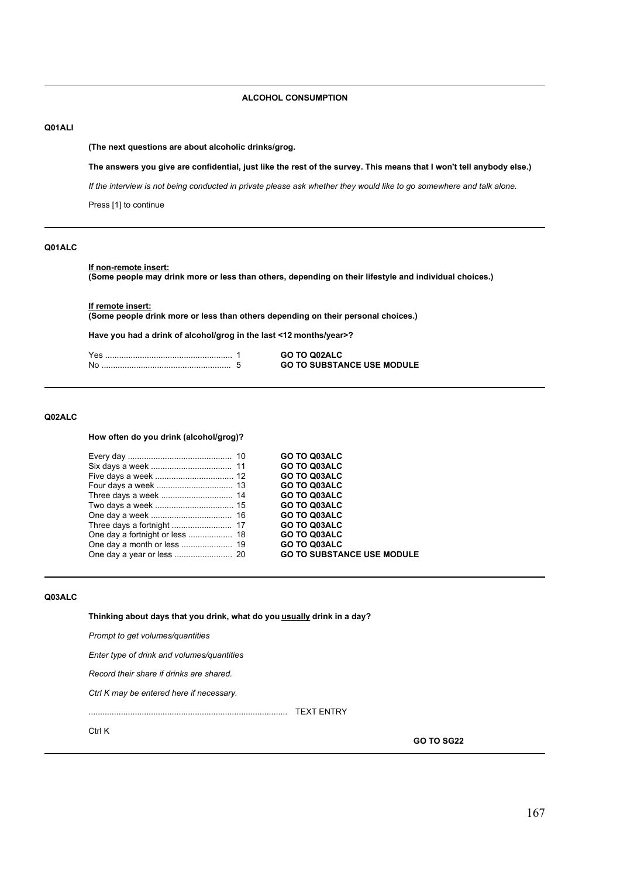## ALCOHOL CONSUMPTION

---

**Q01ALI**

**(The next questions are about alcoholic drinks/grog.**

**The answers you give are confidential, just like the rest of the survey. This means that I won't tell anybody else.)**

*If the interview is not being conducted in private please ask whether they would like to go somewhere and talk alone.*

Press [1] to continue

---

**Q01ALC**

**If non-remote insert:**
**(Some people may drink more or less than others, depending on their lifestyle and individual choices.)**

**If remote insert:**
**(Some people drink more or less than others depending on their personal choices.)**

**Have you had a drink of alcohol/grog in the last <12 months/year>?**

| Response | Code | Routing |
|---|---|---|
| Yes | 1 | **GO TO Q02ALC** |
| No | 5 | **GO TO SUBSTANCE USE MODULE** |

---

**Q02ALC**

**How often do you drink (alcohol/grog)?**

| Response | Code | Routing |
|---|---|---|
| Every day | 10 | **GO TO Q03ALC** |
| Six days a week | 11 | **GO TO Q03ALC** |
| Five days a week | 12 | **GO TO Q03ALC** |
| Four days a week | 13 | **GO TO Q03ALC** |
| Three days a week | 14 | **GO TO Q03ALC** |
| Two days a week | 15 | **GO TO Q03ALC** |
| One day a week | 16 | **GO TO Q03ALC** |
| Three days a fortnight | 17 | **GO TO Q03ALC** |
| One day a fortnight or less | 18 | **GO TO Q03ALC** |
| One day a month or less | 19 | **GO TO Q03ALC** |
| One day a year or less | 20 | **GO TO SUBSTANCE USE MODULE** |

---

**Q03ALC**

**Thinking about days that you drink, what do you usually drink in a day?**

*Prompt to get volumes/quantities*

*Enter type of drink and volumes/quantities*

*Record their share if drinks are shared.*

*Ctrl K may be entered here if necessary.*

.................................................................................... TEXT ENTRY

Ctrl K

**GO TO SG22**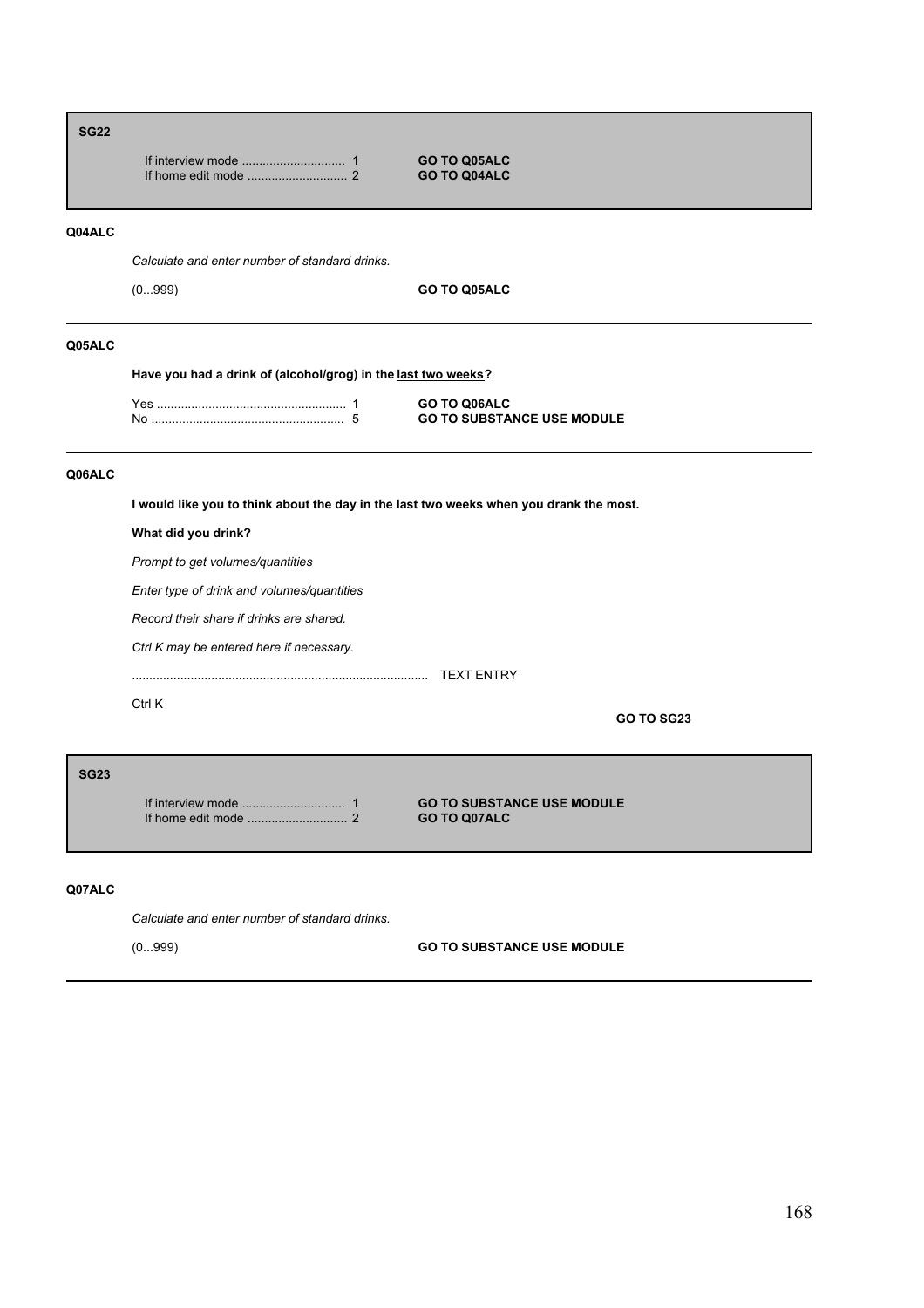**SG22**

| | |
|---|---|
| If interview mode ............................. 1 | **GO TO Q05ALC** |
| If home edit mode ............................ 2 | **GO TO Q04ALC** |

---

**Q04ALC**

*Calculate and enter number of standard drinks.*

| | |
|---|---|
| (0...999) | **GO TO Q05ALC** |

---

**Q05ALC**

**Have you had a drink of (alcohol/grog) in the last two weeks?**

| | |
|---|---|
| Yes ...................................................... 1 | **GO TO Q06ALC** |
| No ....................................................... 5 | **GO TO SUBSTANCE USE MODULE** |

---

**Q06ALC**

**I would like you to think about the day in the last two weeks when you drank the most.**

**What did you drink?**

*Prompt to get volumes/quantities*

*Enter type of drink and volumes/quantities*

*Record their share if drinks are shared.*

*Ctrl K may be entered here if necessary.*

..................................................................................... TEXT ENTRY

Ctrl K

**GO TO SG23**

---

**SG23**

| | |
|---|---|
| If interview mode ............................. 1 | **GO TO SUBSTANCE USE MODULE** |
| If home edit mode ............................ 2 | **GO TO Q07ALC** |

---

**Q07ALC**

*Calculate and enter number of standard drinks.*

| | |
|---|---|
| (0...999) | **GO TO SUBSTANCE USE MODULE** |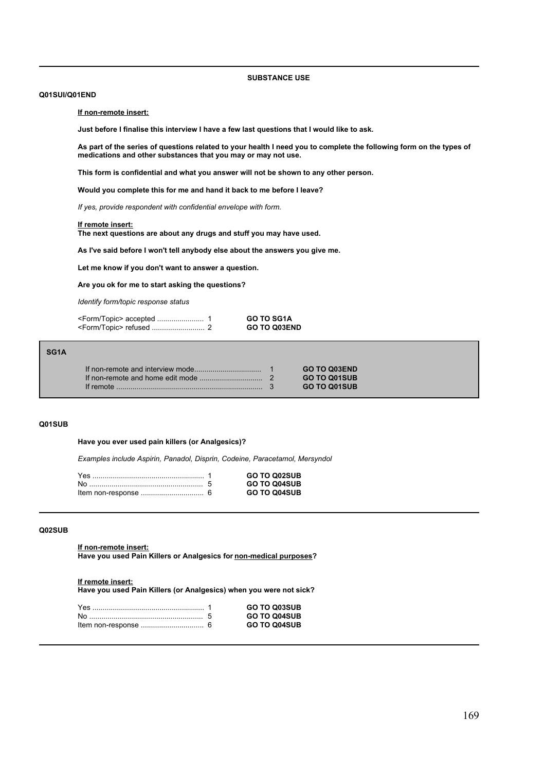**SUBSTANCE USE**

**Q01SUI/Q01END**

**If non-remote insert:**

**Just before I finalise this interview I have a few last questions that I would like to ask.**

**As part of the series of questions related to your health I need you to complete the following form on the types of medications and other substances that you may or may not use.**

**This form is confidential and what you answer will not be shown to any other person.**

**Would you complete this for me and hand it back to me before I leave?**

*If yes, provide respondent with confidential envelope with form.*

**If remote insert:**
**The next questions are about any drugs and stuff you may have used.**

**As I've said before I won't tell anybody else about the answers you give me.**

**Let me know if you don't want to answer a question.**

**Are you ok for me to start asking the questions?**

*Identify form/topic response status*

| | | |
|---|---|---|
| <Form/Topic> accepted | 1 | **GO TO SG1A** |
| <Form/Topic> refused | 2 | **GO TO Q03END** |

**SG1A**

| | | |
|---|---|---|
| If non-remote and interview mode | 1 | **GO TO Q03END** |
| If non-remote and home edit mode | 2 | **GO TO Q01SUB** |
| If remote | 3 | **GO TO Q01SUB** |

**Q01SUB**

**Have you ever used pain killers (or Analgesics)?**

*Examples include Aspirin, Panadol, Disprin, Codeine, Paracetamol, Mersyndol*

| | | |
|---|---|---|
| Yes | 1 | **GO TO Q02SUB** |
| No | 5 | **GO TO Q04SUB** |
| Item non-response | 6 | **GO TO Q04SUB** |

**Q02SUB**

**If non-remote insert:**
**Have you used Pain Killers or Analgesics for non-medical purposes?**

**If remote insert:**
**Have you used Pain Killers (or Analgesics) when you were not sick?**

| | | |
|---|---|---|
| Yes | 1 | **GO TO Q03SUB** |
| No | 5 | **GO TO Q04SUB** |
| Item non-response | 6 | **GO TO Q04SUB** |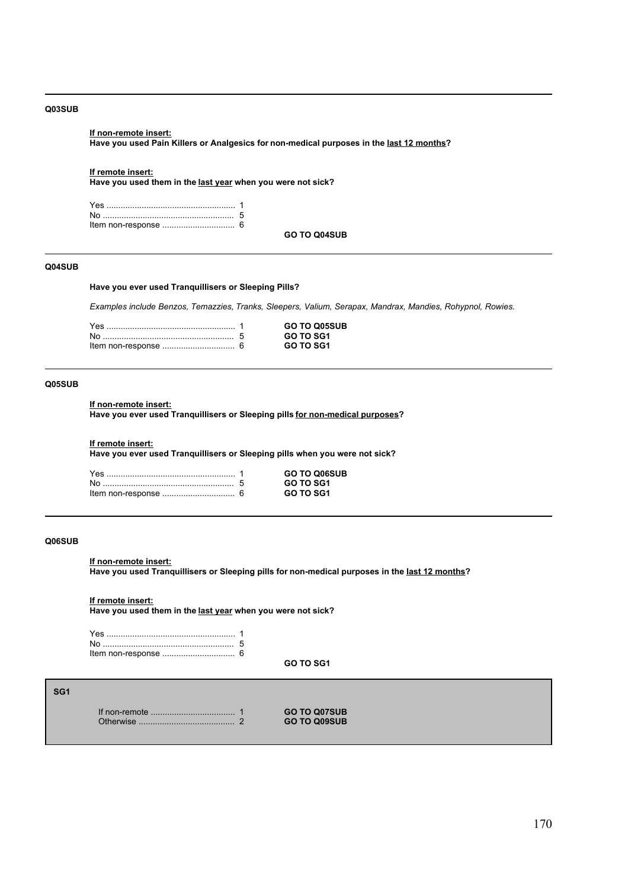---

**Q03SUB**

**<u>If non-remote insert:</u>**
**Have you used Pain Killers or Analgesics for non-medical purposes in the <u>last 12 months</u>?**

**<u>If remote insert:</u>**
**Have you used them in the <u>last year</u> when you were not sick?**

Yes ....................................................... 1
No ......................................................... 5
Item non-response ............................... 6

**GO TO Q04SUB**

---

**Q04SUB**

**Have you ever used Tranquillisers or Sleeping Pills?**

*Examples include Benzos, Temazzies, Tranks, Sleepers, Valium, Serapax, Mandrax, Mandies, Rohypnol, Rowies.*

| | | |
|---|---|---|
| Yes ....................................................... | 1 | **GO TO Q05SUB** |
| No ......................................................... | 5 | **GO TO SG1** |
| Item non-response ............................... | 6 | **GO TO SG1** |

---

**Q05SUB**

**<u>If non-remote insert:</u>**
**Have you ever used Tranquillisers or Sleeping pills <u>for non-medical purposes</u>?**

**<u>If remote insert:</u>**
**Have you ever used Tranquillisers or Sleeping pills when you were not sick?**

| | | |
|---|---|---|
| Yes ....................................................... | 1 | **GO TO Q06SUB** |
| No ......................................................... | 5 | **GO TO SG1** |
| Item non-response ............................... | 6 | **GO TO SG1** |

---

**Q06SUB**

**<u>If non-remote insert:</u>**
**Have you used Tranquillisers or Sleeping pills for non-medical purposes in the <u>last 12 months</u>?**

**<u>If remote insert:</u>**
**Have you used them in the <u>last year</u> when you were not sick?**

Yes ....................................................... 1
No ......................................................... 5
Item non-response ............................... 6

**GO TO SG1**

---

**SG1**

| | | |
|---|---|---|
| If non-remote .................................... | 1 | **GO TO Q07SUB** |
| Otherwise ......................................... | 2 | **GO TO Q09SUB** |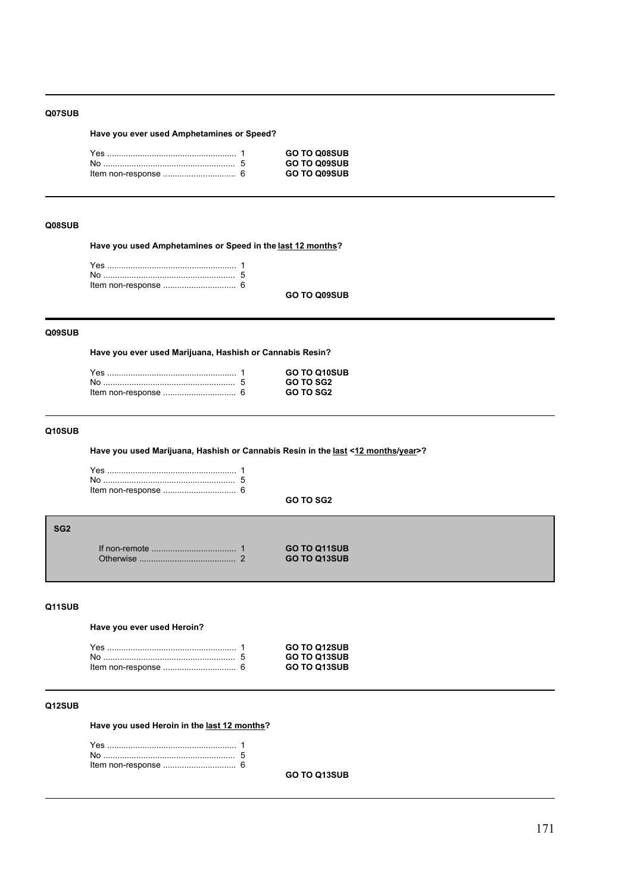**Q07SUB**

**Have you ever used Amphetamines or Speed?**

| | | |
|---|---|---|
| Yes ........................................................ | 1 | **GO TO Q08SUB** |
| No ......................................................... | 5 | **GO TO Q09SUB** |
| Item non-response ................................ | 6 | **GO TO Q09SUB** |

---

**Q08SUB**

**Have you used Amphetamines or Speed in the <u>last 12 months</u>?**

| | |
|---|---|
| Yes ........................................................ | 1 |
| No ......................................................... | 5 |
| Item non-response ................................ | 6 |

**GO TO Q09SUB**

---

**Q09SUB**

**Have you ever used Marijuana, Hashish or Cannabis Resin?**

| | | |
|---|---|---|
| Yes ........................................................ | 1 | **GO TO Q10SUB** |
| No ......................................................... | 5 | **GO TO SG2** |
| Item non-response ................................ | 6 | **GO TO SG2** |

---

**Q10SUB**

**Have you used Marijuana, Hashish or Cannabis Resin in the <u>last</u> <<u>12 months</u>/<u>year</u>>?**

| | |
|---|---|
| Yes ........................................................ | 1 |
| No ......................................................... | 5 |
| Item non-response ................................ | 6 |

**GO TO SG2**

---

**SG2**

| | | |
|---|---|---|
| If non-remote .................................... | 1 | **GO TO Q11SUB** |
| Otherwise .......................................... | 2 | **GO TO Q13SUB** |

---

**Q11SUB**

**Have you ever used Heroin?**

| | | |
|---|---|---|
| Yes ........................................................ | 1 | **GO TO Q12SUB** |
| No ......................................................... | 5 | **GO TO Q13SUB** |
| Item non-response ................................ | 6 | **GO TO Q13SUB** |

---

**Q12SUB**

**Have you used Heroin in the <u>last 12 months</u>?**

| | |
|---|---|
| Yes ........................................................ | 1 |
| No ......................................................... | 5 |
| Item non-response ................................ | 6 |

**GO TO Q13SUB**

---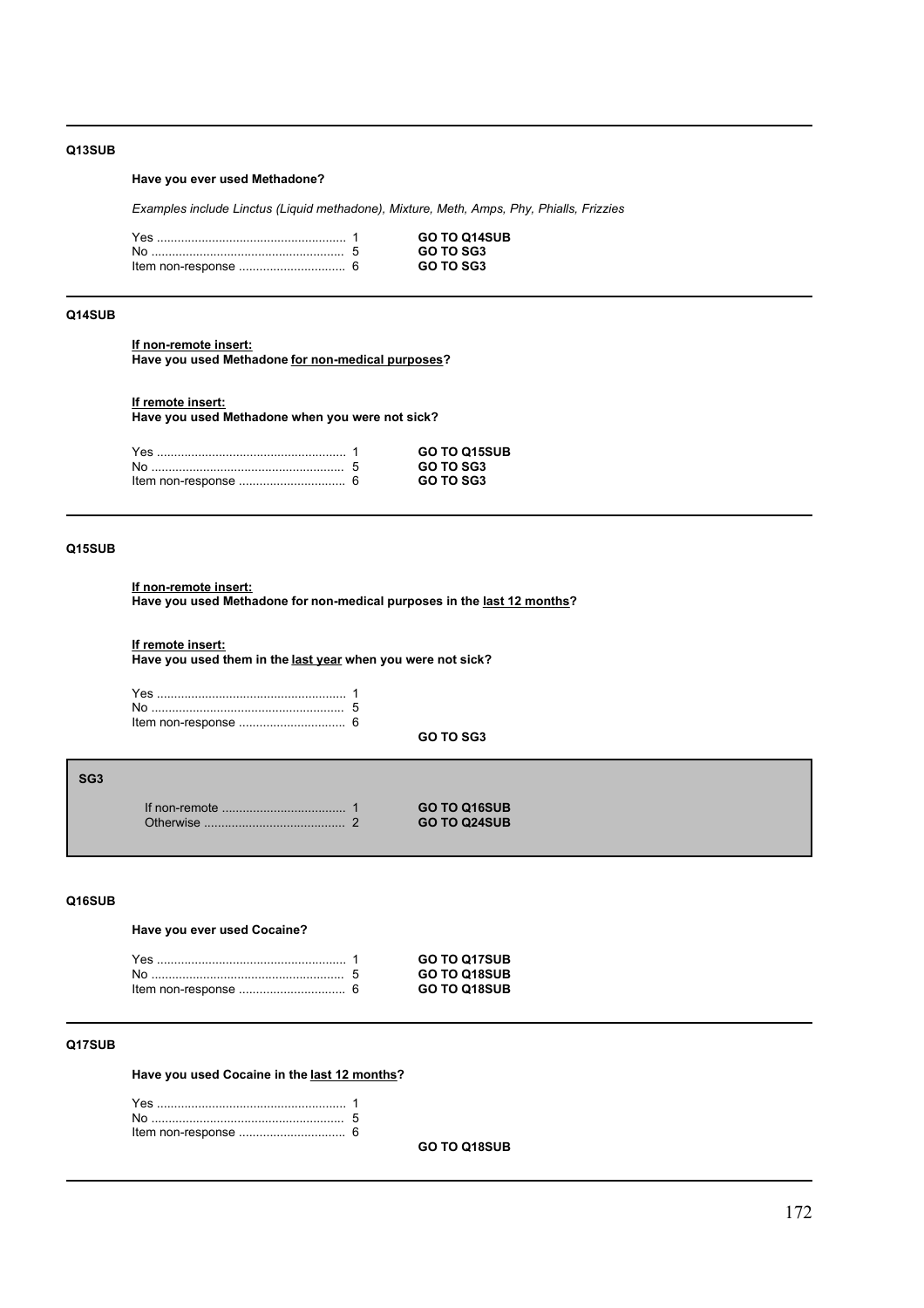**Q13SUB**

**Have you ever used Methadone?**

*Examples include Linctus (Liquid methadone), Mixture, Meth, Amps, Phy, Phialls, Frizzies*

| | | |
|---|---|---|
| Yes | 1 | **GO TO Q14SUB** |
| No | 5 | **GO TO SG3** |
| Item non-response | 6 | **GO TO SG3** |

---

**Q14SUB**

**If non-remote insert:**
**Have you used Methadone for non-medical purposes?**

**If remote insert:**
**Have you used Methadone when you were not sick?**

| | | |
|---|---|---|
| Yes | 1 | **GO TO Q15SUB** |
| No | 5 | **GO TO SG3** |
| Item non-response | 6 | **GO TO SG3** |

---

**Q15SUB**

**If non-remote insert:**
**Have you used Methadone for non-medical purposes in the last 12 months?**

**If remote insert:**
**Have you used them in the last year when you were not sick?**

| | |
|---|---|
| Yes | 1 |
| No | 5 |
| Item non-response | 6 |

**GO TO SG3**

---

**SG3**

| | | |
|---|---|---|
| If non-remote | 1 | **GO TO Q16SUB** |
| Otherwise | 2 | **GO TO Q24SUB** |

---

**Q16SUB**

**Have you ever used Cocaine?**

| | | |
|---|---|---|
| Yes | 1 | **GO TO Q17SUB** |
| No | 5 | **GO TO Q18SUB** |
| Item non-response | 6 | **GO TO Q18SUB** |

---

**Q17SUB**

**Have you used Cocaine in the last 12 months?**

| | |
|---|---|
| Yes | 1 |
| No | 5 |
| Item non-response | 6 |

**GO TO Q18SUB**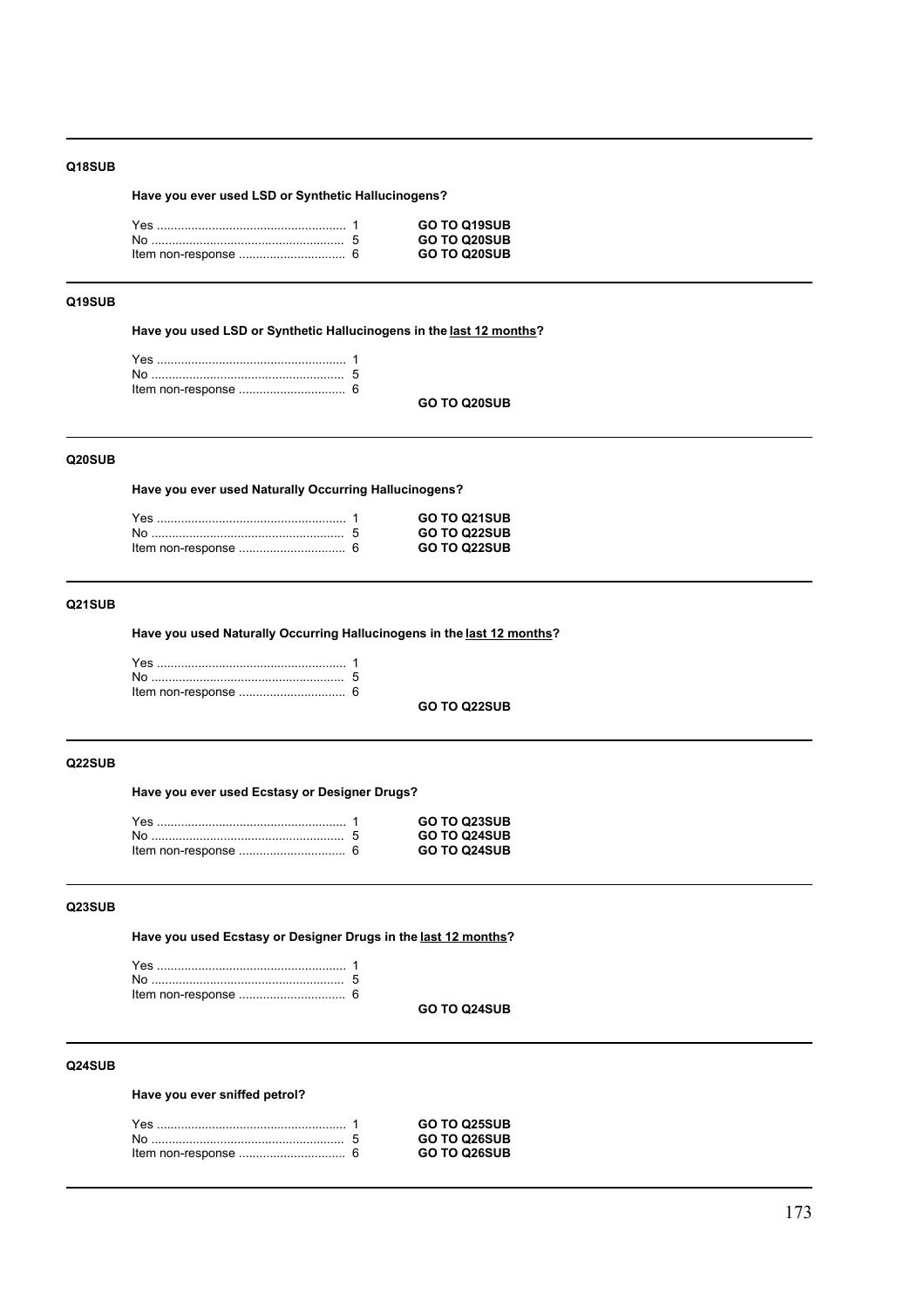**Q18SUB**

**Have you ever used LSD or Synthetic Hallucinogens?**

| | | |
|---|---|---|
| Yes | 1 | **GO TO Q19SUB** |
| No | 5 | **GO TO Q20SUB** |
| Item non-response | 6 | **GO TO Q20SUB** |

---

**Q19SUB**

**Have you used LSD or Synthetic Hallucinogens in the __last 12 months__?**

| | |
|---|---|
| Yes | 1 |
| No | 5 |
| Item non-response | 6 |

**GO TO Q20SUB**

---

**Q20SUB**

**Have you ever used Naturally Occurring Hallucinogens?**

| | | |
|---|---|---|
| Yes | 1 | **GO TO Q21SUB** |
| No | 5 | **GO TO Q22SUB** |
| Item non-response | 6 | **GO TO Q22SUB** |

---

**Q21SUB**

**Have you used Naturally Occurring Hallucinogens in the __last 12 months__?**

| | |
|---|---|
| Yes | 1 |
| No | 5 |
| Item non-response | 6 |

**GO TO Q22SUB**

---

**Q22SUB**

**Have you ever used Ecstasy or Designer Drugs?**

| | | |
|---|---|---|
| Yes | 1 | **GO TO Q23SUB** |
| No | 5 | **GO TO Q24SUB** |
| Item non-response | 6 | **GO TO Q24SUB** |

---

**Q23SUB**

**Have you used Ecstasy or Designer Drugs in the __last 12 months__?**

| | |
|---|---|
| Yes | 1 |
| No | 5 |
| Item non-response | 6 |

**GO TO Q24SUB**

---

**Q24SUB**

**Have you ever sniffed petrol?**

| | | |
|---|---|---|
| Yes | 1 | **GO TO Q25SUB** |
| No | 5 | **GO TO Q26SUB** |
| Item non-response | 6 | **GO TO Q26SUB** |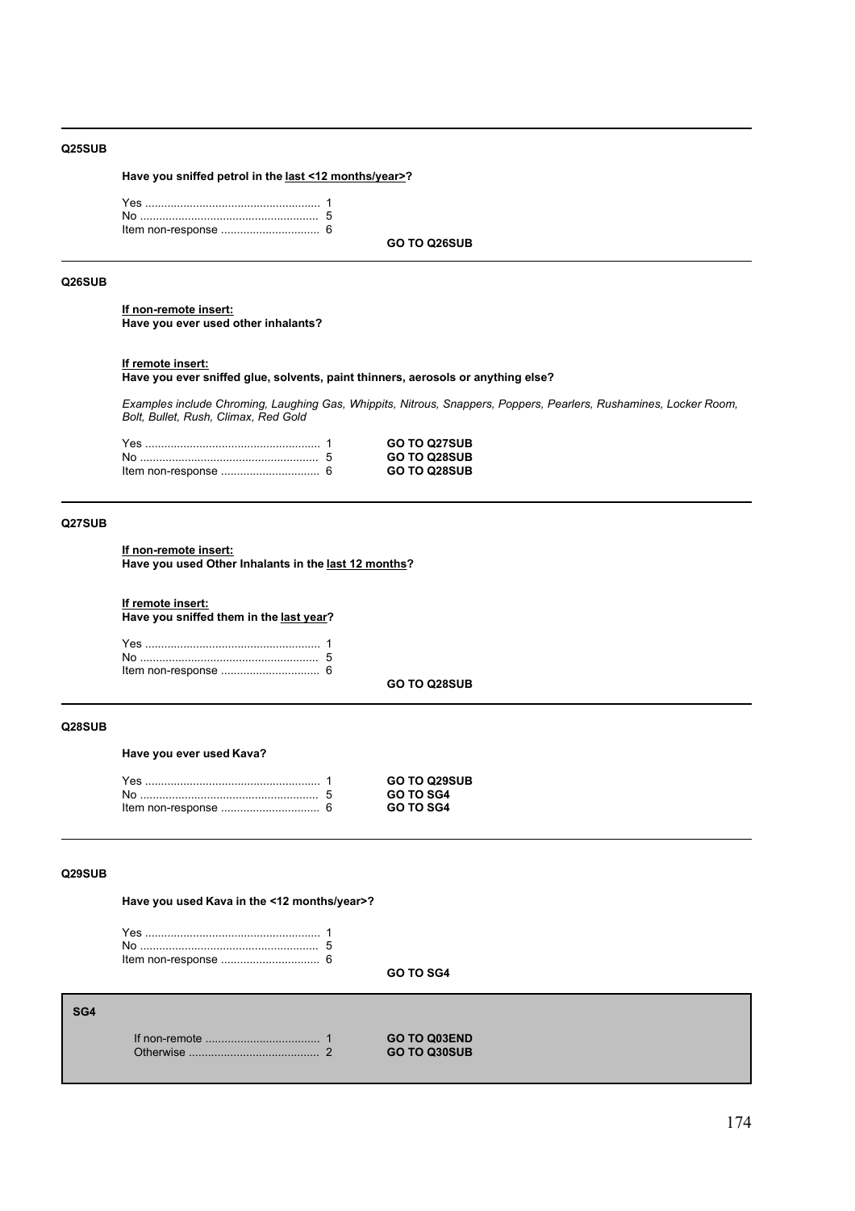**Q25SUB**

**Have you sniffed petrol in the <u>last <12 months/year></u>?**

| | | |
|---|---|---|
| Yes | 1 | |
| No | 5 | |
| Item non-response | 6 | |
| | | **GO TO Q26SUB** |

---

**Q26SUB**

<u>**If non-remote insert:**</u>
**Have you ever used other inhalants?**

<u>**If remote insert:**</u>
**Have you ever sniffed glue, solvents, paint thinners, aerosols or anything else?**

*Examples include Chroming, Laughing Gas, Whippits, Nitrous, Snappers, Poppers, Pearlers, Rushamines, Locker Room, Bolt, Bullet, Rush, Climax, Red Gold*

| | | |
|---|---|---|
| Yes | 1 | **GO TO Q27SUB** |
| No | 5 | **GO TO Q28SUB** |
| Item non-response | 6 | **GO TO Q28SUB** |

---

**Q27SUB**

<u>**If non-remote insert:**</u>
**Have you used Other Inhalants in the <u>last 12 months</u>?**

<u>**If remote insert:**</u>
**Have you sniffed them in the <u>last year</u>?**

| | | |
|---|---|---|
| Yes | 1 | |
| No | 5 | |
| Item non-response | 6 | |
| | | **GO TO Q28SUB** |

---

**Q28SUB**

**Have you ever used Kava?**

| | | |
|---|---|---|
| Yes | 1 | **GO TO Q29SUB** |
| No | 5 | **GO TO SG4** |
| Item non-response | 6 | **GO TO SG4** |

---

**Q29SUB**

**Have you used Kava in the <12 months/year>?**

| | | |
|---|---|---|
| Yes | 1 | |
| No | 5 | |
| Item non-response | 6 | |
| | | **GO TO SG4** |

---

**SG4**

| | | |
|---|---|---|
| If non-remote | 1 | **GO TO Q03END** |
| Otherwise | 2 | **GO TO Q30SUB** |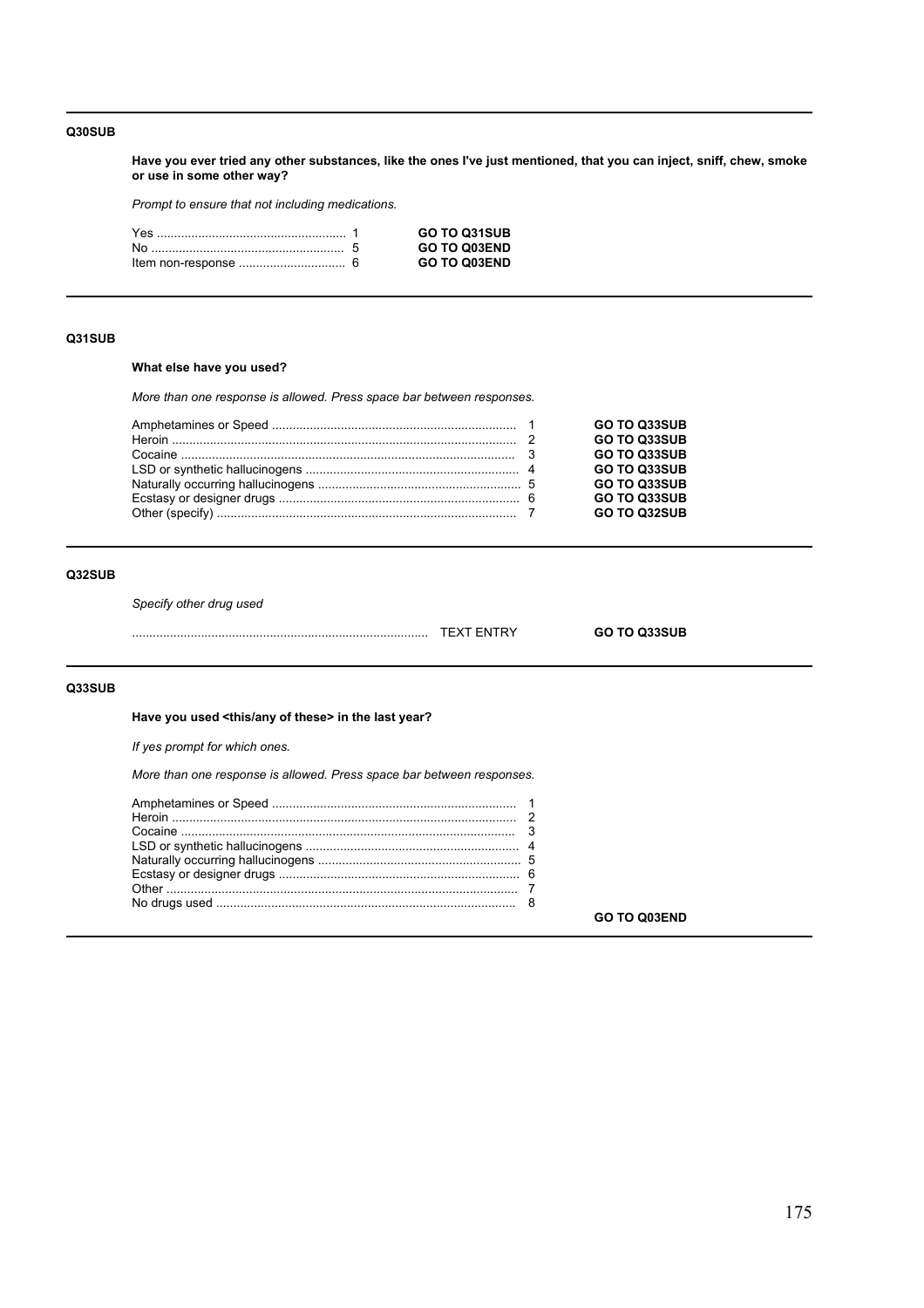**Q30SUB**

**Have you ever tried any other substances, like the ones I've just mentioned, that you can inject, sniff, chew, smoke or use in some other way?**

*Prompt to ensure that not including medications.*

| | | |
|---|---|---|
| Yes | 1 | **GO TO Q31SUB** |
| No | 5 | **GO TO Q03END** |
| Item non-response | 6 | **GO TO Q03END** |

---

**Q31SUB**

**What else have you used?**

*More than one response is allowed. Press space bar between responses.*

| | | |
|---|---|---|
| Amphetamines or Speed | 1 | **GO TO Q33SUB** |
| Heroin | 2 | **GO TO Q33SUB** |
| Cocaine | 3 | **GO TO Q33SUB** |
| LSD or synthetic hallucinogens | 4 | **GO TO Q33SUB** |
| Naturally occurring hallucinogens | 5 | **GO TO Q33SUB** |
| Ecstasy or designer drugs | 6 | **GO TO Q33SUB** |
| Other (specify) | 7 | **GO TO Q32SUB** |

---

**Q32SUB**

*Specify other drug used*

| | | |
|---|---|---|
| ........................................ | TEXT ENTRY | **GO TO Q33SUB** |

---

**Q33SUB**

**Have you used <this/any of these> in the last year?**

*If yes prompt for which ones.*

*More than one response is allowed. Press space bar between responses.*

| | |
|---|---|
| Amphetamines or Speed | 1 |
| Heroin | 2 |
| Cocaine | 3 |
| LSD or synthetic hallucinogens | 4 |
| Naturally occurring hallucinogens | 5 |
| Ecstasy or designer drugs | 6 |
| Other | 7 |
| No drugs used | 8 |

**GO TO Q03END**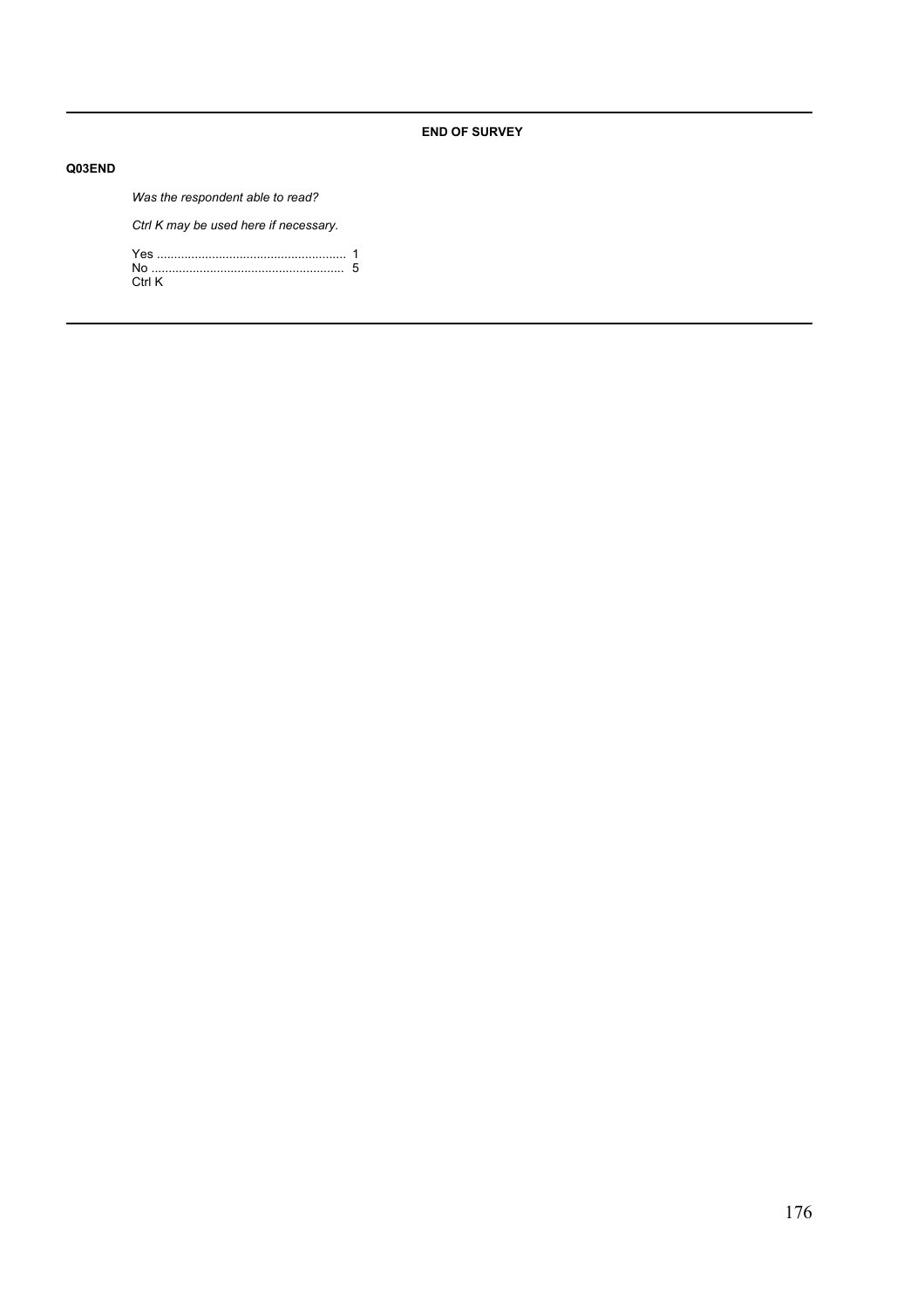**END OF SURVEY**

**Q03END**

*Was the respondent able to read?*

*Ctrl K may be used here if necessary.*

Yes ....................................................... 1
No ........................................................ 5
Ctrl K